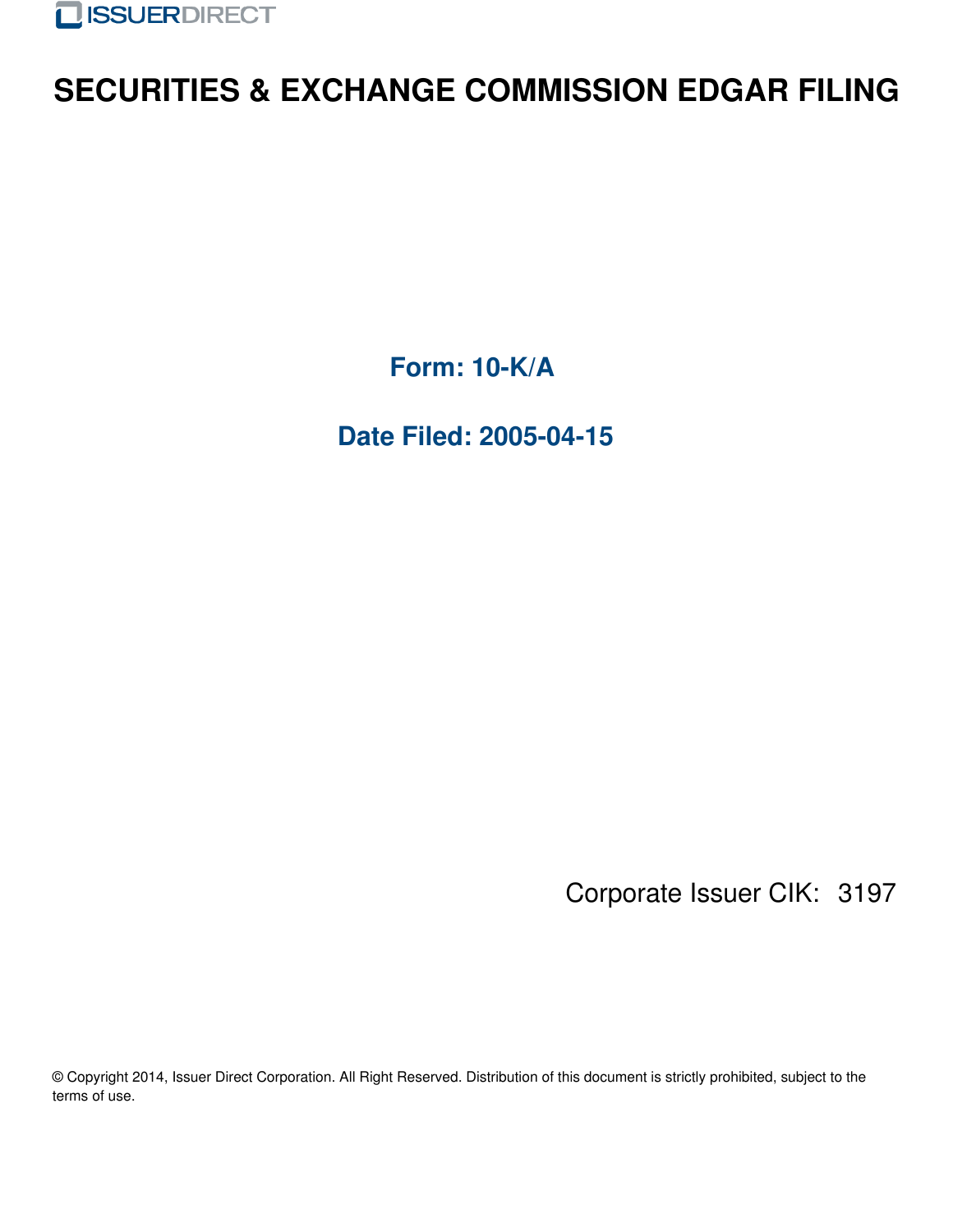ISSUERDIRECT

# SECURITIES & EXCHANGE COMMISSION EDGAR FILING

## Form: 10-K/A

## Date Filed: 2005-04-15

Corporate Issuer CIK: 3197

© Copyright 2014, Issuer Direct Corporation. All Right Reserved. Distribution of this document is strictly prohibited, subject to the terms of use.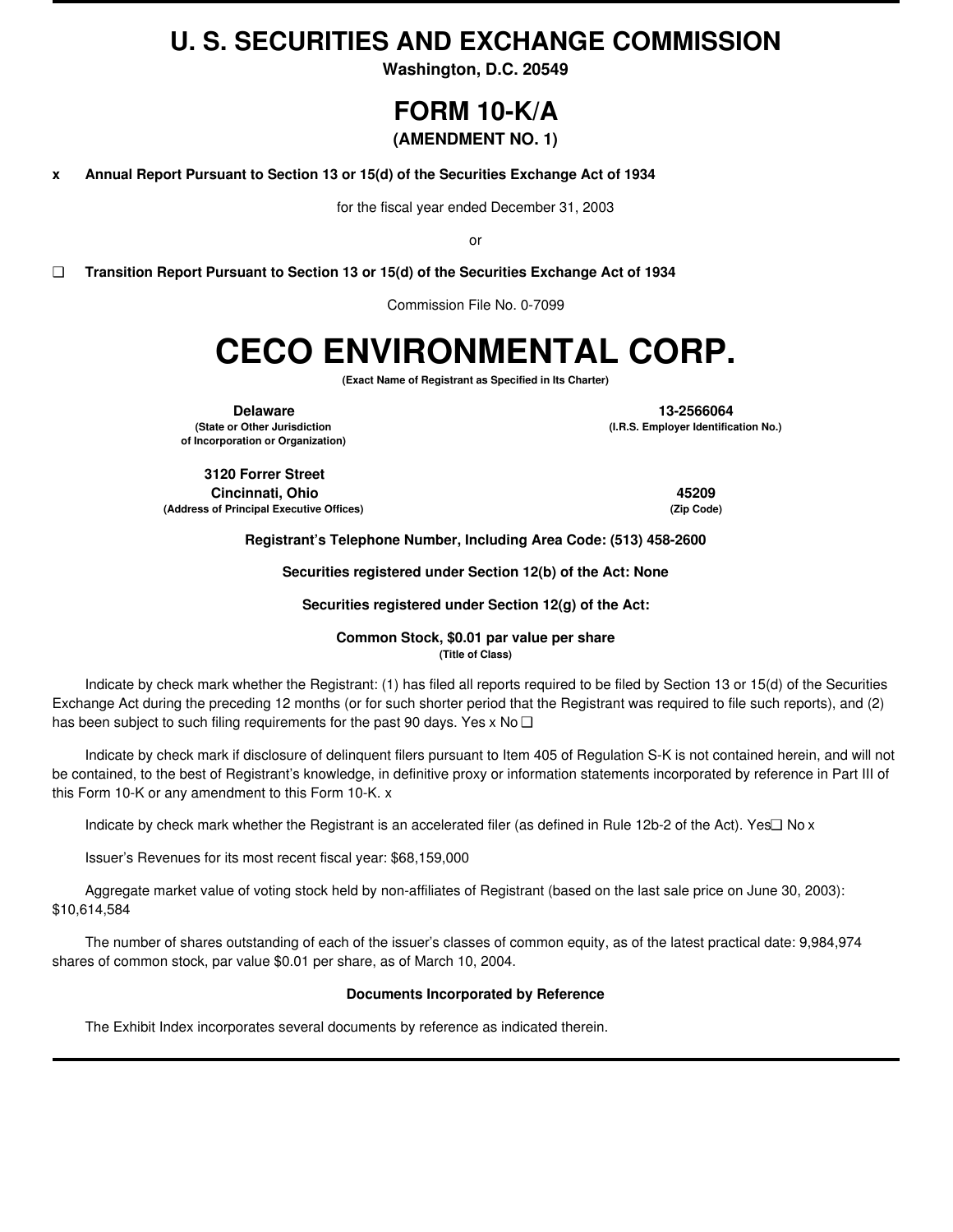# U. S. SECURITIES AND EXCHANGE COMMISSION

**Washington, D.C. 20549**

# FORM 10-K/A

**(AMENDMENT NO. 1)**

**x Annual Report Pursuant to Section 13 or 15(d) of the Securities Exchange Act of 1934**

for the fiscal year ended December 31, 2003

or

**❑ Transition Report Pursuant to Section 13 or 15(d) of the Securities Exchange Act of 1934**

Commission File No. 0-7099

# CECO ENVIRONMENTAL CORP.

**(Exact Name of Registrant as Specified in Its Charter)**

| | |
|---|---|
| **Delaware**<br>**(State or Other Jurisdiction of Incorporation or Organization)** | **13-2566064**<br>**(I.R.S. Employer Identification No.)** |
| **3120 Forrer Street**<br>**Cincinnati, Ohio**<br>**(Address of Principal Executive Offices)** | **45209**<br>**(Zip Code)** |

**Registrant's Telephone Number, Including Area Code: (513) 458-2600**

**Securities registered under Section 12(b) of the Act: None**

**Securities registered under Section 12(g) of the Act:**

**Common Stock, $0.01 par value per share**
**(Title of Class)**

Indicate by check mark whether the Registrant: (1) has filed all reports required to be filed by Section 13 or 15(d) of the Securities Exchange Act during the preceding 12 months (or for such shorter period that the Registrant was required to file such reports), and (2) has been subject to such filing requirements for the past 90 days. Yes x No ❑

Indicate by check mark if disclosure of delinquent filers pursuant to Item 405 of Regulation S-K is not contained herein, and will not be contained, to the best of Registrant's knowledge, in definitive proxy or information statements incorporated by reference in Part III of this Form 10-K or any amendment to this Form 10-K. x

Indicate by check mark whether the Registrant is an accelerated filer (as defined in Rule 12b-2 of the Act). Yes❑ No x

Issuer's Revenues for its most recent fiscal year: $68,159,000

Aggregate market value of voting stock held by non-affiliates of Registrant (based on the last sale price on June 30, 2003): $10,614,584

The number of shares outstanding of each of the issuer's classes of common equity, as of the latest practical date: 9,984,974 shares of common stock, par value $0.01 per share, as of March 10, 2004.

**Documents Incorporated by Reference**

The Exhibit Index incorporates several documents by reference as indicated therein.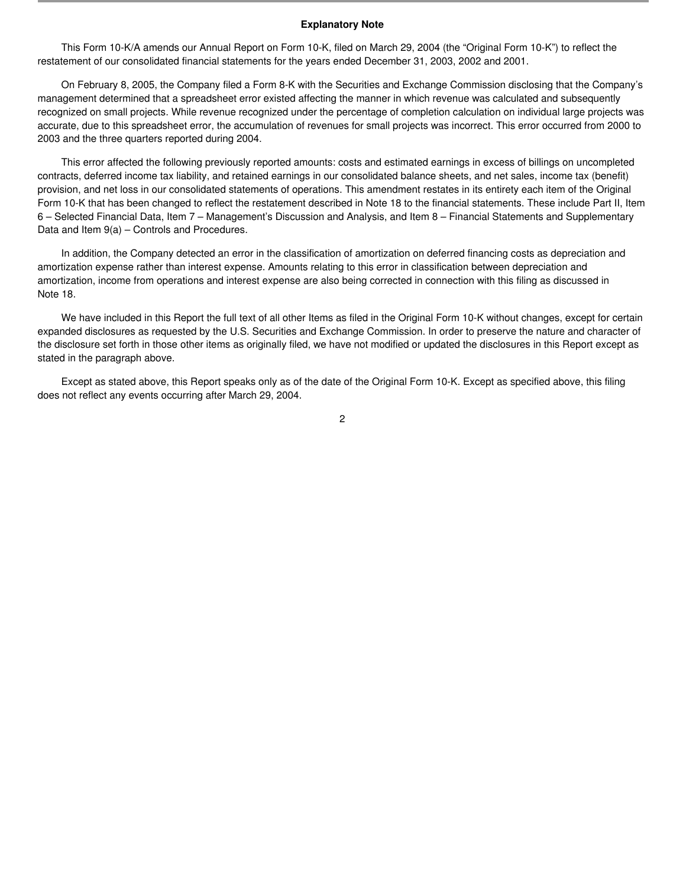## Explanatory Note

This Form 10-K/A amends our Annual Report on Form 10-K, filed on March 29, 2004 (the "Original Form 10-K") to reflect the restatement of our consolidated financial statements for the years ended December 31, 2003, 2002 and 2001.

On February 8, 2005, the Company filed a Form 8-K with the Securities and Exchange Commission disclosing that the Company's management determined that a spreadsheet error existed affecting the manner in which revenue was calculated and subsequently recognized on small projects. While revenue recognized under the percentage of completion calculation on individual large projects was accurate, due to this spreadsheet error, the accumulation of revenues for small projects was incorrect. This error occurred from 2000 to 2003 and the three quarters reported during 2004.

This error affected the following previously reported amounts: costs and estimated earnings in excess of billings on uncompleted contracts, deferred income tax liability, and retained earnings in our consolidated balance sheets, and net sales, income tax (benefit) provision, and net loss in our consolidated statements of operations. This amendment restates in its entirety each item of the Original Form 10-K that has been changed to reflect the restatement described in Note 18 to the financial statements. These include Part II, Item 6 – Selected Financial Data, Item 7 – Management's Discussion and Analysis, and Item 8 – Financial Statements and Supplementary Data and Item 9(a) – Controls and Procedures.

In addition, the Company detected an error in the classification of amortization on deferred financing costs as depreciation and amortization expense rather than interest expense. Amounts relating to this error in classification between depreciation and amortization, income from operations and interest expense are also being corrected in connection with this filing as discussed in Note 18.

We have included in this Report the full text of all other Items as filed in the Original Form 10-K without changes, except for certain expanded disclosures as requested by the U.S. Securities and Exchange Commission. In order to preserve the nature and character of the disclosure set forth in those other items as originally filed, we have not modified or updated the disclosures in this Report except as stated in the paragraph above.

Except as stated above, this Report speaks only as of the date of the Original Form 10-K. Except as specified above, this filing does not reflect any events occurring after March 29, 2004.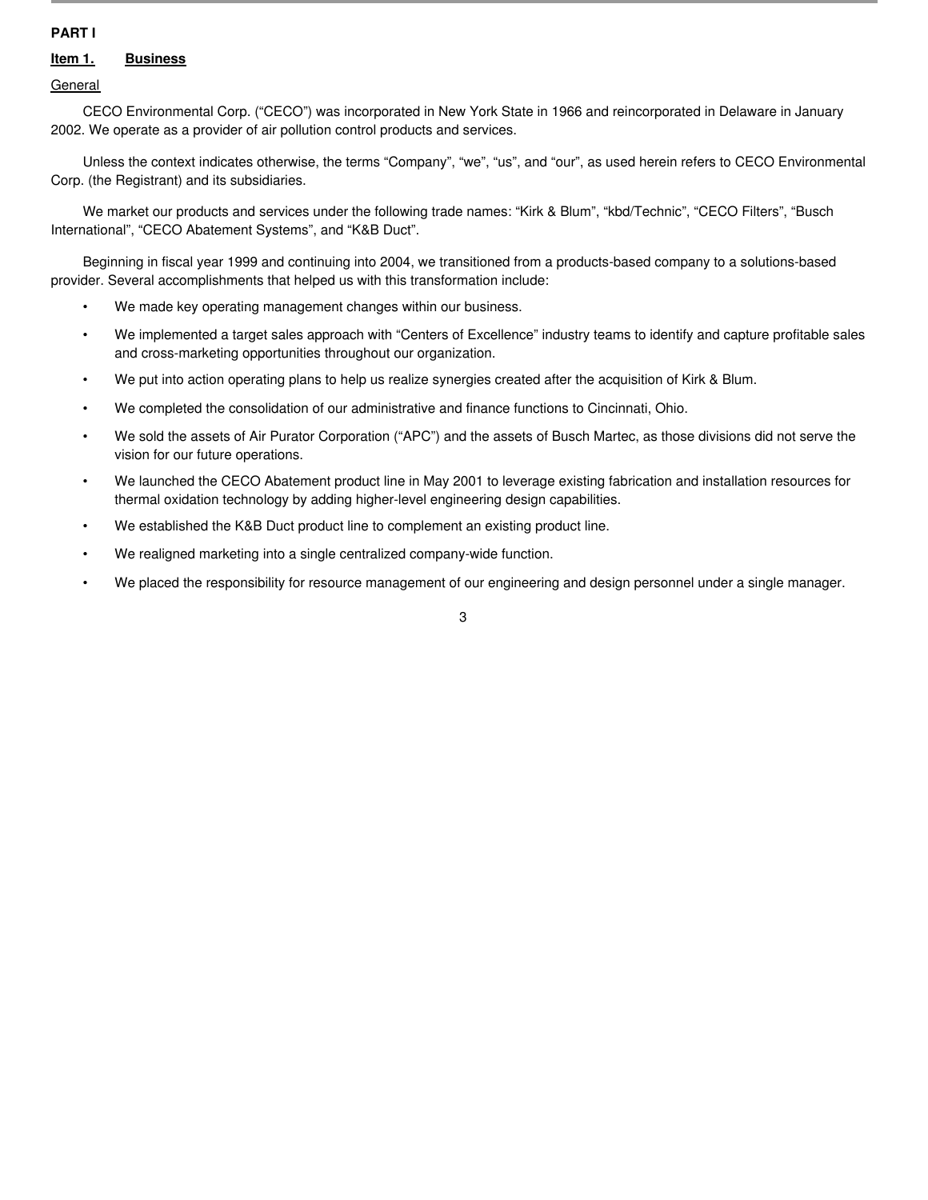## PART I

### Item 1. Business

General

CECO Environmental Corp. (“CECO”) was incorporated in New York State in 1966 and reincorporated in Delaware in January 2002. We operate as a provider of air pollution control products and services.

Unless the context indicates otherwise, the terms “Company”, “we”, “us”, and “our”, as used herein refers to CECO Environmental Corp. (the Registrant) and its subsidiaries.

We market our products and services under the following trade names: “Kirk & Blum”, “kbd/Technic”, “CECO Filters”, “Busch International”, “CECO Abatement Systems”, and “K&B Duct”.

Beginning in fiscal year 1999 and continuing into 2004, we transitioned from a products-based company to a solutions-based provider. Several accomplishments that helped us with this transformation include:

- We made key operating management changes within our business.
- We implemented a target sales approach with “Centers of Excellence” industry teams to identify and capture profitable sales and cross-marketing opportunities throughout our organization.
- We put into action operating plans to help us realize synergies created after the acquisition of Kirk & Blum.
- We completed the consolidation of our administrative and finance functions to Cincinnati, Ohio.
- We sold the assets of Air Purator Corporation (“APC”) and the assets of Busch Martec, as those divisions did not serve the vision for our future operations.
- We launched the CECO Abatement product line in May 2001 to leverage existing fabrication and installation resources for thermal oxidation technology by adding higher-level engineering design capabilities.
- We established the K&B Duct product line to complement an existing product line.
- We realigned marketing into a single centralized company-wide function.
- We placed the responsibility for resource management of our engineering and design personnel under a single manager.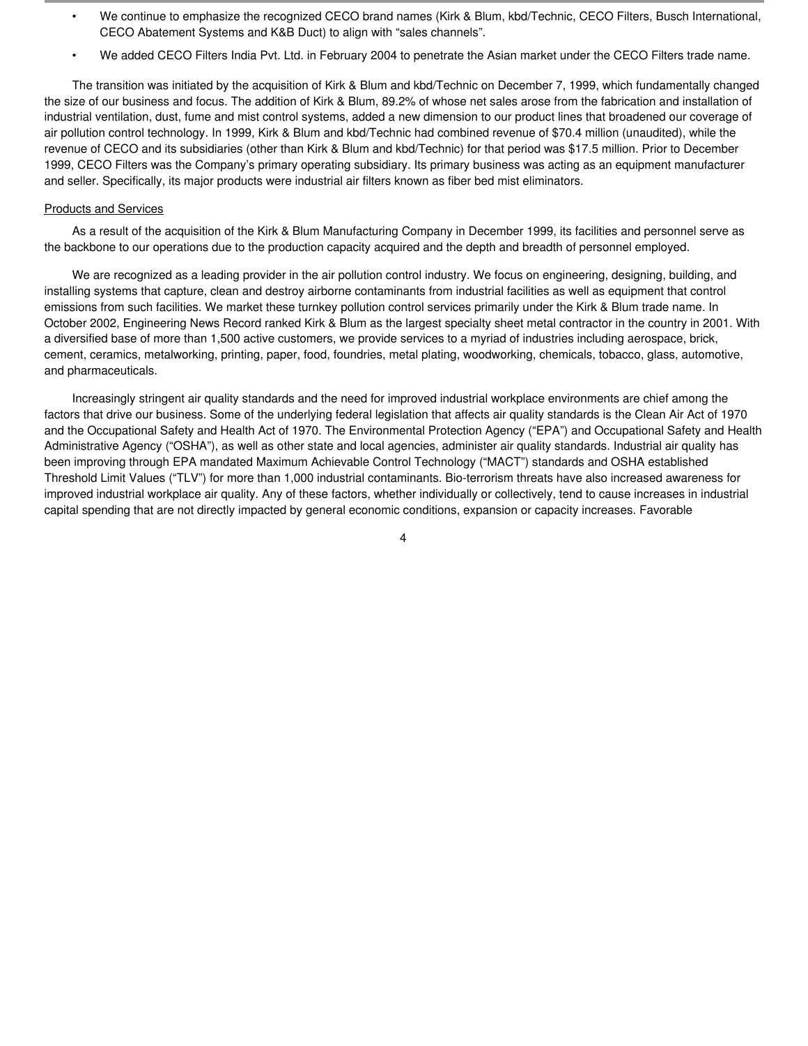- We continue to emphasize the recognized CECO brand names (Kirk & Blum, kbd/Technic, CECO Filters, Busch International, CECO Abatement Systems and K&B Duct) to align with "sales channels".
- We added CECO Filters India Pvt. Ltd. in February 2004 to penetrate the Asian market under the CECO Filters trade name.

The transition was initiated by the acquisition of Kirk & Blum and kbd/Technic on December 7, 1999, which fundamentally changed the size of our business and focus. The addition of Kirk & Blum, 89.2% of whose net sales arose from the fabrication and installation of industrial ventilation, dust, fume and mist control systems, added a new dimension to our product lines that broadened our coverage of air pollution control technology. In 1999, Kirk & Blum and kbd/Technic had combined revenue of $70.4 million (unaudited), while the revenue of CECO and its subsidiaries (other than Kirk & Blum and kbd/Technic) for that period was $17.5 million. Prior to December 1999, CECO Filters was the Company's primary operating subsidiary. Its primary business was acting as an equipment manufacturer and seller. Specifically, its major products were industrial air filters known as fiber bed mist eliminators.

## Products and Services

As a result of the acquisition of the Kirk & Blum Manufacturing Company in December 1999, its facilities and personnel serve as the backbone to our operations due to the production capacity acquired and the depth and breadth of personnel employed.

We are recognized as a leading provider in the air pollution control industry. We focus on engineering, designing, building, and installing systems that capture, clean and destroy airborne contaminants from industrial facilities as well as equipment that control emissions from such facilities. We market these turnkey pollution control services primarily under the Kirk & Blum trade name. In October 2002, Engineering News Record ranked Kirk & Blum as the largest specialty sheet metal contractor in the country in 2001. With a diversified base of more than 1,500 active customers, we provide services to a myriad of industries including aerospace, brick, cement, ceramics, metalworking, printing, paper, food, foundries, metal plating, woodworking, chemicals, tobacco, glass, automotive, and pharmaceuticals.

Increasingly stringent air quality standards and the need for improved industrial workplace environments are chief among the factors that drive our business. Some of the underlying federal legislation that affects air quality standards is the Clean Air Act of 1970 and the Occupational Safety and Health Act of 1970. The Environmental Protection Agency ("EPA") and Occupational Safety and Health Administrative Agency ("OSHA"), as well as other state and local agencies, administer air quality standards. Industrial air quality has been improving through EPA mandated Maximum Achievable Control Technology ("MACT") standards and OSHA established Threshold Limit Values ("TLV") for more than 1,000 industrial contaminants. Bio-terrorism threats have also increased awareness for improved industrial workplace air quality. Any of these factors, whether individually or collectively, tend to cause increases in industrial capital spending that are not directly impacted by general economic conditions, expansion or capacity increases. Favorable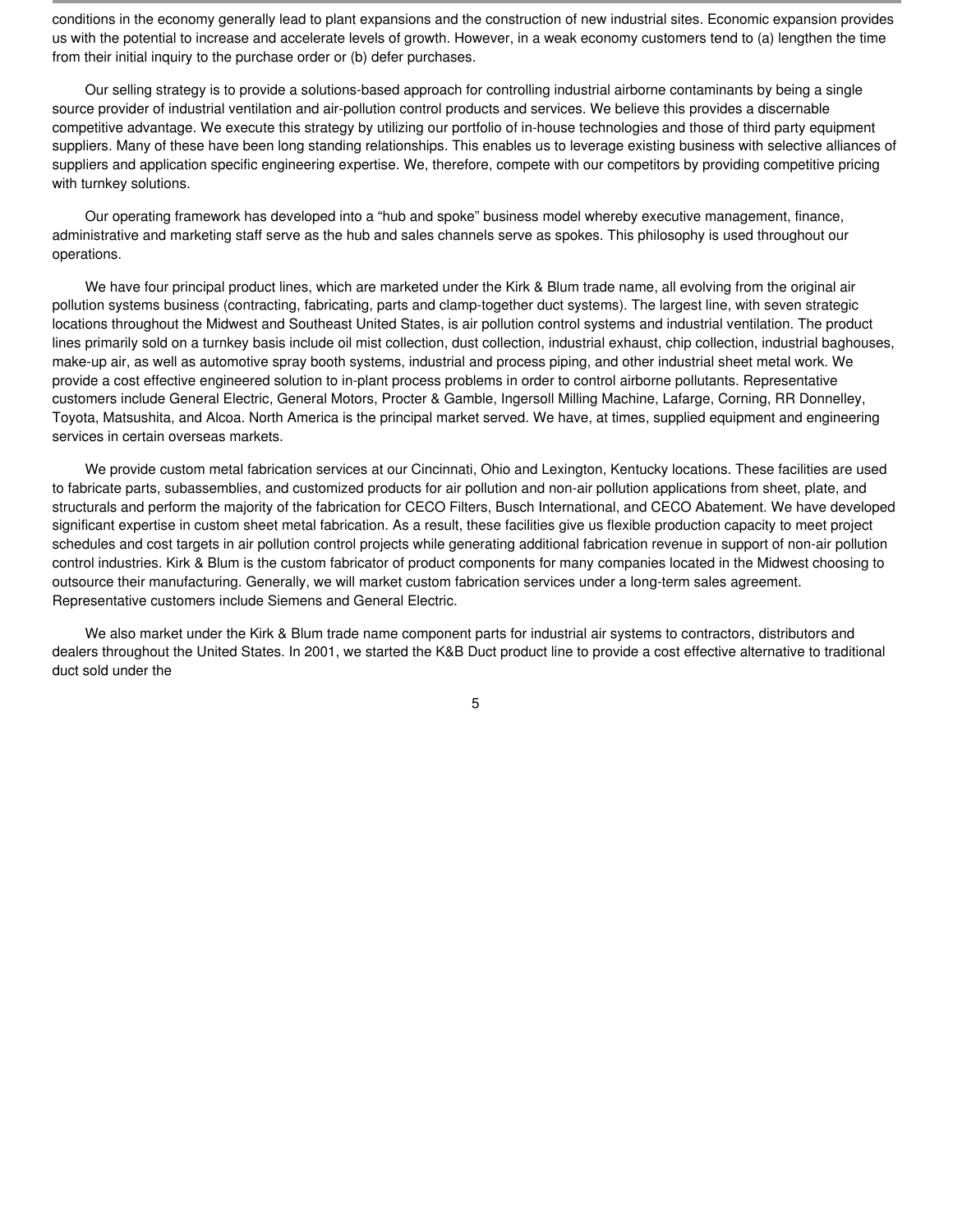conditions in the economy generally lead to plant expansions and the construction of new industrial sites. Economic expansion provides us with the potential to increase and accelerate levels of growth. However, in a weak economy customers tend to (a) lengthen the time from their initial inquiry to the purchase order or (b) defer purchases.

Our selling strategy is to provide a solutions-based approach for controlling industrial airborne contaminants by being a single source provider of industrial ventilation and air-pollution control products and services. We believe this provides a discernable competitive advantage. We execute this strategy by utilizing our portfolio of in-house technologies and those of third party equipment suppliers. Many of these have been long standing relationships. This enables us to leverage existing business with selective alliances of suppliers and application specific engineering expertise. We, therefore, compete with our competitors by providing competitive pricing with turnkey solutions.

Our operating framework has developed into a "hub and spoke" business model whereby executive management, finance, administrative and marketing staff serve as the hub and sales channels serve as spokes. This philosophy is used throughout our operations.

We have four principal product lines, which are marketed under the Kirk & Blum trade name, all evolving from the original air pollution systems business (contracting, fabricating, parts and clamp-together duct systems). The largest line, with seven strategic locations throughout the Midwest and Southeast United States, is air pollution control systems and industrial ventilation. The product lines primarily sold on a turnkey basis include oil mist collection, dust collection, industrial exhaust, chip collection, industrial baghouses, make-up air, as well as automotive spray booth systems, industrial and process piping, and other industrial sheet metal work. We provide a cost effective engineered solution to in-plant process problems in order to control airborne pollutants. Representative customers include General Electric, General Motors, Procter & Gamble, Ingersoll Milling Machine, Lafarge, Corning, RR Donnelley, Toyota, Matsushita, and Alcoa. North America is the principal market served. We have, at times, supplied equipment and engineering services in certain overseas markets.

We provide custom metal fabrication services at our Cincinnati, Ohio and Lexington, Kentucky locations. These facilities are used to fabricate parts, subassemblies, and customized products for air pollution and non-air pollution applications from sheet, plate, and structurals and perform the majority of the fabrication for CECO Filters, Busch International, and CECO Abatement. We have developed significant expertise in custom sheet metal fabrication. As a result, these facilities give us flexible production capacity to meet project schedules and cost targets in air pollution control projects while generating additional fabrication revenue in support of non-air pollution control industries. Kirk & Blum is the custom fabricator of product components for many companies located in the Midwest choosing to outsource their manufacturing. Generally, we will market custom fabrication services under a long-term sales agreement. Representative customers include Siemens and General Electric.

We also market under the Kirk & Blum trade name component parts for industrial air systems to contractors, distributors and dealers throughout the United States. In 2001, we started the K&B Duct product line to provide a cost effective alternative to traditional duct sold under the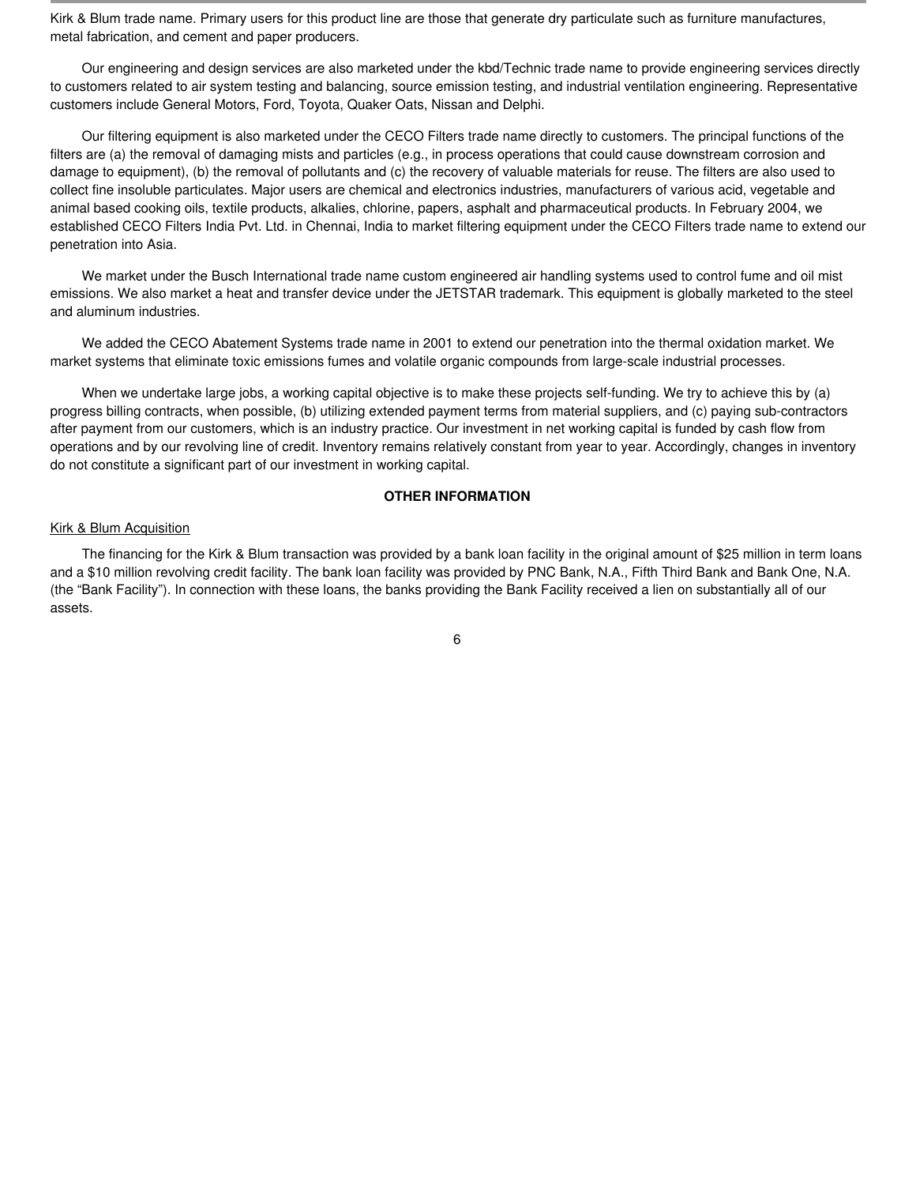Kirk & Blum trade name. Primary users for this product line are those that generate dry particulate such as furniture manufactures, metal fabrication, and cement and paper producers.

Our engineering and design services are also marketed under the kbd/Technic trade name to provide engineering services directly to customers related to air system testing and balancing, source emission testing, and industrial ventilation engineering. Representative customers include General Motors, Ford, Toyota, Quaker Oats, Nissan and Delphi.

Our filtering equipment is also marketed under the CECO Filters trade name directly to customers. The principal functions of the filters are (a) the removal of damaging mists and particles (e.g., in process operations that could cause downstream corrosion and damage to equipment), (b) the removal of pollutants and (c) the recovery of valuable materials for reuse. The filters are also used to collect fine insoluble particulates. Major users are chemical and electronics industries, manufacturers of various acid, vegetable and animal based cooking oils, textile products, alkalies, chlorine, papers, asphalt and pharmaceutical products. In February 2004, we established CECO Filters India Pvt. Ltd. in Chennai, India to market filtering equipment under the CECO Filters trade name to extend our penetration into Asia.

We market under the Busch International trade name custom engineered air handling systems used to control fume and oil mist emissions. We also market a heat and transfer device under the JETSTAR trademark. This equipment is globally marketed to the steel and aluminum industries.

We added the CECO Abatement Systems trade name in 2001 to extend our penetration into the thermal oxidation market. We market systems that eliminate toxic emissions fumes and volatile organic compounds from large-scale industrial processes.

When we undertake large jobs, a working capital objective is to make these projects self-funding. We try to achieve this by (a) progress billing contracts, when possible, (b) utilizing extended payment terms from material suppliers, and (c) paying sub-contractors after payment from our customers, which is an industry practice. Our investment in net working capital is funded by cash flow from operations and by our revolving line of credit. Inventory remains relatively constant from year to year. Accordingly, changes in inventory do not constitute a significant part of our investment in working capital.

## OTHER INFORMATION

Kirk & Blum Acquisition

The financing for the Kirk & Blum transaction was provided by a bank loan facility in the original amount of $25 million in term loans and a $10 million revolving credit facility. The bank loan facility was provided by PNC Bank, N.A., Fifth Third Bank and Bank One, N.A. (the “Bank Facility”). In connection with these loans, the banks providing the Bank Facility received a lien on substantially all of our assets.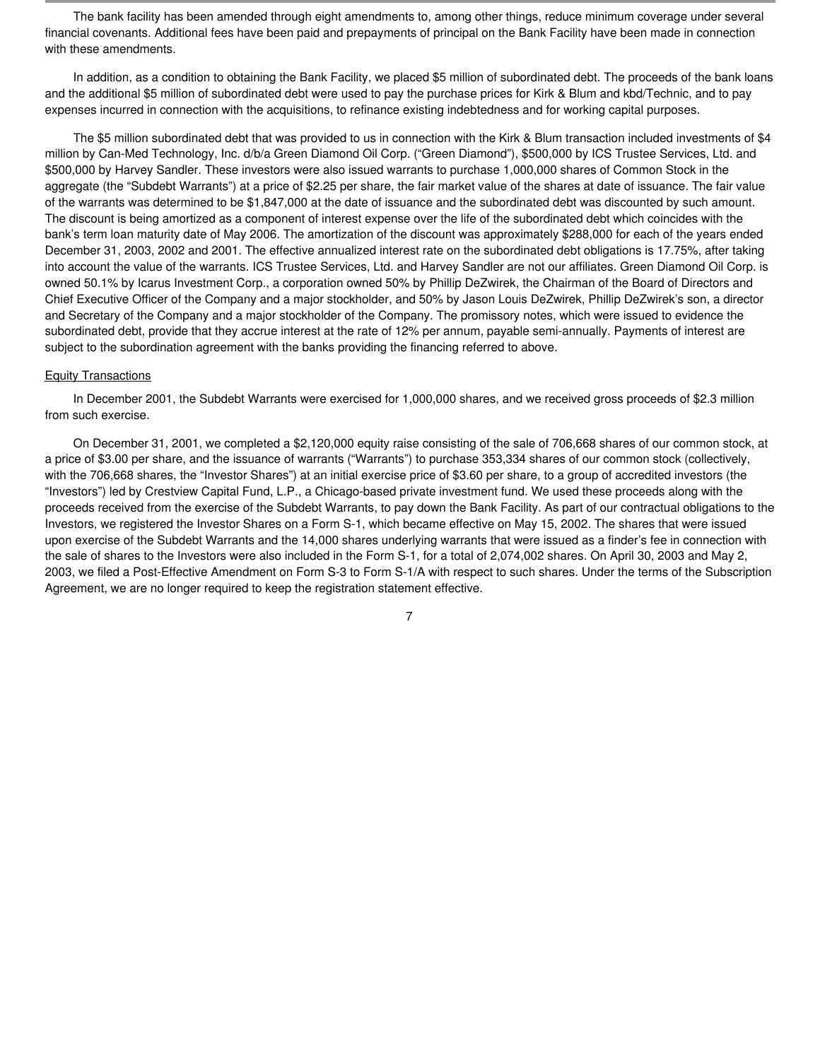The bank facility has been amended through eight amendments to, among other things, reduce minimum coverage under several financial covenants. Additional fees have been paid and prepayments of principal on the Bank Facility have been made in connection with these amendments.

In addition, as a condition to obtaining the Bank Facility, we placed $5 million of subordinated debt. The proceeds of the bank loans and the additional $5 million of subordinated debt were used to pay the purchase prices for Kirk & Blum and kbd/Technic, and to pay expenses incurred in connection with the acquisitions, to refinance existing indebtedness and for working capital purposes.

The $5 million subordinated debt that was provided to us in connection with the Kirk & Blum transaction included investments of $4 million by Can-Med Technology, Inc. d/b/a Green Diamond Oil Corp. ("Green Diamond"), $500,000 by ICS Trustee Services, Ltd. and $500,000 by Harvey Sandler. These investors were also issued warrants to purchase 1,000,000 shares of Common Stock in the aggregate (the "Subdebt Warrants") at a price of $2.25 per share, the fair market value of the shares at date of issuance. The fair value of the warrants was determined to be $1,847,000 at the date of issuance and the subordinated debt was discounted by such amount. The discount is being amortized as a component of interest expense over the life of the subordinated debt which coincides with the bank's term loan maturity date of May 2006. The amortization of the discount was approximately $288,000 for each of the years ended December 31, 2003, 2002 and 2001. The effective annualized interest rate on the subordinated debt obligations is 17.75%, after taking into account the value of the warrants. ICS Trustee Services, Ltd. and Harvey Sandler are not our affiliates. Green Diamond Oil Corp. is owned 50.1% by Icarus Investment Corp., a corporation owned 50% by Phillip DeZwirek, the Chairman of the Board of Directors and Chief Executive Officer of the Company and a major stockholder, and 50% by Jason Louis DeZwirek, Phillip DeZwirek's son, a director and Secretary of the Company and a major stockholder of the Company. The promissory notes, which were issued to evidence the subordinated debt, provide that they accrue interest at the rate of 12% per annum, payable semi-annually. Payments of interest are subject to the subordination agreement with the banks providing the financing referred to above.

Equity Transactions

In December 2001, the Subdebt Warrants were exercised for 1,000,000 shares, and we received gross proceeds of $2.3 million from such exercise.

On December 31, 2001, we completed a $2,120,000 equity raise consisting of the sale of 706,668 shares of our common stock, at a price of $3.00 per share, and the issuance of warrants ("Warrants") to purchase 353,334 shares of our common stock (collectively, with the 706,668 shares, the "Investor Shares") at an initial exercise price of $3.60 per share, to a group of accredited investors (the "Investors") led by Crestview Capital Fund, L.P., a Chicago-based private investment fund. We used these proceeds along with the proceeds received from the exercise of the Subdebt Warrants, to pay down the Bank Facility. As part of our contractual obligations to the Investors, we registered the Investor Shares on a Form S-1, which became effective on May 15, 2002. The shares that were issued upon exercise of the Subdebt Warrants and the 14,000 shares underlying warrants that were issued as a finder's fee in connection with the sale of shares to the Investors were also included in the Form S-1, for a total of 2,074,002 shares. On April 30, 2003 and May 2, 2003, we filed a Post-Effective Amendment on Form S-3 to Form S-1/A with respect to such shares. Under the terms of the Subscription Agreement, we are no longer required to keep the registration statement effective.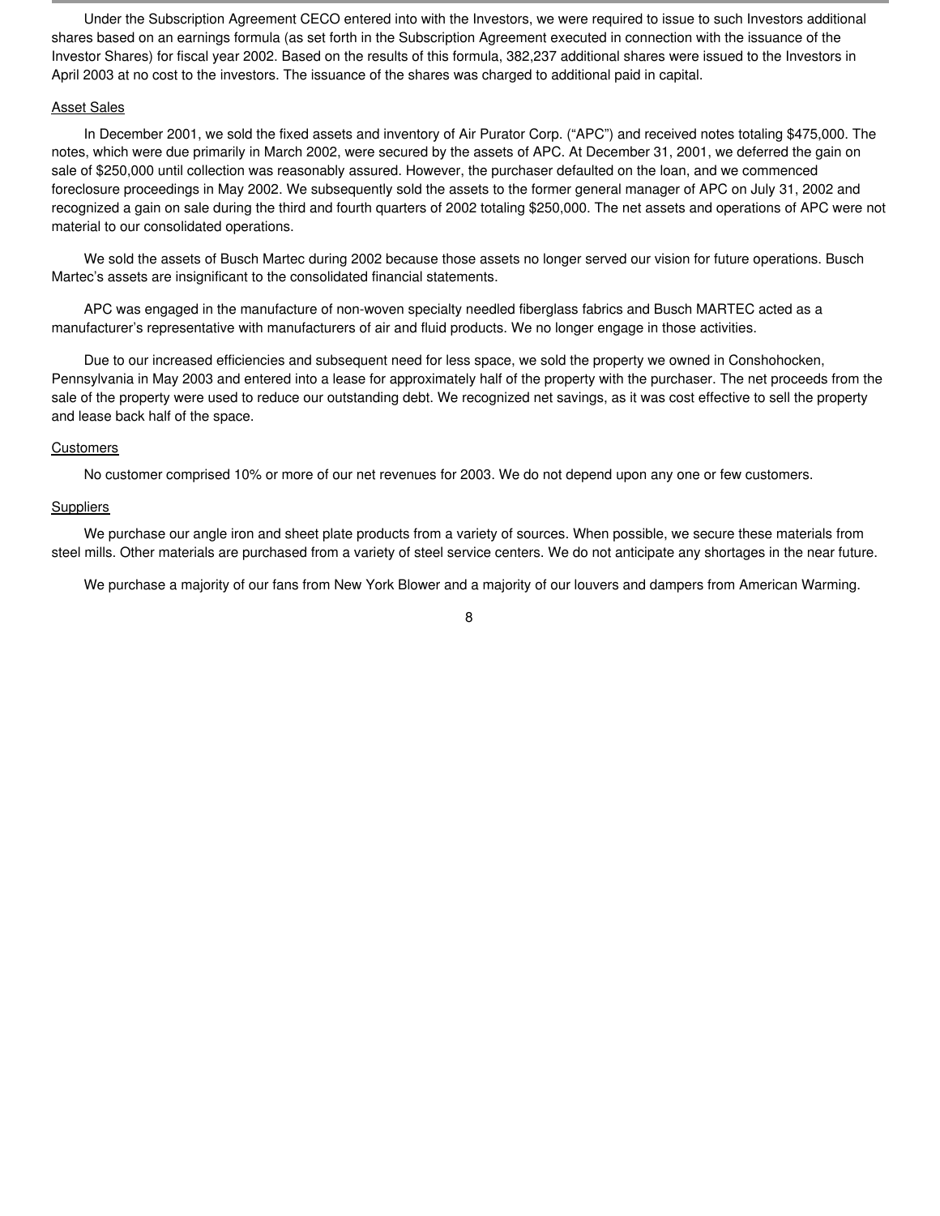Under the Subscription Agreement CECO entered into with the Investors, we were required to issue to such Investors additional shares based on an earnings formula (as set forth in the Subscription Agreement executed in connection with the issuance of the Investor Shares) for fiscal year 2002. Based on the results of this formula, 382,237 additional shares were issued to the Investors in April 2003 at no cost to the investors. The issuance of the shares was charged to additional paid in capital.

<u>Asset Sales</u>

In December 2001, we sold the fixed assets and inventory of Air Purator Corp. ("APC") and received notes totaling $475,000. The notes, which were due primarily in March 2002, were secured by the assets of APC. At December 31, 2001, we deferred the gain on sale of $250,000 until collection was reasonably assured. However, the purchaser defaulted on the loan, and we commenced foreclosure proceedings in May 2002. We subsequently sold the assets to the former general manager of APC on July 31, 2002 and recognized a gain on sale during the third and fourth quarters of 2002 totaling $250,000. The net assets and operations of APC were not material to our consolidated operations.

We sold the assets of Busch Martec during 2002 because those assets no longer served our vision for future operations. Busch Martec's assets are insignificant to the consolidated financial statements.

APC was engaged in the manufacture of non-woven specialty needled fiberglass fabrics and Busch MARTEC acted as a manufacturer's representative with manufacturers of air and fluid products. We no longer engage in those activities.

Due to our increased efficiencies and subsequent need for less space, we sold the property we owned in Conshohocken, Pennsylvania in May 2003 and entered into a lease for approximately half of the property with the purchaser. The net proceeds from the sale of the property were used to reduce our outstanding debt. We recognized net savings, as it was cost effective to sell the property and lease back half of the space.

<u>Customers</u>

No customer comprised 10% or more of our net revenues for 2003. We do not depend upon any one or few customers.

<u>Suppliers</u>

We purchase our angle iron and sheet plate products from a variety of sources. When possible, we secure these materials from steel mills. Other materials are purchased from a variety of steel service centers. We do not anticipate any shortages in the near future.

We purchase a majority of our fans from New York Blower and a majority of our louvers and dampers from American Warming.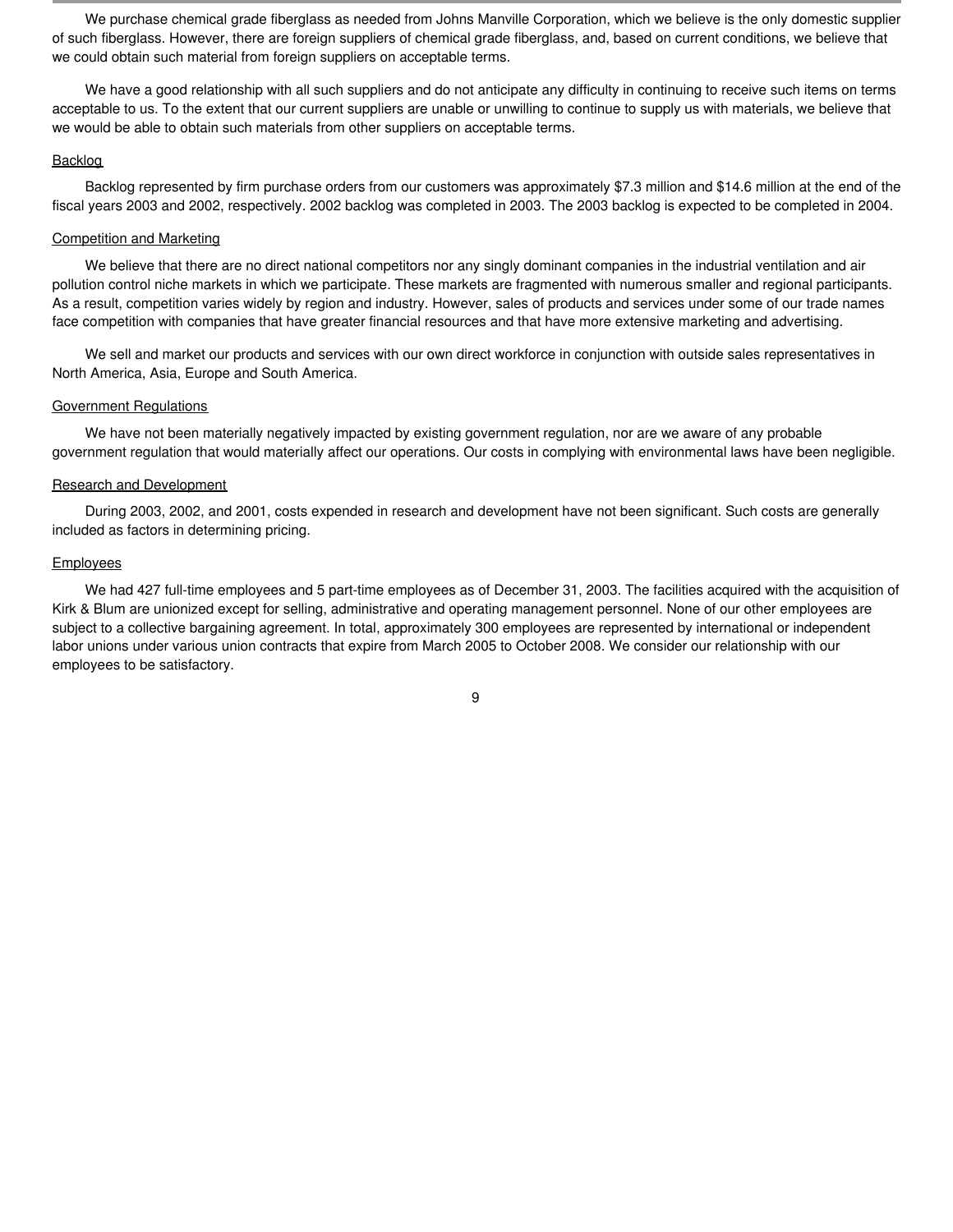We purchase chemical grade fiberglass as needed from Johns Manville Corporation, which we believe is the only domestic supplier of such fiberglass. However, there are foreign suppliers of chemical grade fiberglass, and, based on current conditions, we believe that we could obtain such material from foreign suppliers on acceptable terms.

We have a good relationship with all such suppliers and do not anticipate any difficulty in continuing to receive such items on terms acceptable to us. To the extent that our current suppliers are unable or unwilling to continue to supply us with materials, we believe that we would be able to obtain such materials from other suppliers on acceptable terms.

## Backlog

Backlog represented by firm purchase orders from our customers was approximately $7.3 million and $14.6 million at the end of the fiscal years 2003 and 2002, respectively. 2002 backlog was completed in 2003. The 2003 backlog is expected to be completed in 2004.

## Competition and Marketing

We believe that there are no direct national competitors nor any singly dominant companies in the industrial ventilation and air pollution control niche markets in which we participate. These markets are fragmented with numerous smaller and regional participants. As a result, competition varies widely by region and industry. However, sales of products and services under some of our trade names face competition with companies that have greater financial resources and that have more extensive marketing and advertising.

We sell and market our products and services with our own direct workforce in conjunction with outside sales representatives in North America, Asia, Europe and South America.

## Government Regulations

We have not been materially negatively impacted by existing government regulation, nor are we aware of any probable government regulation that would materially affect our operations. Our costs in complying with environmental laws have been negligible.

## Research and Development

During 2003, 2002, and 2001, costs expended in research and development have not been significant. Such costs are generally included as factors in determining pricing.

## Employees

We had 427 full-time employees and 5 part-time employees as of December 31, 2003. The facilities acquired with the acquisition of Kirk & Blum are unionized except for selling, administrative and operating management personnel. None of our other employees are subject to a collective bargaining agreement. In total, approximately 300 employees are represented by international or independent labor unions under various union contracts that expire from March 2005 to October 2008. We consider our relationship with our employees to be satisfactory.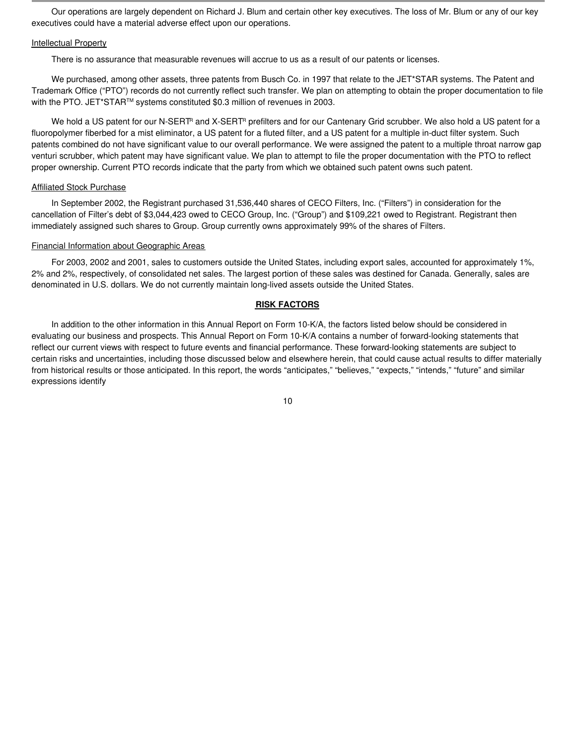Our operations are largely dependent on Richard J. Blum and certain other key executives. The loss of Mr. Blum or any of our key executives could have a material adverse effect upon our operations.

Intellectual Property

There is no assurance that measurable revenues will accrue to us as a result of our patents or licenses.

We purchased, among other assets, three patents from Busch Co. in 1997 that relate to the JET*STAR systems. The Patent and Trademark Office ("PTO") records do not currently reflect such transfer. We plan on attempting to obtain the proper documentation to file with the PTO. JET*STAR™ systems constituted $0.3 million of revenues in 2003.

We hold a US patent for our N-SERT® and X-SERT® prefilters and for our Cantenary Grid scrubber. We also hold a US patent for a fluoropolymer fiberbed for a mist eliminator, a US patent for a fluted filter, and a US patent for a multiple in-duct filter system. Such patents combined do not have significant value to our overall performance. We were assigned the patent to a multiple throat narrow gap venturi scrubber, which patent may have significant value. We plan to attempt to file the proper documentation with the PTO to reflect proper ownership. Current PTO records indicate that the party from which we obtained such patent owns such patent.

Affiliated Stock Purchase

In September 2002, the Registrant purchased 31,536,440 shares of CECO Filters, Inc. ("Filters") in consideration for the cancellation of Filter's debt of $3,044,423 owed to CECO Group, Inc. ("Group") and $109,221 owed to Registrant. Registrant then immediately assigned such shares to Group. Group currently owns approximately 99% of the shares of Filters.

Financial Information about Geographic Areas

For 2003, 2002 and 2001, sales to customers outside the United States, including export sales, accounted for approximately 1%, 2% and 2%, respectively, of consolidated net sales. The largest portion of these sales was destined for Canada. Generally, sales are denominated in U.S. dollars. We do not currently maintain long-lived assets outside the United States.

## RISK FACTORS

In addition to the other information in this Annual Report on Form 10-K/A, the factors listed below should be considered in evaluating our business and prospects. This Annual Report on Form 10-K/A contains a number of forward-looking statements that reflect our current views with respect to future events and financial performance. These forward-looking statements are subject to certain risks and uncertainties, including those discussed below and elsewhere herein, that could cause actual results to differ materially from historical results or those anticipated. In this report, the words "anticipates," "believes," "expects," "intends," "future" and similar expressions identify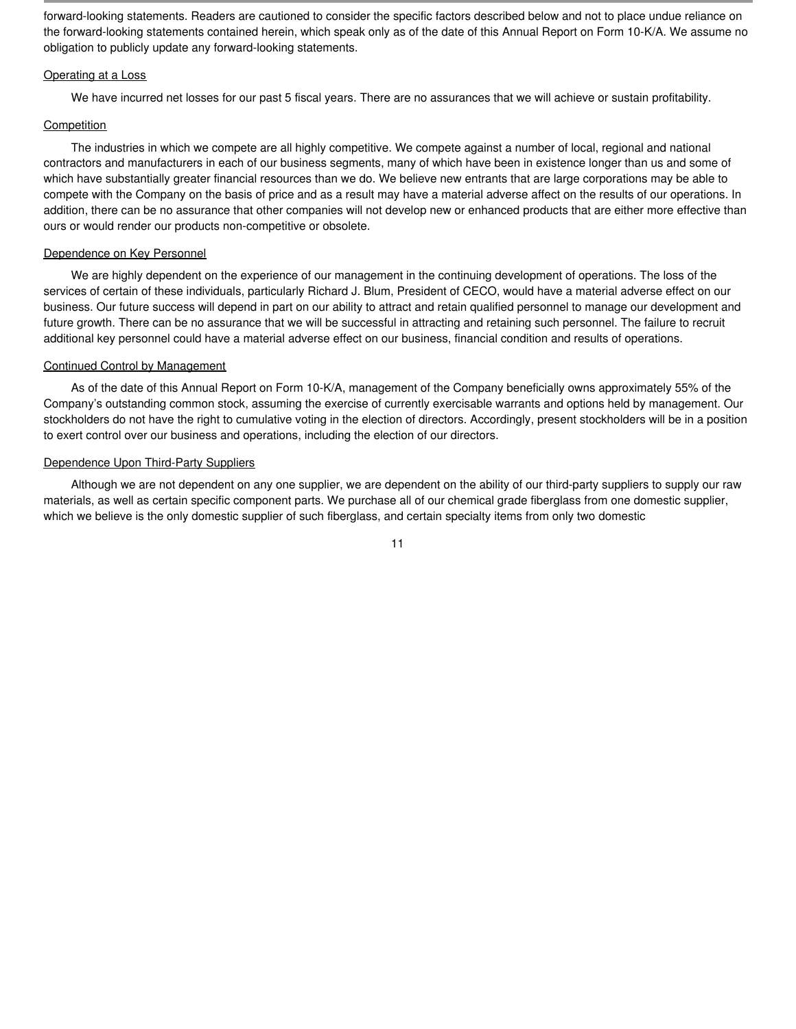forward-looking statements. Readers are cautioned to consider the specific factors described below and not to place undue reliance on the forward-looking statements contained herein, which speak only as of the date of this Annual Report on Form 10-K/A. We assume no obligation to publicly update any forward-looking statements.

Operating at a Loss

We have incurred net losses for our past 5 fiscal years. There are no assurances that we will achieve or sustain profitability.

Competition

The industries in which we compete are all highly competitive. We compete against a number of local, regional and national contractors and manufacturers in each of our business segments, many of which have been in existence longer than us and some of which have substantially greater financial resources than we do. We believe new entrants that are large corporations may be able to compete with the Company on the basis of price and as a result may have a material adverse affect on the results of our operations. In addition, there can be no assurance that other companies will not develop new or enhanced products that are either more effective than ours or would render our products non-competitive or obsolete.

Dependence on Key Personnel

We are highly dependent on the experience of our management in the continuing development of operations. The loss of the services of certain of these individuals, particularly Richard J. Blum, President of CECO, would have a material adverse effect on our business. Our future success will depend in part on our ability to attract and retain qualified personnel to manage our development and future growth. There can be no assurance that we will be successful in attracting and retaining such personnel. The failure to recruit additional key personnel could have a material adverse effect on our business, financial condition and results of operations.

Continued Control by Management

As of the date of this Annual Report on Form 10-K/A, management of the Company beneficially owns approximately 55% of the Company's outstanding common stock, assuming the exercise of currently exercisable warrants and options held by management. Our stockholders do not have the right to cumulative voting in the election of directors. Accordingly, present stockholders will be in a position to exert control over our business and operations, including the election of our directors.

Dependence Upon Third-Party Suppliers

Although we are not dependent on any one supplier, we are dependent on the ability of our third-party suppliers to supply our raw materials, as well as certain specific component parts. We purchase all of our chemical grade fiberglass from one domestic supplier, which we believe is the only domestic supplier of such fiberglass, and certain specialty items from only two domestic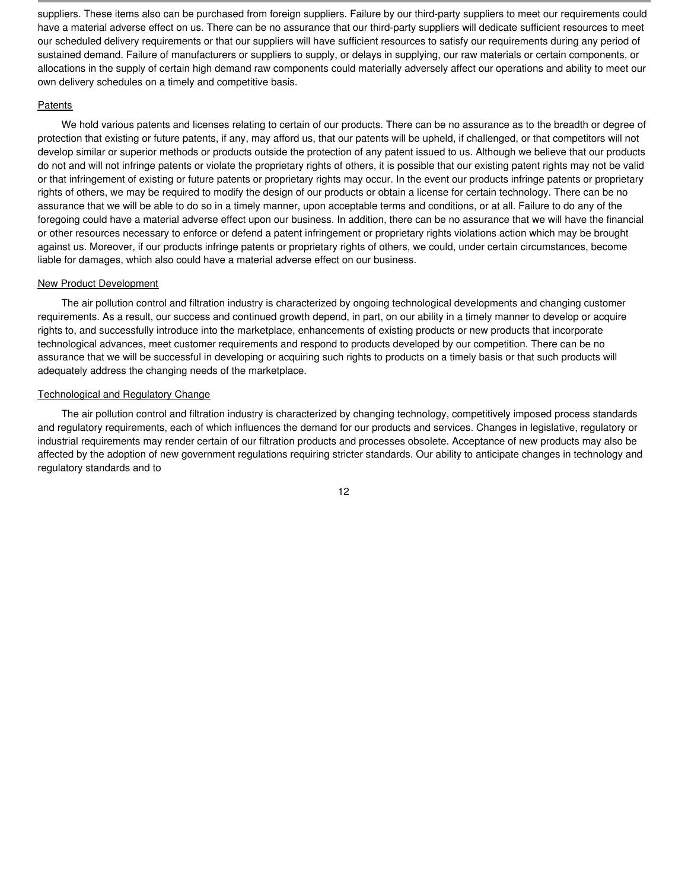suppliers. These items also can be purchased from foreign suppliers. Failure by our third-party suppliers to meet our requirements could have a material adverse effect on us. There can be no assurance that our third-party suppliers will dedicate sufficient resources to meet our scheduled delivery requirements or that our suppliers will have sufficient resources to satisfy our requirements during any period of sustained demand. Failure of manufacturers or suppliers to supply, or delays in supplying, our raw materials or certain components, or allocations in the supply of certain high demand raw components could materially adversely affect our operations and ability to meet our own delivery schedules on a timely and competitive basis.

Patents

We hold various patents and licenses relating to certain of our products. There can be no assurance as to the breadth or degree of protection that existing or future patents, if any, may afford us, that our patents will be upheld, if challenged, or that competitors will not develop similar or superior methods or products outside the protection of any patent issued to us. Although we believe that our products do not and will not infringe patents or violate the proprietary rights of others, it is possible that our existing patent rights may not be valid or that infringement of existing or future patents or proprietary rights may occur. In the event our products infringe patents or proprietary rights of others, we may be required to modify the design of our products or obtain a license for certain technology. There can be no assurance that we will be able to do so in a timely manner, upon acceptable terms and conditions, or at all. Failure to do any of the foregoing could have a material adverse effect upon our business. In addition, there can be no assurance that we will have the financial or other resources necessary to enforce or defend a patent infringement or proprietary rights violations action which may be brought against us. Moreover, if our products infringe patents or proprietary rights of others, we could, under certain circumstances, become liable for damages, which also could have a material adverse effect on our business.

New Product Development

The air pollution control and filtration industry is characterized by ongoing technological developments and changing customer requirements. As a result, our success and continued growth depend, in part, on our ability in a timely manner to develop or acquire rights to, and successfully introduce into the marketplace, enhancements of existing products or new products that incorporate technological advances, meet customer requirements and respond to products developed by our competition. There can be no assurance that we will be successful in developing or acquiring such rights to products on a timely basis or that such products will adequately address the changing needs of the marketplace.

Technological and Regulatory Change

The air pollution control and filtration industry is characterized by changing technology, competitively imposed process standards and regulatory requirements, each of which influences the demand for our products and services. Changes in legislative, regulatory or industrial requirements may render certain of our filtration products and processes obsolete. Acceptance of new products may also be affected by the adoption of new government regulations requiring stricter standards. Our ability to anticipate changes in technology and regulatory standards and to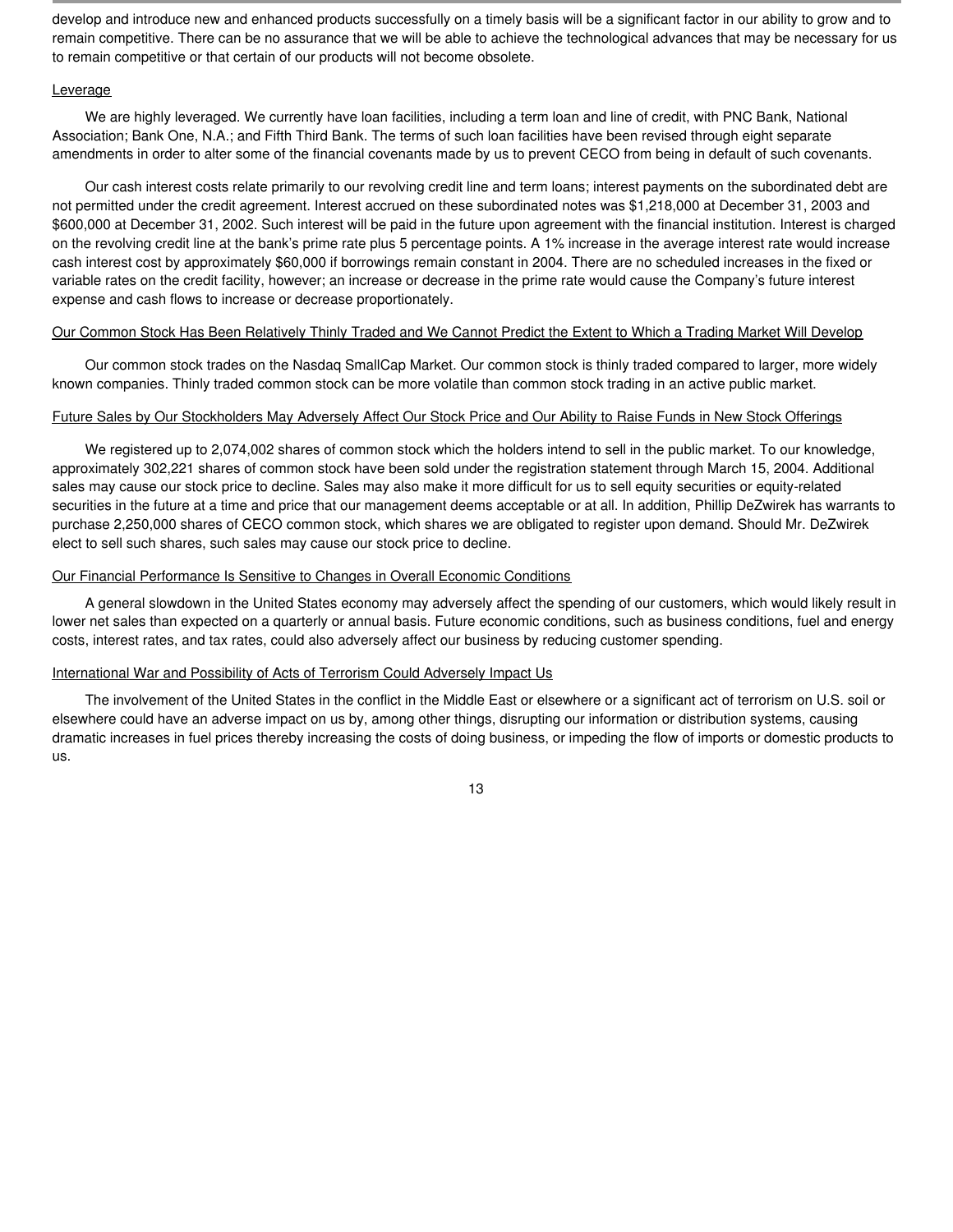develop and introduce new and enhanced products successfully on a timely basis will be a significant factor in our ability to grow and to remain competitive. There can be no assurance that we will be able to achieve the technological advances that may be necessary for us to remain competitive or that certain of our products will not become obsolete.

Leverage

We are highly leveraged. We currently have loan facilities, including a term loan and line of credit, with PNC Bank, National Association; Bank One, N.A.; and Fifth Third Bank. The terms of such loan facilities have been revised through eight separate amendments in order to alter some of the financial covenants made by us to prevent CECO from being in default of such covenants.

Our cash interest costs relate primarily to our revolving credit line and term loans; interest payments on the subordinated debt are not permitted under the credit agreement. Interest accrued on these subordinated notes was $1,218,000 at December 31, 2003 and $600,000 at December 31, 2002. Such interest will be paid in the future upon agreement with the financial institution. Interest is charged on the revolving credit line at the bank's prime rate plus 5 percentage points. A 1% increase in the average interest rate would increase cash interest cost by approximately $60,000 if borrowings remain constant in 2004. There are no scheduled increases in the fixed or variable rates on the credit facility, however; an increase or decrease in the prime rate would cause the Company's future interest expense and cash flows to increase or decrease proportionately.

Our Common Stock Has Been Relatively Thinly Traded and We Cannot Predict the Extent to Which a Trading Market Will Develop

Our common stock trades on the Nasdaq SmallCap Market. Our common stock is thinly traded compared to larger, more widely known companies. Thinly traded common stock can be more volatile than common stock trading in an active public market.

Future Sales by Our Stockholders May Adversely Affect Our Stock Price and Our Ability to Raise Funds in New Stock Offerings

We registered up to 2,074,002 shares of common stock which the holders intend to sell in the public market. To our knowledge, approximately 302,221 shares of common stock have been sold under the registration statement through March 15, 2004. Additional sales may cause our stock price to decline. Sales may also make it more difficult for us to sell equity securities or equity-related securities in the future at a time and price that our management deems acceptable or at all. In addition, Phillip DeZwirek has warrants to purchase 2,250,000 shares of CECO common stock, which shares we are obligated to register upon demand. Should Mr. DeZwirek elect to sell such shares, such sales may cause our stock price to decline.

Our Financial Performance Is Sensitive to Changes in Overall Economic Conditions

A general slowdown in the United States economy may adversely affect the spending of our customers, which would likely result in lower net sales than expected on a quarterly or annual basis. Future economic conditions, such as business conditions, fuel and energy costs, interest rates, and tax rates, could also adversely affect our business by reducing customer spending.

International War and Possibility of Acts of Terrorism Could Adversely Impact Us

The involvement of the United States in the conflict in the Middle East or elsewhere or a significant act of terrorism on U.S. soil or elsewhere could have an adverse impact on us by, among other things, disrupting our information or distribution systems, causing dramatic increases in fuel prices thereby increasing the costs of doing business, or impeding the flow of imports or domestic products to us.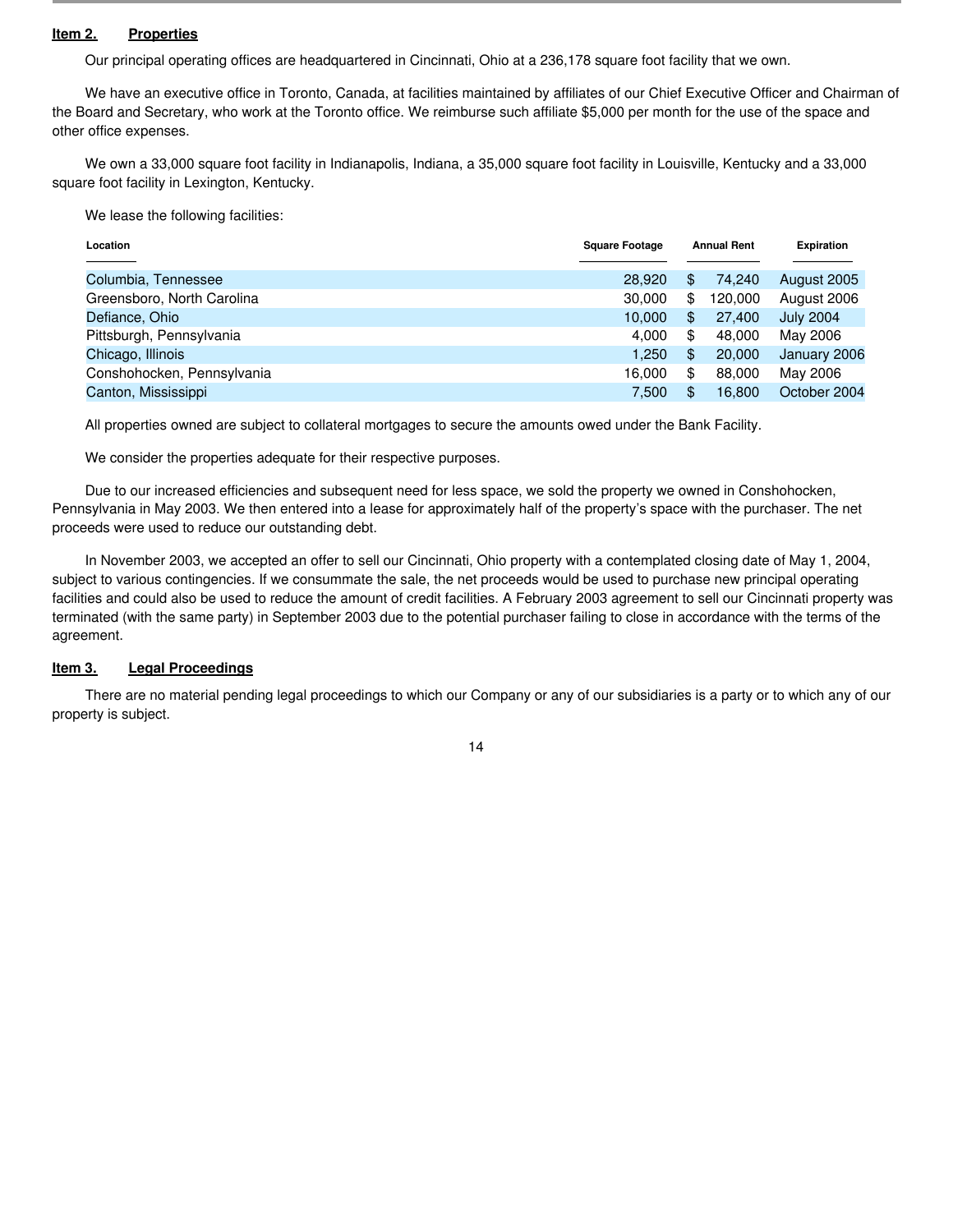## Item 2. Properties

Our principal operating offices are headquartered in Cincinnati, Ohio at a 236,178 square foot facility that we own.

We have an executive office in Toronto, Canada, at facilities maintained by affiliates of our Chief Executive Officer and Chairman of the Board and Secretary, who work at the Toronto office. We reimburse such affiliate $5,000 per month for the use of the space and other office expenses.

We own a 33,000 square foot facility in Indianapolis, Indiana, a 35,000 square foot facility in Louisville, Kentucky and a 33,000 square foot facility in Lexington, Kentucky.

We lease the following facilities:

| Location | Square Footage | Annual Rent | Expiration |
|---|---|---|---|
| Columbia, Tennessee | 28,920 | $ 74,240 | August 2005 |
| Greensboro, North Carolina | 30,000 | $ 120,000 | August 2006 |
| Defiance, Ohio | 10,000 | $ 27,400 | July 2004 |
| Pittsburgh, Pennsylvania | 4,000 | $ 48,000 | May 2006 |
| Chicago, Illinois | 1,250 | $ 20,000 | January 2006 |
| Conshohocken, Pennsylvania | 16,000 | $ 88,000 | May 2006 |
| Canton, Mississippi | 7,500 | $ 16,800 | October 2004 |

All properties owned are subject to collateral mortgages to secure the amounts owed under the Bank Facility.

We consider the properties adequate for their respective purposes.

Due to our increased efficiencies and subsequent need for less space, we sold the property we owned in Conshohocken, Pennsylvania in May 2003. We then entered into a lease for approximately half of the property's space with the purchaser. The net proceeds were used to reduce our outstanding debt.

In November 2003, we accepted an offer to sell our Cincinnati, Ohio property with a contemplated closing date of May 1, 2004, subject to various contingencies. If we consummate the sale, the net proceeds would be used to purchase new principal operating facilities and could also be used to reduce the amount of credit facilities. A February 2003 agreement to sell our Cincinnati property was terminated (with the same party) in September 2003 due to the potential purchaser failing to close in accordance with the terms of the agreement.

## Item 3. Legal Proceedings

There are no material pending legal proceedings to which our Company or any of our subsidiaries is a party or to which any of our property is subject.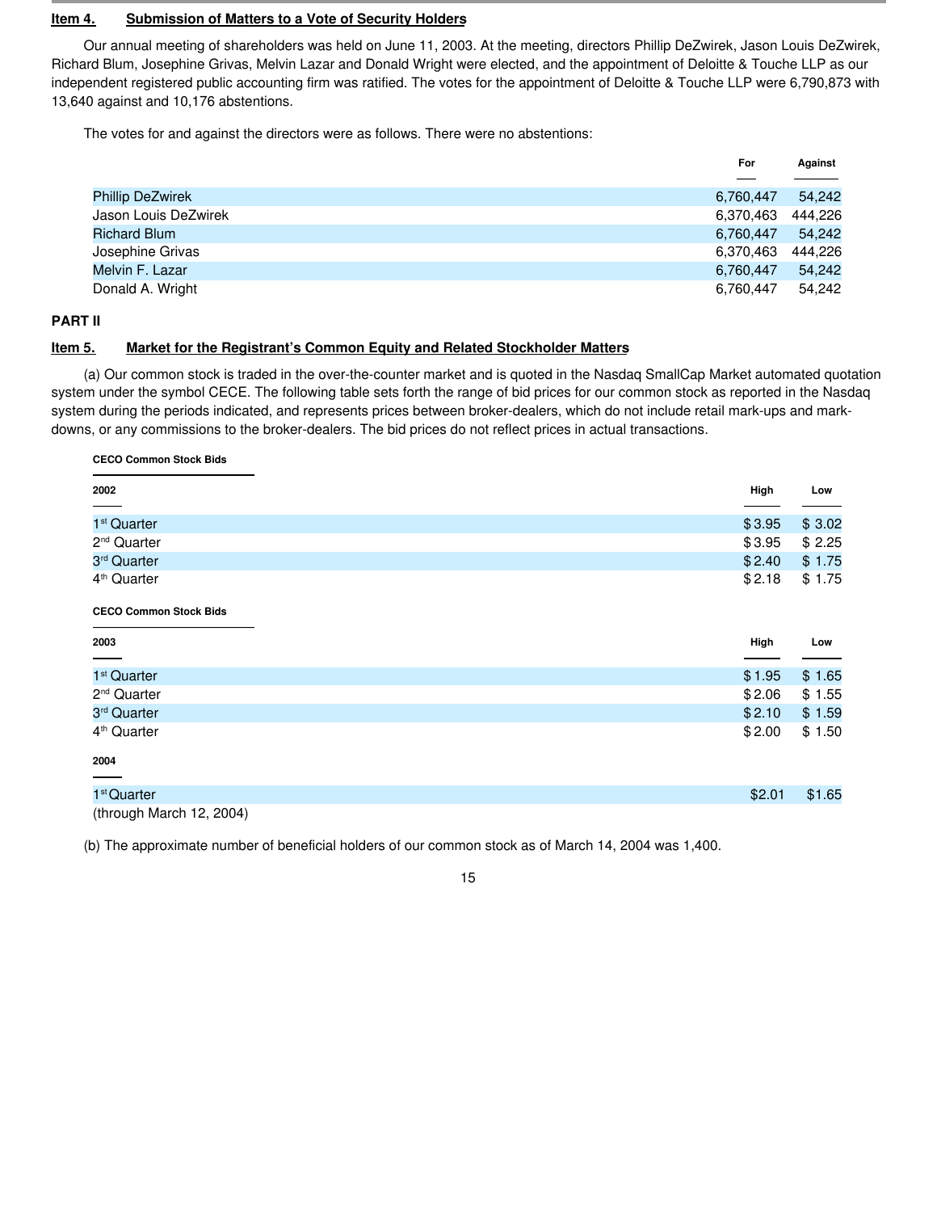**Item 4. Submission of Matters to a Vote of Security Holders**

Our annual meeting of shareholders was held on June 11, 2003. At the meeting, directors Phillip DeZwirek, Jason Louis DeZwirek, Richard Blum, Josephine Grivas, Melvin Lazar and Donald Wright were elected, and the appointment of Deloitte & Touche LLP as our independent registered public accounting firm was ratified. The votes for the appointment of Deloitte & Touche LLP were 6,790,873 with 13,640 against and 10,176 abstentions.

The votes for and against the directors were as follows. There were no abstentions:

| | For | Against |
|---|---|---|
| Phillip DeZwirek | 6,760,447 | 54,242 |
| Jason Louis DeZwirek | 6,370,463 | 444,226 |
| Richard Blum | 6,760,447 | 54,242 |
| Josephine Grivas | 6,370,463 | 444,226 |
| Melvin F. Lazar | 6,760,447 | 54,242 |
| Donald A. Wright | 6,760,447 | 54,242 |

**PART II**

**Item 5. Market for the Registrant's Common Equity and Related Stockholder Matters**

(a) Our common stock is traded in the over-the-counter market and is quoted in the Nasdaq SmallCap Market automated quotation system under the symbol CECE. The following table sets forth the range of bid prices for our common stock as reported in the Nasdaq system during the periods indicated, and represents prices between broker-dealers, which do not include retail mark-ups and mark-downs, or any commissions to the broker-dealers. The bid prices do not reflect prices in actual transactions.

**CECO Common Stock Bids**

| 2002 | High | Low |
|---|---|---|
| 1st Quarter | $3.95 | $ 3.02 |
| 2nd Quarter | $3.95 | $ 2.25 |
| 3rd Quarter | $2.40 | $ 1.75 |
| 4th Quarter | $2.18 | $ 1.75 |

**CECO Common Stock Bids**

| 2003 | High | Low |
|---|---|---|
| 1st Quarter | $1.95 | $ 1.65 |
| 2nd Quarter | $2.06 | $ 1.55 |
| 3rd Quarter | $2.10 | $ 1.59 |
| 4th Quarter | $2.00 | $ 1.50 |

| 2004 | | |
|---|---|---|
| 1st Quarter (through March 12, 2004) | $2.01 | $1.65 |

(b) The approximate number of beneficial holders of our common stock as of March 14, 2004 was 1,400.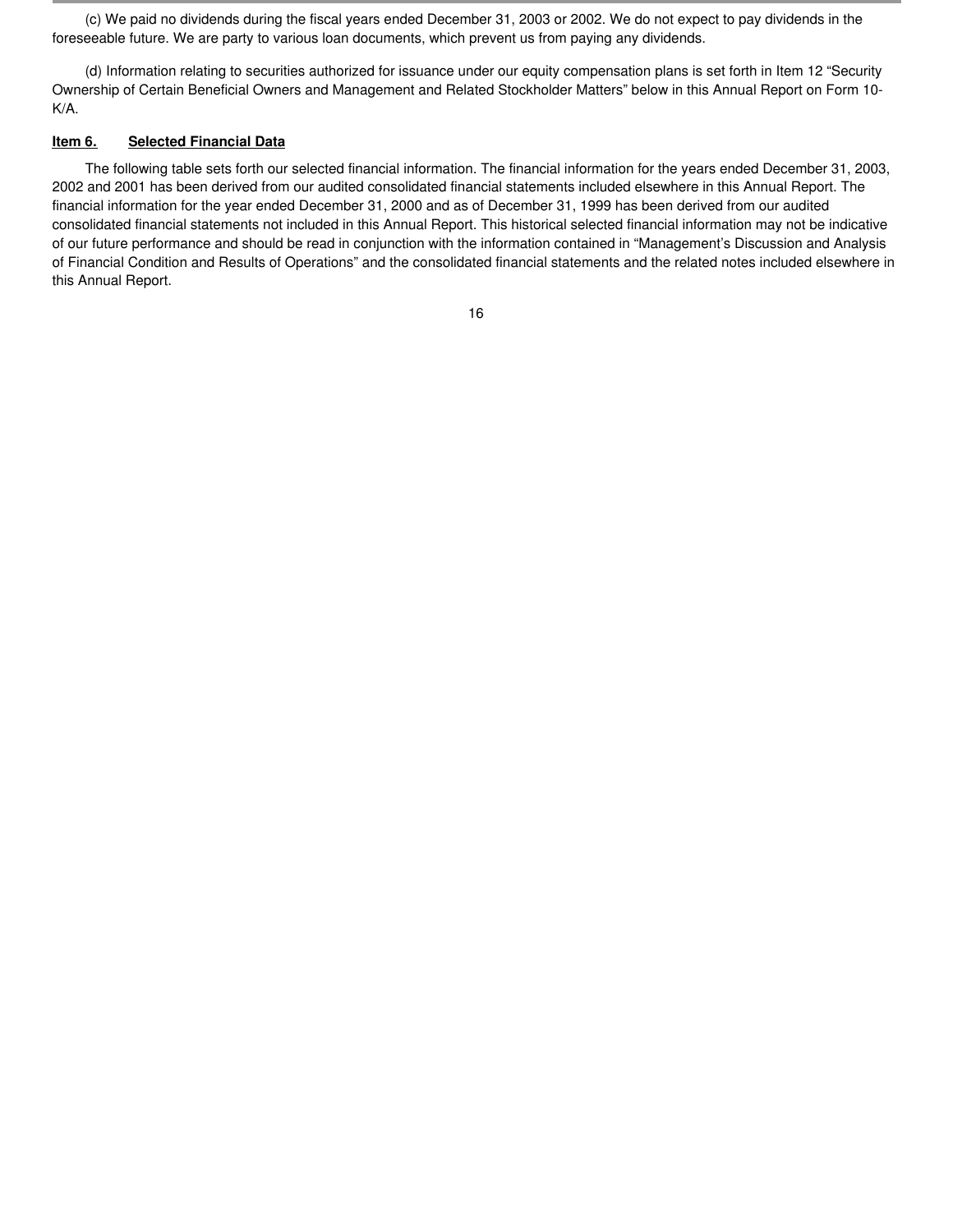(c) We paid no dividends during the fiscal years ended December 31, 2003 or 2002. We do not expect to pay dividends in the foreseeable future. We are party to various loan documents, which prevent us from paying any dividends.

(d) Information relating to securities authorized for issuance under our equity compensation plans is set forth in Item 12 "Security Ownership of Certain Beneficial Owners and Management and Related Stockholder Matters" below in this Annual Report on Form 10-K/A.

## Item 6. Selected Financial Data

The following table sets forth our selected financial information. The financial information for the years ended December 31, 2003, 2002 and 2001 has been derived from our audited consolidated financial statements included elsewhere in this Annual Report. The financial information for the year ended December 31, 2000 and as of December 31, 1999 has been derived from our audited consolidated financial statements not included in this Annual Report. This historical selected financial information may not be indicative of our future performance and should be read in conjunction with the information contained in "Management's Discussion and Analysis of Financial Condition and Results of Operations" and the consolidated financial statements and the related notes included elsewhere in this Annual Report.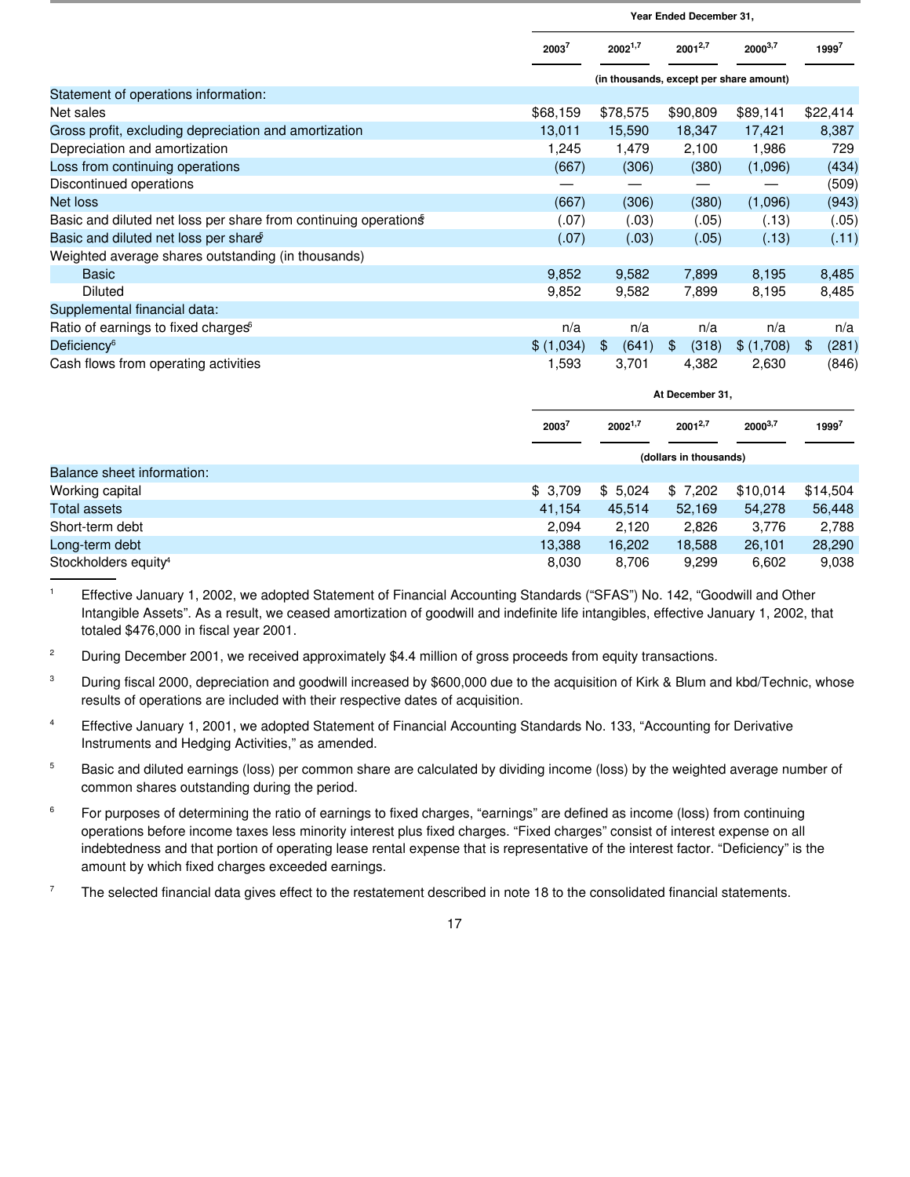| | Year Ended December 31, | | | | |
|---|---|---|---|---|---|
| | 2003[7] | 2002[1,7] | 2001[2,7] | 2000[3,7] | 1999[7] |
| | (in thousands, except per share amount) | | | | |
| Statement of operations information: | | | | | |
| Net sales | $68,159 | $78,575 | $90,809 | $89,141 | $22,414 |
| Gross profit, excluding depreciation and amortization | 13,011 | 15,590 | 18,347 | 17,421 | 8,387 |
| Depreciation and amortization | 1,245 | 1,479 | 2,100 | 1,986 | 729 |
| Loss from continuing operations | (667) | (306) | (380) | (1,096) | (434) |
| Discontinued operations | — | — | — | — | (509) |
| Net loss | (667) | (306) | (380) | (1,096) | (943) |
| Basic and diluted net loss per share from continuing operations[5] | (.07) | (.03) | (.05) | (.13) | (.05) |
| Basic and diluted net loss per share[5] | (.07) | (.03) | (.05) | (.13) | (.11) |
| Weighted average shares outstanding (in thousands) | | | | | |
| Basic | 9,852 | 9,582 | 7,899 | 8,195 | 8,485 |
| Diluted | 9,852 | 9,582 | 7,899 | 8,195 | 8,485 |
| Supplemental financial data: | | | | | |
| Ratio of earnings to fixed charges[6] | n/a | n/a | n/a | n/a | n/a |
| Deficiency[6] | $ (1,034) | $ (641) | $ (318) | $ (1,708) | $ (281) |
| Cash flows from operating activities | 1,593 | 3,701 | 4,382 | 2,630 | (846) |

| | At December 31, | | | | |
|---|---|---|---|---|---|
| | 2003[7] | 2002[1,7] | 2001[2,7] | 2000[3,7] | 1999[7] |
| | (dollars in thousands) | | | | |
| Balance sheet information: | | | | | |
| Working capital | $ 3,709 | $ 5,024 | $ 7,202 | $10,014 | $14,504 |
| Total assets | 41,154 | 45,514 | 52,169 | 54,278 | 56,448 |
| Short-term debt | 2,094 | 2,120 | 2,826 | 3,776 | 2,788 |
| Long-term debt | 13,388 | 16,202 | 18,588 | 26,101 | 28,290 |
| Stockholders equity[4] | 8,030 | 8,706 | 9,299 | 6,602 | 9,038 |

[1] Effective January 1, 2002, we adopted Statement of Financial Accounting Standards ("SFAS") No. 142, "Goodwill and Other Intangible Assets". As a result, we ceased amortization of goodwill and indefinite life intangibles, effective January 1, 2002, that totaled $476,000 in fiscal year 2001.

[2] During December 2001, we received approximately $4.4 million of gross proceeds from equity transactions.

[3] During fiscal 2000, depreciation and goodwill increased by $600,000 due to the acquisition of Kirk & Blum and kbd/Technic, whose results of operations are included with their respective dates of acquisition.

[4] Effective January 1, 2001, we adopted Statement of Financial Accounting Standards No. 133, "Accounting for Derivative Instruments and Hedging Activities," as amended.

[5] Basic and diluted earnings (loss) per common share are calculated by dividing income (loss) by the weighted average number of common shares outstanding during the period.

[6] For purposes of determining the ratio of earnings to fixed charges, "earnings" are defined as income (loss) from continuing operations before income taxes less minority interest plus fixed charges. "Fixed charges" consist of interest expense on all indebtedness and that portion of operating lease rental expense that is representative of the interest factor. "Deficiency" is the amount by which fixed charges exceeded earnings.

[7] The selected financial data gives effect to the restatement described in note 18 to the consolidated financial statements.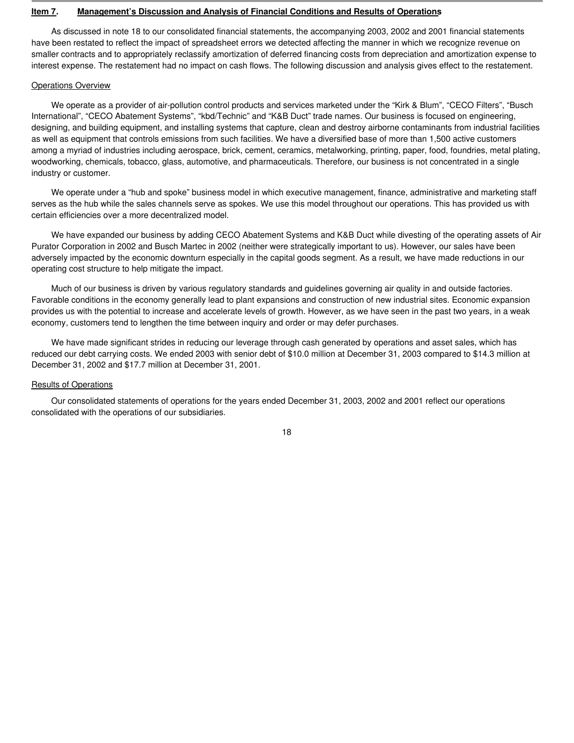## Item 7. Management's Discussion and Analysis of Financial Conditions and Results of Operations

As discussed in note 18 to our consolidated financial statements, the accompanying 2003, 2002 and 2001 financial statements have been restated to reflect the impact of spreadsheet errors we detected affecting the manner in which we recognize revenue on smaller contracts and to appropriately reclassify amortization of deferred financing costs from depreciation and amortization expense to interest expense. The restatement had no impact on cash flows. The following discussion and analysis gives effect to the restatement.

### Operations Overview

We operate as a provider of air-pollution control products and services marketed under the "Kirk & Blum", "CECO Filters", "Busch International", "CECO Abatement Systems", "kbd/Technic" and "K&B Duct" trade names. Our business is focused on engineering, designing, and building equipment, and installing systems that capture, clean and destroy airborne contaminants from industrial facilities as well as equipment that controls emissions from such facilities. We have a diversified base of more than 1,500 active customers among a myriad of industries including aerospace, brick, cement, ceramics, metalworking, printing, paper, food, foundries, metal plating, woodworking, chemicals, tobacco, glass, automotive, and pharmaceuticals. Therefore, our business is not concentrated in a single industry or customer.

We operate under a "hub and spoke" business model in which executive management, finance, administrative and marketing staff serves as the hub while the sales channels serve as spokes. We use this model throughout our operations. This has provided us with certain efficiencies over a more decentralized model.

We have expanded our business by adding CECO Abatement Systems and K&B Duct while divesting of the operating assets of Air Purator Corporation in 2002 and Busch Martec in 2002 (neither were strategically important to us). However, our sales have been adversely impacted by the economic downturn especially in the capital goods segment. As a result, we have made reductions in our operating cost structure to help mitigate the impact.

Much of our business is driven by various regulatory standards and guidelines governing air quality in and outside factories. Favorable conditions in the economy generally lead to plant expansions and construction of new industrial sites. Economic expansion provides us with the potential to increase and accelerate levels of growth. However, as we have seen in the past two years, in a weak economy, customers tend to lengthen the time between inquiry and order or may defer purchases.

We have made significant strides in reducing our leverage through cash generated by operations and asset sales, which has reduced our debt carrying costs. We ended 2003 with senior debt of $10.0 million at December 31, 2003 compared to $14.3 million at December 31, 2002 and $17.7 million at December 31, 2001.

### Results of Operations

Our consolidated statements of operations for the years ended December 31, 2003, 2002 and 2001 reflect our operations consolidated with the operations of our subsidiaries.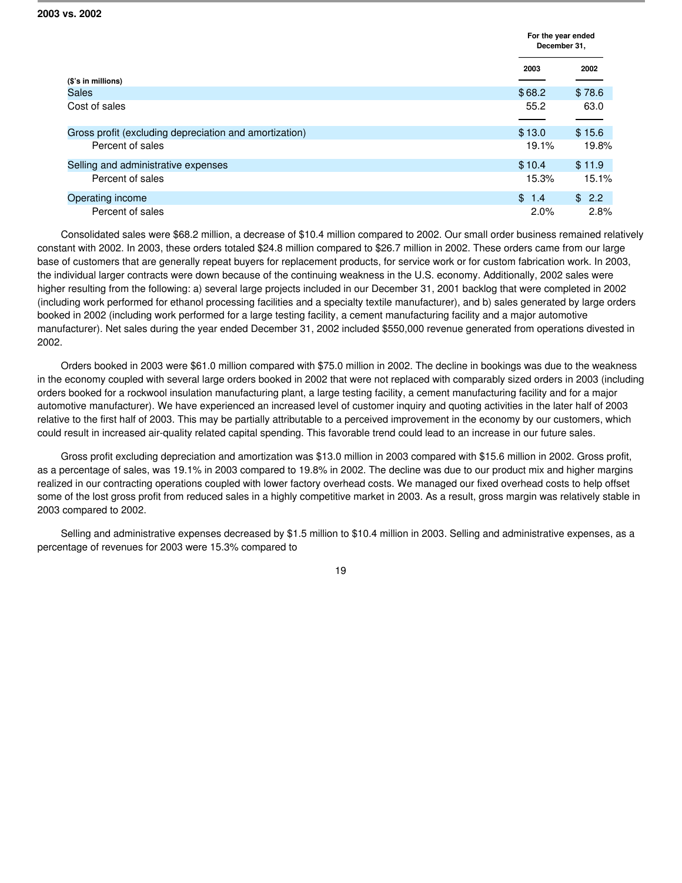**2003 vs. 2002**

| ($'s in millions) | For the year ended December 31, 2003 | 2002 |
|---|---|---|
| Sales | $ 68.2 | $ 78.6 |
| Cost of sales | 55.2 | 63.0 |
| Gross profit (excluding depreciation and amortization) | $ 13.0 | $ 15.6 |
| Percent of sales | 19.1% | 19.8% |
| Selling and administrative expenses | $ 10.4 | $ 11.9 |
| Percent of sales | 15.3% | 15.1% |
| Operating income | $ 1.4 | $ 2.2 |
| Percent of sales | 2.0% | 2.8% |

Consolidated sales were $68.2 million, a decrease of $10.4 million compared to 2002. Our small order business remained relatively constant with 2002. In 2003, these orders totaled $24.8 million compared to $26.7 million in 2002. These orders came from our large base of customers that are generally repeat buyers for replacement products, for service work or for custom fabrication work. In 2003, the individual larger contracts were down because of the continuing weakness in the U.S. economy. Additionally, 2002 sales were higher resulting from the following: a) several large projects included in our December 31, 2001 backlog that were completed in 2002 (including work performed for ethanol processing facilities and a specialty textile manufacturer), and b) sales generated by large orders booked in 2002 (including work performed for a large testing facility, a cement manufacturing facility and a major automotive manufacturer). Net sales during the year ended December 31, 2002 included $550,000 revenue generated from operations divested in 2002.

Orders booked in 2003 were $61.0 million compared with $75.0 million in 2002. The decline in bookings was due to the weakness in the economy coupled with several large orders booked in 2002 that were not replaced with comparably sized orders in 2003 (including orders booked for a rockwool insulation manufacturing plant, a large testing facility, a cement manufacturing facility and for a major automotive manufacturer). We have experienced an increased level of customer inquiry and quoting activities in the later half of 2003 relative to the first half of 2003. This may be partially attributable to a perceived improvement in the economy by our customers, which could result in increased air-quality related capital spending. This favorable trend could lead to an increase in our future sales.

Gross profit excluding depreciation and amortization was $13.0 million in 2003 compared with $15.6 million in 2002. Gross profit, as a percentage of sales, was 19.1% in 2003 compared to 19.8% in 2002. The decline was due to our product mix and higher margins realized in our contracting operations coupled with lower factory overhead costs. We managed our fixed overhead costs to help offset some of the lost gross profit from reduced sales in a highly competitive market in 2003. As a result, gross margin was relatively stable in 2003 compared to 2002.

Selling and administrative expenses decreased by $1.5 million to $10.4 million in 2003. Selling and administrative expenses, as a percentage of revenues for 2003 were 15.3% compared to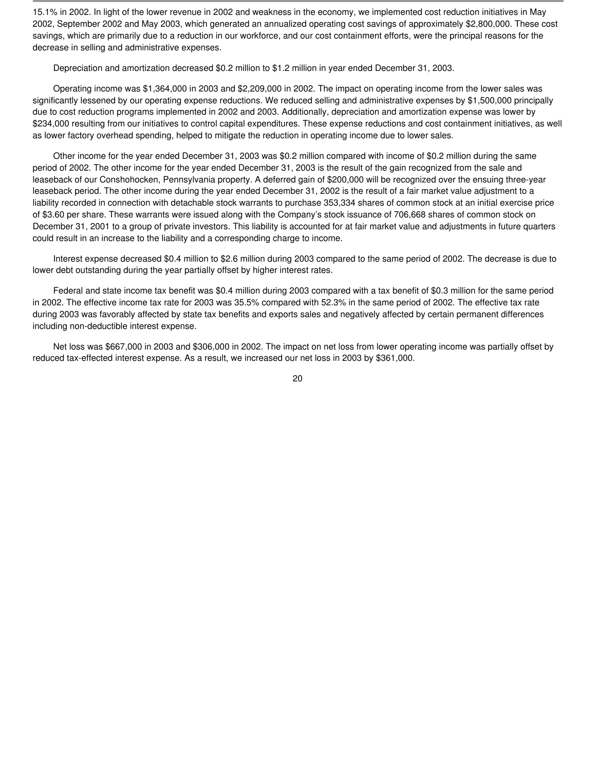15.1% in 2002. In light of the lower revenue in 2002 and weakness in the economy, we implemented cost reduction initiatives in May 2002, September 2002 and May 2003, which generated an annualized operating cost savings of approximately $2,800,000. These cost savings, which are primarily due to a reduction in our workforce, and our cost containment efforts, were the principal reasons for the decrease in selling and administrative expenses.

Depreciation and amortization decreased $0.2 million to $1.2 million in year ended December 31, 2003.

Operating income was $1,364,000 in 2003 and $2,209,000 in 2002. The impact on operating income from the lower sales was significantly lessened by our operating expense reductions. We reduced selling and administrative expenses by $1,500,000 principally due to cost reduction programs implemented in 2002 and 2003. Additionally, depreciation and amortization expense was lower by $234,000 resulting from our initiatives to control capital expenditures. These expense reductions and cost containment initiatives, as well as lower factory overhead spending, helped to mitigate the reduction in operating income due to lower sales.

Other income for the year ended December 31, 2003 was $0.2 million compared with income of $0.2 million during the same period of 2002. The other income for the year ended December 31, 2003 is the result of the gain recognized from the sale and leaseback of our Conshohocken, Pennsylvania property. A deferred gain of $200,000 will be recognized over the ensuing three-year leaseback period. The other income during the year ended December 31, 2002 is the result of a fair market value adjustment to a liability recorded in connection with detachable stock warrants to purchase 353,334 shares of common stock at an initial exercise price of $3.60 per share. These warrants were issued along with the Company's stock issuance of 706,668 shares of common stock on December 31, 2001 to a group of private investors. This liability is accounted for at fair market value and adjustments in future quarters could result in an increase to the liability and a corresponding charge to income.

Interest expense decreased $0.4 million to $2.6 million during 2003 compared to the same period of 2002. The decrease is due to lower debt outstanding during the year partially offset by higher interest rates.

Federal and state income tax benefit was $0.4 million during 2003 compared with a tax benefit of $0.3 million for the same period in 2002. The effective income tax rate for 2003 was 35.5% compared with 52.3% in the same period of 2002. The effective tax rate during 2003 was favorably affected by state tax benefits and exports sales and negatively affected by certain permanent differences including non-deductible interest expense.

Net loss was $667,000 in 2003 and $306,000 in 2002. The impact on net loss from lower operating income was partially offset by reduced tax-effected interest expense. As a result, we increased our net loss in 2003 by $361,000.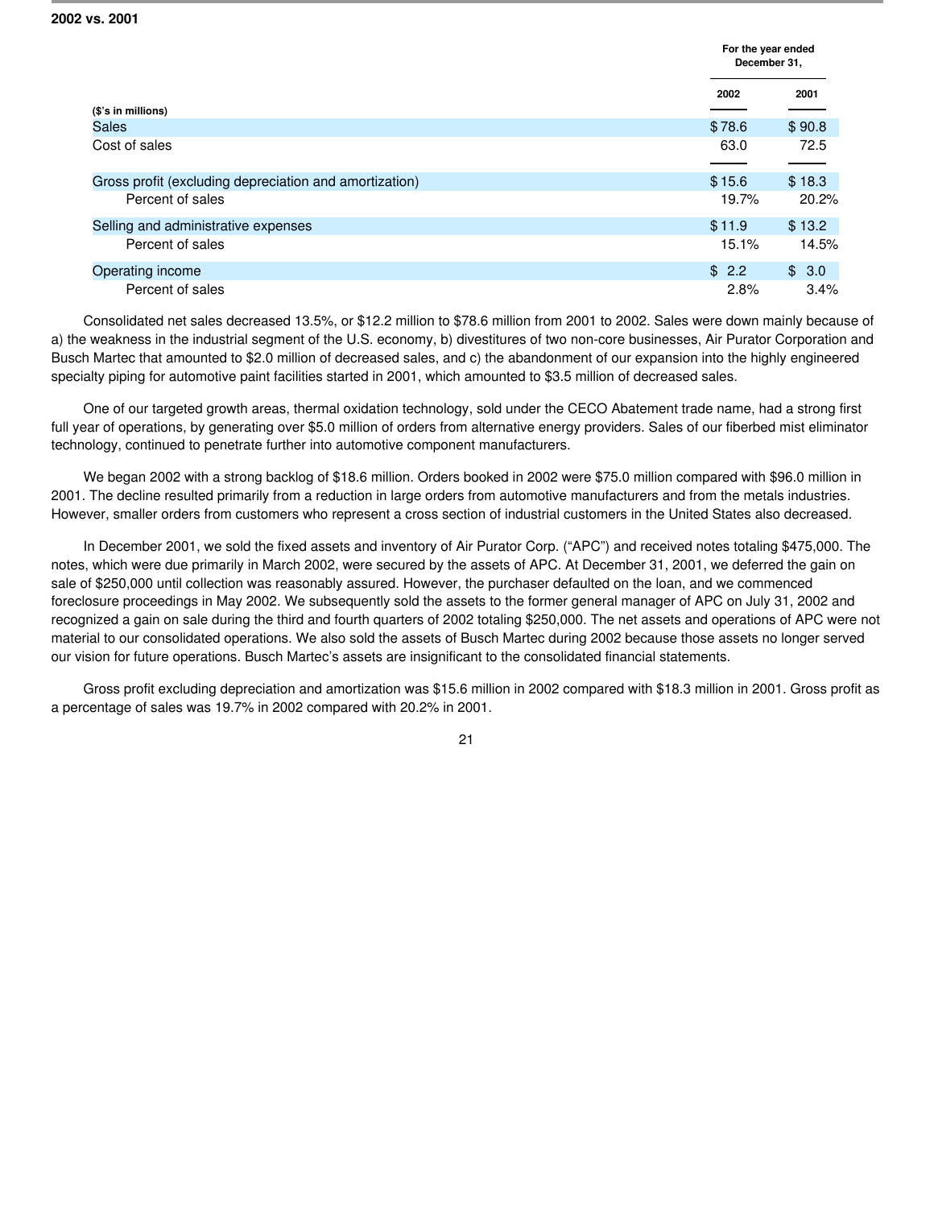**2002 vs. 2001**

| ($'s in millions) | For the year ended December 31, 2002 | 2001 |
|---|---|---|
| Sales | $78.6 | $90.8 |
| Cost of sales | 63.0 | 72.5 |
| Gross profit (excluding depreciation and amortization) | $15.6 | $18.3 |
| Percent of sales | 19.7% | 20.2% |
| Selling and administrative expenses | $11.9 | $13.2 |
| Percent of sales | 15.1% | 14.5% |
| Operating income | $ 2.2 | $ 3.0 |
| Percent of sales | 2.8% | 3.4% |

Consolidated net sales decreased 13.5%, or $12.2 million to $78.6 million from 2001 to 2002. Sales were down mainly because of a) the weakness in the industrial segment of the U.S. economy, b) divestitures of two non-core businesses, Air Purator Corporation and Busch Martec that amounted to $2.0 million of decreased sales, and c) the abandonment of our expansion into the highly engineered specialty piping for automotive paint facilities started in 2001, which amounted to $3.5 million of decreased sales.

One of our targeted growth areas, thermal oxidation technology, sold under the CECO Abatement trade name, had a strong first full year of operations, by generating over $5.0 million of orders from alternative energy providers. Sales of our fiberbed mist eliminator technology, continued to penetrate further into automotive component manufacturers.

We began 2002 with a strong backlog of $18.6 million. Orders booked in 2002 were $75.0 million compared with $96.0 million in 2001. The decline resulted primarily from a reduction in large orders from automotive manufacturers and from the metals industries. However, smaller orders from customers who represent a cross section of industrial customers in the United States also decreased.

In December 2001, we sold the fixed assets and inventory of Air Purator Corp. ("APC") and received notes totaling $475,000. The notes, which were due primarily in March 2002, were secured by the assets of APC. At December 31, 2001, we deferred the gain on sale of $250,000 until collection was reasonably assured. However, the purchaser defaulted on the loan, and we commenced foreclosure proceedings in May 2002. We subsequently sold the assets to the former general manager of APC on July 31, 2002 and recognized a gain on sale during the third and fourth quarters of 2002 totaling $250,000. The net assets and operations of APC were not material to our consolidated operations. We also sold the assets of Busch Martec during 2002 because those assets no longer served our vision for future operations. Busch Martec's assets are insignificant to the consolidated financial statements.

Gross profit excluding depreciation and amortization was $15.6 million in 2002 compared with $18.3 million in 2001. Gross profit as a percentage of sales was 19.7% in 2002 compared with 20.2% in 2001.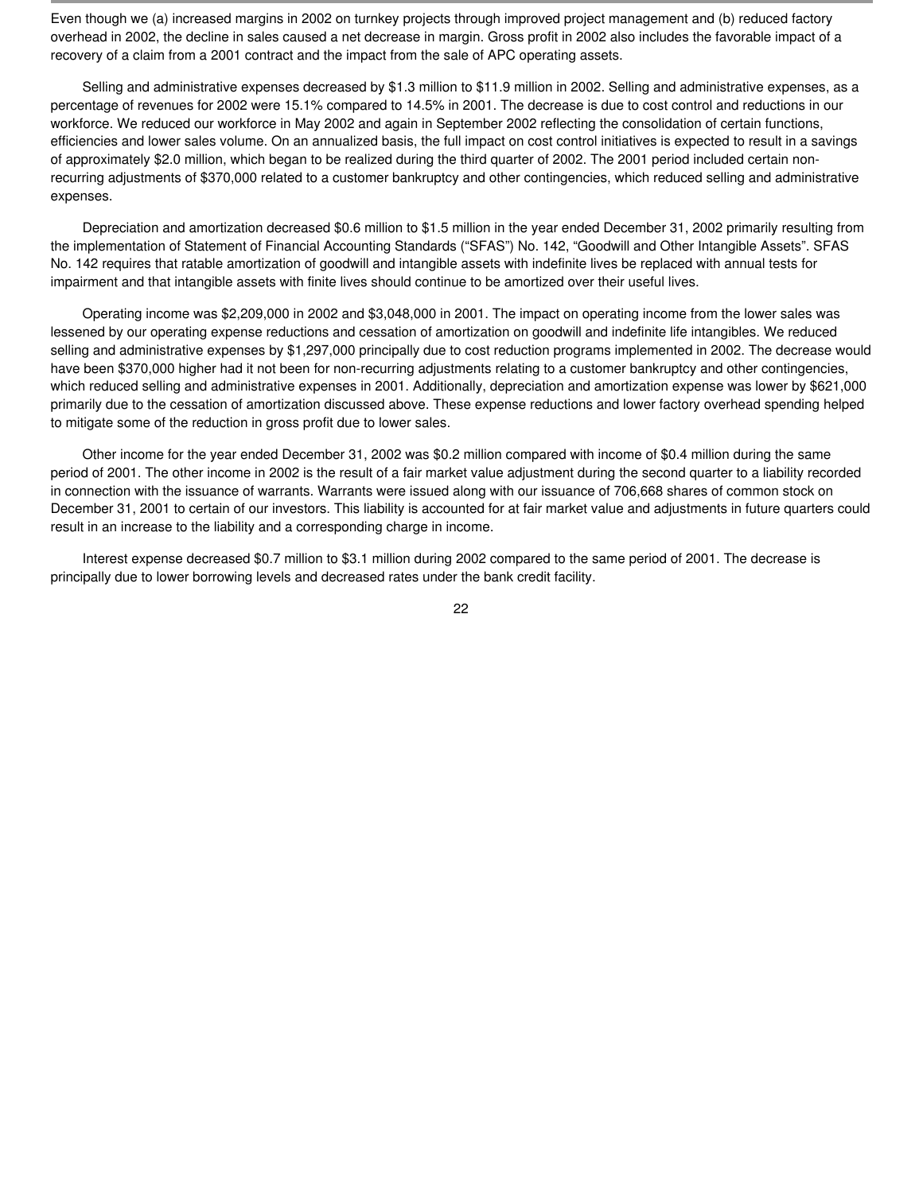Even though we (a) increased margins in 2002 on turnkey projects through improved project management and (b) reduced factory overhead in 2002, the decline in sales caused a net decrease in margin. Gross profit in 2002 also includes the favorable impact of a recovery of a claim from a 2001 contract and the impact from the sale of APC operating assets.

Selling and administrative expenses decreased by $1.3 million to $11.9 million in 2002. Selling and administrative expenses, as a percentage of revenues for 2002 were 15.1% compared to 14.5% in 2001. The decrease is due to cost control and reductions in our workforce. We reduced our workforce in May 2002 and again in September 2002 reflecting the consolidation of certain functions, efficiencies and lower sales volume. On an annualized basis, the full impact on cost control initiatives is expected to result in a savings of approximately $2.0 million, which began to be realized during the third quarter of 2002. The 2001 period included certain non-recurring adjustments of $370,000 related to a customer bankruptcy and other contingencies, which reduced selling and administrative expenses.

Depreciation and amortization decreased $0.6 million to $1.5 million in the year ended December 31, 2002 primarily resulting from the implementation of Statement of Financial Accounting Standards ("SFAS") No. 142, "Goodwill and Other Intangible Assets". SFAS No. 142 requires that ratable amortization of goodwill and intangible assets with indefinite lives be replaced with annual tests for impairment and that intangible assets with finite lives should continue to be amortized over their useful lives.

Operating income was $2,209,000 in 2002 and $3,048,000 in 2001. The impact on operating income from the lower sales was lessened by our operating expense reductions and cessation of amortization on goodwill and indefinite life intangibles. We reduced selling and administrative expenses by $1,297,000 principally due to cost reduction programs implemented in 2002. The decrease would have been $370,000 higher had it not been for non-recurring adjustments relating to a customer bankruptcy and other contingencies, which reduced selling and administrative expenses in 2001. Additionally, depreciation and amortization expense was lower by $621,000 primarily due to the cessation of amortization discussed above. These expense reductions and lower factory overhead spending helped to mitigate some of the reduction in gross profit due to lower sales.

Other income for the year ended December 31, 2002 was $0.2 million compared with income of $0.4 million during the same period of 2001. The other income in 2002 is the result of a fair market value adjustment during the second quarter to a liability recorded in connection with the issuance of warrants. Warrants were issued along with our issuance of 706,668 shares of common stock on December 31, 2001 to certain of our investors. This liability is accounted for at fair market value and adjustments in future quarters could result in an increase to the liability and a corresponding charge in income.

Interest expense decreased $0.7 million to $3.1 million during 2002 compared to the same period of 2001. The decrease is principally due to lower borrowing levels and decreased rates under the bank credit facility.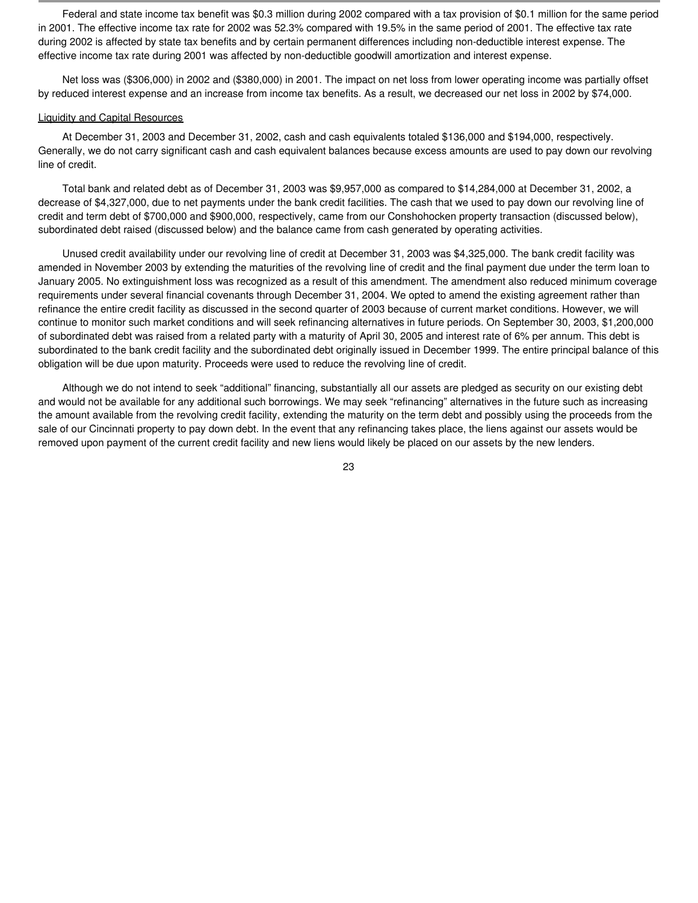Federal and state income tax benefit was $0.3 million during 2002 compared with a tax provision of $0.1 million for the same period in 2001. The effective income tax rate for 2002 was 52.3% compared with 19.5% in the same period of 2001. The effective tax rate during 2002 is affected by state tax benefits and by certain permanent differences including non-deductible interest expense. The effective income tax rate during 2001 was affected by non-deductible goodwill amortization and interest expense.

Net loss was ($306,000) in 2002 and ($380,000) in 2001. The impact on net loss from lower operating income was partially offset by reduced interest expense and an increase from income tax benefits. As a result, we decreased our net loss in 2002 by $74,000.

Liquidity and Capital Resources

At December 31, 2003 and December 31, 2002, cash and cash equivalents totaled $136,000 and $194,000, respectively. Generally, we do not carry significant cash and cash equivalent balances because excess amounts are used to pay down our revolving line of credit.

Total bank and related debt as of December 31, 2003 was $9,957,000 as compared to $14,284,000 at December 31, 2002, a decrease of $4,327,000, due to net payments under the bank credit facilities. The cash that we used to pay down our revolving line of credit and term debt of $700,000 and $900,000, respectively, came from our Conshohocken property transaction (discussed below), subordinated debt raised (discussed below) and the balance came from cash generated by operating activities.

Unused credit availability under our revolving line of credit at December 31, 2003 was $4,325,000. The bank credit facility was amended in November 2003 by extending the maturities of the revolving line of credit and the final payment due under the term loan to January 2005. No extinguishment loss was recognized as a result of this amendment. The amendment also reduced minimum coverage requirements under several financial covenants through December 31, 2004. We opted to amend the existing agreement rather than refinance the entire credit facility as discussed in the second quarter of 2003 because of current market conditions. However, we will continue to monitor such market conditions and will seek refinancing alternatives in future periods. On September 30, 2003, $1,200,000 of subordinated debt was raised from a related party with a maturity of April 30, 2005 and interest rate of 6% per annum. This debt is subordinated to the bank credit facility and the subordinated debt originally issued in December 1999. The entire principal balance of this obligation will be due upon maturity. Proceeds were used to reduce the revolving line of credit.

Although we do not intend to seek "additional" financing, substantially all our assets are pledged as security on our existing debt and would not be available for any additional such borrowings. We may seek "refinancing" alternatives in the future such as increasing the amount available from the revolving credit facility, extending the maturity on the term debt and possibly using the proceeds from the sale of our Cincinnati property to pay down debt. In the event that any refinancing takes place, the liens against our assets would be removed upon payment of the current credit facility and new liens would likely be placed on our assets by the new lenders.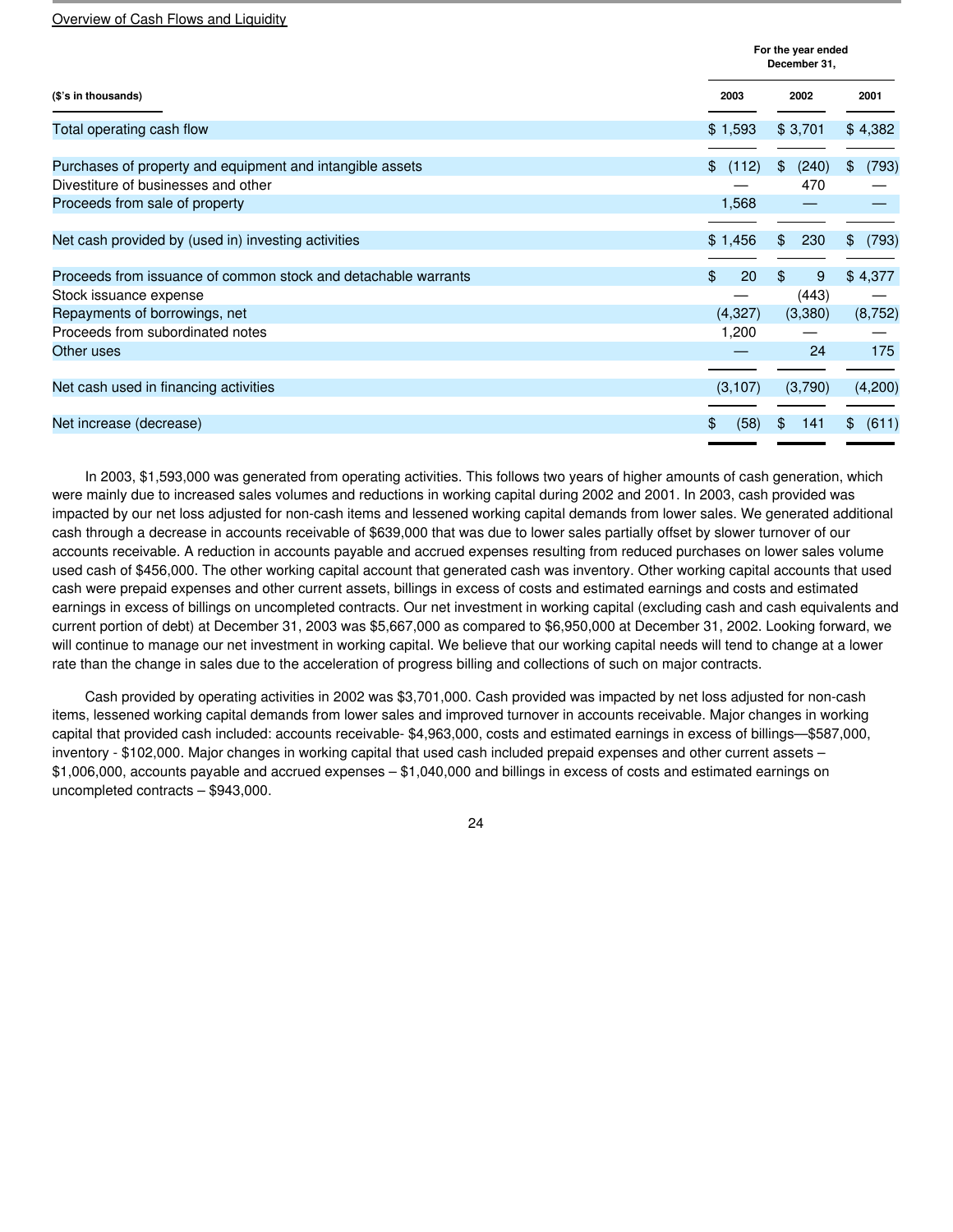Overview of Cash Flows and Liquidity

| ($'s in thousands) | For the year ended December 31, 2003 | 2002 | 2001 |
|---|---|---|---|
| Total operating cash flow | $ 1,593 | $ 3,701 | $ 4,382 |
| Purchases of property and equipment and intangible assets | $ (112) | $ (240) | $ (793) |
| Divestiture of businesses and other | — | 470 | — |
| Proceeds from sale of property | 1,568 | — | — |
| Net cash provided by (used in) investing activities | $ 1,456 | $ 230 | $ (793) |
| Proceeds from issuance of common stock and detachable warrants | $ 20 | $ 9 | $ 4,377 |
| Stock issuance expense | — | (443) | — |
| Repayments of borrowings, net | (4,327) | (3,380) | (8,752) |
| Proceeds from subordinated notes | 1,200 | — | — |
| Other uses | — | 24 | 175 |
| Net cash used in financing activities | (3,107) | (3,790) | (4,200) |
| Net increase (decrease) | $ (58) | $ 141 | $ (611) |

In 2003, $1,593,000 was generated from operating activities. This follows two years of higher amounts of cash generation, which were mainly due to increased sales volumes and reductions in working capital during 2002 and 2001. In 2003, cash provided was impacted by our net loss adjusted for non-cash items and lessened working capital demands from lower sales. We generated additional cash through a decrease in accounts receivable of $639,000 that was due to lower sales partially offset by slower turnover of our accounts receivable. A reduction in accounts payable and accrued expenses resulting from reduced purchases on lower sales volume used cash of $456,000. The other working capital account that generated cash was inventory. Other working capital accounts that used cash were prepaid expenses and other current assets, billings in excess of costs and estimated earnings and costs and estimated earnings in excess of billings on uncompleted contracts. Our net investment in working capital (excluding cash and cash equivalents and current portion of debt) at December 31, 2003 was $5,667,000 as compared to $6,950,000 at December 31, 2002. Looking forward, we will continue to manage our net investment in working capital. We believe that our working capital needs will tend to change at a lower rate than the change in sales due to the acceleration of progress billing and collections of such on major contracts.

Cash provided by operating activities in 2002 was $3,701,000. Cash provided was impacted by net loss adjusted for non-cash items, lessened working capital demands from lower sales and improved turnover in accounts receivable. Major changes in working capital that provided cash included: accounts receivable- $4,963,000, costs and estimated earnings in excess of billings—$587,000, inventory - $102,000. Major changes in working capital that used cash included prepaid expenses and other current assets – $1,006,000, accounts payable and accrued expenses – $1,040,000 and billings in excess of costs and estimated earnings on uncompleted contracts – $943,000.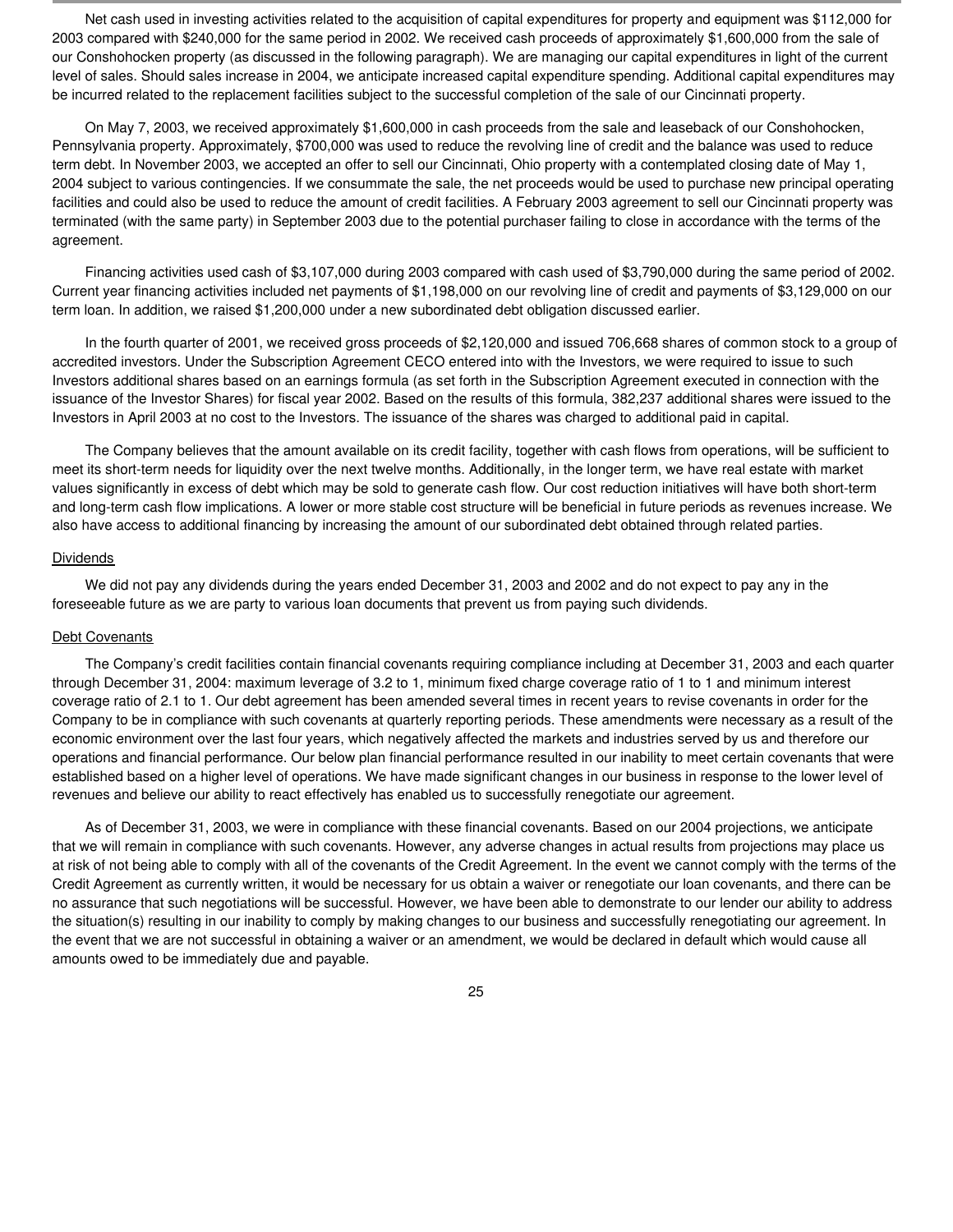Net cash used in investing activities related to the acquisition of capital expenditures for property and equipment was $112,000 for 2003 compared with $240,000 for the same period in 2002. We received cash proceeds of approximately $1,600,000 from the sale of our Conshohocken property (as discussed in the following paragraph). We are managing our capital expenditures in light of the current level of sales. Should sales increase in 2004, we anticipate increased capital expenditure spending. Additional capital expenditures may be incurred related to the replacement facilities subject to the successful completion of the sale of our Cincinnati property.

On May 7, 2003, we received approximately $1,600,000 in cash proceeds from the sale and leaseback of our Conshohocken, Pennsylvania property. Approximately, $700,000 was used to reduce the revolving line of credit and the balance was used to reduce term debt. In November 2003, we accepted an offer to sell our Cincinnati, Ohio property with a contemplated closing date of May 1, 2004 subject to various contingencies. If we consummate the sale, the net proceeds would be used to purchase new principal operating facilities and could also be used to reduce the amount of credit facilities. A February 2003 agreement to sell our Cincinnati property was terminated (with the same party) in September 2003 due to the potential purchaser failing to close in accordance with the terms of the agreement.

Financing activities used cash of $3,107,000 during 2003 compared with cash used of $3,790,000 during the same period of 2002. Current year financing activities included net payments of $1,198,000 on our revolving line of credit and payments of $3,129,000 on our term loan. In addition, we raised $1,200,000 under a new subordinated debt obligation discussed earlier.

In the fourth quarter of 2001, we received gross proceeds of $2,120,000 and issued 706,668 shares of common stock to a group of accredited investors. Under the Subscription Agreement CECO entered into with the Investors, we were required to issue to such Investors additional shares based on an earnings formula (as set forth in the Subscription Agreement executed in connection with the issuance of the Investor Shares) for fiscal year 2002. Based on the results of this formula, 382,237 additional shares were issued to the Investors in April 2003 at no cost to the Investors. The issuance of the shares was charged to additional paid in capital.

The Company believes that the amount available on its credit facility, together with cash flows from operations, will be sufficient to meet its short-term needs for liquidity over the next twelve months. Additionally, in the longer term, we have real estate with market values significantly in excess of debt which may be sold to generate cash flow. Our cost reduction initiatives will have both short-term and long-term cash flow implications. A lower or more stable cost structure will be beneficial in future periods as revenues increase. We also have access to additional financing by increasing the amount of our subordinated debt obtained through related parties.

Dividends

We did not pay any dividends during the years ended December 31, 2003 and 2002 and do not expect to pay any in the foreseeable future as we are party to various loan documents that prevent us from paying such dividends.

Debt Covenants

The Company's credit facilities contain financial covenants requiring compliance including at December 31, 2003 and each quarter through December 31, 2004: maximum leverage of 3.2 to 1, minimum fixed charge coverage ratio of 1 to 1 and minimum interest coverage ratio of 2.1 to 1. Our debt agreement has been amended several times in recent years to revise covenants in order for the Company to be in compliance with such covenants at quarterly reporting periods. These amendments were necessary as a result of the economic environment over the last four years, which negatively affected the markets and industries served by us and therefore our operations and financial performance. Our below plan financial performance resulted in our inability to meet certain covenants that were established based on a higher level of operations. We have made significant changes in our business in response to the lower level of revenues and believe our ability to react effectively has enabled us to successfully renegotiate our agreement.

As of December 31, 2003, we were in compliance with these financial covenants. Based on our 2004 projections, we anticipate that we will remain in compliance with such covenants. However, any adverse changes in actual results from projections may place us at risk of not being able to comply with all of the covenants of the Credit Agreement. In the event we cannot comply with the terms of the Credit Agreement as currently written, it would be necessary for us obtain a waiver or renegotiate our loan covenants, and there can be no assurance that such negotiations will be successful. However, we have been able to demonstrate to our lender our ability to address the situation(s) resulting in our inability to comply by making changes to our business and successfully renegotiating our agreement. In the event that we are not successful in obtaining a waiver or an amendment, we would be declared in default which would cause all amounts owed to be immediately due and payable.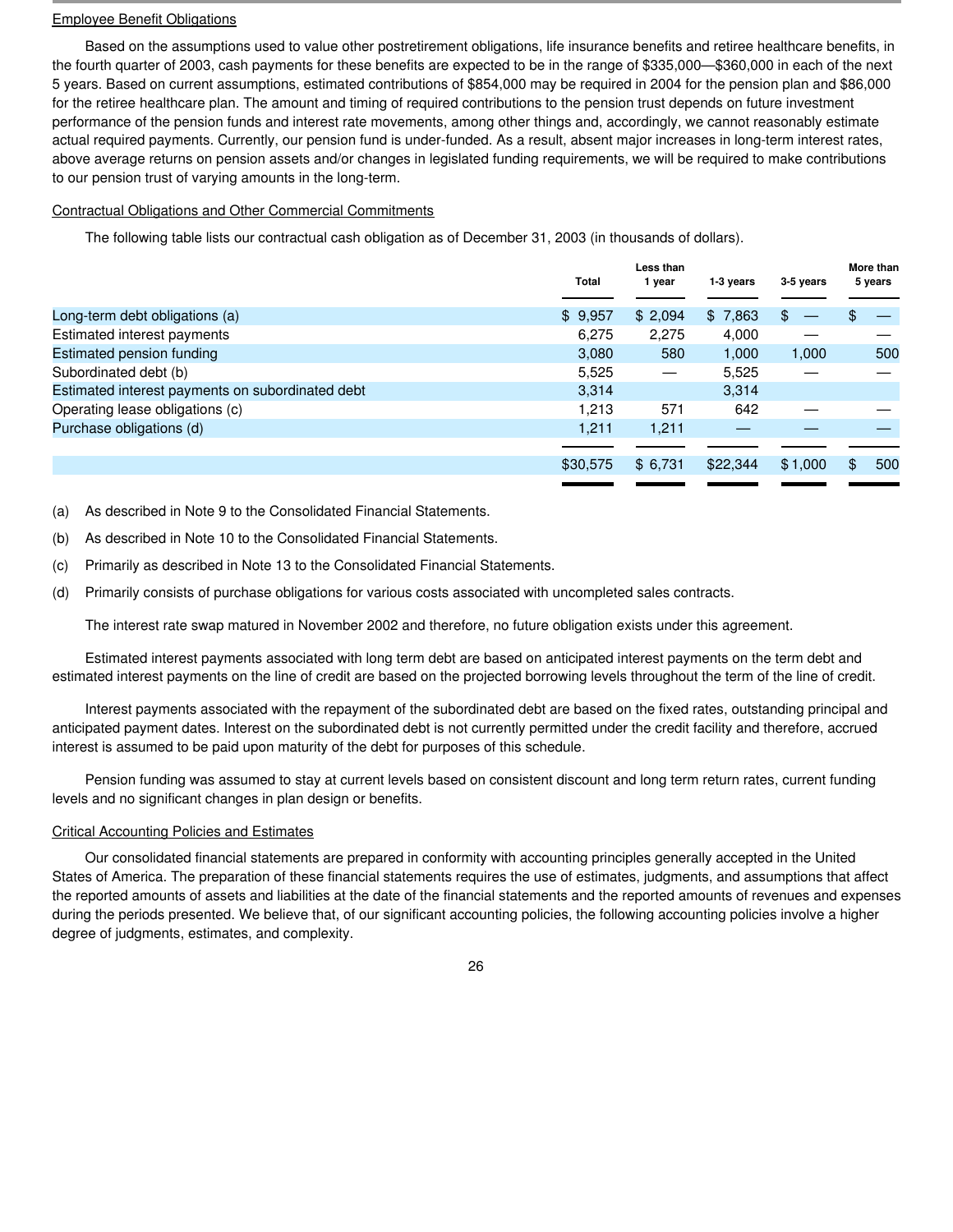Employee Benefit Obligations

Based on the assumptions used to value other postretirement obligations, life insurance benefits and retiree healthcare benefits, in the fourth quarter of 2003, cash payments for these benefits are expected to be in the range of $335,000—$360,000 in each of the next 5 years. Based on current assumptions, estimated contributions of $854,000 may be required in 2004 for the pension plan and $86,000 for the retiree healthcare plan. The amount and timing of required contributions to the pension trust depends on future investment performance of the pension funds and interest rate movements, among other things and, accordingly, we cannot reasonably estimate actual required payments. Currently, our pension fund is under-funded. As a result, absent major increases in long-term interest rates, above average returns on pension assets and/or changes in legislated funding requirements, we will be required to make contributions to our pension trust of varying amounts in the long-term.

Contractual Obligations and Other Commercial Commitments

The following table lists our contractual cash obligation as of December 31, 2003 (in thousands of dollars).

| | Total | Less than 1 year | 1-3 years | 3-5 years | More than 5 years |
|---|---|---|---|---|---|
| Long-term debt obligations (a) | $ 9,957 | $ 2,094 | $ 7,863 | $ — | $ — |
| Estimated interest payments | 6,275 | 2,275 | 4,000 | — | — |
| Estimated pension funding | 3,080 | 580 | 1,000 | 1,000 | 500 |
| Subordinated debt (b) | 5,525 | — | 5,525 | — | — |
| Estimated interest payments on subordinated debt | 3,314 | | 3,314 | | |
| Operating lease obligations (c) | 1,213 | 571 | 642 | — | — |
| Purchase obligations (d) | 1,211 | 1,211 | — | — | — |
| | $30,575 | $ 6,731 | $22,344 | $ 1,000 | $ 500 |

(a) As described in Note 9 to the Consolidated Financial Statements.

(b) As described in Note 10 to the Consolidated Financial Statements.

(c) Primarily as described in Note 13 to the Consolidated Financial Statements.

(d) Primarily consists of purchase obligations for various costs associated with uncompleted sales contracts.

The interest rate swap matured in November 2002 and therefore, no future obligation exists under this agreement.

Estimated interest payments associated with long term debt are based on anticipated interest payments on the term debt and estimated interest payments on the line of credit are based on the projected borrowing levels throughout the term of the line of credit.

Interest payments associated with the repayment of the subordinated debt are based on the fixed rates, outstanding principal and anticipated payment dates. Interest on the subordinated debt is not currently permitted under the credit facility and therefore, accrued interest is assumed to be paid upon maturity of the debt for purposes of this schedule.

Pension funding was assumed to stay at current levels based on consistent discount and long term return rates, current funding levels and no significant changes in plan design or benefits.

Critical Accounting Policies and Estimates

Our consolidated financial statements are prepared in conformity with accounting principles generally accepted in the United States of America. The preparation of these financial statements requires the use of estimates, judgments, and assumptions that affect the reported amounts of assets and liabilities at the date of the financial statements and the reported amounts of revenues and expenses during the periods presented. We believe that, of our significant accounting policies, the following accounting policies involve a higher degree of judgments, estimates, and complexity.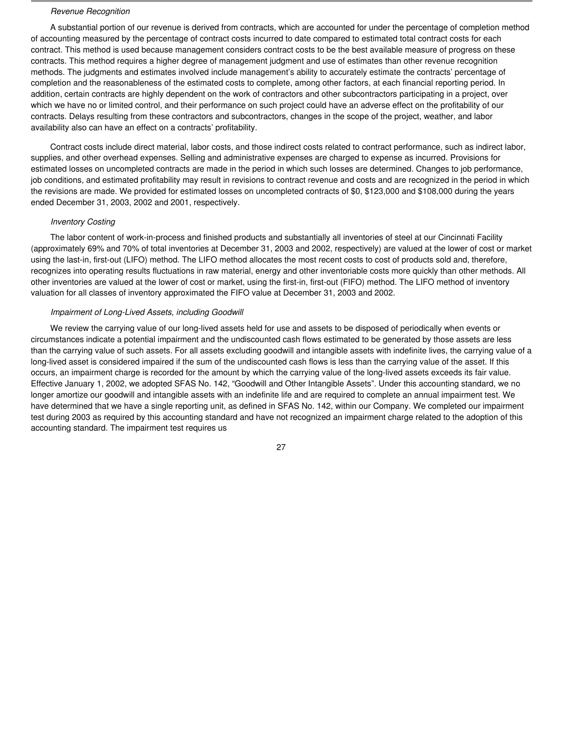*Revenue Recognition*

A substantial portion of our revenue is derived from contracts, which are accounted for under the percentage of completion method of accounting measured by the percentage of contract costs incurred to date compared to estimated total contract costs for each contract. This method is used because management considers contract costs to be the best available measure of progress on these contracts. This method requires a higher degree of management judgment and use of estimates than other revenue recognition methods. The judgments and estimates involved include management's ability to accurately estimate the contracts' percentage of completion and the reasonableness of the estimated costs to complete, among other factors, at each financial reporting period. In addition, certain contracts are highly dependent on the work of contractors and other subcontractors participating in a project, over which we have no or limited control, and their performance on such project could have an adverse effect on the profitability of our contracts. Delays resulting from these contractors and subcontractors, changes in the scope of the project, weather, and labor availability also can have an effect on a contracts' profitability.

Contract costs include direct material, labor costs, and those indirect costs related to contract performance, such as indirect labor, supplies, and other overhead expenses. Selling and administrative expenses are charged to expense as incurred. Provisions for estimated losses on uncompleted contracts are made in the period in which such losses are determined. Changes to job performance, job conditions, and estimated profitability may result in revisions to contract revenue and costs and are recognized in the period in which the revisions are made. We provided for estimated losses on uncompleted contracts of $0, $123,000 and $108,000 during the years ended December 31, 2003, 2002 and 2001, respectively.

*Inventory Costing*

The labor content of work-in-process and finished products and substantially all inventories of steel at our Cincinnati Facility (approximately 69% and 70% of total inventories at December 31, 2003 and 2002, respectively) are valued at the lower of cost or market using the last-in, first-out (LIFO) method. The LIFO method allocates the most recent costs to cost of products sold and, therefore, recognizes into operating results fluctuations in raw material, energy and other inventoriable costs more quickly than other methods. All other inventories are valued at the lower of cost or market, using the first-in, first-out (FIFO) method. The LIFO method of inventory valuation for all classes of inventory approximated the FIFO value at December 31, 2003 and 2002.

*Impairment of Long-Lived Assets, including Goodwill*

We review the carrying value of our long-lived assets held for use and assets to be disposed of periodically when events or circumstances indicate a potential impairment and the undiscounted cash flows estimated to be generated by those assets are less than the carrying value of such assets. For all assets excluding goodwill and intangible assets with indefinite lives, the carrying value of a long-lived asset is considered impaired if the sum of the undiscounted cash flows is less than the carrying value of the asset. If this occurs, an impairment charge is recorded for the amount by which the carrying value of the long-lived assets exceeds its fair value. Effective January 1, 2002, we adopted SFAS No. 142, "Goodwill and Other Intangible Assets". Under this accounting standard, we no longer amortize our goodwill and intangible assets with an indefinite life and are required to complete an annual impairment test. We have determined that we have a single reporting unit, as defined in SFAS No. 142, within our Company. We completed our impairment test during 2003 as required by this accounting standard and have not recognized an impairment charge related to the adoption of this accounting standard. The impairment test requires us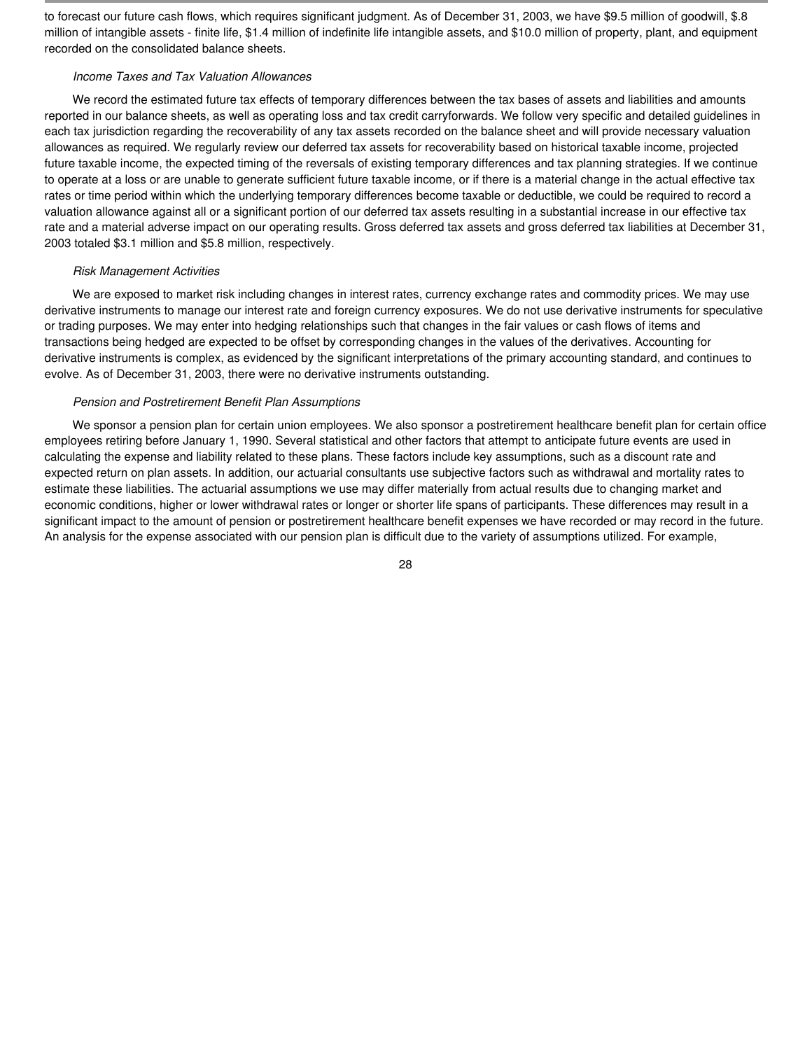to forecast our future cash flows, which requires significant judgment. As of December 31, 2003, we have $9.5 million of goodwill, $.8 million of intangible assets - finite life, $1.4 million of indefinite life intangible assets, and $10.0 million of property, plant, and equipment recorded on the consolidated balance sheets.

*Income Taxes and Tax Valuation Allowances*

We record the estimated future tax effects of temporary differences between the tax bases of assets and liabilities and amounts reported in our balance sheets, as well as operating loss and tax credit carryforwards. We follow very specific and detailed guidelines in each tax jurisdiction regarding the recoverability of any tax assets recorded on the balance sheet and will provide necessary valuation allowances as required. We regularly review our deferred tax assets for recoverability based on historical taxable income, projected future taxable income, the expected timing of the reversals of existing temporary differences and tax planning strategies. If we continue to operate at a loss or are unable to generate sufficient future taxable income, or if there is a material change in the actual effective tax rates or time period within which the underlying temporary differences become taxable or deductible, we could be required to record a valuation allowance against all or a significant portion of our deferred tax assets resulting in a substantial increase in our effective tax rate and a material adverse impact on our operating results. Gross deferred tax assets and gross deferred tax liabilities at December 31, 2003 totaled $3.1 million and $5.8 million, respectively.

*Risk Management Activities*

We are exposed to market risk including changes in interest rates, currency exchange rates and commodity prices. We may use derivative instruments to manage our interest rate and foreign currency exposures. We do not use derivative instruments for speculative or trading purposes. We may enter into hedging relationships such that changes in the fair values or cash flows of items and transactions being hedged are expected to be offset by corresponding changes in the values of the derivatives. Accounting for derivative instruments is complex, as evidenced by the significant interpretations of the primary accounting standard, and continues to evolve. As of December 31, 2003, there were no derivative instruments outstanding.

*Pension and Postretirement Benefit Plan Assumptions*

We sponsor a pension plan for certain union employees. We also sponsor a postretirement healthcare benefit plan for certain office employees retiring before January 1, 1990. Several statistical and other factors that attempt to anticipate future events are used in calculating the expense and liability related to these plans. These factors include key assumptions, such as a discount rate and expected return on plan assets. In addition, our actuarial consultants use subjective factors such as withdrawal and mortality rates to estimate these liabilities. The actuarial assumptions we use may differ materially from actual results due to changing market and economic conditions, higher or lower withdrawal rates or longer or shorter life spans of participants. These differences may result in a significant impact to the amount of pension or postretirement healthcare benefit expenses we have recorded or may record in the future. An analysis for the expense associated with our pension plan is difficult due to the variety of assumptions utilized. For example,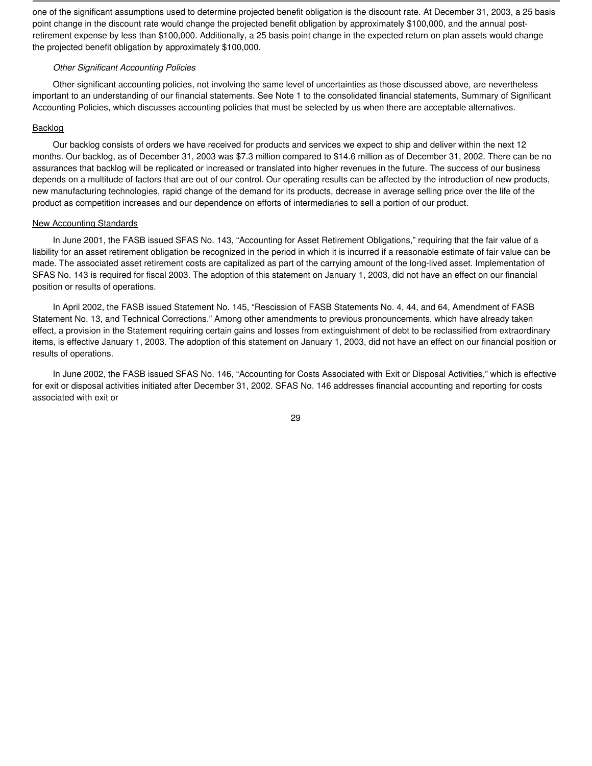one of the significant assumptions used to determine projected benefit obligation is the discount rate. At December 31, 2003, a 25 basis point change in the discount rate would change the projected benefit obligation by approximately $100,000, and the annual post-retirement expense by less than $100,000. Additionally, a 25 basis point change in the expected return on plan assets would change the projected benefit obligation by approximately $100,000.

*Other Significant Accounting Policies*

Other significant accounting policies, not involving the same level of uncertainties as those discussed above, are nevertheless important to an understanding of our financial statements. See Note 1 to the consolidated financial statements, Summary of Significant Accounting Policies, which discusses accounting policies that must be selected by us when there are acceptable alternatives.

## Backlog

Our backlog consists of orders we have received for products and services we expect to ship and deliver within the next 12 months. Our backlog, as of December 31, 2003 was $7.3 million compared to $14.6 million as of December 31, 2002. There can be no assurances that backlog will be replicated or increased or translated into higher revenues in the future. The success of our business depends on a multitude of factors that are out of our control. Our operating results can be affected by the introduction of new products, new manufacturing technologies, rapid change of the demand for its products, decrease in average selling price over the life of the product as competition increases and our dependence on efforts of intermediaries to sell a portion of our product.

## New Accounting Standards

In June 2001, the FASB issued SFAS No. 143, "Accounting for Asset Retirement Obligations," requiring that the fair value of a liability for an asset retirement obligation be recognized in the period in which it is incurred if a reasonable estimate of fair value can be made. The associated asset retirement costs are capitalized as part of the carrying amount of the long-lived asset. Implementation of SFAS No. 143 is required for fiscal 2003. The adoption of this statement on January 1, 2003, did not have an effect on our financial position or results of operations.

In April 2002, the FASB issued Statement No. 145, "Rescission of FASB Statements No. 4, 44, and 64, Amendment of FASB Statement No. 13, and Technical Corrections." Among other amendments to previous pronouncements, which have already taken effect, a provision in the Statement requiring certain gains and losses from extinguishment of debt to be reclassified from extraordinary items, is effective January 1, 2003. The adoption of this statement on January 1, 2003, did not have an effect on our financial position or results of operations.

In June 2002, the FASB issued SFAS No. 146, "Accounting for Costs Associated with Exit or Disposal Activities," which is effective for exit or disposal activities initiated after December 31, 2002. SFAS No. 146 addresses financial accounting and reporting for costs associated with exit or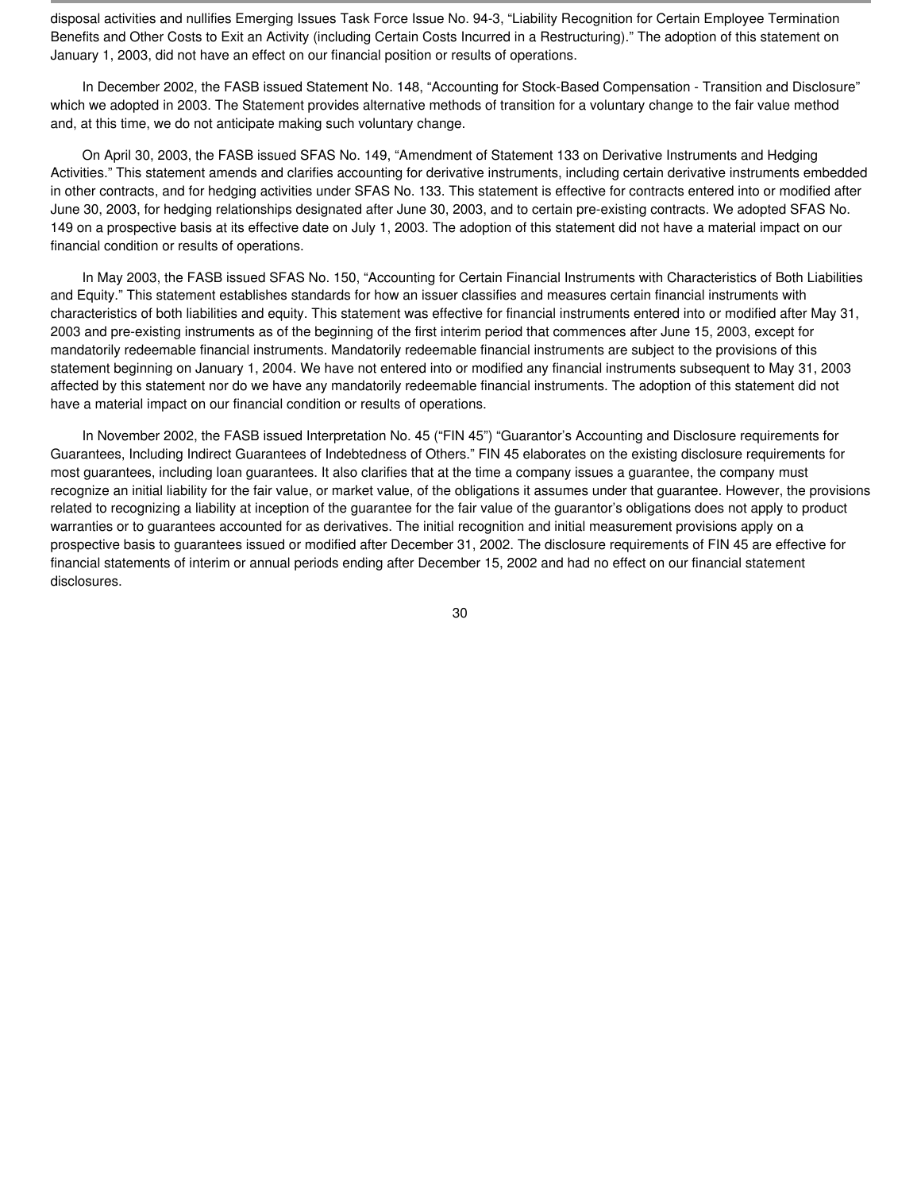disposal activities and nullifies Emerging Issues Task Force Issue No. 94-3, “Liability Recognition for Certain Employee Termination Benefits and Other Costs to Exit an Activity (including Certain Costs Incurred in a Restructuring).” The adoption of this statement on January 1, 2003, did not have an effect on our financial position or results of operations.

In December 2002, the FASB issued Statement No. 148, “Accounting for Stock-Based Compensation - Transition and Disclosure” which we adopted in 2003. The Statement provides alternative methods of transition for a voluntary change to the fair value method and, at this time, we do not anticipate making such voluntary change.

On April 30, 2003, the FASB issued SFAS No. 149, “Amendment of Statement 133 on Derivative Instruments and Hedging Activities.” This statement amends and clarifies accounting for derivative instruments, including certain derivative instruments embedded in other contracts, and for hedging activities under SFAS No. 133. This statement is effective for contracts entered into or modified after June 30, 2003, for hedging relationships designated after June 30, 2003, and to certain pre-existing contracts. We adopted SFAS No. 149 on a prospective basis at its effective date on July 1, 2003. The adoption of this statement did not have a material impact on our financial condition or results of operations.

In May 2003, the FASB issued SFAS No. 150, “Accounting for Certain Financial Instruments with Characteristics of Both Liabilities and Equity.” This statement establishes standards for how an issuer classifies and measures certain financial instruments with characteristics of both liabilities and equity. This statement was effective for financial instruments entered into or modified after May 31, 2003 and pre-existing instruments as of the beginning of the first interim period that commences after June 15, 2003, except for mandatorily redeemable financial instruments. Mandatorily redeemable financial instruments are subject to the provisions of this statement beginning on January 1, 2004. We have not entered into or modified any financial instruments subsequent to May 31, 2003 affected by this statement nor do we have any mandatorily redeemable financial instruments. The adoption of this statement did not have a material impact on our financial condition or results of operations.

In November 2002, the FASB issued Interpretation No. 45 (“FIN 45”) “Guarantor’s Accounting and Disclosure requirements for Guarantees, Including Indirect Guarantees of Indebtedness of Others.” FIN 45 elaborates on the existing disclosure requirements for most guarantees, including loan guarantees. It also clarifies that at the time a company issues a guarantee, the company must recognize an initial liability for the fair value, or market value, of the obligations it assumes under that guarantee. However, the provisions related to recognizing a liability at inception of the guarantee for the fair value of the guarantor’s obligations does not apply to product warranties or to guarantees accounted for as derivatives. The initial recognition and initial measurement provisions apply on a prospective basis to guarantees issued or modified after December 31, 2002. The disclosure requirements of FIN 45 are effective for financial statements of interim or annual periods ending after December 15, 2002 and had no effect on our financial statement disclosures.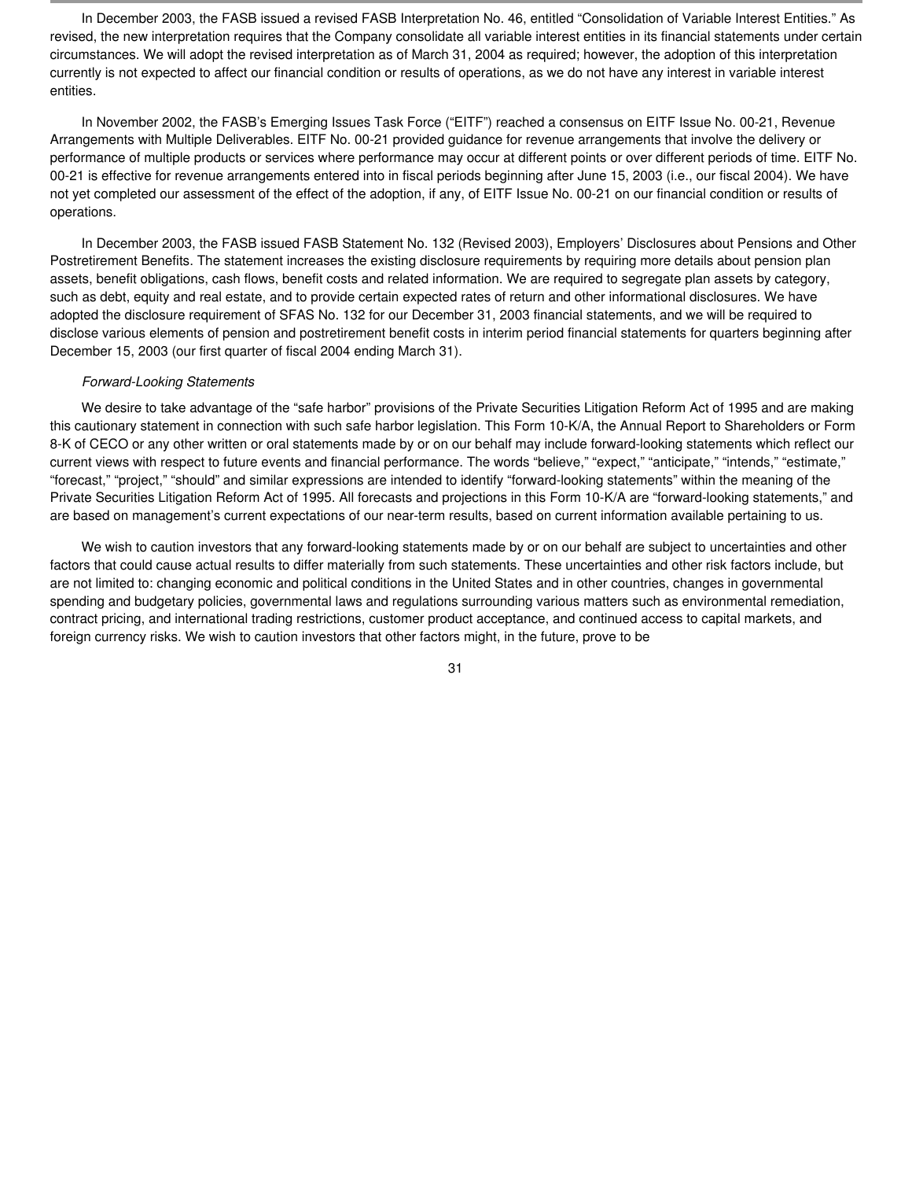In December 2003, the FASB issued a revised FASB Interpretation No. 46, entitled "Consolidation of Variable Interest Entities." As revised, the new interpretation requires that the Company consolidate all variable interest entities in its financial statements under certain circumstances. We will adopt the revised interpretation as of March 31, 2004 as required; however, the adoption of this interpretation currently is not expected to affect our financial condition or results of operations, as we do not have any interest in variable interest entities.

In November 2002, the FASB's Emerging Issues Task Force ("EITF") reached a consensus on EITF Issue No. 00-21, Revenue Arrangements with Multiple Deliverables. EITF No. 00-21 provided guidance for revenue arrangements that involve the delivery or performance of multiple products or services where performance may occur at different points or over different periods of time. EITF No. 00-21 is effective for revenue arrangements entered into in fiscal periods beginning after June 15, 2003 (i.e., our fiscal 2004). We have not yet completed our assessment of the effect of the adoption, if any, of EITF Issue No. 00-21 on our financial condition or results of operations.

In December 2003, the FASB issued FASB Statement No. 132 (Revised 2003), Employers' Disclosures about Pensions and Other Postretirement Benefits. The statement increases the existing disclosure requirements by requiring more details about pension plan assets, benefit obligations, cash flows, benefit costs and related information. We are required to segregate plan assets by category, such as debt, equity and real estate, and to provide certain expected rates of return and other informational disclosures. We have adopted the disclosure requirement of SFAS No. 132 for our December 31, 2003 financial statements, and we will be required to disclose various elements of pension and postretirement benefit costs in interim period financial statements for quarters beginning after December 15, 2003 (our first quarter of fiscal 2004 ending March 31).

*Forward-Looking Statements*

We desire to take advantage of the "safe harbor" provisions of the Private Securities Litigation Reform Act of 1995 and are making this cautionary statement in connection with such safe harbor legislation. This Form 10-K/A, the Annual Report to Shareholders or Form 8-K of CECO or any other written or oral statements made by or on our behalf may include forward-looking statements which reflect our current views with respect to future events and financial performance. The words "believe," "expect," "anticipate," "intends," "estimate," "forecast," "project," "should" and similar expressions are intended to identify "forward-looking statements" within the meaning of the Private Securities Litigation Reform Act of 1995. All forecasts and projections in this Form 10-K/A are "forward-looking statements," and are based on management's current expectations of our near-term results, based on current information available pertaining to us.

We wish to caution investors that any forward-looking statements made by or on our behalf are subject to uncertainties and other factors that could cause actual results to differ materially from such statements. These uncertainties and other risk factors include, but are not limited to: changing economic and political conditions in the United States and in other countries, changes in governmental spending and budgetary policies, governmental laws and regulations surrounding various matters such as environmental remediation, contract pricing, and international trading restrictions, customer product acceptance, and continued access to capital markets, and foreign currency risks. We wish to caution investors that other factors might, in the future, prove to be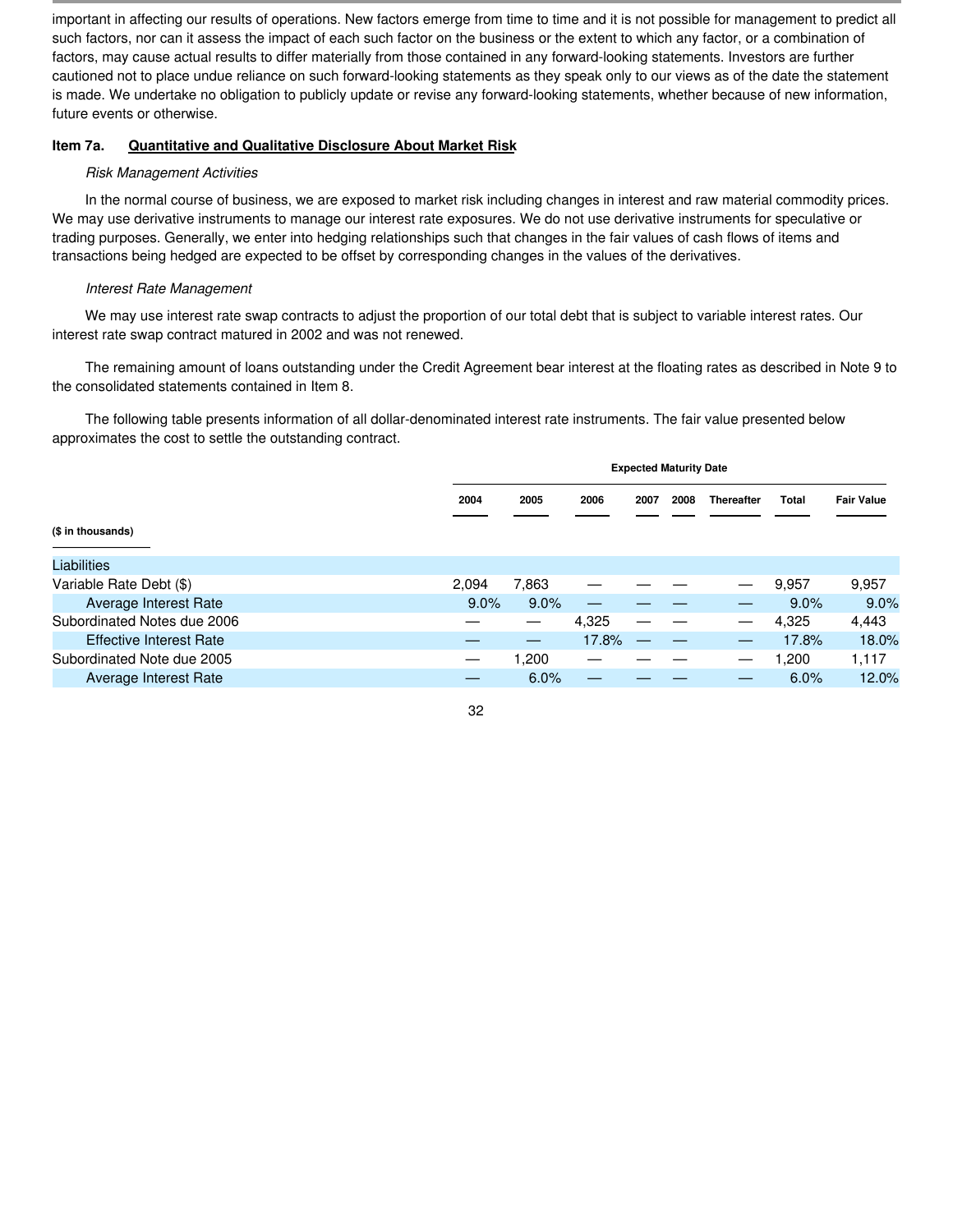important in affecting our results of operations. New factors emerge from time to time and it is not possible for management to predict all such factors, nor can it assess the impact of each such factor on the business or the extent to which any factor, or a combination of factors, may cause actual results to differ materially from those contained in any forward-looking statements. Investors are further cautioned not to place undue reliance on such forward-looking statements as they speak only to our views as of the date the statement is made. We undertake no obligation to publicly update or revise any forward-looking statements, whether because of new information, future events or otherwise.

### Item 7a. Quantitative and Qualitative Disclosure About Market Risk

*Risk Management Activities*

In the normal course of business, we are exposed to market risk including changes in interest and raw material commodity prices. We may use derivative instruments to manage our interest rate exposures. We do not use derivative instruments for speculative or trading purposes. Generally, we enter into hedging relationships such that changes in the fair values of cash flows of items and transactions being hedged are expected to be offset by corresponding changes in the values of the derivatives.

*Interest Rate Management*

We may use interest rate swap contracts to adjust the proportion of our total debt that is subject to variable interest rates. Our interest rate swap contract matured in 2002 and was not renewed.

The remaining amount of loans outstanding under the Credit Agreement bear interest at the floating rates as described in Note 9 to the consolidated statements contained in Item 8.

The following table presents information of all dollar-denominated interest rate instruments. The fair value presented below approximates the cost to settle the outstanding contract.

| ($ in thousands) | Expected Maturity Date | | | | | | | |
|---|---|---|---|---|---|---|---|---|
| | 2004 | 2005 | 2006 | 2007 | 2008 | Thereafter | Total | Fair Value |
| Liabilities | | | | | | | | |
| Variable Rate Debt ($) | 2,094 | 7,863 | — | — | — | — | 9,957 | 9,957 |
| Average Interest Rate | 9.0% | 9.0% | — | — | — | — | 9.0% | 9.0% |
| Subordinated Notes due 2006 | — | — | 4,325 | — | — | — | 4,325 | 4,443 |
| Effective Interest Rate | — | — | 17.8% | — | — | — | 17.8% | 18.0% |
| Subordinated Note due 2005 | — | 1,200 | — | — | — | — | 1,200 | 1,117 |
| Average Interest Rate | — | 6.0% | — | — | — | — | 6.0% | 12.0% |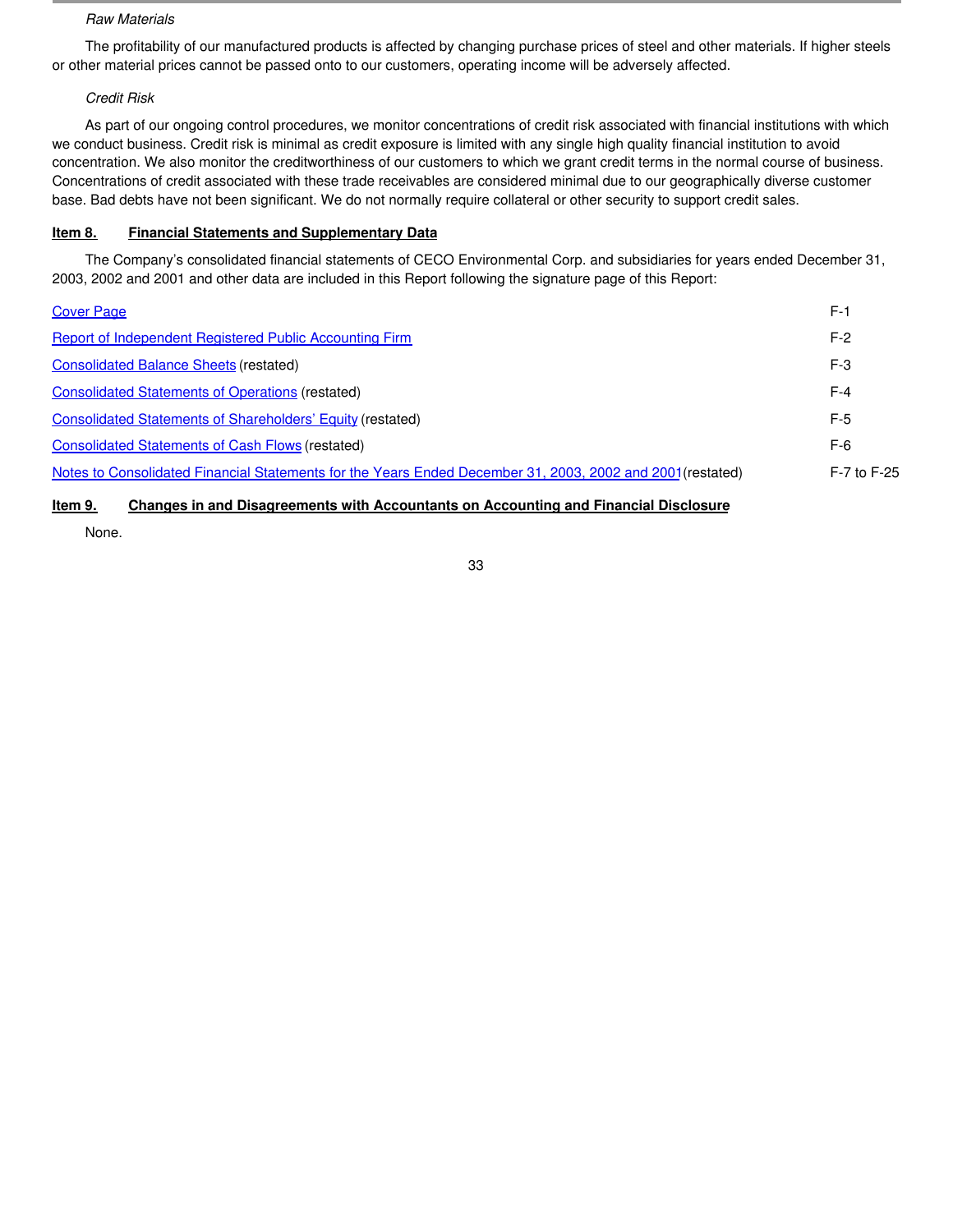*Raw Materials*

The profitability of our manufactured products is affected by changing purchase prices of steel and other materials. If higher steels or other material prices cannot be passed onto to our customers, operating income will be adversely affected.

*Credit Risk*

As part of our ongoing control procedures, we monitor concentrations of credit risk associated with financial institutions with which we conduct business. Credit risk is minimal as credit exposure is limited with any single high quality financial institution to avoid concentration. We also monitor the creditworthiness of our customers to which we grant credit terms in the normal course of business. Concentrations of credit associated with these trade receivables are considered minimal due to our geographically diverse customer base. Bad debts have not been significant. We do not normally require collateral or other security to support credit sales.

## Item 8. Financial Statements and Supplementary Data

The Company's consolidated financial statements of CECO Environmental Corp. and subsidiaries for years ended December 31, 2003, 2002 and 2001 and other data are included in this Report following the signature page of this Report:

| | |
|---|---|
| Cover Page | F-1 |
| Report of Independent Registered Public Accounting Firm | F-2 |
| Consolidated Balance Sheets (restated) | F-3 |
| Consolidated Statements of Operations (restated) | F-4 |
| Consolidated Statements of Shareholders' Equity (restated) | F-5 |
| Consolidated Statements of Cash Flows (restated) | F-6 |
| Notes to Consolidated Financial Statements for the Years Ended December 31, 2003, 2002 and 2001 (restated) | F-7 to F-25 |

## Item 9. Changes in and Disagreements with Accountants on Accounting and Financial Disclosure

None.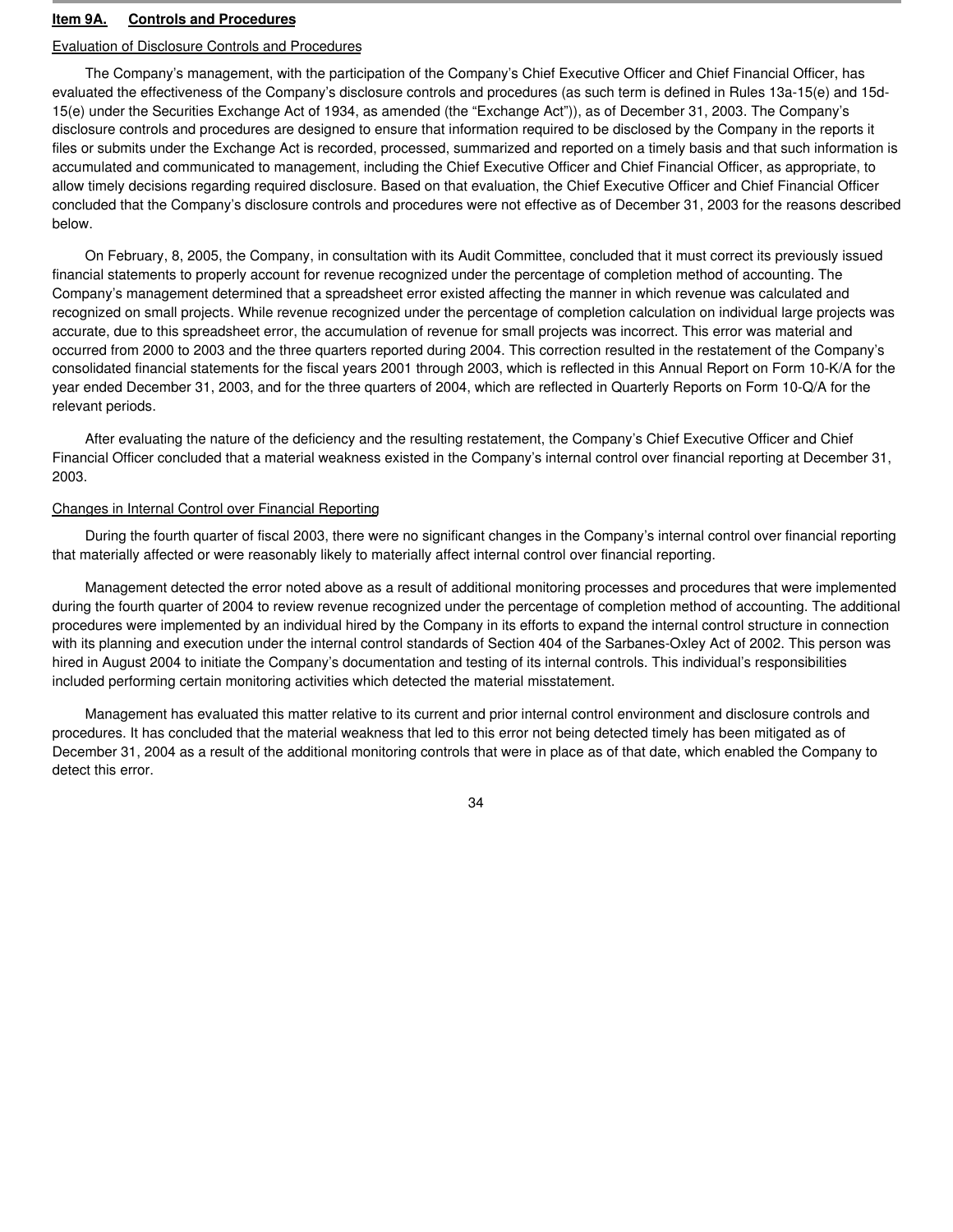## Item 9A. Controls and Procedures

Evaluation of Disclosure Controls and Procedures

The Company's management, with the participation of the Company's Chief Executive Officer and Chief Financial Officer, has evaluated the effectiveness of the Company's disclosure controls and procedures (as such term is defined in Rules 13a-15(e) and 15d-15(e) under the Securities Exchange Act of 1934, as amended (the "Exchange Act")), as of December 31, 2003. The Company's disclosure controls and procedures are designed to ensure that information required to be disclosed by the Company in the reports it files or submits under the Exchange Act is recorded, processed, summarized and reported on a timely basis and that such information is accumulated and communicated to management, including the Chief Executive Officer and Chief Financial Officer, as appropriate, to allow timely decisions regarding required disclosure. Based on that evaluation, the Chief Executive Officer and Chief Financial Officer concluded that the Company's disclosure controls and procedures were not effective as of December 31, 2003 for the reasons described below.

On February, 8, 2005, the Company, in consultation with its Audit Committee, concluded that it must correct its previously issued financial statements to properly account for revenue recognized under the percentage of completion method of accounting. The Company's management determined that a spreadsheet error existed affecting the manner in which revenue was calculated and recognized on small projects. While revenue recognized under the percentage of completion calculation on individual large projects was accurate, due to this spreadsheet error, the accumulation of revenue for small projects was incorrect. This error was material and occurred from 2000 to 2003 and the three quarters reported during 2004. This correction resulted in the restatement of the Company's consolidated financial statements for the fiscal years 2001 through 2003, which is reflected in this Annual Report on Form 10-K/A for the year ended December 31, 2003, and for the three quarters of 2004, which are reflected in Quarterly Reports on Form 10-Q/A for the relevant periods.

After evaluating the nature of the deficiency and the resulting restatement, the Company's Chief Executive Officer and Chief Financial Officer concluded that a material weakness existed in the Company's internal control over financial reporting at December 31, 2003.

Changes in Internal Control over Financial Reporting

During the fourth quarter of fiscal 2003, there were no significant changes in the Company's internal control over financial reporting that materially affected or were reasonably likely to materially affect internal control over financial reporting.

Management detected the error noted above as a result of additional monitoring processes and procedures that were implemented during the fourth quarter of 2004 to review revenue recognized under the percentage of completion method of accounting. The additional procedures were implemented by an individual hired by the Company in its efforts to expand the internal control structure in connection with its planning and execution under the internal control standards of Section 404 of the Sarbanes-Oxley Act of 2002. This person was hired in August 2004 to initiate the Company's documentation and testing of its internal controls. This individual's responsibilities included performing certain monitoring activities which detected the material misstatement.

Management has evaluated this matter relative to its current and prior internal control environment and disclosure controls and procedures. It has concluded that the material weakness that led to this error not being detected timely has been mitigated as of December 31, 2004 as a result of the additional monitoring controls that were in place as of that date, which enabled the Company to detect this error.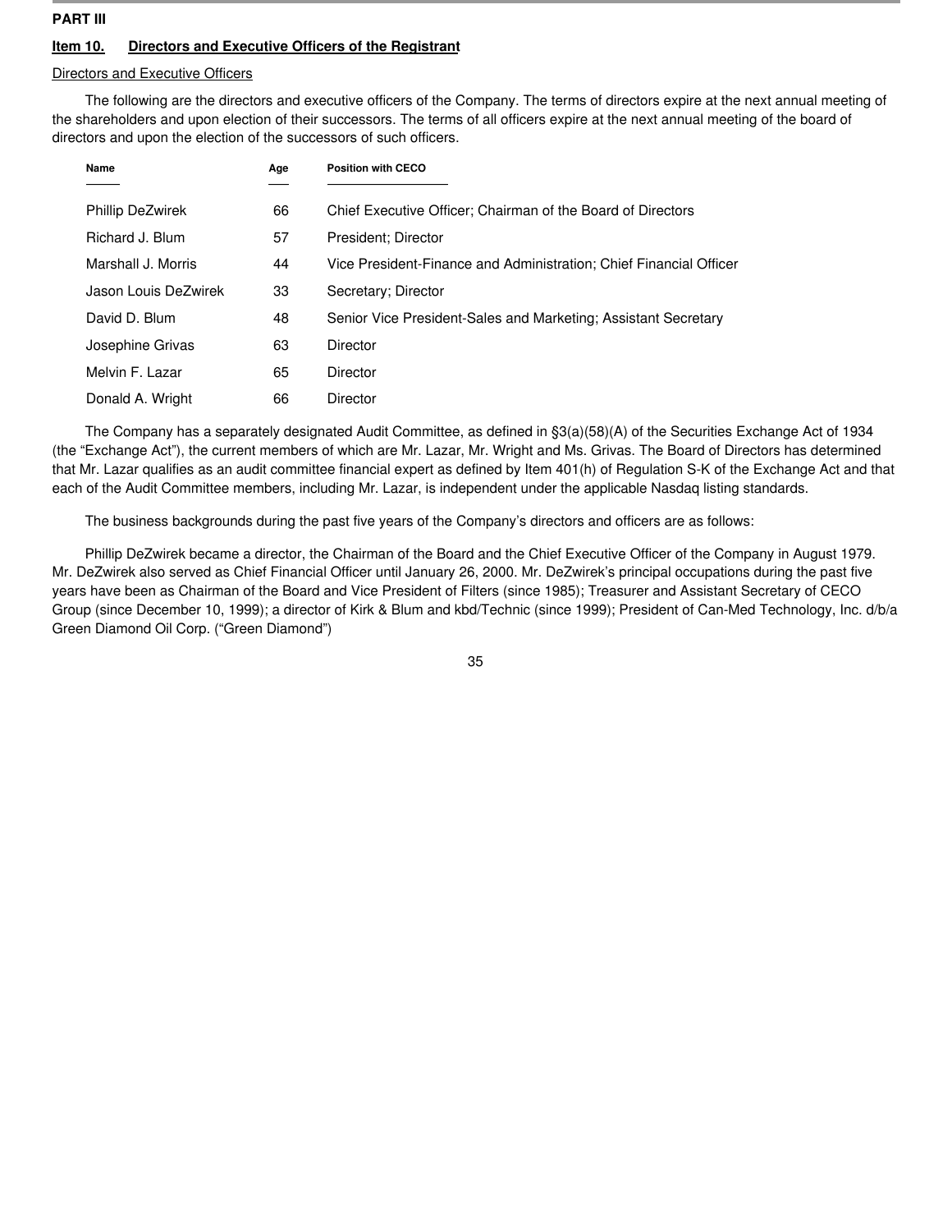## PART III

### Item 10. Directors and Executive Officers of the Registrant

Directors and Executive Officers

The following are the directors and executive officers of the Company. The terms of directors expire at the next annual meeting of the shareholders and upon election of their successors. The terms of all officers expire at the next annual meeting of the board of directors and upon the election of the successors of such officers.

| Name | Age | Position with CECO |
| --- | --- | --- |
| Phillip DeZwirek | 66 | Chief Executive Officer; Chairman of the Board of Directors |
| Richard J. Blum | 57 | President; Director |
| Marshall J. Morris | 44 | Vice President-Finance and Administration; Chief Financial Officer |
| Jason Louis DeZwirek | 33 | Secretary; Director |
| David D. Blum | 48 | Senior Vice President-Sales and Marketing; Assistant Secretary |
| Josephine Grivas | 63 | Director |
| Melvin F. Lazar | 65 | Director |
| Donald A. Wright | 66 | Director |

The Company has a separately designated Audit Committee, as defined in §3(a)(58)(A) of the Securities Exchange Act of 1934 (the "Exchange Act"), the current members of which are Mr. Lazar, Mr. Wright and Ms. Grivas. The Board of Directors has determined that Mr. Lazar qualifies as an audit committee financial expert as defined by Item 401(h) of Regulation S-K of the Exchange Act and that each of the Audit Committee members, including Mr. Lazar, is independent under the applicable Nasdaq listing standards.

The business backgrounds during the past five years of the Company's directors and officers are as follows:

Phillip DeZwirek became a director, the Chairman of the Board and the Chief Executive Officer of the Company in August 1979. Mr. DeZwirek also served as Chief Financial Officer until January 26, 2000. Mr. DeZwirek's principal occupations during the past five years have been as Chairman of the Board and Vice President of Filters (since 1985); Treasurer and Assistant Secretary of CECO Group (since December 10, 1999); a director of Kirk & Blum and kbd/Technic (since 1999); President of Can-Med Technology, Inc. d/b/a Green Diamond Oil Corp. ("Green Diamond")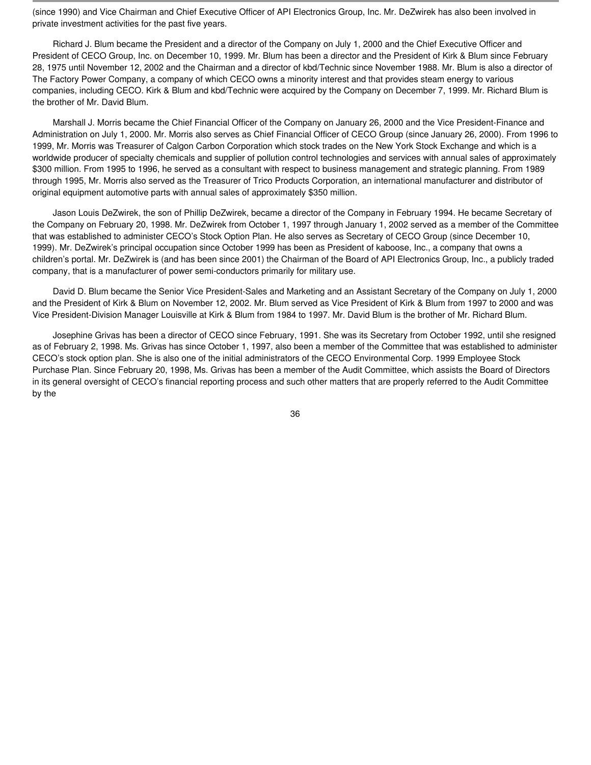(since 1990) and Vice Chairman and Chief Executive Officer of API Electronics Group, Inc. Mr. DeZwirek has also been involved in private investment activities for the past five years.

Richard J. Blum became the President and a director of the Company on July 1, 2000 and the Chief Executive Officer and President of CECO Group, Inc. on December 10, 1999. Mr. Blum has been a director and the President of Kirk & Blum since February 28, 1975 until November 12, 2002 and the Chairman and a director of kbd/Technic since November 1988. Mr. Blum is also a director of The Factory Power Company, a company of which CECO owns a minority interest and that provides steam energy to various companies, including CECO. Kirk & Blum and kbd/Technic were acquired by the Company on December 7, 1999. Mr. Richard Blum is the brother of Mr. David Blum.

Marshall J. Morris became the Chief Financial Officer of the Company on January 26, 2000 and the Vice President-Finance and Administration on July 1, 2000. Mr. Morris also serves as Chief Financial Officer of CECO Group (since January 26, 2000). From 1996 to 1999, Mr. Morris was Treasurer of Calgon Carbon Corporation which stock trades on the New York Stock Exchange and which is a worldwide producer of specialty chemicals and supplier of pollution control technologies and services with annual sales of approximately $300 million. From 1995 to 1996, he served as a consultant with respect to business management and strategic planning. From 1989 through 1995, Mr. Morris also served as the Treasurer of Trico Products Corporation, an international manufacturer and distributor of original equipment automotive parts with annual sales of approximately $350 million.

Jason Louis DeZwirek, the son of Phillip DeZwirek, became a director of the Company in February 1994. He became Secretary of the Company on February 20, 1998. Mr. DeZwirek from October 1, 1997 through January 1, 2002 served as a member of the Committee that was established to administer CECO's Stock Option Plan. He also serves as Secretary of CECO Group (since December 10, 1999). Mr. DeZwirek's principal occupation since October 1999 has been as President of kaboose, Inc., a company that owns a children's portal. Mr. DeZwirek is (and has been since 2001) the Chairman of the Board of API Electronics Group, Inc., a publicly traded company, that is a manufacturer of power semi-conductors primarily for military use.

David D. Blum became the Senior Vice President-Sales and Marketing and an Assistant Secretary of the Company on July 1, 2000 and the President of Kirk & Blum on November 12, 2002. Mr. Blum served as Vice President of Kirk & Blum from 1997 to 2000 and was Vice President-Division Manager Louisville at Kirk & Blum from 1984 to 1997. Mr. David Blum is the brother of Mr. Richard Blum.

Josephine Grivas has been a director of CECO since February, 1991. She was its Secretary from October 1992, until she resigned as of February 2, 1998. Ms. Grivas has since October 1, 1997, also been a member of the Committee that was established to administer CECO's stock option plan. She is also one of the initial administrators of the CECO Environmental Corp. 1999 Employee Stock Purchase Plan. Since February 20, 1998, Ms. Grivas has been a member of the Audit Committee, which assists the Board of Directors in its general oversight of CECO's financial reporting process and such other matters that are properly referred to the Audit Committee by the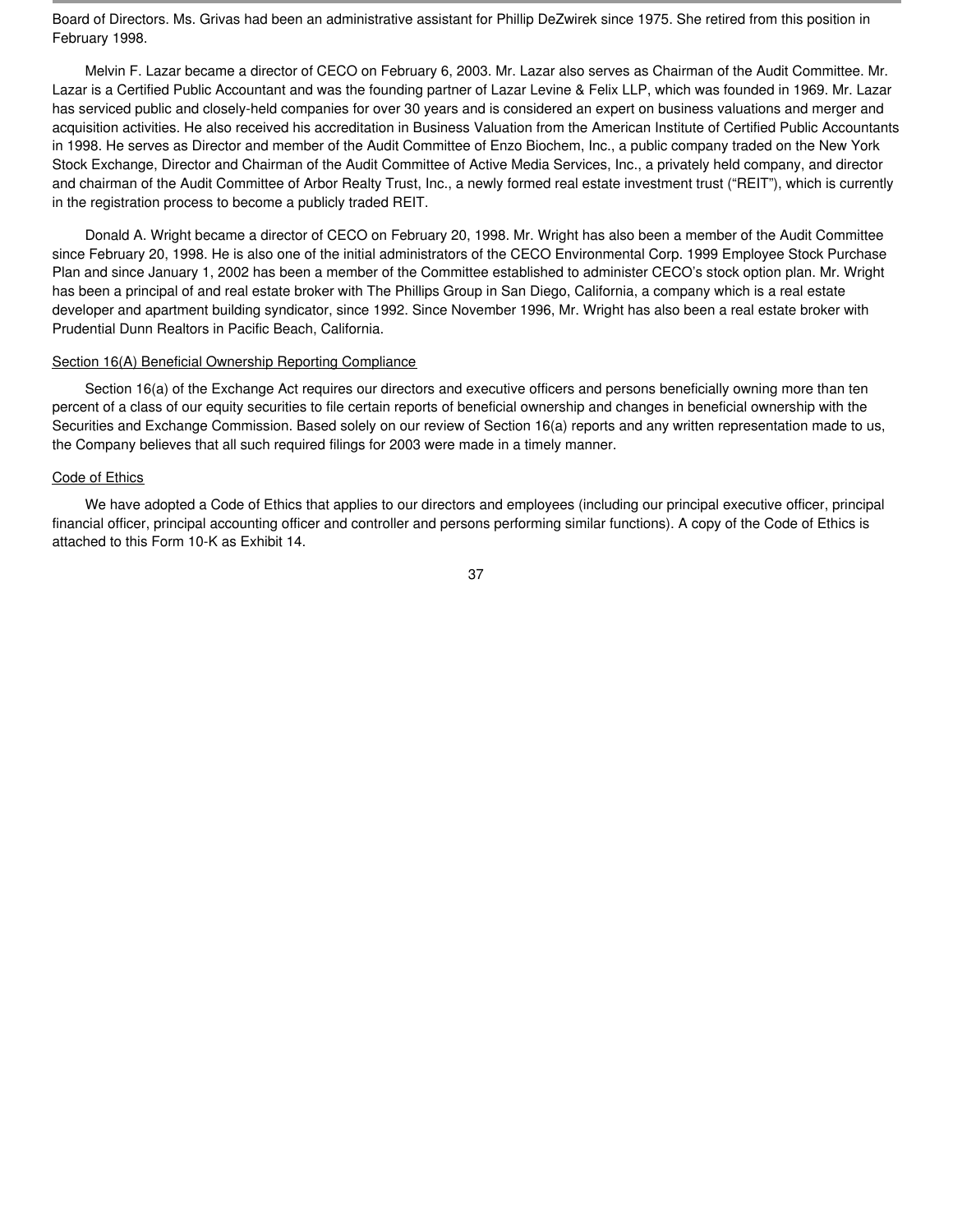Board of Directors. Ms. Grivas had been an administrative assistant for Phillip DeZwirek since 1975. She retired from this position in February 1998.

Melvin F. Lazar became a director of CECO on February 6, 2003. Mr. Lazar also serves as Chairman of the Audit Committee. Mr. Lazar is a Certified Public Accountant and was the founding partner of Lazar Levine & Felix LLP, which was founded in 1969. Mr. Lazar has serviced public and closely-held companies for over 30 years and is considered an expert on business valuations and merger and acquisition activities. He also received his accreditation in Business Valuation from the American Institute of Certified Public Accountants in 1998. He serves as Director and member of the Audit Committee of Enzo Biochem, Inc., a public company traded on the New York Stock Exchange, Director and Chairman of the Audit Committee of Active Media Services, Inc., a privately held company, and director and chairman of the Audit Committee of Arbor Realty Trust, Inc., a newly formed real estate investment trust ("REIT"), which is currently in the registration process to become a publicly traded REIT.

Donald A. Wright became a director of CECO on February 20, 1998. Mr. Wright has also been a member of the Audit Committee since February 20, 1998. He is also one of the initial administrators of the CECO Environmental Corp. 1999 Employee Stock Purchase Plan and since January 1, 2002 has been a member of the Committee established to administer CECO's stock option plan. Mr. Wright has been a principal of and real estate broker with The Phillips Group in San Diego, California, a company which is a real estate developer and apartment building syndicator, since 1992. Since November 1996, Mr. Wright has also been a real estate broker with Prudential Dunn Realtors in Pacific Beach, California.

Section 16(A) Beneficial Ownership Reporting Compliance

Section 16(a) of the Exchange Act requires our directors and executive officers and persons beneficially owning more than ten percent of a class of our equity securities to file certain reports of beneficial ownership and changes in beneficial ownership with the Securities and Exchange Commission. Based solely on our review of Section 16(a) reports and any written representation made to us, the Company believes that all such required filings for 2003 were made in a timely manner.

Code of Ethics

We have adopted a Code of Ethics that applies to our directors and employees (including our principal executive officer, principal financial officer, principal accounting officer and controller and persons performing similar functions). A copy of the Code of Ethics is attached to this Form 10-K as Exhibit 14.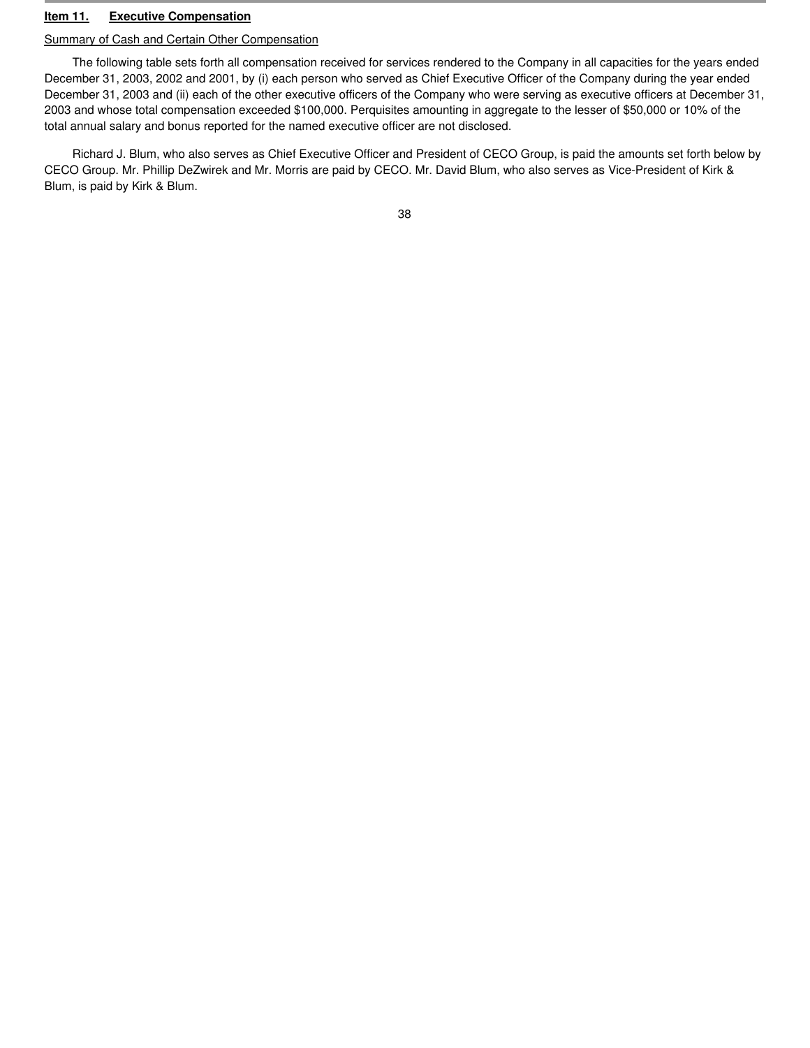## Item 11. Executive Compensation

Summary of Cash and Certain Other Compensation

The following table sets forth all compensation received for services rendered to the Company in all capacities for the years ended December 31, 2003, 2002 and 2001, by (i) each person who served as Chief Executive Officer of the Company during the year ended December 31, 2003 and (ii) each of the other executive officers of the Company who were serving as executive officers at December 31, 2003 and whose total compensation exceeded $100,000. Perquisites amounting in aggregate to the lesser of $50,000 or 10% of the total annual salary and bonus reported for the named executive officer are not disclosed.

Richard J. Blum, who also serves as Chief Executive Officer and President of CECO Group, is paid the amounts set forth below by CECO Group. Mr. Phillip DeZwirek and Mr. Morris are paid by CECO. Mr. David Blum, who also serves as Vice-President of Kirk & Blum, is paid by Kirk & Blum.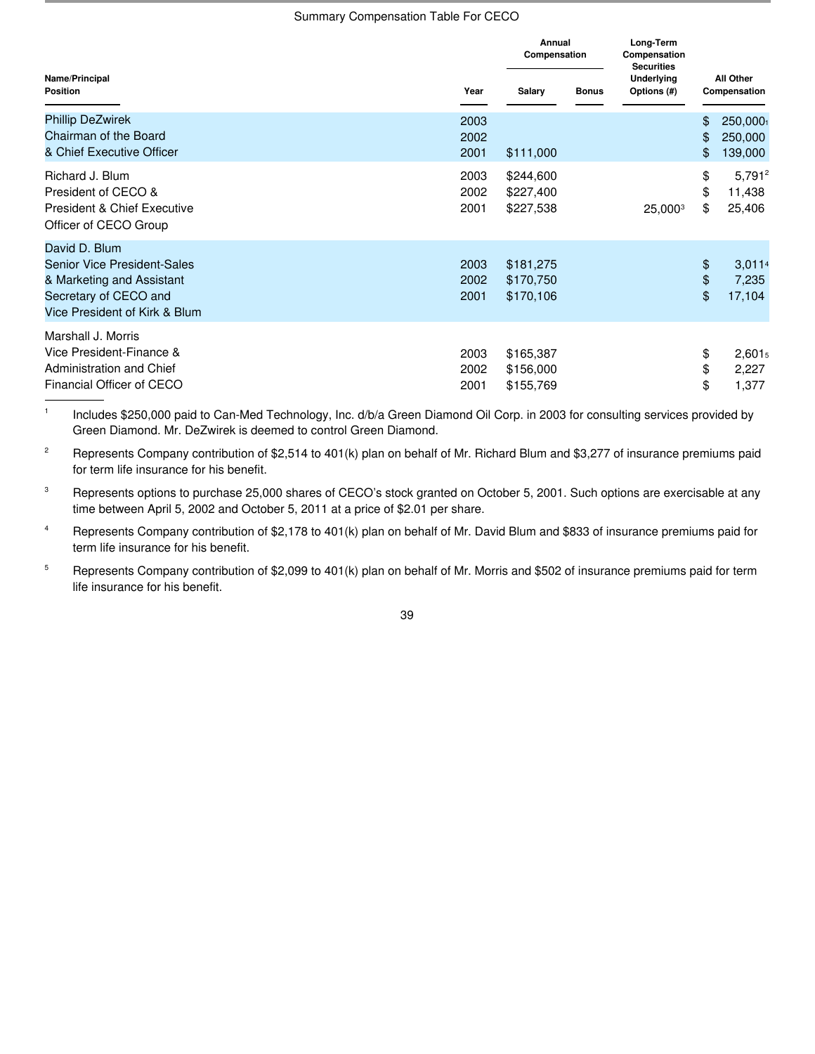Summary Compensation Table For CECO

| Name/Principal Position | Year | Annual Compensation Salary | Annual Compensation Bonus | Long-Term Compensation Securities Underlying Options (#) | All Other Compensation |
|---|---|---|---|---|---|
| Phillip DeZwirek<br>Chairman of the Board<br>& Chief Executive Officer | 2003 | | | | $ 250,000[1] |
| | 2002 | | | | $ 250,000 |
| | 2001 | $111,000 | | | $ 139,000 |
| Richard J. Blum<br>President of CECO &<br>President & Chief Executive<br>Officer of CECO Group | 2003 | $244,600 | | | $ 5,791[2] |
| | 2002 | $227,400 | | | $ 11,438 |
| | 2001 | $227,538 | | 25,000[3] | $ 25,406 |
| David D. Blum<br>Senior Vice President-Sales<br>& Marketing and Assistant<br>Secretary of CECO and<br>Vice President of Kirk & Blum | 2003 | $181,275 | | | $ 3,011[4] |
| | 2002 | $170,750 | | | $ 7,235 |
| | 2001 | $170,106 | | | $ 17,104 |
| Marshall J. Morris<br>Vice President-Finance &<br>Administration and Chief<br>Financial Officer of CECO | 2003 | $165,387 | | | $ 2,601[5] |
| | 2002 | $156,000 | | | $ 2,227 |
| | 2001 | $155,769 | | | $ 1,377 |

[1] Includes $250,000 paid to Can-Med Technology, Inc. d/b/a Green Diamond Oil Corp. in 2003 for consulting services provided by Green Diamond. Mr. DeZwirek is deemed to control Green Diamond.

[2] Represents Company contribution of $2,514 to 401(k) plan on behalf of Mr. Richard Blum and $3,277 of insurance premiums paid for term life insurance for his benefit.

[3] Represents options to purchase 25,000 shares of CECO's stock granted on October 5, 2001. Such options are exercisable at any time between April 5, 2002 and October 5, 2011 at a price of $2.01 per share.

[4] Represents Company contribution of $2,178 to 401(k) plan on behalf of Mr. David Blum and $833 of insurance premiums paid for term life insurance for his benefit.

[5] Represents Company contribution of $2,099 to 401(k) plan on behalf of Mr. Morris and $502 of insurance premiums paid for term life insurance for his benefit.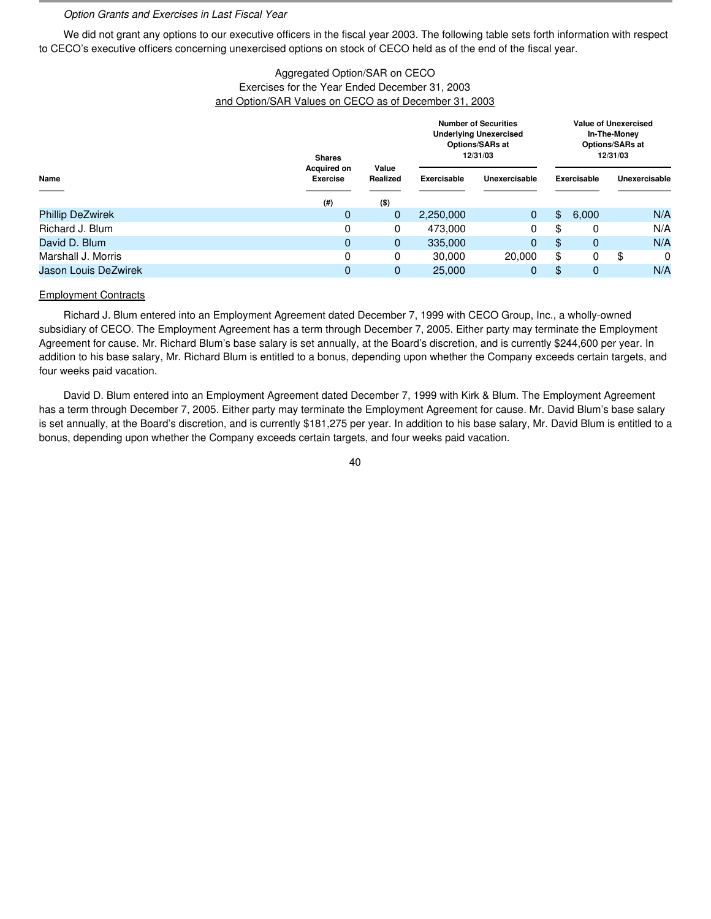*Option Grants and Exercises in Last Fiscal Year*

We did not grant any options to our executive officers in the fiscal year 2003. The following table sets forth information with respect to CECO's executive officers concerning unexercised options on stock of CECO held as of the end of the fiscal year.

Aggregated Option/SAR on CECO
Exercises for the Year Ended December 31, 2003
and Option/SAR Values on CECO as of December 31, 2003

| Name | Shares Acquired on Exercise | Value Realized | Number of Securities Underlying Unexercised Options/SARs at 12/31/03 | | Value of Unexercised In-The-Money Options/SARs at 12/31/03 | |
|---|---|---|---|---|---|---|
| | | | Exercisable | Unexercisable | Exercisable | Unexercisable |
| | (#) | ($) | | | | |
| Phillip DeZwirek | 0 | 0 | 2,250,000 | 0 | $ 6,000 | N/A |
| Richard J. Blum | 0 | 0 | 473,000 | 0 | $ 0 | N/A |
| David D. Blum | 0 | 0 | 335,000 | 0 | $ 0 | N/A |
| Marshall J. Morris | 0 | 0 | 30,000 | 20,000 | $ 0 | $ 0 |
| Jason Louis DeZwirek | 0 | 0 | 25,000 | 0 | $ 0 | N/A |

Employment Contracts

Richard J. Blum entered into an Employment Agreement dated December 7, 1999 with CECO Group, Inc., a wholly-owned subsidiary of CECO. The Employment Agreement has a term through December 7, 2005. Either party may terminate the Employment Agreement for cause. Mr. Richard Blum's base salary is set annually, at the Board's discretion, and is currently $244,600 per year. In addition to his base salary, Mr. Richard Blum is entitled to a bonus, depending upon whether the Company exceeds certain targets, and four weeks paid vacation.

David D. Blum entered into an Employment Agreement dated December 7, 1999 with Kirk & Blum. The Employment Agreement has a term through December 7, 2005. Either party may terminate the Employment Agreement for cause. Mr. David Blum's base salary is set annually, at the Board's discretion, and is currently $181,275 per year. In addition to his base salary, Mr. David Blum is entitled to a bonus, depending upon whether the Company exceeds certain targets, and four weeks paid vacation.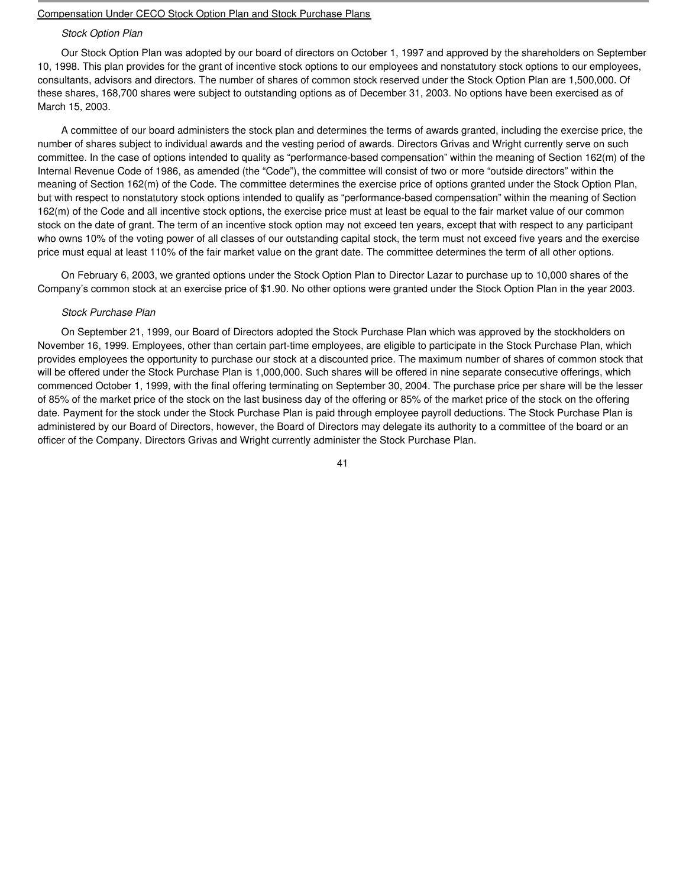Compensation Under CECO Stock Option Plan and Stock Purchase Plans

*Stock Option Plan*

Our Stock Option Plan was adopted by our board of directors on October 1, 1997 and approved by the shareholders on September 10, 1998. This plan provides for the grant of incentive stock options to our employees and nonstatutory stock options to our employees, consultants, advisors and directors. The number of shares of common stock reserved under the Stock Option Plan are 1,500,000. Of these shares, 168,700 shares were subject to outstanding options as of December 31, 2003. No options have been exercised as of March 15, 2003.

A committee of our board administers the stock plan and determines the terms of awards granted, including the exercise price, the number of shares subject to individual awards and the vesting period of awards. Directors Grivas and Wright currently serve on such committee. In the case of options intended to quality as "performance-based compensation" within the meaning of Section 162(m) of the Internal Revenue Code of 1986, as amended (the "Code"), the committee will consist of two or more "outside directors" within the meaning of Section 162(m) of the Code. The committee determines the exercise price of options granted under the Stock Option Plan, but with respect to nonstatutory stock options intended to qualify as "performance-based compensation" within the meaning of Section 162(m) of the Code and all incentive stock options, the exercise price must at least be equal to the fair market value of our common stock on the date of grant. The term of an incentive stock option may not exceed ten years, except that with respect to any participant who owns 10% of the voting power of all classes of our outstanding capital stock, the term must not exceed five years and the exercise price must equal at least 110% of the fair market value on the grant date. The committee determines the term of all other options.

On February 6, 2003, we granted options under the Stock Option Plan to Director Lazar to purchase up to 10,000 shares of the Company's common stock at an exercise price of $1.90. No other options were granted under the Stock Option Plan in the year 2003.

*Stock Purchase Plan*

On September 21, 1999, our Board of Directors adopted the Stock Purchase Plan which was approved by the stockholders on November 16, 1999. Employees, other than certain part-time employees, are eligible to participate in the Stock Purchase Plan, which provides employees the opportunity to purchase our stock at a discounted price. The maximum number of shares of common stock that will be offered under the Stock Purchase Plan is 1,000,000. Such shares will be offered in nine separate consecutive offerings, which commenced October 1, 1999, with the final offering terminating on September 30, 2004. The purchase price per share will be the lesser of 85% of the market price of the stock on the last business day of the offering or 85% of the market price of the stock on the offering date. Payment for the stock under the Stock Purchase Plan is paid through employee payroll deductions. The Stock Purchase Plan is administered by our Board of Directors, however, the Board of Directors may delegate its authority to a committee of the board or an officer of the Company. Directors Grivas and Wright currently administer the Stock Purchase Plan.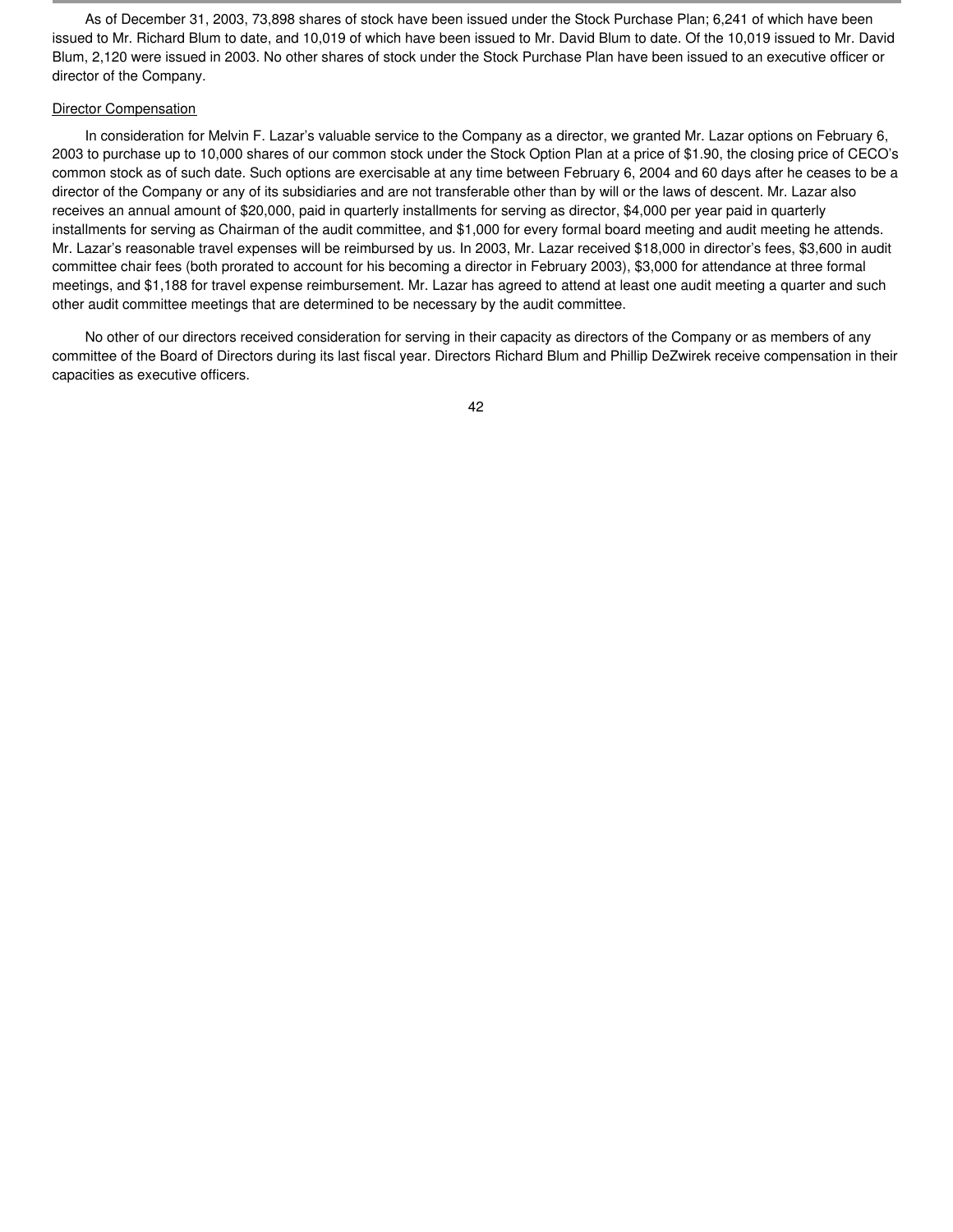As of December 31, 2003, 73,898 shares of stock have been issued under the Stock Purchase Plan; 6,241 of which have been issued to Mr. Richard Blum to date, and 10,019 of which have been issued to Mr. David Blum to date. Of the 10,019 issued to Mr. David Blum, 2,120 were issued in 2003. No other shares of stock under the Stock Purchase Plan have been issued to an executive officer or director of the Company.

Director Compensation

In consideration for Melvin F. Lazar's valuable service to the Company as a director, we granted Mr. Lazar options on February 6, 2003 to purchase up to 10,000 shares of our common stock under the Stock Option Plan at a price of $1.90, the closing price of CECO's common stock as of such date. Such options are exercisable at any time between February 6, 2004 and 60 days after he ceases to be a director of the Company or any of its subsidiaries and are not transferable other than by will or the laws of descent. Mr. Lazar also receives an annual amount of $20,000, paid in quarterly installments for serving as director, $4,000 per year paid in quarterly installments for serving as Chairman of the audit committee, and $1,000 for every formal board meeting and audit meeting he attends. Mr. Lazar's reasonable travel expenses will be reimbursed by us. In 2003, Mr. Lazar received $18,000 in director's fees, $3,600 in audit committee chair fees (both prorated to account for his becoming a director in February 2003), $3,000 for attendance at three formal meetings, and $1,188 for travel expense reimbursement. Mr. Lazar has agreed to attend at least one audit meeting a quarter and such other audit committee meetings that are determined to be necessary by the audit committee.

No other of our directors received consideration for serving in their capacity as directors of the Company or as members of any committee of the Board of Directors during its last fiscal year. Directors Richard Blum and Phillip DeZwirek receive compensation in their capacities as executive officers.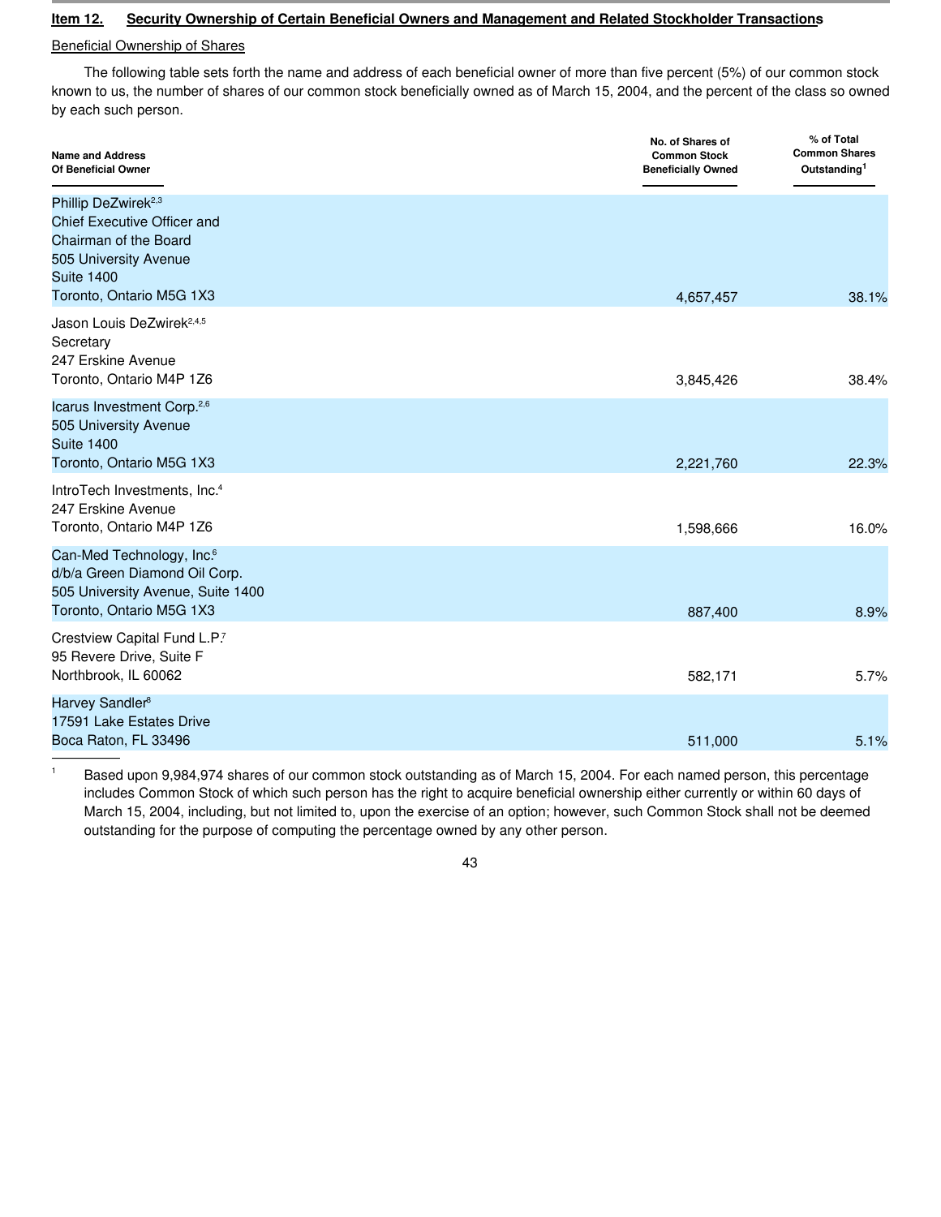## Item 12. Security Ownership of Certain Beneficial Owners and Management and Related Stockholder Transactions

Beneficial Ownership of Shares

The following table sets forth the name and address of each beneficial owner of more than five percent (5%) of our common stock known to us, the number of shares of our common stock beneficially owned as of March 15, 2004, and the percent of the class so owned by each such person.

| Name and Address Of Beneficial Owner | No. of Shares of Common Stock Beneficially Owned | % of Total Common Shares Outstanding[1] |
|---|---|---|
| Phillip DeZwirek[2,3] Chief Executive Officer and Chairman of the Board 505 University Avenue Suite 1400 Toronto, Ontario M5G 1X3 | 4,657,457 | 38.1% |
| Jason Louis DeZwirek[2,4,5] Secretary 247 Erskine Avenue Toronto, Ontario M4P 1Z6 | 3,845,426 | 38.4% |
| Icarus Investment Corp.[2,6] 505 University Avenue Suite 1400 Toronto, Ontario M5G 1X3 | 2,221,760 | 22.3% |
| IntroTech Investments, Inc.[4] 247 Erskine Avenue Toronto, Ontario M4P 1Z6 | 1,598,666 | 16.0% |
| Can-Med Technology, Inc.[5] d/b/a Green Diamond Oil Corp. 505 University Avenue, Suite 1400 Toronto, Ontario M5G 1X3 | 887,400 | 8.9% |
| Crestview Capital Fund L.P.[7] 95 Revere Drive, Suite F Northbrook, IL 60062 | 582,171 | 5.7% |
| Harvey Sandler[8] 17591 Lake Estates Drive Boca Raton, FL 33496 | 511,000 | 5.1% |

[1] Based upon 9,984,974 shares of our common stock outstanding as of March 15, 2004. For each named person, this percentage includes Common Stock of which such person has the right to acquire beneficial ownership either currently or within 60 days of March 15, 2004, including, but not limited to, upon the exercise of an option; however, such Common Stock shall not be deemed outstanding for the purpose of computing the percentage owned by any other person.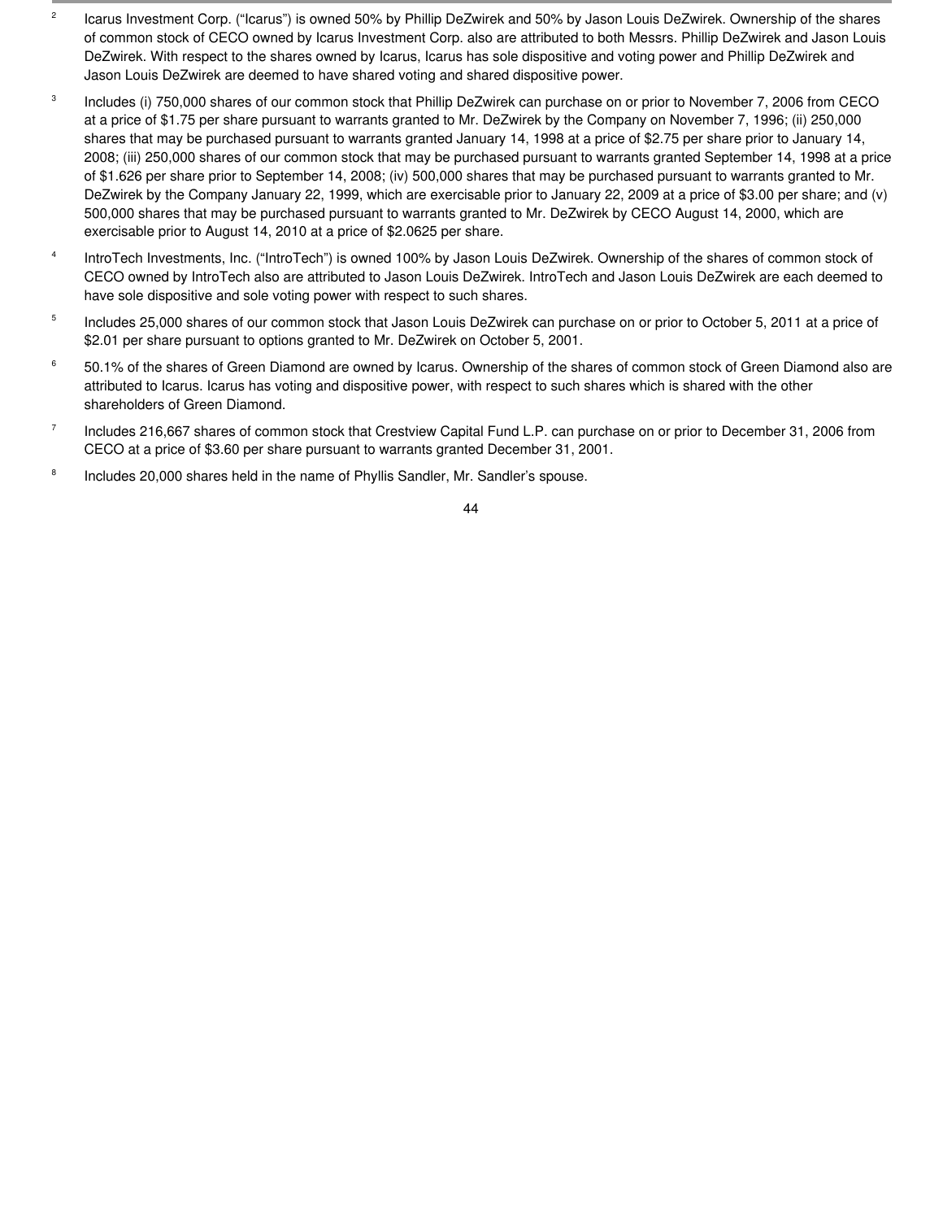[2] Icarus Investment Corp. (“Icarus”) is owned 50% by Phillip DeZwirek and 50% by Jason Louis DeZwirek. Ownership of the shares of common stock of CECO owned by Icarus Investment Corp. also are attributed to both Messrs. Phillip DeZwirek and Jason Louis DeZwirek. With respect to the shares owned by Icarus, Icarus has sole dispositive and voting power and Phillip DeZwirek and Jason Louis DeZwirek are deemed to have shared voting and shared dispositive power.

[3] Includes (i) 750,000 shares of our common stock that Phillip DeZwirek can purchase on or prior to November 7, 2006 from CECO at a price of $1.75 per share pursuant to warrants granted to Mr. DeZwirek by the Company on November 7, 1996; (ii) 250,000 shares that may be purchased pursuant to warrants granted January 14, 1998 at a price of $2.75 per share prior to January 14, 2008; (iii) 250,000 shares of our common stock that may be purchased pursuant to warrants granted September 14, 1998 at a price of $1.626 per share prior to September 14, 2008; (iv) 500,000 shares that may be purchased pursuant to warrants granted to Mr. DeZwirek by the Company January 22, 1999, which are exercisable prior to January 22, 2009 at a price of $3.00 per share; and (v) 500,000 shares that may be purchased pursuant to warrants granted to Mr. DeZwirek by CECO August 14, 2000, which are exercisable prior to August 14, 2010 at a price of $2.0625 per share.

[4] IntroTech Investments, Inc. (“IntroTech”) is owned 100% by Jason Louis DeZwirek. Ownership of the shares of common stock of CECO owned by IntroTech also are attributed to Jason Louis DeZwirek. IntroTech and Jason Louis DeZwirek are each deemed to have sole dispositive and sole voting power with respect to such shares.

[5] Includes 25,000 shares of our common stock that Jason Louis DeZwirek can purchase on or prior to October 5, 2011 at a price of $2.01 per share pursuant to options granted to Mr. DeZwirek on October 5, 2001.

[6] 50.1% of the shares of Green Diamond are owned by Icarus. Ownership of the shares of common stock of Green Diamond also are attributed to Icarus. Icarus has voting and dispositive power, with respect to such shares which is shared with the other shareholders of Green Diamond.

[7] Includes 216,667 shares of common stock that Crestview Capital Fund L.P. can purchase on or prior to December 31, 2006 from CECO at a price of $3.60 per share pursuant to warrants granted December 31, 2001.

[8] Includes 20,000 shares held in the name of Phyllis Sandler, Mr. Sandler’s spouse.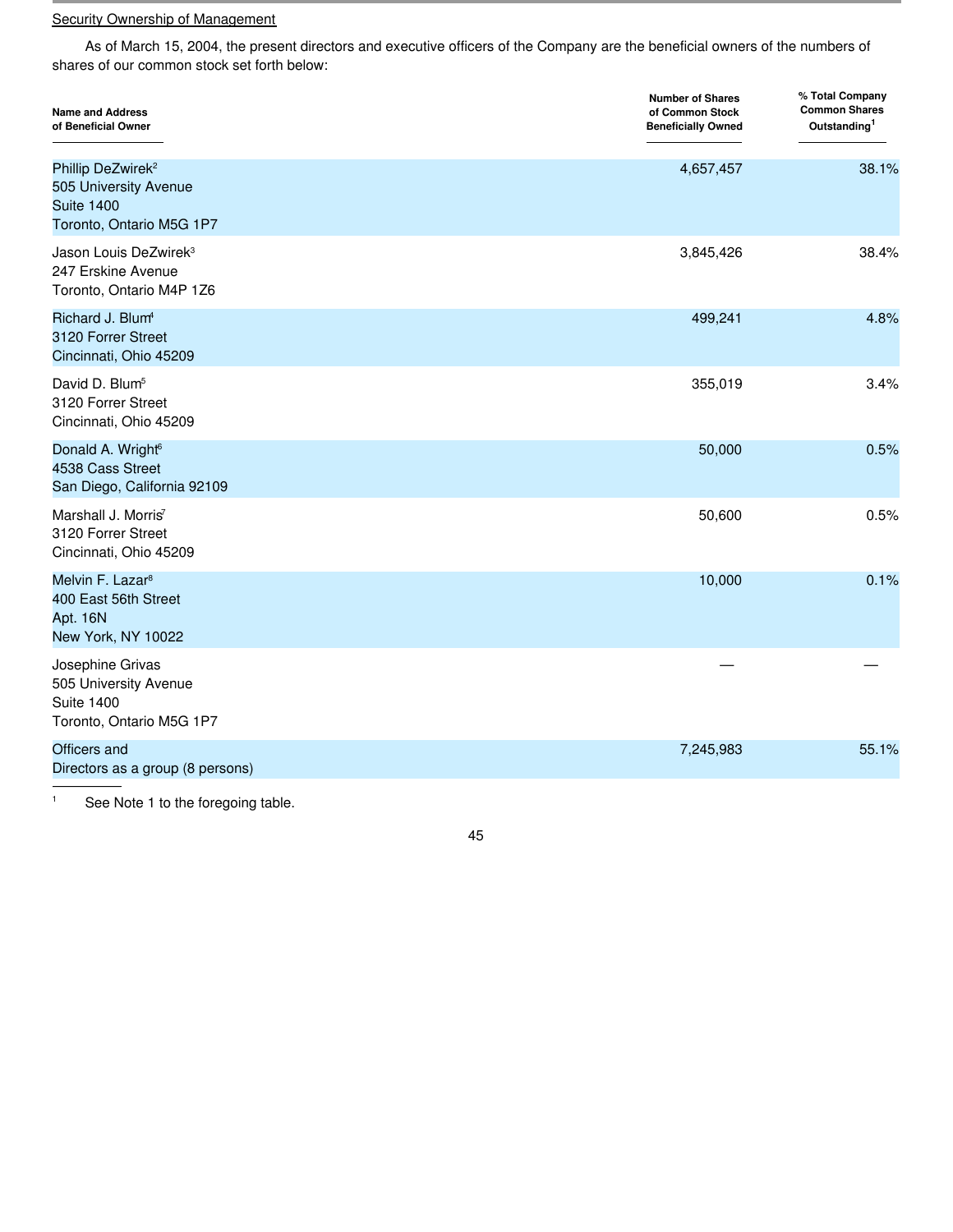Security Ownership of Management

As of March 15, 2004, the present directors and executive officers of the Company are the beneficial owners of the numbers of shares of our common stock set forth below:

| Name and Address of Beneficial Owner | Number of Shares of Common Stock Beneficially Owned | % Total Company Common Shares Outstanding[1] |
|---|---|---|
| Phillip DeZwirek[2]<br>505 University Avenue<br>Suite 1400<br>Toronto, Ontario M5G 1P7 | 4,657,457 | 38.1% |
| Jason Louis DeZwirek[3]<br>247 Erskine Avenue<br>Toronto, Ontario M4P 1Z6 | 3,845,426 | 38.4% |
| Richard J. Blum[4]<br>3120 Forrer Street<br>Cincinnati, Ohio 45209 | 499,241 | 4.8% |
| David D. Blum[5]<br>3120 Forrer Street<br>Cincinnati, Ohio 45209 | 355,019 | 3.4% |
| Donald A. Wright[6]<br>4538 Cass Street<br>San Diego, California 92109 | 50,000 | 0.5% |
| Marshall J. Morris[7]<br>3120 Forrer Street<br>Cincinnati, Ohio 45209 | 50,600 | 0.5% |
| Melvin F. Lazar[8]<br>400 East 56th Street<br>Apt. 16N<br>New York, NY 10022 | 10,000 | 0.1% |
| Josephine Grivas<br>505 University Avenue<br>Suite 1400<br>Toronto, Ontario M5G 1P7 | — | — |
| Officers and Directors as a group (8 persons) | 7,245,983 | 55.1% |

[1] See Note 1 to the foregoing table.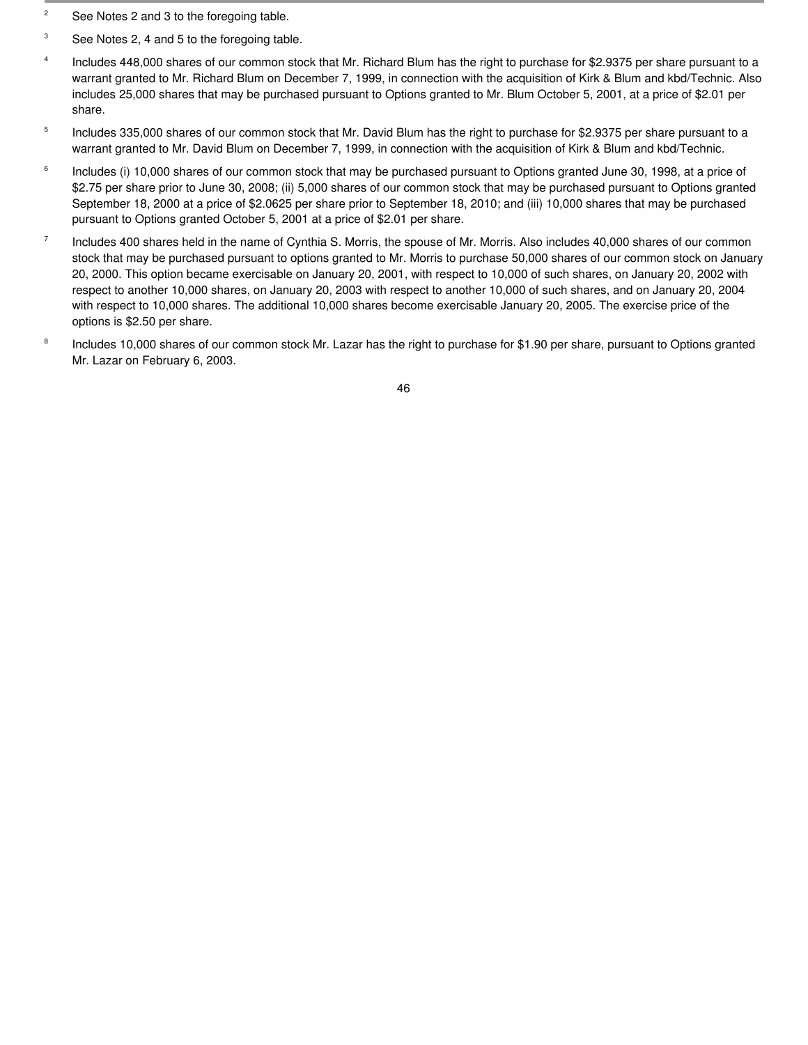[2] See Notes 2 and 3 to the foregoing table.

[3] See Notes 2, 4 and 5 to the foregoing table.

[4] Includes 448,000 shares of our common stock that Mr. Richard Blum has the right to purchase for $2.9375 per share pursuant to a warrant granted to Mr. Richard Blum on December 7, 1999, in connection with the acquisition of Kirk & Blum and kbd/Technic. Also includes 25,000 shares that may be purchased pursuant to Options granted to Mr. Blum October 5, 2001, at a price of $2.01 per share.

[5] Includes 335,000 shares of our common stock that Mr. David Blum has the right to purchase for $2.9375 per share pursuant to a warrant granted to Mr. David Blum on December 7, 1999, in connection with the acquisition of Kirk & Blum and kbd/Technic.

[6] Includes (i) 10,000 shares of our common stock that may be purchased pursuant to Options granted June 30, 1998, at a price of $2.75 per share prior to June 30, 2008; (ii) 5,000 shares of our common stock that may be purchased pursuant to Options granted September 18, 2000 at a price of $2.0625 per share prior to September 18, 2010; and (iii) 10,000 shares that may be purchased pursuant to Options granted October 5, 2001 at a price of $2.01 per share.

[7] Includes 400 shares held in the name of Cynthia S. Morris, the spouse of Mr. Morris. Also includes 40,000 shares of our common stock that may be purchased pursuant to options granted to Mr. Morris to purchase 50,000 shares of our common stock on January 20, 2000. This option became exercisable on January 20, 2001, with respect to 10,000 of such shares, on January 20, 2002 with respect to another 10,000 shares, on January 20, 2003 with respect to another 10,000 of such shares, and on January 20, 2004 with respect to 10,000 shares. The additional 10,000 shares become exercisable January 20, 2005. The exercise price of the options is $2.50 per share.

[8] Includes 10,000 shares of our common stock Mr. Lazar has the right to purchase for $1.90 per share, pursuant to Options granted Mr. Lazar on February 6, 2003.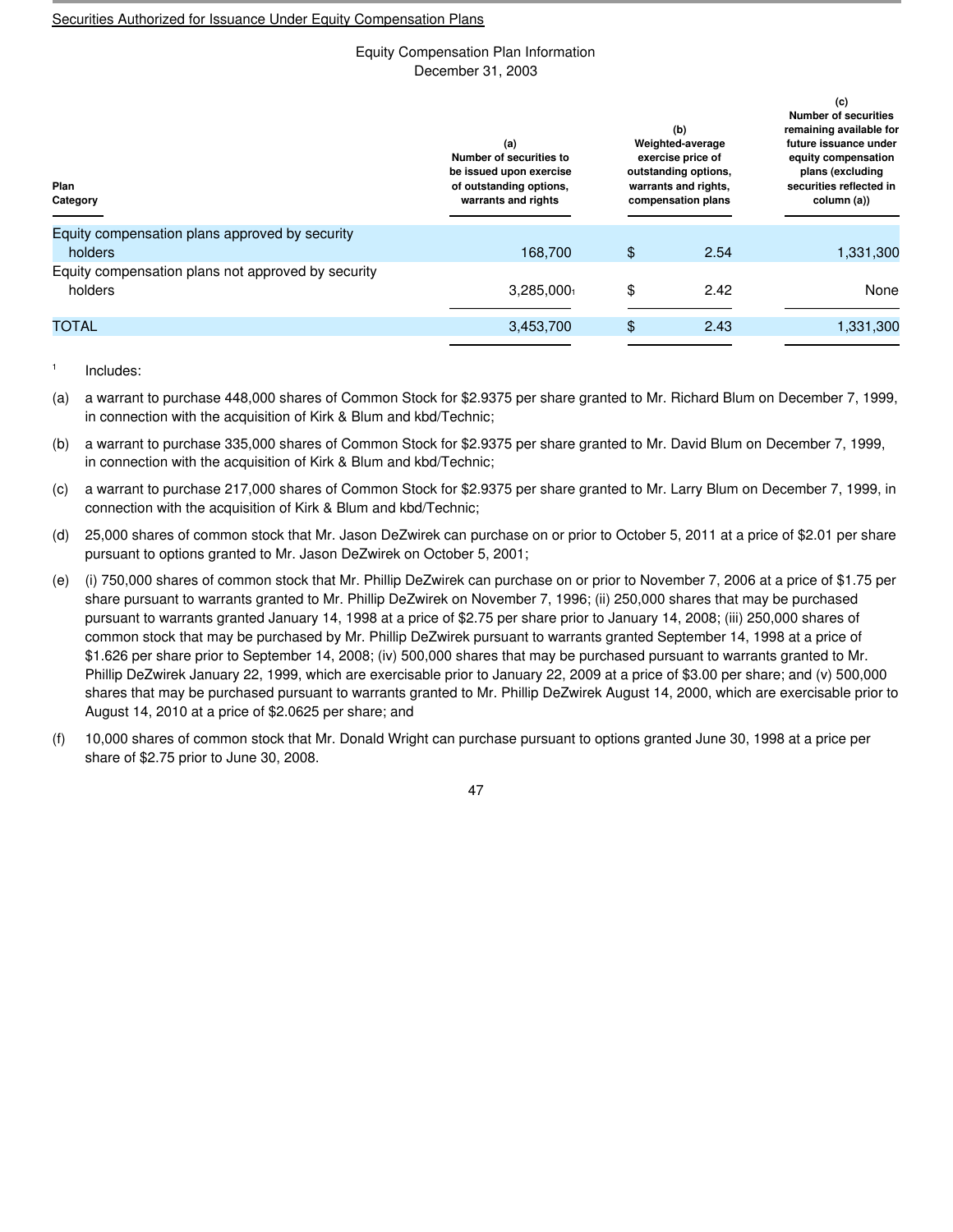Securities Authorized for Issuance Under Equity Compensation Plans

Equity Compensation Plan Information
December 31, 2003

| Plan Category | (a) Number of securities to be issued upon exercise of outstanding options, warrants and rights | (b) Weighted-average exercise price of outstanding options, warrants and rights, compensation plans | (c) Number of securities remaining available for future issuance under equity compensation plans (excluding securities reflected in column (a)) |
|---|---|---|---|
| Equity compensation plans approved by security holders | 168,700 | $ 2.54 | 1,331,300 |
| Equity compensation plans not approved by security holders | 3,285,000[1] | $ 2.42 | None |
| TOTAL | 3,453,700 | $ 2.43 | 1,331,300 |

[1] Includes:

(a) a warrant to purchase 448,000 shares of Common Stock for $2.9375 per share granted to Mr. Richard Blum on December 7, 1999, in connection with the acquisition of Kirk & Blum and kbd/Technic;

(b) a warrant to purchase 335,000 shares of Common Stock for $2.9375 per share granted to Mr. David Blum on December 7, 1999, in connection with the acquisition of Kirk & Blum and kbd/Technic;

(c) a warrant to purchase 217,000 shares of Common Stock for $2.9375 per share granted to Mr. Larry Blum on December 7, 1999, in connection with the acquisition of Kirk & Blum and kbd/Technic;

(d) 25,000 shares of common stock that Mr. Jason DeZwirek can purchase on or prior to October 5, 2011 at a price of $2.01 per share pursuant to options granted to Mr. Jason DeZwirek on October 5, 2001;

(e) (i) 750,000 shares of common stock that Mr. Phillip DeZwirek can purchase on or prior to November 7, 2006 at a price of $1.75 per share pursuant to warrants granted to Mr. Phillip DeZwirek on November 7, 1996; (ii) 250,000 shares that may be purchased pursuant to warrants granted January 14, 1998 at a price of $2.75 per share prior to January 14, 2008; (iii) 250,000 shares of common stock that may be purchased by Mr. Phillip DeZwirek pursuant to warrants granted September 14, 1998 at a price of $1.626 per share prior to September 14, 2008; (iv) 500,000 shares that may be purchased pursuant to warrants granted to Mr. Phillip DeZwirek January 22, 1999, which are exercisable prior to January 22, 2009 at a price of $3.00 per share; and (v) 500,000 shares that may be purchased pursuant to warrants granted to Mr. Phillip DeZwirek August 14, 2000, which are exercisable prior to August 14, 2010 at a price of $2.0625 per share; and

(f) 10,000 shares of common stock that Mr. Donald Wright can purchase pursuant to options granted June 30, 1998 at a price per share of $2.75 prior to June 30, 2008.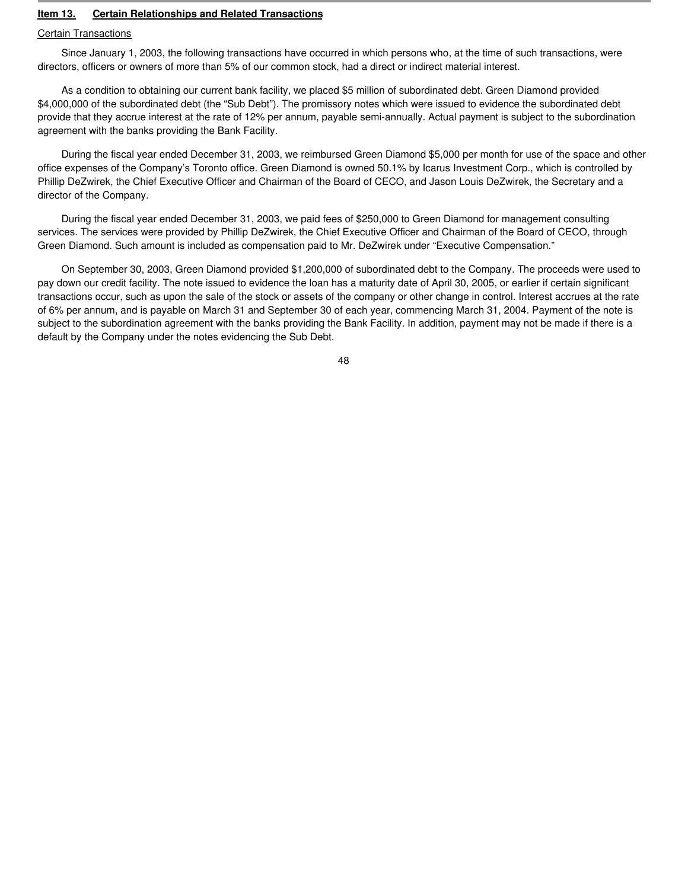## Item 13. Certain Relationships and Related Transactions

Certain Transactions

Since January 1, 2003, the following transactions have occurred in which persons who, at the time of such transactions, were directors, officers or owners of more than 5% of our common stock, had a direct or indirect material interest.

As a condition to obtaining our current bank facility, we placed $5 million of subordinated debt. Green Diamond provided $4,000,000 of the subordinated debt (the "Sub Debt"). The promissory notes which were issued to evidence the subordinated debt provide that they accrue interest at the rate of 12% per annum, payable semi-annually. Actual payment is subject to the subordination agreement with the banks providing the Bank Facility.

During the fiscal year ended December 31, 2003, we reimbursed Green Diamond $5,000 per month for use of the space and other office expenses of the Company's Toronto office. Green Diamond is owned 50.1% by Icarus Investment Corp., which is controlled by Phillip DeZwirek, the Chief Executive Officer and Chairman of the Board of CECO, and Jason Louis DeZwirek, the Secretary and a director of the Company.

During the fiscal year ended December 31, 2003, we paid fees of $250,000 to Green Diamond for management consulting services. The services were provided by Phillip DeZwirek, the Chief Executive Officer and Chairman of the Board of CECO, through Green Diamond. Such amount is included as compensation paid to Mr. DeZwirek under "Executive Compensation."

On September 30, 2003, Green Diamond provided $1,200,000 of subordinated debt to the Company. The proceeds were used to pay down our credit facility. The note issued to evidence the loan has a maturity date of April 30, 2005, or earlier if certain significant transactions occur, such as upon the sale of the stock or assets of the company or other change in control. Interest accrues at the rate of 6% per annum, and is payable on March 31 and September 30 of each year, commencing March 31, 2004. Payment of the note is subject to the subordination agreement with the banks providing the Bank Facility. In addition, payment may not be made if there is a default by the Company under the notes evidencing the Sub Debt.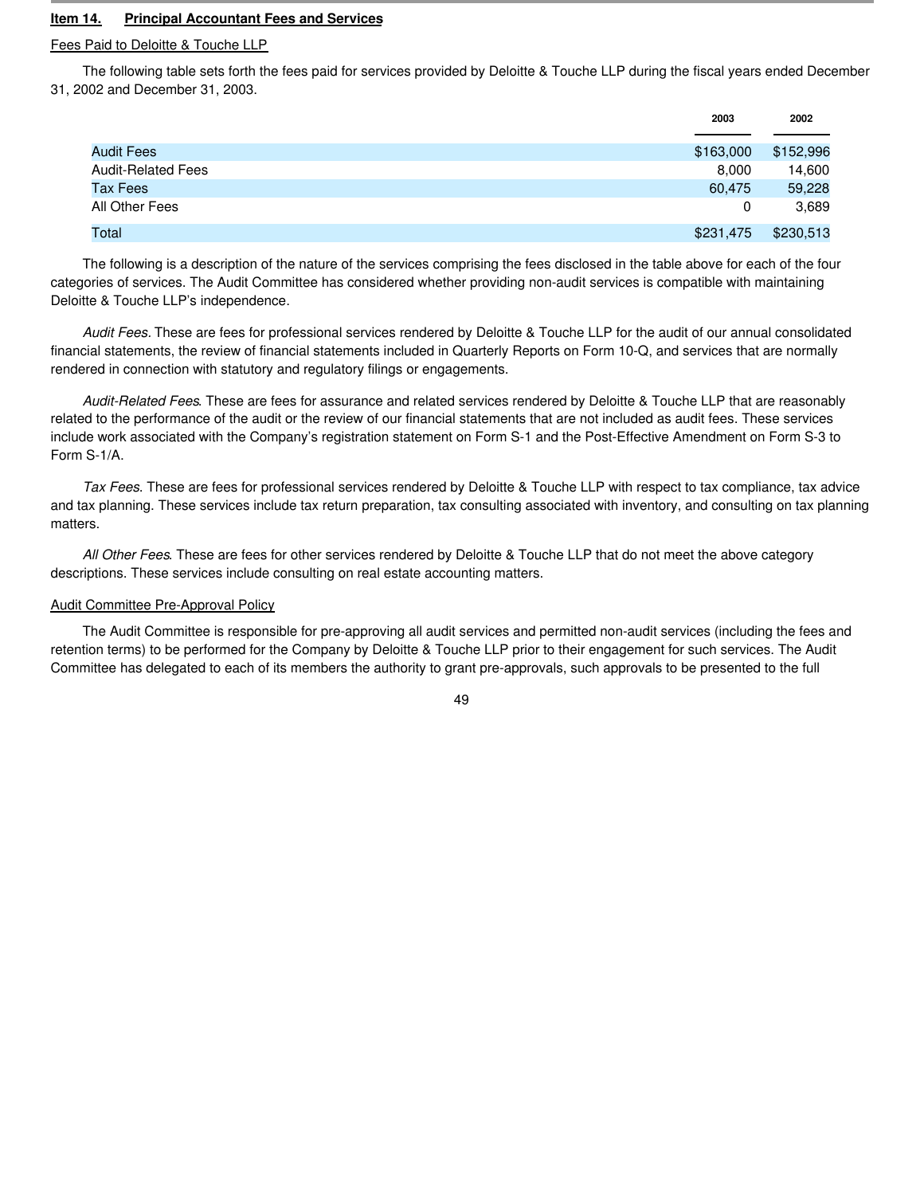## Item 14. Principal Accountant Fees and Services

Fees Paid to Deloitte & Touche LLP

The following table sets forth the fees paid for services provided by Deloitte & Touche LLP during the fiscal years ended December 31, 2002 and December 31, 2003.

| | 2003 | 2002 |
|---|---|---|
| Audit Fees | $163,000 | $152,996 |
| Audit-Related Fees | 8,000 | 14,600 |
| Tax Fees | 60,475 | 59,228 |
| All Other Fees | 0 | 3,689 |
| Total | $231,475 | $230,513 |

The following is a description of the nature of the services comprising the fees disclosed in the table above for each of the four categories of services. The Audit Committee has considered whether providing non-audit services is compatible with maintaining Deloitte & Touche LLP's independence.

*Audit Fees*. These are fees for professional services rendered by Deloitte & Touche LLP for the audit of our annual consolidated financial statements, the review of financial statements included in Quarterly Reports on Form 10-Q, and services that are normally rendered in connection with statutory and regulatory filings or engagements.

*Audit-Related Fees*. These are fees for assurance and related services rendered by Deloitte & Touche LLP that are reasonably related to the performance of the audit or the review of our financial statements that are not included as audit fees. These services include work associated with the Company's registration statement on Form S-1 and the Post-Effective Amendment on Form S-3 to Form S-1/A.

*Tax Fees*. These are fees for professional services rendered by Deloitte & Touche LLP with respect to tax compliance, tax advice and tax planning. These services include tax return preparation, tax consulting associated with inventory, and consulting on tax planning matters.

*All Other Fees*. These are fees for other services rendered by Deloitte & Touche LLP that do not meet the above category descriptions. These services include consulting on real estate accounting matters.

Audit Committee Pre-Approval Policy

The Audit Committee is responsible for pre-approving all audit services and permitted non-audit services (including the fees and retention terms) to be performed for the Company by Deloitte & Touche LLP prior to their engagement for such services. The Audit Committee has delegated to each of its members the authority to grant pre-approvals, such approvals to be presented to the full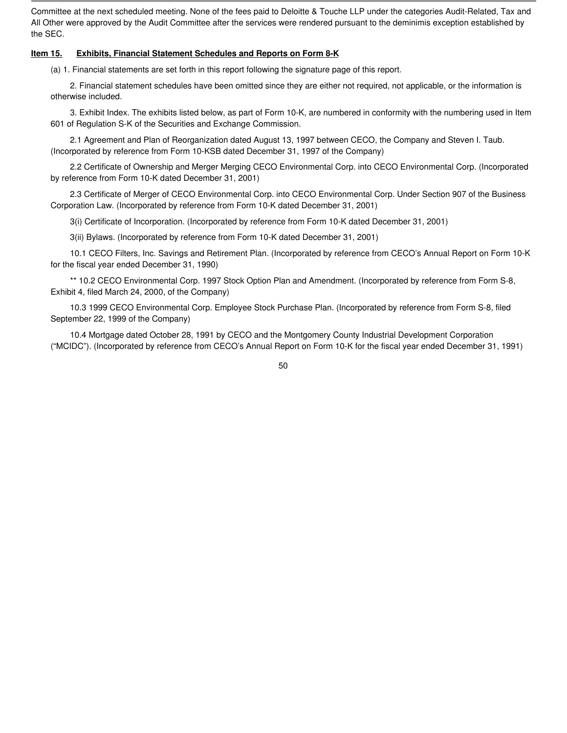Committee at the next scheduled meeting. None of the fees paid to Deloitte & Touche LLP under the categories Audit-Related, Tax and All Other were approved by the Audit Committee after the services were rendered pursuant to the deminimis exception established by the SEC.

**Item 15. Exhibits, Financial Statement Schedules and Reports on Form 8-K**

(a) 1. Financial statements are set forth in this report following the signature page of this report.

2. Financial statement schedules have been omitted since they are either not required, not applicable, or the information is otherwise included.

3. Exhibit Index. The exhibits listed below, as part of Form 10-K, are numbered in conformity with the numbering used in Item 601 of Regulation S-K of the Securities and Exchange Commission.

2.1 Agreement and Plan of Reorganization dated August 13, 1997 between CECO, the Company and Steven I. Taub. (Incorporated by reference from Form 10-KSB dated December 31, 1997 of the Company)

2.2 Certificate of Ownership and Merger Merging CECO Environmental Corp. into CECO Environmental Corp. (Incorporated by reference from Form 10-K dated December 31, 2001)

2.3 Certificate of Merger of CECO Environmental Corp. into CECO Environmental Corp. Under Section 907 of the Business Corporation Law. (Incorporated by reference from Form 10-K dated December 31, 2001)

3(i) Certificate of Incorporation. (Incorporated by reference from Form 10-K dated December 31, 2001)

3(ii) Bylaws. (Incorporated by reference from Form 10-K dated December 31, 2001)

10.1 CECO Filters, Inc. Savings and Retirement Plan. (Incorporated by reference from CECO's Annual Report on Form 10-K for the fiscal year ended December 31, 1990)

** 10.2 CECO Environmental Corp. 1997 Stock Option Plan and Amendment. (Incorporated by reference from Form S-8, Exhibit 4, filed March 24, 2000, of the Company)

10.3 1999 CECO Environmental Corp. Employee Stock Purchase Plan. (Incorporated by reference from Form S-8, filed September 22, 1999 of the Company)

10.4 Mortgage dated October 28, 1991 by CECO and the Montgomery County Industrial Development Corporation ("MCIDC"). (Incorporated by reference from CECO's Annual Report on Form 10-K for the fiscal year ended December 31, 1991)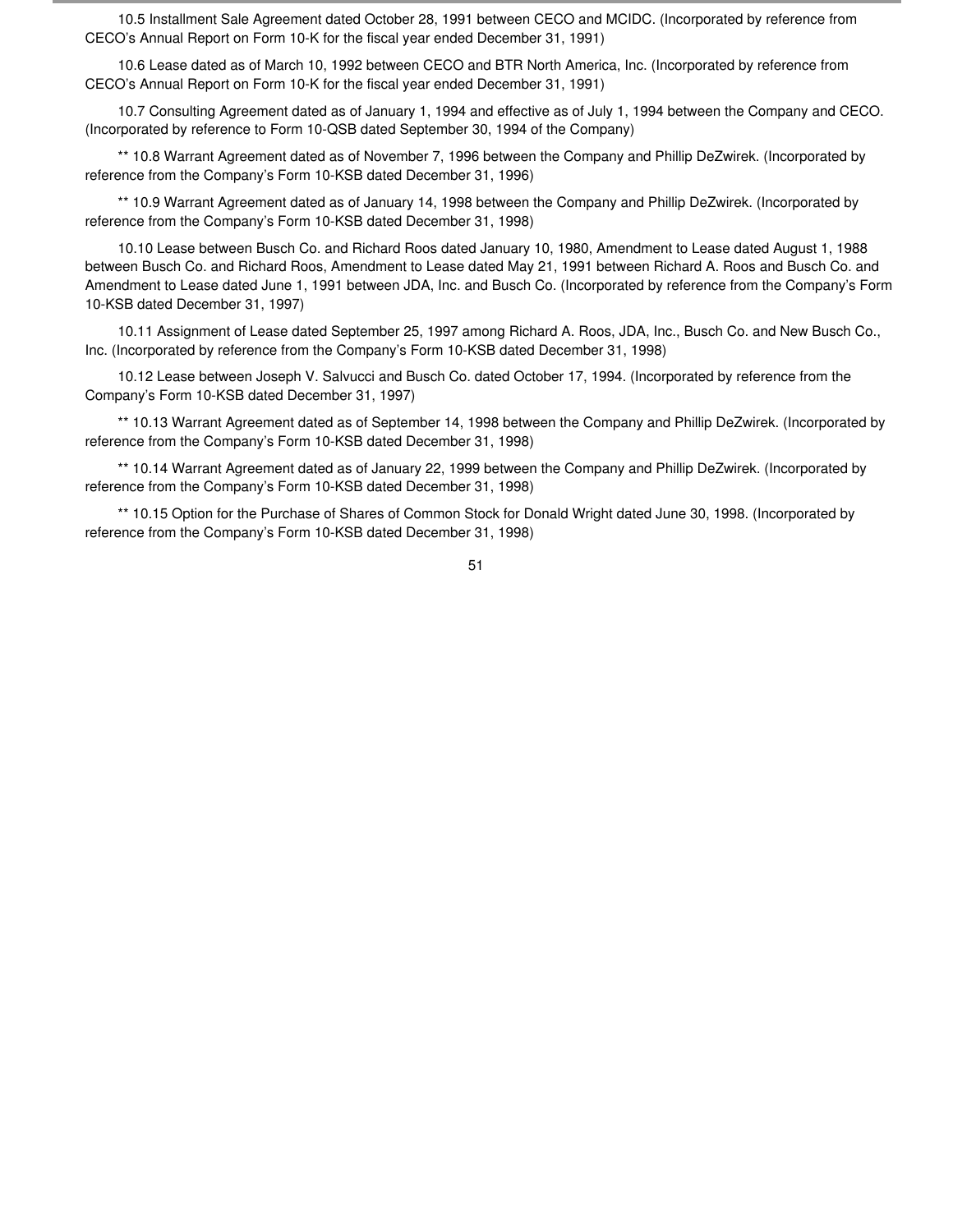10.5 Installment Sale Agreement dated October 28, 1991 between CECO and MCIDC. (Incorporated by reference from CECO's Annual Report on Form 10-K for the fiscal year ended December 31, 1991)

10.6 Lease dated as of March 10, 1992 between CECO and BTR North America, Inc. (Incorporated by reference from CECO's Annual Report on Form 10-K for the fiscal year ended December 31, 1991)

10.7 Consulting Agreement dated as of January 1, 1994 and effective as of July 1, 1994 between the Company and CECO. (Incorporated by reference to Form 10-QSB dated September 30, 1994 of the Company)

** 10.8 Warrant Agreement dated as of November 7, 1996 between the Company and Phillip DeZwirek. (Incorporated by reference from the Company's Form 10-KSB dated December 31, 1996)

** 10.9 Warrant Agreement dated as of January 14, 1998 between the Company and Phillip DeZwirek. (Incorporated by reference from the Company's Form 10-KSB dated December 31, 1998)

10.10 Lease between Busch Co. and Richard Roos dated January 10, 1980, Amendment to Lease dated August 1, 1988 between Busch Co. and Richard Roos, Amendment to Lease dated May 21, 1991 between Richard A. Roos and Busch Co. and Amendment to Lease dated June 1, 1991 between JDA, Inc. and Busch Co. (Incorporated by reference from the Company's Form 10-KSB dated December 31, 1997)

10.11 Assignment of Lease dated September 25, 1997 among Richard A. Roos, JDA, Inc., Busch Co. and New Busch Co., Inc. (Incorporated by reference from the Company's Form 10-KSB dated December 31, 1998)

10.12 Lease between Joseph V. Salvucci and Busch Co. dated October 17, 1994. (Incorporated by reference from the Company's Form 10-KSB dated December 31, 1997)

** 10.13 Warrant Agreement dated as of September 14, 1998 between the Company and Phillip DeZwirek. (Incorporated by reference from the Company's Form 10-KSB dated December 31, 1998)

** 10.14 Warrant Agreement dated as of January 22, 1999 between the Company and Phillip DeZwirek. (Incorporated by reference from the Company's Form 10-KSB dated December 31, 1998)

** 10.15 Option for the Purchase of Shares of Common Stock for Donald Wright dated June 30, 1998. (Incorporated by reference from the Company's Form 10-KSB dated December 31, 1998)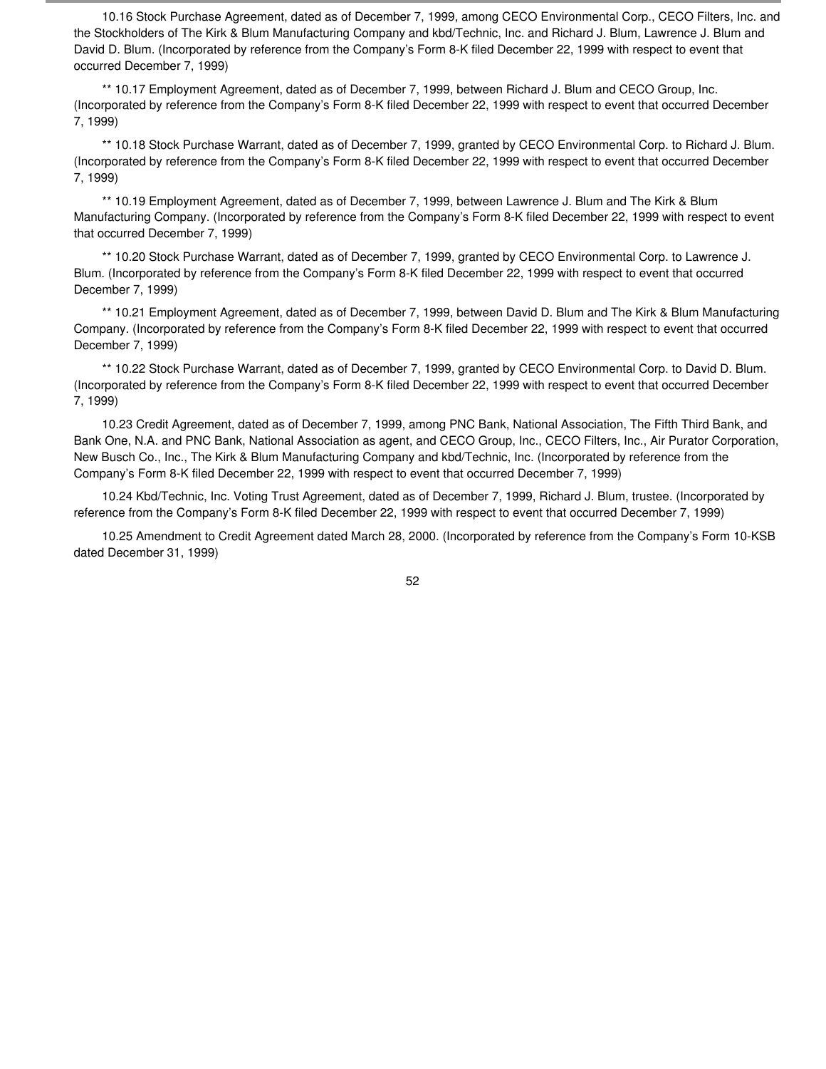10.16 Stock Purchase Agreement, dated as of December 7, 1999, among CECO Environmental Corp., CECO Filters, Inc. and the Stockholders of The Kirk & Blum Manufacturing Company and kbd/Technic, Inc. and Richard J. Blum, Lawrence J. Blum and David D. Blum. (Incorporated by reference from the Company's Form 8-K filed December 22, 1999 with respect to event that occurred December 7, 1999)

** 10.17 Employment Agreement, dated as of December 7, 1999, between Richard J. Blum and CECO Group, Inc. (Incorporated by reference from the Company's Form 8-K filed December 22, 1999 with respect to event that occurred December 7, 1999)

** 10.18 Stock Purchase Warrant, dated as of December 7, 1999, granted by CECO Environmental Corp. to Richard J. Blum. (Incorporated by reference from the Company's Form 8-K filed December 22, 1999 with respect to event that occurred December 7, 1999)

** 10.19 Employment Agreement, dated as of December 7, 1999, between Lawrence J. Blum and The Kirk & Blum Manufacturing Company. (Incorporated by reference from the Company's Form 8-K filed December 22, 1999 with respect to event that occurred December 7, 1999)

** 10.20 Stock Purchase Warrant, dated as of December 7, 1999, granted by CECO Environmental Corp. to Lawrence J. Blum. (Incorporated by reference from the Company's Form 8-K filed December 22, 1999 with respect to event that occurred December 7, 1999)

** 10.21 Employment Agreement, dated as of December 7, 1999, between David D. Blum and The Kirk & Blum Manufacturing Company. (Incorporated by reference from the Company's Form 8-K filed December 22, 1999 with respect to event that occurred December 7, 1999)

** 10.22 Stock Purchase Warrant, dated as of December 7, 1999, granted by CECO Environmental Corp. to David D. Blum. (Incorporated by reference from the Company's Form 8-K filed December 22, 1999 with respect to event that occurred December 7, 1999)

10.23 Credit Agreement, dated as of December 7, 1999, among PNC Bank, National Association, The Fifth Third Bank, and Bank One, N.A. and PNC Bank, National Association as agent, and CECO Group, Inc., CECO Filters, Inc., Air Purator Corporation, New Busch Co., Inc., The Kirk & Blum Manufacturing Company and kbd/Technic, Inc. (Incorporated by reference from the Company's Form 8-K filed December 22, 1999 with respect to event that occurred December 7, 1999)

10.24 Kbd/Technic, Inc. Voting Trust Agreement, dated as of December 7, 1999, Richard J. Blum, trustee. (Incorporated by reference from the Company's Form 8-K filed December 22, 1999 with respect to event that occurred December 7, 1999)

10.25 Amendment to Credit Agreement dated March 28, 2000. (Incorporated by reference from the Company's Form 10-KSB dated December 31, 1999)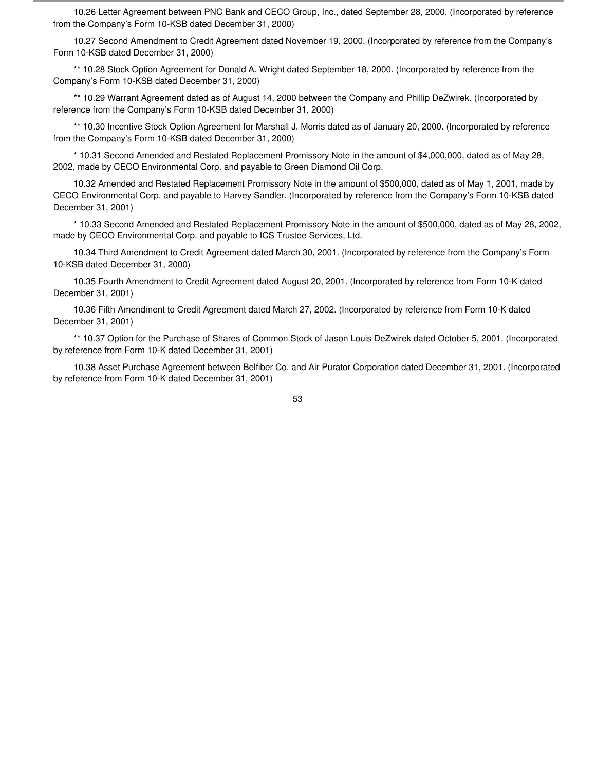10.26 Letter Agreement between PNC Bank and CECO Group, Inc., dated September 28, 2000. (Incorporated by reference from the Company's Form 10-KSB dated December 31, 2000)

10.27 Second Amendment to Credit Agreement dated November 19, 2000. (Incorporated by reference from the Company's Form 10-KSB dated December 31, 2000)

** 10.28 Stock Option Agreement for Donald A. Wright dated September 18, 2000. (Incorporated by reference from the Company's Form 10-KSB dated December 31, 2000)

** 10.29 Warrant Agreement dated as of August 14, 2000 between the Company and Phillip DeZwirek. (Incorporated by reference from the Company's Form 10-KSB dated December 31, 2000)

** 10.30 Incentive Stock Option Agreement for Marshall J. Morris dated as of January 20, 2000. (Incorporated by reference from the Company's Form 10-KSB dated December 31, 2000)

* 10.31 Second Amended and Restated Replacement Promissory Note in the amount of $4,000,000, dated as of May 28, 2002, made by CECO Environmental Corp. and payable to Green Diamond Oil Corp.

10.32 Amended and Restated Replacement Promissory Note in the amount of $500,000, dated as of May 1, 2001, made by CECO Environmental Corp. and payable to Harvey Sandler. (Incorporated by reference from the Company's Form 10-KSB dated December 31, 2001)

* 10.33 Second Amended and Restated Replacement Promissory Note in the amount of $500,000, dated as of May 28, 2002, made by CECO Environmental Corp. and payable to ICS Trustee Services, Ltd.

10.34 Third Amendment to Credit Agreement dated March 30, 2001. (Incorporated by reference from the Company's Form 10-KSB dated December 31, 2000)

10.35 Fourth Amendment to Credit Agreement dated August 20, 2001. (Incorporated by reference from Form 10-K dated December 31, 2001)

10.36 Fifth Amendment to Credit Agreement dated March 27, 2002. (Incorporated by reference from Form 10-K dated December 31, 2001)

** 10.37 Option for the Purchase of Shares of Common Stock of Jason Louis DeZwirek dated October 5, 2001. (Incorporated by reference from Form 10-K dated December 31, 2001)

10.38 Asset Purchase Agreement between Belfiber Co. and Air Purator Corporation dated December 31, 2001. (Incorporated by reference from Form 10-K dated December 31, 2001)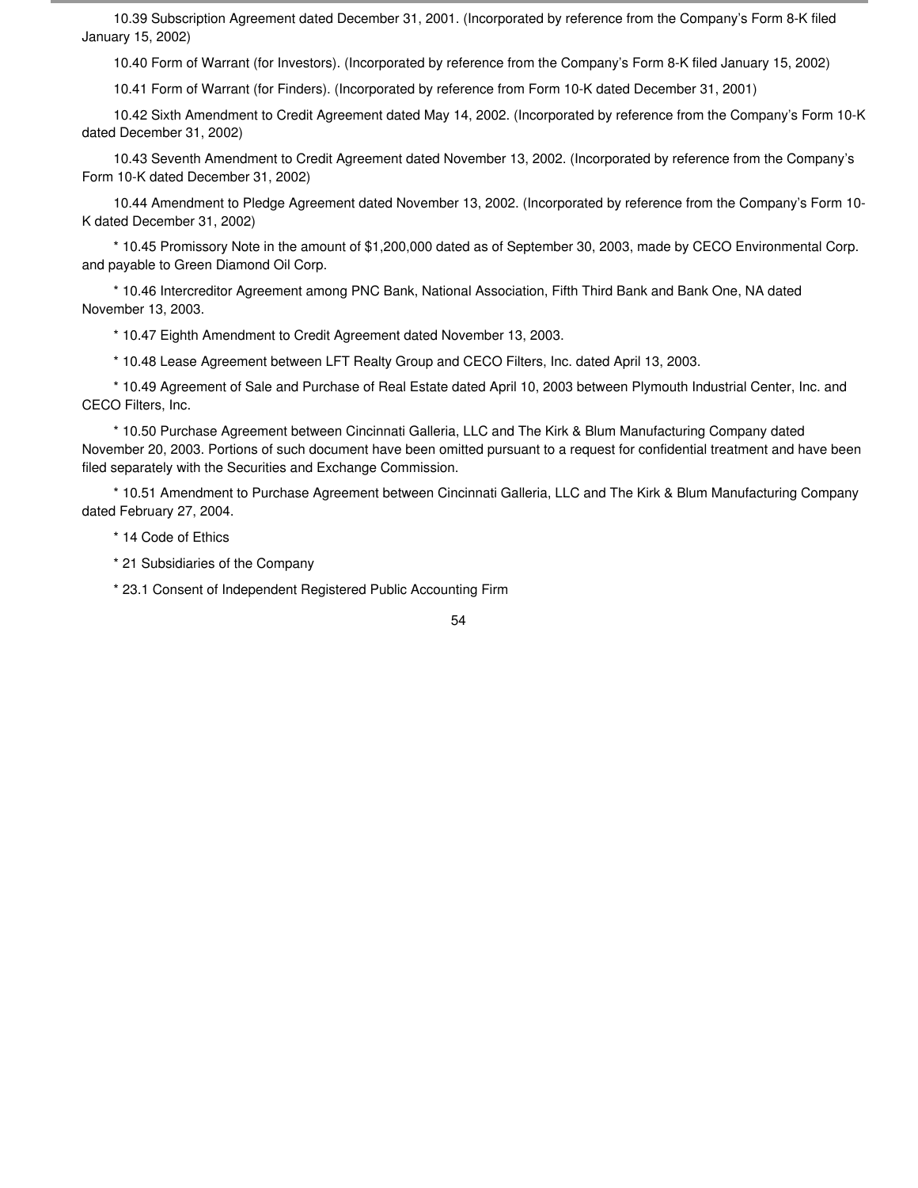10.39 Subscription Agreement dated December 31, 2001. (Incorporated by reference from the Company's Form 8-K filed January 15, 2002)

10.40 Form of Warrant (for Investors). (Incorporated by reference from the Company's Form 8-K filed January 15, 2002)

10.41 Form of Warrant (for Finders). (Incorporated by reference from Form 10-K dated December 31, 2001)

10.42 Sixth Amendment to Credit Agreement dated May 14, 2002. (Incorporated by reference from the Company's Form 10-K dated December 31, 2002)

10.43 Seventh Amendment to Credit Agreement dated November 13, 2002. (Incorporated by reference from the Company's Form 10-K dated December 31, 2002)

10.44 Amendment to Pledge Agreement dated November 13, 2002. (Incorporated by reference from the Company's Form 10-K dated December 31, 2002)

* 10.45 Promissory Note in the amount of $1,200,000 dated as of September 30, 2003, made by CECO Environmental Corp. and payable to Green Diamond Oil Corp.

* 10.46 Intercreditor Agreement among PNC Bank, National Association, Fifth Third Bank and Bank One, NA dated November 13, 2003.

* 10.47 Eighth Amendment to Credit Agreement dated November 13, 2003.

* 10.48 Lease Agreement between LFT Realty Group and CECO Filters, Inc. dated April 13, 2003.

* 10.49 Agreement of Sale and Purchase of Real Estate dated April 10, 2003 between Plymouth Industrial Center, Inc. and CECO Filters, Inc.

* 10.50 Purchase Agreement between Cincinnati Galleria, LLC and The Kirk & Blum Manufacturing Company dated November 20, 2003. Portions of such document have been omitted pursuant to a request for confidential treatment and have been filed separately with the Securities and Exchange Commission.

* 10.51 Amendment to Purchase Agreement between Cincinnati Galleria, LLC and The Kirk & Blum Manufacturing Company dated February 27, 2004.

* 14 Code of Ethics

* 21 Subsidiaries of the Company

* 23.1 Consent of Independent Registered Public Accounting Firm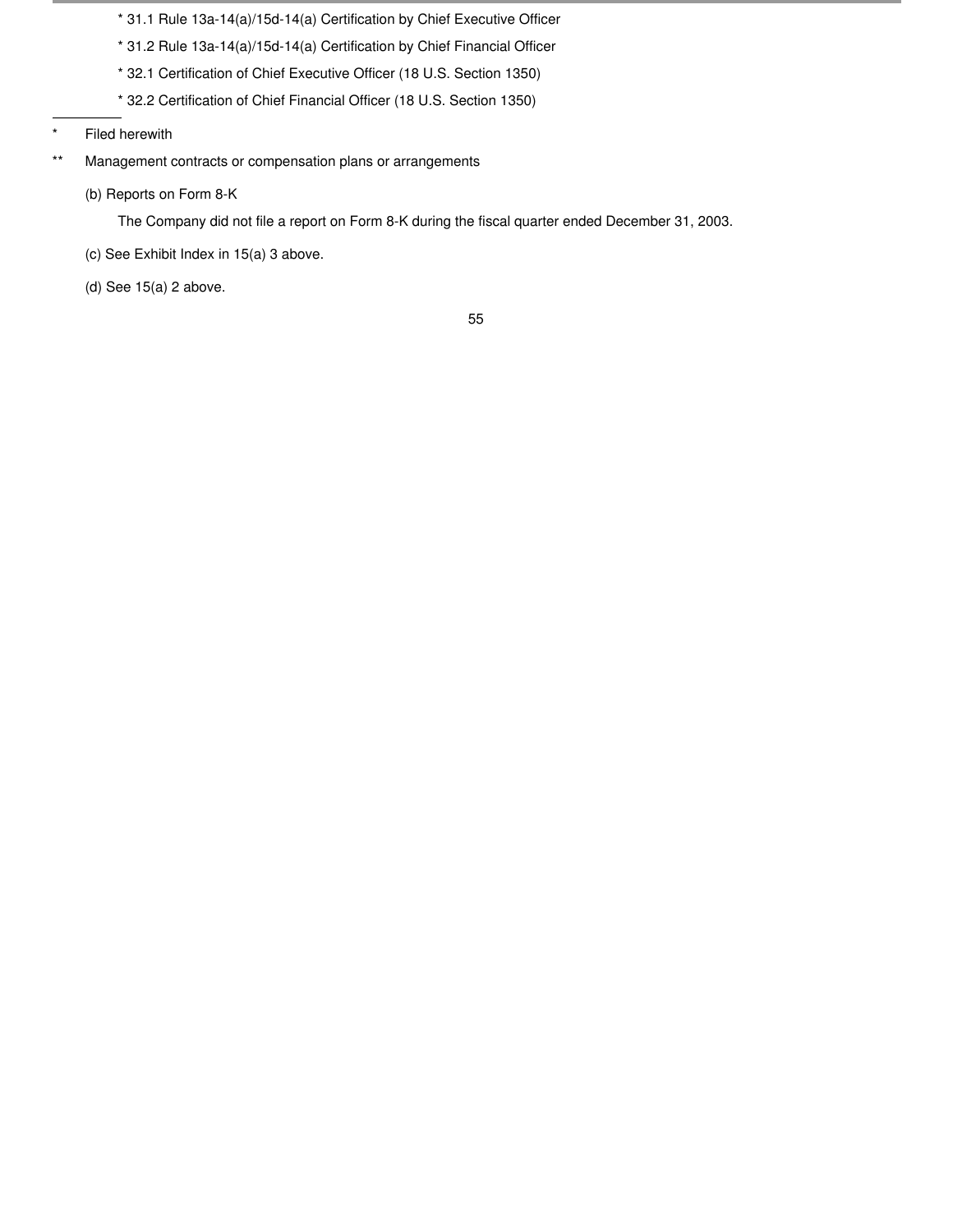* 31.1 Rule 13a-14(a)/15d-14(a) Certification by Chief Executive Officer

* 31.2 Rule 13a-14(a)/15d-14(a) Certification by Chief Financial Officer

* 32.1 Certification of Chief Executive Officer (18 U.S. Section 1350)

* 32.2 Certification of Chief Financial Officer (18 U.S. Section 1350)

---

\* Filed herewith

\** Management contracts or compensation plans or arrangements

(b) Reports on Form 8-K

The Company did not file a report on Form 8-K during the fiscal quarter ended December 31, 2003.

(c) See Exhibit Index in 15(a) 3 above.

(d) See 15(a) 2 above.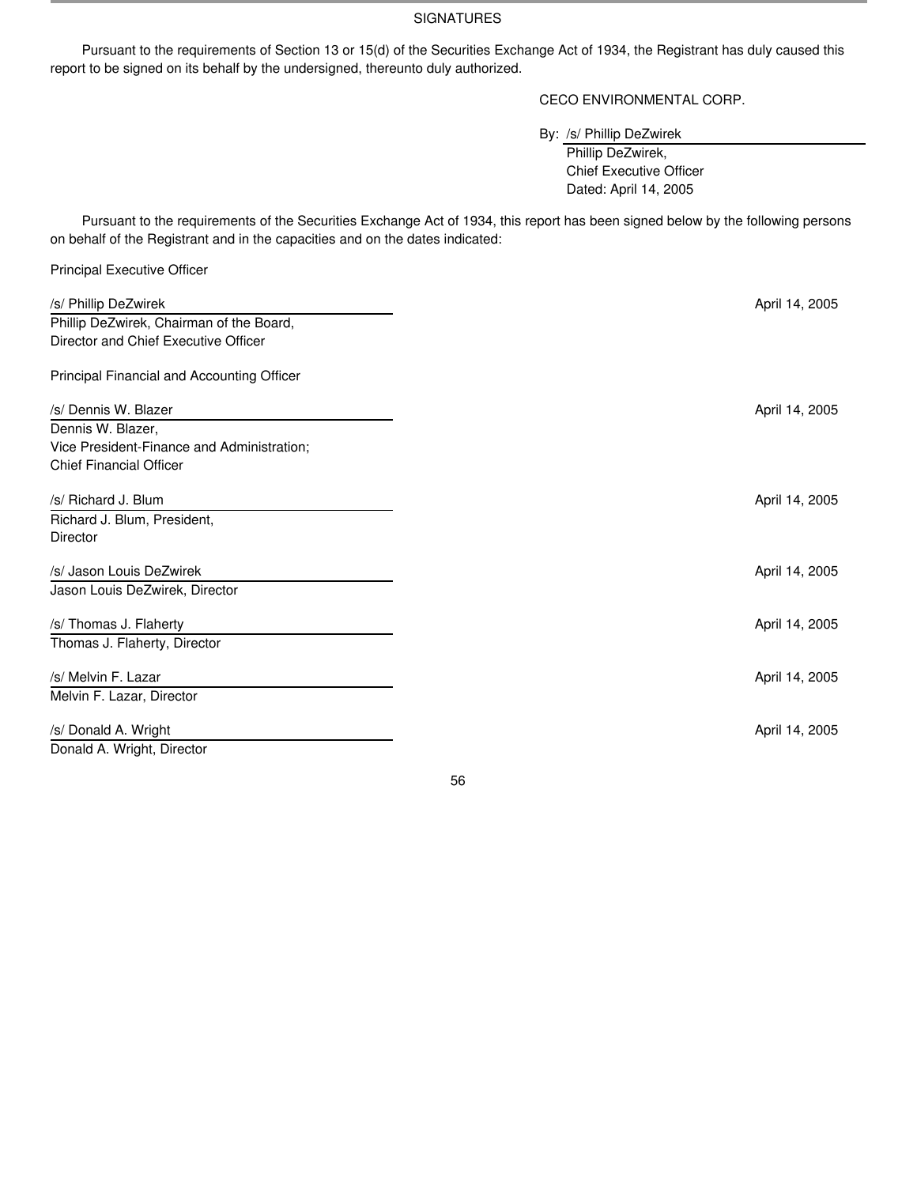## SIGNATURES

Pursuant to the requirements of Section 13 or 15(d) of the Securities Exchange Act of 1934, the Registrant has duly caused this report to be signed on its behalf by the undersigned, thereunto duly authorized.

CECO ENVIRONMENTAL CORP.

By: /s/ Phillip DeZwirek
Phillip DeZwirek,
Chief Executive Officer
Dated: April 14, 2005

Pursuant to the requirements of the Securities Exchange Act of 1934, this report has been signed below by the following persons on behalf of the Registrant and in the capacities and on the dates indicated:

Principal Executive Officer

| | |
|---|---|
| /s/ Phillip DeZwirek<br>Phillip DeZwirek, Chairman of the Board,<br>Director and Chief Executive Officer | April 14, 2005 |

Principal Financial and Accounting Officer

| | |
|---|---|
| /s/ Dennis W. Blazer<br>Dennis W. Blazer,<br>Vice President-Finance and Administration;<br>Chief Financial Officer | April 14, 2005 |
| /s/ Richard J. Blum<br>Richard J. Blum, President,<br>Director | April 14, 2005 |
| /s/ Jason Louis DeZwirek<br>Jason Louis DeZwirek, Director | April 14, 2005 |
| /s/ Thomas J. Flaherty<br>Thomas J. Flaherty, Director | April 14, 2005 |
| /s/ Melvin F. Lazar<br>Melvin F. Lazar, Director | April 14, 2005 |
| /s/ Donald A. Wright<br>Donald A. Wright, Director | April 14, 2005 |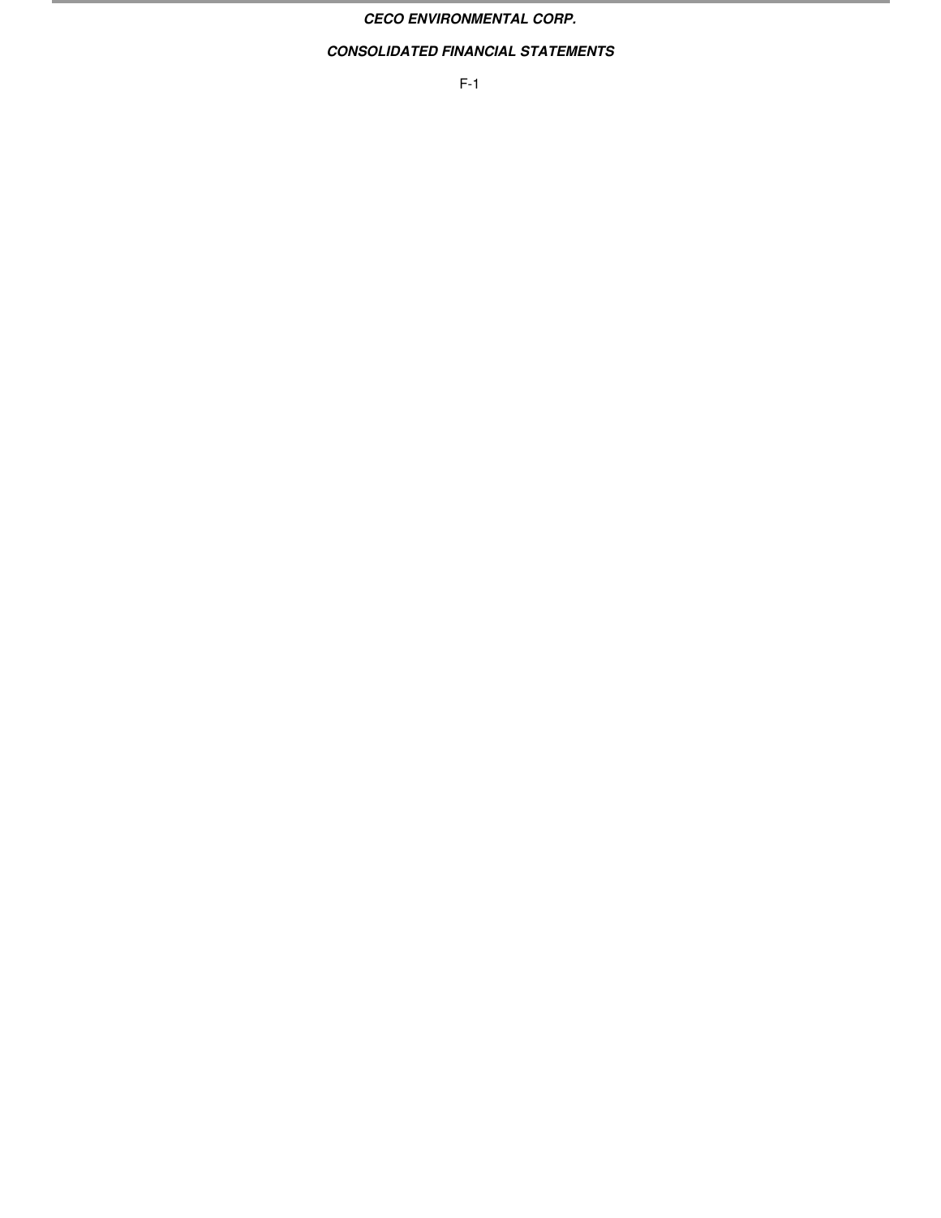***CECO ENVIRONMENTAL CORP.***

***CONSOLIDATED FINANCIAL STATEMENTS***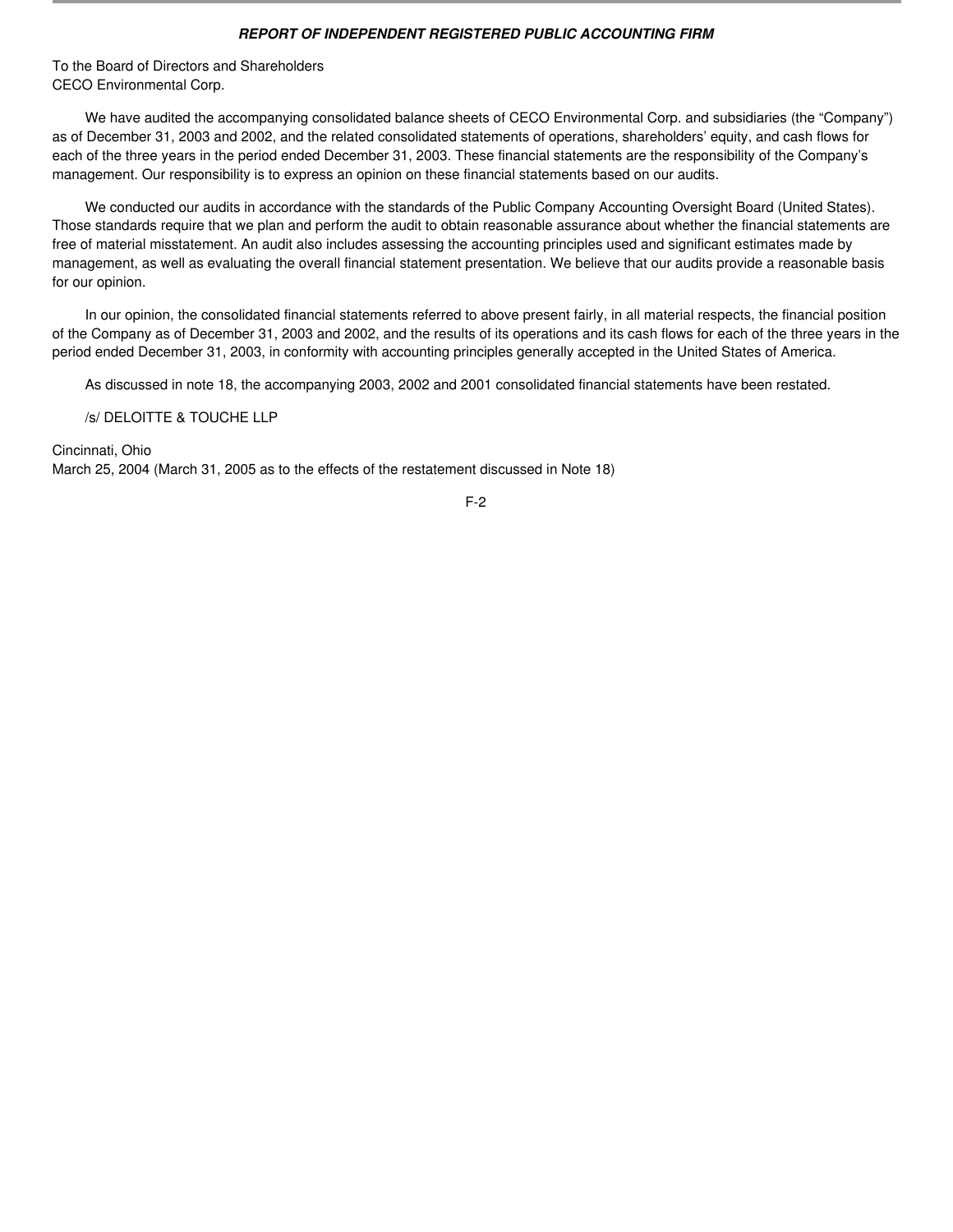## *REPORT OF INDEPENDENT REGISTERED PUBLIC ACCOUNTING FIRM*

To the Board of Directors and Shareholders
CECO Environmental Corp.

We have audited the accompanying consolidated balance sheets of CECO Environmental Corp. and subsidiaries (the “Company”) as of December 31, 2003 and 2002, and the related consolidated statements of operations, shareholders’ equity, and cash flows for each of the three years in the period ended December 31, 2003. These financial statements are the responsibility of the Company’s management. Our responsibility is to express an opinion on these financial statements based on our audits.

We conducted our audits in accordance with the standards of the Public Company Accounting Oversight Board (United States). Those standards require that we plan and perform the audit to obtain reasonable assurance about whether the financial statements are free of material misstatement. An audit also includes assessing the accounting principles used and significant estimates made by management, as well as evaluating the overall financial statement presentation. We believe that our audits provide a reasonable basis for our opinion.

In our opinion, the consolidated financial statements referred to above present fairly, in all material respects, the financial position of the Company as of December 31, 2003 and 2002, and the results of its operations and its cash flows for each of the three years in the period ended December 31, 2003, in conformity with accounting principles generally accepted in the United States of America.

As discussed in note 18, the accompanying 2003, 2002 and 2001 consolidated financial statements have been restated.

/s/ DELOITTE & TOUCHE LLP

Cincinnati, Ohio
March 25, 2004 (March 31, 2005 as to the effects of the restatement discussed in Note 18)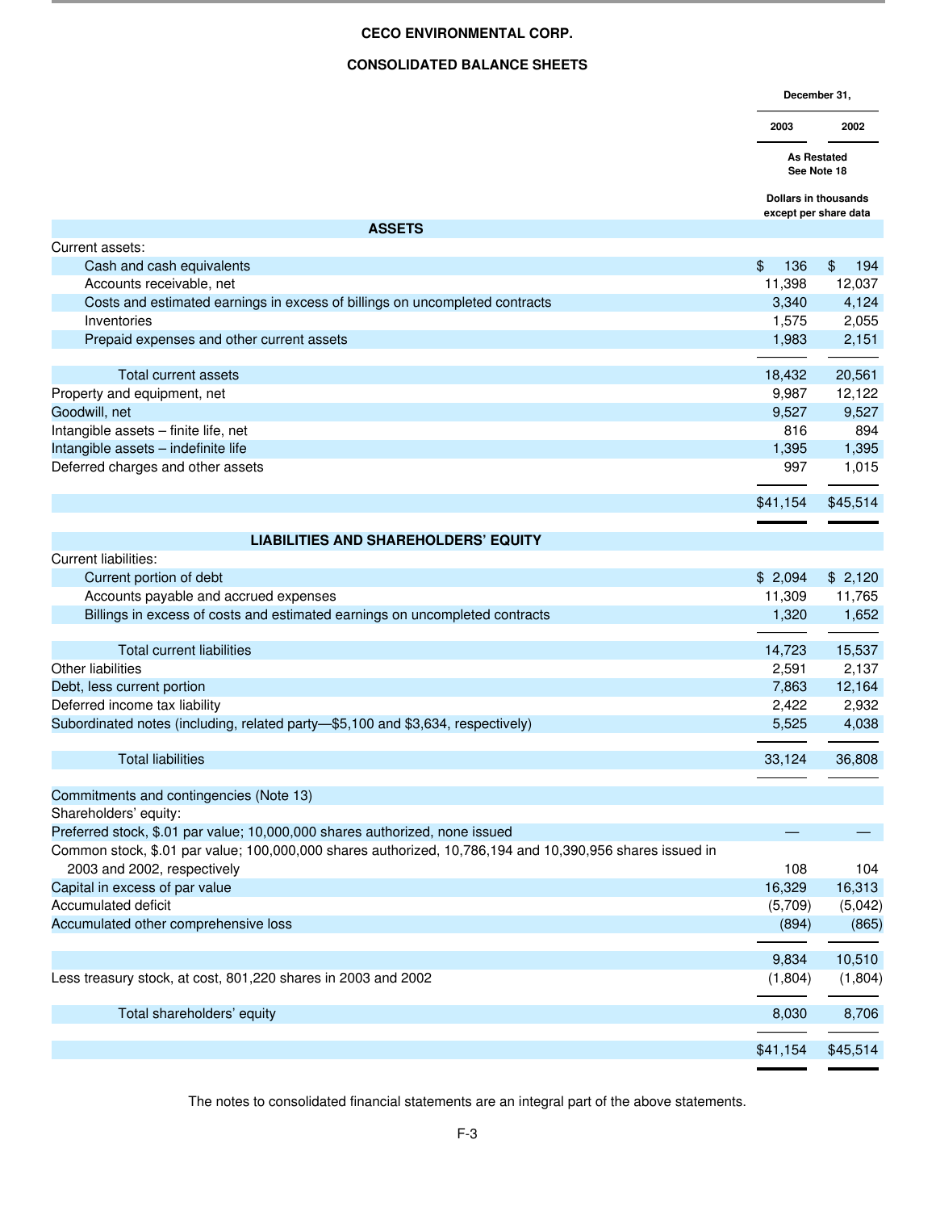# CECO ENVIRONMENTAL CORP.

## CONSOLIDATED BALANCE SHEETS

| | December 31, | |
|---|---|---|
| | 2003 | 2002 |
| | | As Restated See Note 18 |
| | Dollars in thousands except per share data | |
| **ASSETS** | | |
| Current assets: | | |
| Cash and cash equivalents | $ 136 | $ 194 |
| Accounts receivable, net | 11,398 | 12,037 |
| Costs and estimated earnings in excess of billings on uncompleted contracts | 3,340 | 4,124 |
| Inventories | 1,575 | 2,055 |
| Prepaid expenses and other current assets | 1,983 | 2,151 |
| Total current assets | 18,432 | 20,561 |
| Property and equipment, net | 9,987 | 12,122 |
| Goodwill, net | 9,527 | 9,527 |
| Intangible assets – finite life, net | 816 | 894 |
| Intangible assets – indefinite life | 1,395 | 1,395 |
| Deferred charges and other assets | 997 | 1,015 |
| | $41,154 | $45,514 |
| **LIABILITIES AND SHAREHOLDERS' EQUITY** | | |
| Current liabilities: | | |
| Current portion of debt | $ 2,094 | $ 2,120 |
| Accounts payable and accrued expenses | 11,309 | 11,765 |
| Billings in excess of costs and estimated earnings on uncompleted contracts | 1,320 | 1,652 |
| Total current liabilities | 14,723 | 15,537 |
| Other liabilities | 2,591 | 2,137 |
| Debt, less current portion | 7,863 | 12,164 |
| Deferred income tax liability | 2,422 | 2,932 |
| Subordinated notes (including, related party—$5,100 and $3,634, respectively) | 5,525 | 4,038 |
| Total liabilities | 33,124 | 36,808 |
| Commitments and contingencies (Note 13) | | |
| Shareholders' equity: | | |
| Preferred stock, $.01 par value; 10,000,000 shares authorized, none issued | — | — |
| Common stock, $.01 par value; 100,000,000 shares authorized, 10,786,194 and 10,390,956 shares issued in 2003 and 2002, respectively | 108 | 104 |
| Capital in excess of par value | 16,329 | 16,313 |
| Accumulated deficit | (5,709) | (5,042) |
| Accumulated other comprehensive loss | (894) | (865) |
| | 9,834 | 10,510 |
| Less treasury stock, at cost, 801,220 shares in 2003 and 2002 | (1,804) | (1,804) |
| Total shareholders' equity | 8,030 | 8,706 |
| | $41,154 | $45,514 |

The notes to consolidated financial statements are an integral part of the above statements.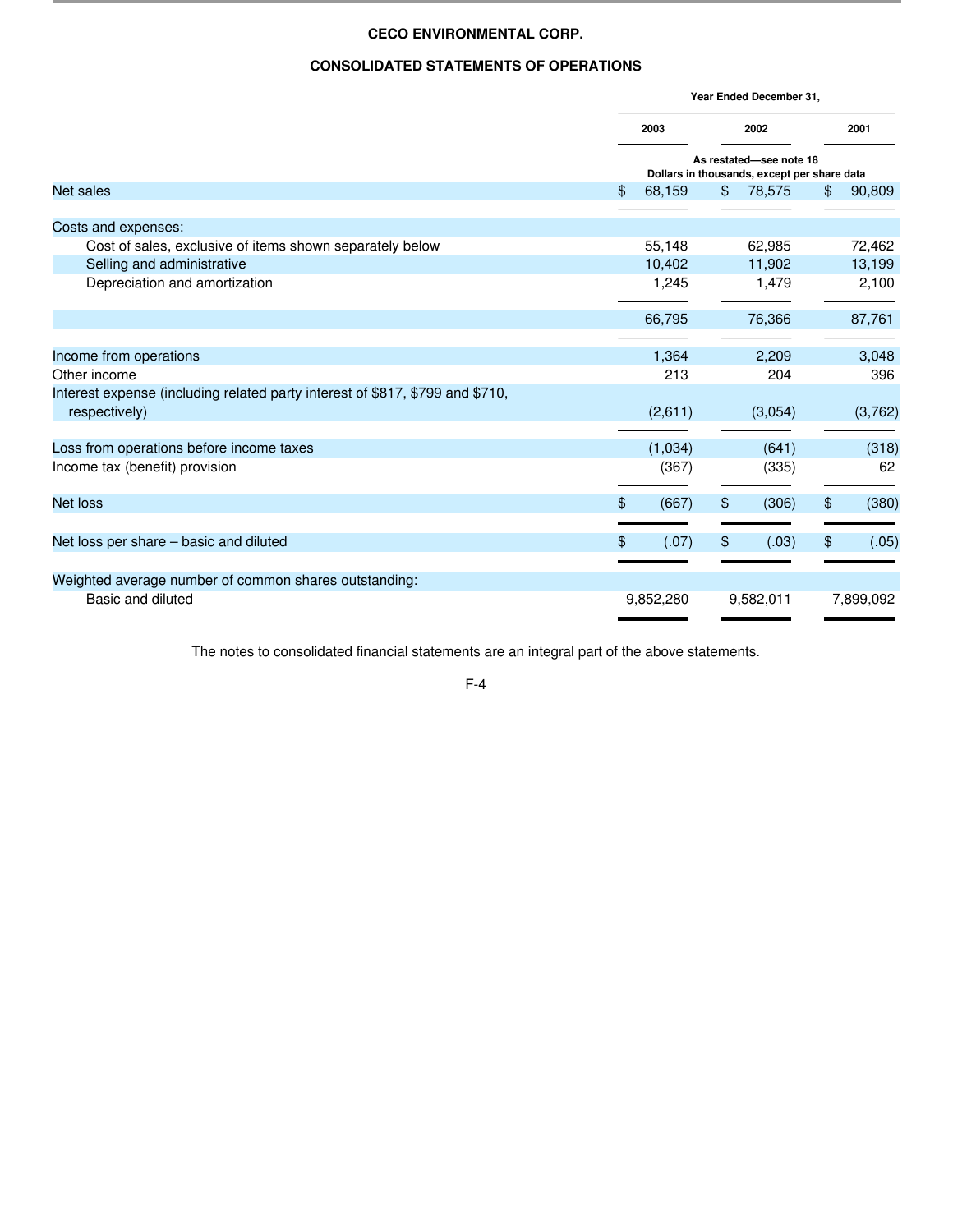**CECO ENVIRONMENTAL CORP.**

**CONSOLIDATED STATEMENTS OF OPERATIONS**

| | Year Ended December 31, | | |
|---|---|---|---|
| | 2003 | 2002 | 2001 |
| | As restated—see note 18<br>Dollars in thousands, except per share data | | |
| Net sales | $ 68,159 | $ 78,575 | $ 90,809 |
| Costs and expenses: | | | |
| Cost of sales, exclusive of items shown separately below | 55,148 | 62,985 | 72,462 |
| Selling and administrative | 10,402 | 11,902 | 13,199 |
| Depreciation and amortization | 1,245 | 1,479 | 2,100 |
| | 66,795 | 76,366 | 87,761 |
| Income from operations | 1,364 | 2,209 | 3,048 |
| Other income | 213 | 204 | 396 |
| Interest expense (including related party interest of $817, $799 and $710, respectively) | (2,611) | (3,054) | (3,762) |
| Loss from operations before income taxes | (1,034) | (641) | (318) |
| Income tax (benefit) provision | (367) | (335) | 62 |
| Net loss | $ (667) | $ (306) | $ (380) |
| Net loss per share – basic and diluted | $ (.07) | $ (.03) | $ (.05) |
| Weighted average number of common shares outstanding: | | | |
| Basic and diluted | 9,852,280 | 9,582,011 | 7,899,092 |

The notes to consolidated financial statements are an integral part of the above statements.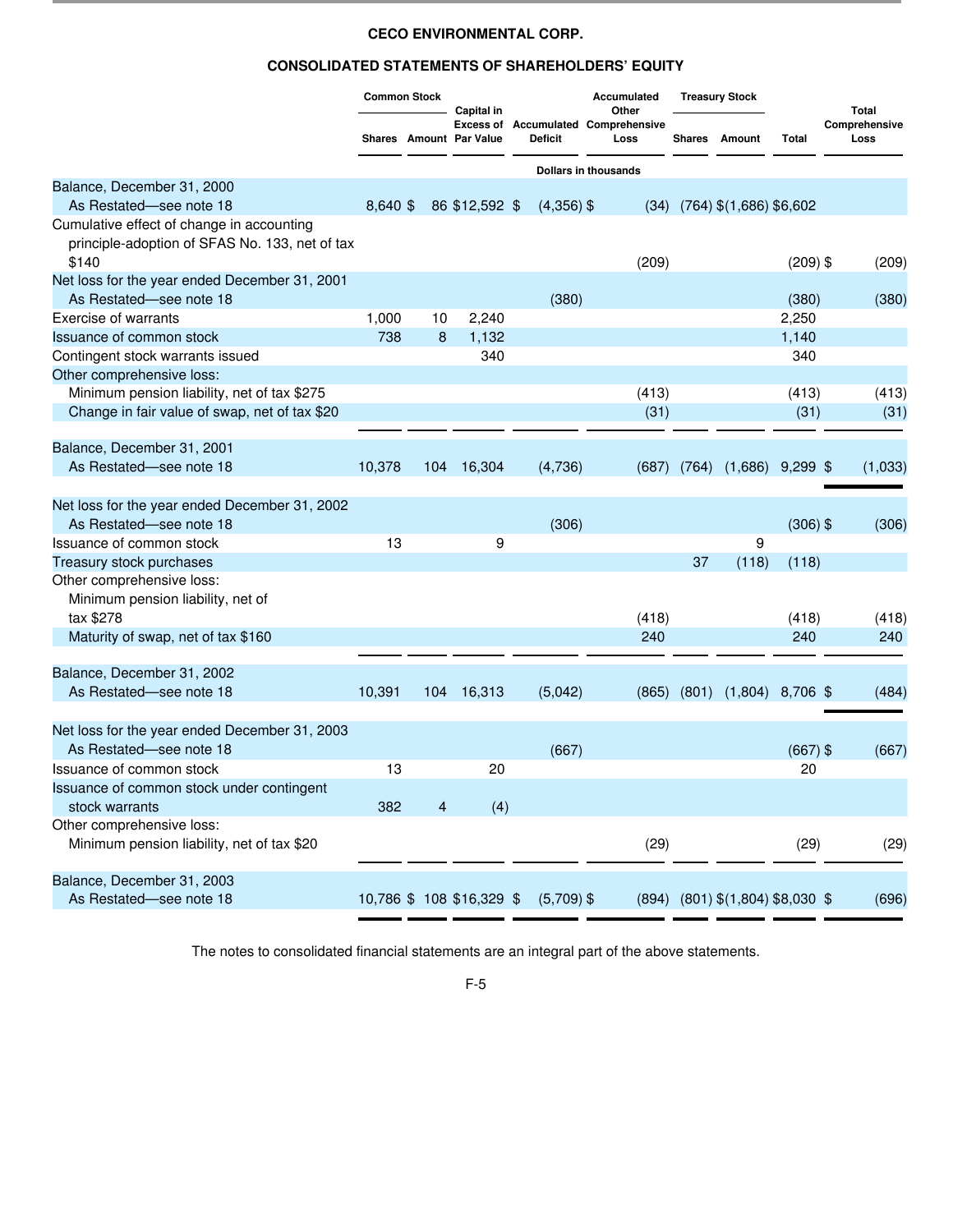# CECO ENVIRONMENTAL CORP.

## CONSOLIDATED STATEMENTS OF SHAREHOLDERS' EQUITY

| | Common Stock | | Capital in Excess of Par Value | Accumulated Deficit | Accumulated Other Comprehensive Loss | Treasury Stock | | Total | Total Comprehensive Loss |
|---|---|---|---|---|---|---|---|---|---|
| | Shares | Amount | | | | Shares | Amount | | |
| | Dollars in thousands | | | | | | | | |
| Balance, December 31, 2000 As Restated—see note 18 | 8,640 | $ 86 | $12,592 | $ (4,356) | $ (34) | (764) | $(1,686) | $6,602 | |
| Cumulative effect of change in accounting principle-adoption of SFAS No. 133, net of tax $140 | | | | | (209) | | | (209) | $ (209) |
| Net loss for the year ended December 31, 2001 As Restated—see note 18 | | | | (380) | | | | (380) | (380) |
| Exercise of warrants | 1,000 | 10 | 2,240 | | | | | 2,250 | |
| Issuance of common stock | 738 | 8 | 1,132 | | | | | 1,140 | |
| Contingent stock warrants issued | | | 340 | | | | | 340 | |
| Other comprehensive loss: | | | | | | | | | |
| Minimum pension liability, net of tax $275 | | | | | (413) | | | (413) | (413) |
| Change in fair value of swap, net of tax $20 | | | | | (31) | | | (31) | (31) |
| Balance, December 31, 2001 As Restated—see note 18 | 10,378 | 104 | 16,304 | (4,736) | (687) | (764) | (1,686) | 9,299 | $ (1,033) |
| Net loss for the year ended December 31, 2002 As Restated—see note 18 | | | | (306) | | | | (306) | $ (306) |
| Issuance of common stock | 13 | | 9 | | | | | 9 | |
| Treasury stock purchases | | | | | | 37 | (118) | (118) | |
| Other comprehensive loss: | | | | | | | | | |
| Minimum pension liability, net of tax $278 | | | | | (418) | | | (418) | (418) |
| Maturity of swap, net of tax $160 | | | | | 240 | | | 240 | 240 |
| Balance, December 31, 2002 As Restated—see note 18 | 10,391 | 104 | 16,313 | (5,042) | (865) | (801) | (1,804) | 8,706 | $ (484) |
| Net loss for the year ended December 31, 2003 As Restated—see note 18 | | | | (667) | | | | (667) | $ (667) |
| Issuance of common stock | 13 | | 20 | | | | | 20 | |
| Issuance of common stock under contingent stock warrants | 382 | 4 | (4) | | | | | | |
| Other comprehensive loss: | | | | | | | | | |
| Minimum pension liability, net of tax $20 | | | | | (29) | | | (29) | (29) |
| Balance, December 31, 2003 As Restated—see note 18 | 10,786 | $ 108 | $16,329 | $ (5,709) | $ (894) | (801) | $(1,804) | $8,030 | $ (696) |

The notes to consolidated financial statements are an integral part of the above statements.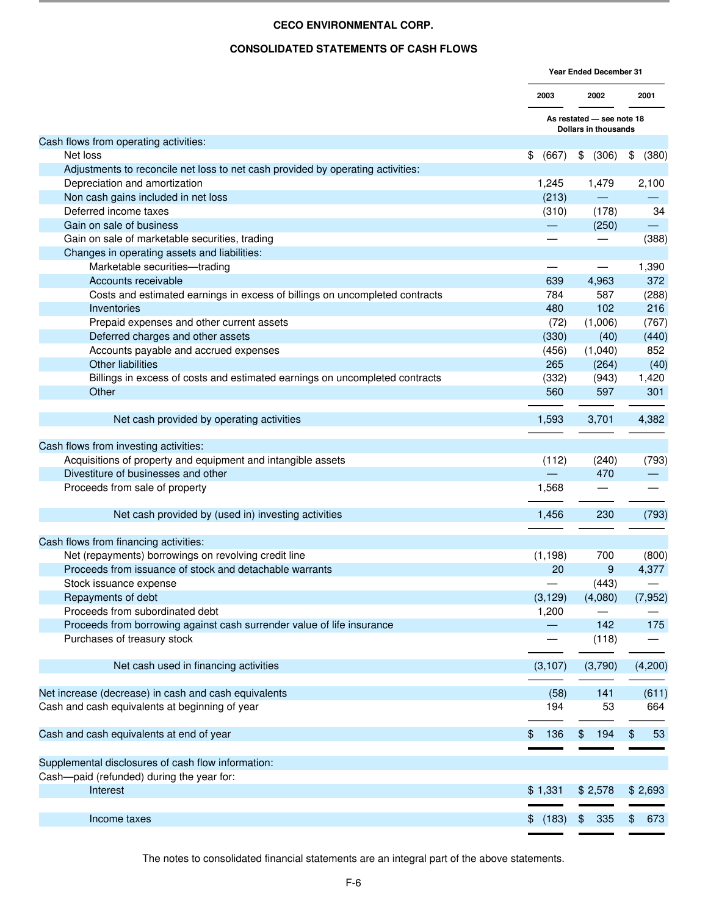**CECO ENVIRONMENTAL CORP.**

**CONSOLIDATED STATEMENTS OF CASH FLOWS**

| | Year Ended December 31 | | |
|---|---|---|---|
| | 2003 | 2002 | 2001 |
| | As restated — see note 18 Dollars in thousands | | |
| Cash flows from operating activities: | | | |
| Net loss | $ (667) | $ (306) | $ (380) |
| Adjustments to reconcile net loss to net cash provided by operating activities: | | | |
| Depreciation and amortization | 1,245 | 1,479 | 2,100 |
| Non cash gains included in net loss | (213) | — | — |
| Deferred income taxes | (310) | (178) | 34 |
| Gain on sale of business | — | (250) | — |
| Gain on sale of marketable securities, trading | — | — | (388) |
| Changes in operating assets and liabilities: | | | |
| Marketable securities—trading | — | — | 1,390 |
| Accounts receivable | 639 | 4,963 | 372 |
| Costs and estimated earnings in excess of billings on uncompleted contracts | 784 | 587 | (288) |
| Inventories | 480 | 102 | 216 |
| Prepaid expenses and other current assets | (72) | (1,006) | (767) |
| Deferred charges and other assets | (330) | (40) | (440) |
| Accounts payable and accrued expenses | (456) | (1,040) | 852 |
| Other liabilities | 265 | (264) | (40) |
| Billings in excess of costs and estimated earnings on uncompleted contracts | (332) | (943) | 1,420 |
| Other | 560 | 597 | 301 |
| Net cash provided by operating activities | 1,593 | 3,701 | 4,382 |
| Cash flows from investing activities: | | | |
| Acquisitions of property and equipment and intangible assets | (112) | (240) | (793) |
| Divestiture of businesses and other | — | 470 | — |
| Proceeds from sale of property | 1,568 | — | — |
| Net cash provided by (used in) investing activities | 1,456 | 230 | (793) |
| Cash flows from financing activities: | | | |
| Net (repayments) borrowings on revolving credit line | (1,198) | 700 | (800) |
| Proceeds from issuance of stock and detachable warrants | 20 | 9 | 4,377 |
| Stock issuance expense | — | (443) | — |
| Repayments of debt | (3,129) | (4,080) | (7,952) |
| Proceeds from subordinated debt | 1,200 | — | — |
| Proceeds from borrowing against cash surrender value of life insurance | — | 142 | 175 |
| Purchases of treasury stock | — | (118) | — |
| Net cash used in financing activities | (3,107) | (3,790) | (4,200) |
| Net increase (decrease) in cash and cash equivalents | (58) | 141 | (611) |
| Cash and cash equivalents at beginning of year | 194 | 53 | 664 |
| Cash and cash equivalents at end of year | $ 136 | $ 194 | $ 53 |
| Supplemental disclosures of cash flow information: | | | |
| Cash—paid (refunded) during the year for: | | | |
| Interest | $ 1,331 | $ 2,578 | $ 2,693 |
| Income taxes | $ (183) | $ 335 | $ 673 |

The notes to consolidated financial statements are an integral part of the above statements.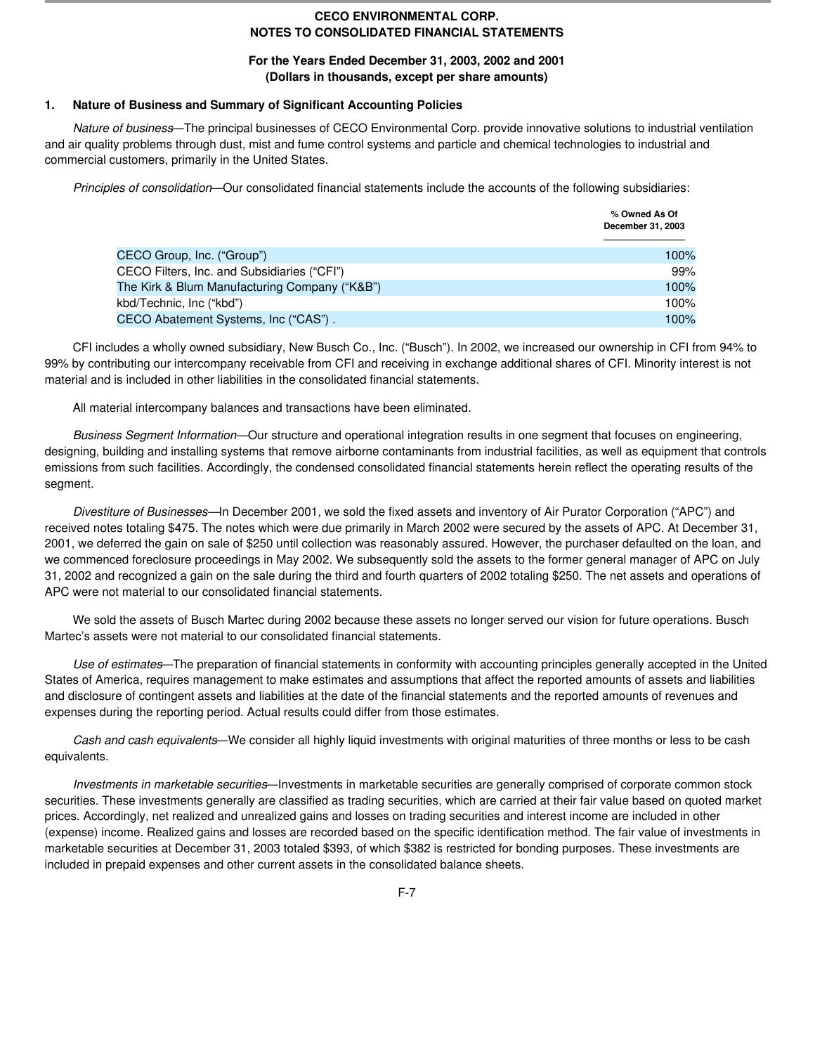**CECO ENVIRONMENTAL CORP.**
**NOTES TO CONSOLIDATED FINANCIAL STATEMENTS**

**For the Years Ended December 31, 2003, 2002 and 2001**
**(Dollars in thousands, except per share amounts)**

## 1. Nature of Business and Summary of Significant Accounting Policies

*Nature of business*—The principal businesses of CECO Environmental Corp. provide innovative solutions to industrial ventilation and air quality problems through dust, mist and fume control systems and particle and chemical technologies to industrial and commercial customers, primarily in the United States.

*Principles of consolidation*—Our consolidated financial statements include the accounts of the following subsidiaries:

| | % Owned As Of December 31, 2003 |
|---|---|
| CECO Group, Inc. ("Group") | 100% |
| CECO Filters, Inc. and Subsidiaries ("CFI") | 99% |
| The Kirk & Blum Manufacturing Company ("K&B") | 100% |
| kbd/Technic, Inc ("kbd") | 100% |
| CECO Abatement Systems, Inc ("CAS") . | 100% |

CFI includes a wholly owned subsidiary, New Busch Co., Inc. ("Busch"). In 2002, we increased our ownership in CFI from 94% to 99% by contributing our intercompany receivable from CFI and receiving in exchange additional shares of CFI. Minority interest is not material and is included in other liabilities in the consolidated financial statements.

All material intercompany balances and transactions have been eliminated.

*Business Segment Information*—Our structure and operational integration results in one segment that focuses on engineering, designing, building and installing systems that remove airborne contaminants from industrial facilities, as well as equipment that controls emissions from such facilities. Accordingly, the condensed consolidated financial statements herein reflect the operating results of the segment.

*Divestiture of Businesses*—In December 2001, we sold the fixed assets and inventory of Air Purator Corporation ("APC") and received notes totaling $475. The notes which were due primarily in March 2002 were secured by the assets of APC. At December 31, 2001, we deferred the gain on sale of $250 until collection was reasonably assured. However, the purchaser defaulted on the loan, and we commenced foreclosure proceedings in May 2002. We subsequently sold the assets to the former general manager of APC on July 31, 2002 and recognized a gain on the sale during the third and fourth quarters of 2002 totaling $250. The net assets and operations of APC were not material to our consolidated financial statements.

We sold the assets of Busch Martec during 2002 because these assets no longer served our vision for future operations. Busch Martec's assets were not material to our consolidated financial statements.

*Use of estimates*—The preparation of financial statements in conformity with accounting principles generally accepted in the United States of America, requires management to make estimates and assumptions that affect the reported amounts of assets and liabilities and disclosure of contingent assets and liabilities at the date of the financial statements and the reported amounts of revenues and expenses during the reporting period. Actual results could differ from those estimates.

*Cash and cash equivalents*—We consider all highly liquid investments with original maturities of three months or less to be cash equivalents.

*Investments in marketable securities*—Investments in marketable securities are generally comprised of corporate common stock securities. These investments generally are classified as trading securities, which are carried at their fair value based on quoted market prices. Accordingly, net realized and unrealized gains and losses on trading securities and interest income are included in other (expense) income. Realized gains and losses are recorded based on the specific identification method. The fair value of investments in marketable securities at December 31, 2003 totaled $393, of which $382 is restricted for bonding purposes. These investments are included in prepaid expenses and other current assets in the consolidated balance sheets.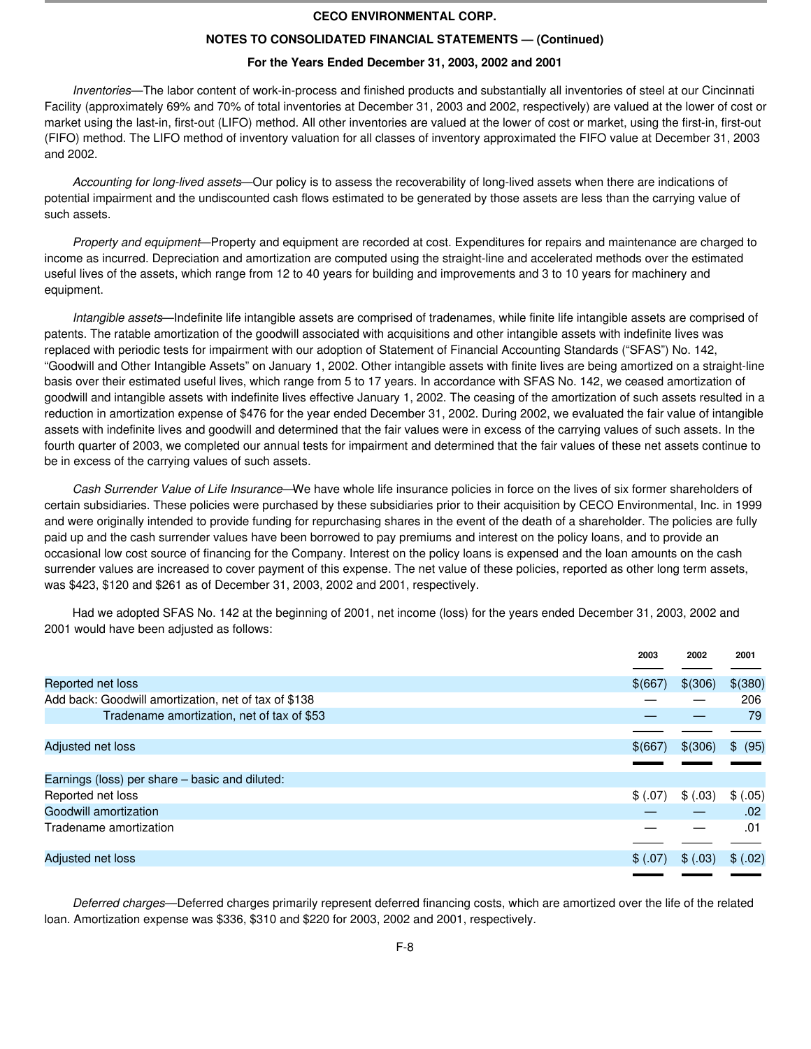**CECO ENVIRONMENTAL CORP.**

**NOTES TO CONSOLIDATED FINANCIAL STATEMENTS — (Continued)**

**For the Years Ended December 31, 2003, 2002 and 2001**

*Inventories*—The labor content of work-in-process and finished products and substantially all inventories of steel at our Cincinnati Facility (approximately 69% and 70% of total inventories at December 31, 2003 and 2002, respectively) are valued at the lower of cost or market using the last-in, first-out (LIFO) method. All other inventories are valued at the lower of cost or market, using the first-in, first-out (FIFO) method. The LIFO method of inventory valuation for all classes of inventory approximated the FIFO value at December 31, 2003 and 2002.

*Accounting for long-lived assets*—Our policy is to assess the recoverability of long-lived assets when there are indications of potential impairment and the undiscounted cash flows estimated to be generated by those assets are less than the carrying value of such assets.

*Property and equipment*—Property and equipment are recorded at cost. Expenditures for repairs and maintenance are charged to income as incurred. Depreciation and amortization are computed using the straight-line and accelerated methods over the estimated useful lives of the assets, which range from 12 to 40 years for building and improvements and 3 to 10 years for machinery and equipment.

*Intangible assets*—Indefinite life intangible assets are comprised of tradenames, while finite life intangible assets are comprised of patents. The ratable amortization of the goodwill associated with acquisitions and other intangible assets with indefinite lives was replaced with periodic tests for impairment with our adoption of Statement of Financial Accounting Standards ("SFAS") No. 142, "Goodwill and Other Intangible Assets" on January 1, 2002. Other intangible assets with finite lives are being amortized on a straight-line basis over their estimated useful lives, which range from 5 to 17 years. In accordance with SFAS No. 142, we ceased amortization of goodwill and intangible assets with indefinite lives effective January 1, 2002. The ceasing of the amortization of such assets resulted in a reduction in amortization expense of $476 for the year ended December 31, 2002. During 2002, we evaluated the fair value of intangible assets with indefinite lives and goodwill and determined that the fair values were in excess of the carrying values of such assets. In the fourth quarter of 2003, we completed our annual tests for impairment and determined that the fair values of these net assets continue to be in excess of the carrying values of such assets.

*Cash Surrender Value of Life Insurance*—We have whole life insurance policies in force on the lives of six former shareholders of certain subsidiaries. These policies were purchased by these subsidiaries prior to their acquisition by CECO Environmental, Inc. in 1999 and were originally intended to provide funding for repurchasing shares in the event of the death of a shareholder. The policies are fully paid up and the cash surrender values have been borrowed to pay premiums and interest on the policy loans, and to provide an occasional low cost source of financing for the Company. Interest on the policy loans is expensed and the loan amounts on the cash surrender values are increased to cover payment of this expense. The net value of these policies, reported as other long term assets, was $423, $120 and $261 as of December 31, 2003, 2002 and 2001, respectively.

Had we adopted SFAS No. 142 at the beginning of 2001, net income (loss) for the years ended December 31, 2003, 2002 and 2001 would have been adjusted as follows:

| | 2003 | 2002 | 2001 |
|---|---|---|---|
| Reported net loss | $(667) | $(306) | $(380) |
| Add back: Goodwill amortization, net of tax of $138 | — | — | 206 |
| Tradename amortization, net of tax of $53 | — | — | 79 |
| Adjusted net loss | $(667) | $(306) | $ (95) |
| Earnings (loss) per share – basic and diluted: | | | |
| Reported net loss | $ (.07) | $ (.03) | $ (.05) |
| Goodwill amortization | — | — | .02 |
| Tradename amortization | — | — | .01 |
| Adjusted net loss | $ (.07) | $ (.03) | $ (.02) |

*Deferred charges*—Deferred charges primarily represent deferred financing costs, which are amortized over the life of the related loan. Amortization expense was $336, $310 and $220 for 2003, 2002 and 2001, respectively.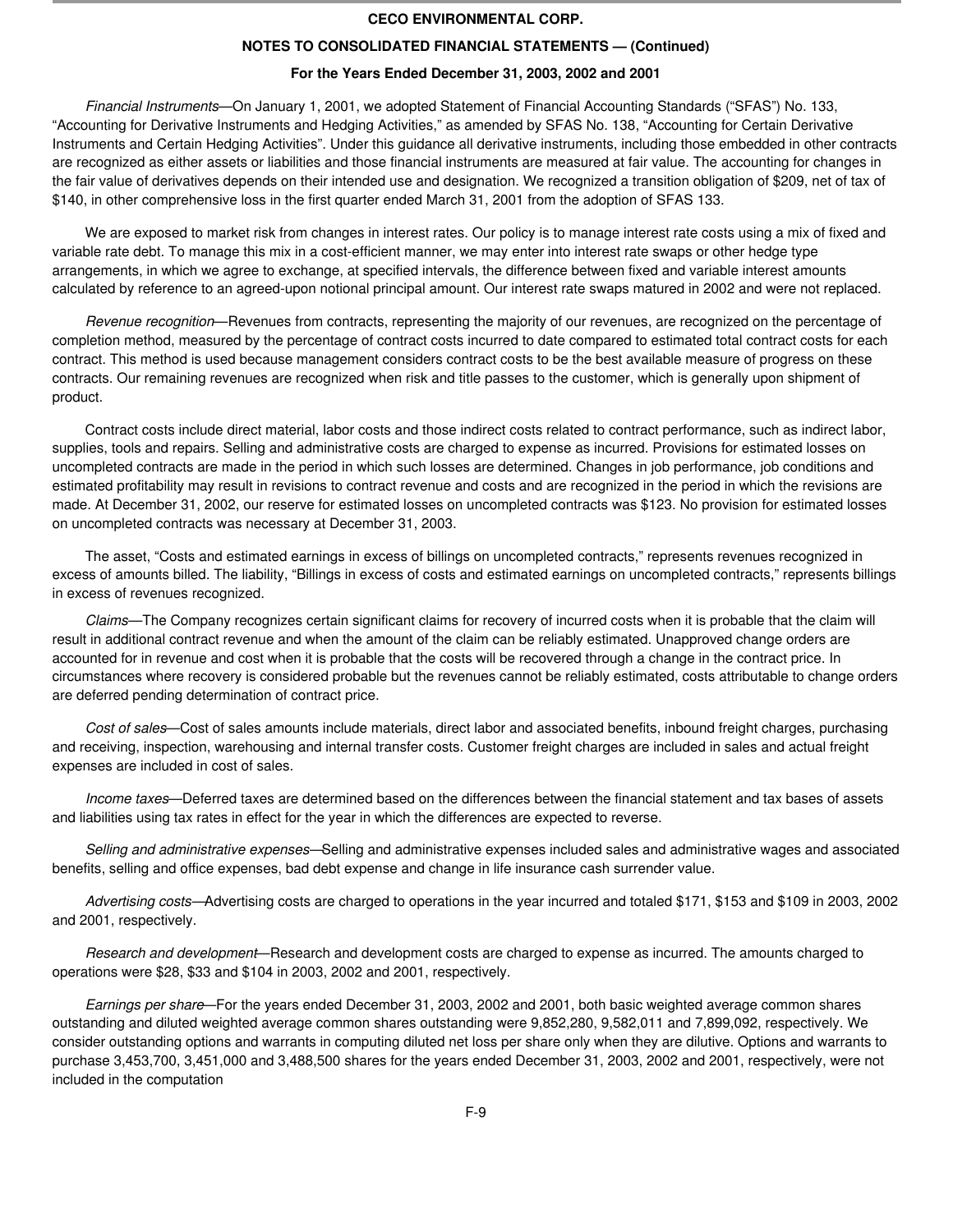**CECO ENVIRONMENTAL CORP.**

**NOTES TO CONSOLIDATED FINANCIAL STATEMENTS — (Continued)**

**For the Years Ended December 31, 2003, 2002 and 2001**

*Financial Instruments*—On January 1, 2001, we adopted Statement of Financial Accounting Standards ("SFAS") No. 133, "Accounting for Derivative Instruments and Hedging Activities," as amended by SFAS No. 138, "Accounting for Certain Derivative Instruments and Certain Hedging Activities". Under this guidance all derivative instruments, including those embedded in other contracts are recognized as either assets or liabilities and those financial instruments are measured at fair value. The accounting for changes in the fair value of derivatives depends on their intended use and designation. We recognized a transition obligation of $209, net of tax of $140, in other comprehensive loss in the first quarter ended March 31, 2001 from the adoption of SFAS 133.

We are exposed to market risk from changes in interest rates. Our policy is to manage interest rate costs using a mix of fixed and variable rate debt. To manage this mix in a cost-efficient manner, we may enter into interest rate swaps or other hedge type arrangements, in which we agree to exchange, at specified intervals, the difference between fixed and variable interest amounts calculated by reference to an agreed-upon notional principal amount. Our interest rate swaps matured in 2002 and were not replaced.

*Revenue recognition*—Revenues from contracts, representing the majority of our revenues, are recognized on the percentage of completion method, measured by the percentage of contract costs incurred to date compared to estimated total contract costs for each contract. This method is used because management considers contract costs to be the best available measure of progress on these contracts. Our remaining revenues are recognized when risk and title passes to the customer, which is generally upon shipment of product.

Contract costs include direct material, labor costs and those indirect costs related to contract performance, such as indirect labor, supplies, tools and repairs. Selling and administrative costs are charged to expense as incurred. Provisions for estimated losses on uncompleted contracts are made in the period in which such losses are determined. Changes in job performance, job conditions and estimated profitability may result in revisions to contract revenue and costs and are recognized in the period in which the revisions are made. At December 31, 2002, our reserve for estimated losses on uncompleted contracts was $123. No provision for estimated losses on uncompleted contracts was necessary at December 31, 2003.

The asset, "Costs and estimated earnings in excess of billings on uncompleted contracts," represents revenues recognized in excess of amounts billed. The liability, "Billings in excess of costs and estimated earnings on uncompleted contracts," represents billings in excess of revenues recognized.

*Claims*—The Company recognizes certain significant claims for recovery of incurred costs when it is probable that the claim will result in additional contract revenue and when the amount of the claim can be reliably estimated. Unapproved change orders are accounted for in revenue and cost when it is probable that the costs will be recovered through a change in the contract price. In circumstances where recovery is considered probable but the revenues cannot be reliably estimated, costs attributable to change orders are deferred pending determination of contract price.

*Cost of sales*—Cost of sales amounts include materials, direct labor and associated benefits, inbound freight charges, purchasing and receiving, inspection, warehousing and internal transfer costs. Customer freight charges are included in sales and actual freight expenses are included in cost of sales.

*Income taxes*—Deferred taxes are determined based on the differences between the financial statement and tax bases of assets and liabilities using tax rates in effect for the year in which the differences are expected to reverse.

*Selling and administrative expenses*—Selling and administrative expenses included sales and administrative wages and associated benefits, selling and office expenses, bad debt expense and change in life insurance cash surrender value.

*Advertising costs*—Advertising costs are charged to operations in the year incurred and totaled $171, $153 and $109 in 2003, 2002 and 2001, respectively.

*Research and development*—Research and development costs are charged to expense as incurred. The amounts charged to operations were $28, $33 and $104 in 2003, 2002 and 2001, respectively.

*Earnings per share*—For the years ended December 31, 2003, 2002 and 2001, both basic weighted average common shares outstanding and diluted weighted average common shares outstanding were 9,852,280, 9,582,011 and 7,899,092, respectively. We consider outstanding options and warrants in computing diluted net loss per share only when they are dilutive. Options and warrants to purchase 3,453,700, 3,451,000 and 3,488,500 shares for the years ended December 31, 2003, 2002 and 2001, respectively, were not included in the computation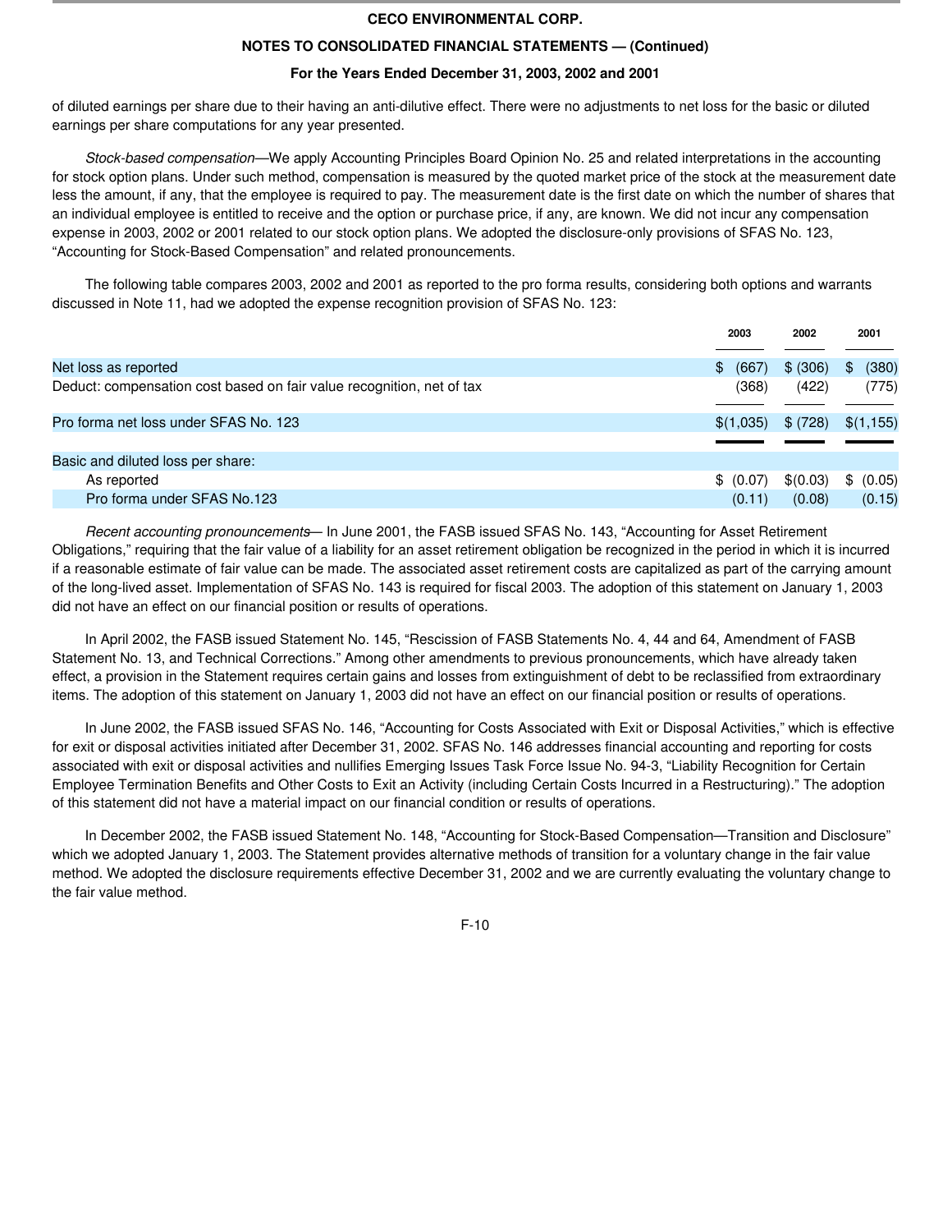of diluted earnings per share due to their having an anti-dilutive effect. There were no adjustments to net loss for the basic or diluted earnings per share computations for any year presented.

*Stock-based compensation*—We apply Accounting Principles Board Opinion No. 25 and related interpretations in the accounting for stock option plans. Under such method, compensation is measured by the quoted market price of the stock at the measurement date less the amount, if any, that the employee is required to pay. The measurement date is the first date on which the number of shares that an individual employee is entitled to receive and the option or purchase price, if any, are known. We did not incur any compensation expense in 2003, 2002 or 2001 related to our stock option plans. We adopted the disclosure-only provisions of SFAS No. 123, “Accounting for Stock-Based Compensation” and related pronouncements.

The following table compares 2003, 2002 and 2001 as reported to the pro forma results, considering both options and warrants discussed in Note 11, had we adopted the expense recognition provision of SFAS No. 123:

| | 2003 | 2002 | 2001 |
|---|---|---|---|
| Net loss as reported | $ (667) | $ (306) | $ (380) |
| Deduct: compensation cost based on fair value recognition, net of tax | (368) | (422) | (775) |
| Pro forma net loss under SFAS No. 123 | $(1,035) | $ (728) | $(1,155) |
| Basic and diluted loss per share: | | | |
| As reported | $ (0.07) | $(0.03) | $ (0.05) |
| Pro forma under SFAS No.123 | (0.11) | (0.08) | (0.15) |

*Recent accounting pronouncements*— In June 2001, the FASB issued SFAS No. 143, “Accounting for Asset Retirement Obligations,” requiring that the fair value of a liability for an asset retirement obligation be recognized in the period in which it is incurred if a reasonable estimate of fair value can be made. The associated asset retirement costs are capitalized as part of the carrying amount of the long-lived asset. Implementation of SFAS No. 143 is required for fiscal 2003. The adoption of this statement on January 1, 2003 did not have an effect on our financial position or results of operations.

In April 2002, the FASB issued Statement No. 145, “Rescission of FASB Statements No. 4, 44 and 64, Amendment of FASB Statement No. 13, and Technical Corrections.” Among other amendments to previous pronouncements, which have already taken effect, a provision in the Statement requires certain gains and losses from extinguishment of debt to be reclassified from extraordinary items. The adoption of this statement on January 1, 2003 did not have an effect on our financial position or results of operations.

In June 2002, the FASB issued SFAS No. 146, “Accounting for Costs Associated with Exit or Disposal Activities,” which is effective for exit or disposal activities initiated after December 31, 2002. SFAS No. 146 addresses financial accounting and reporting for costs associated with exit or disposal activities and nullifies Emerging Issues Task Force Issue No. 94-3, “Liability Recognition for Certain Employee Termination Benefits and Other Costs to Exit an Activity (including Certain Costs Incurred in a Restructuring).” The adoption of this statement did not have a material impact on our financial condition or results of operations.

In December 2002, the FASB issued Statement No. 148, “Accounting for Stock-Based Compensation—Transition and Disclosure” which we adopted January 1, 2003. The Statement provides alternative methods of transition for a voluntary change in the fair value method. We adopted the disclosure requirements effective December 31, 2002 and we are currently evaluating the voluntary change to the fair value method.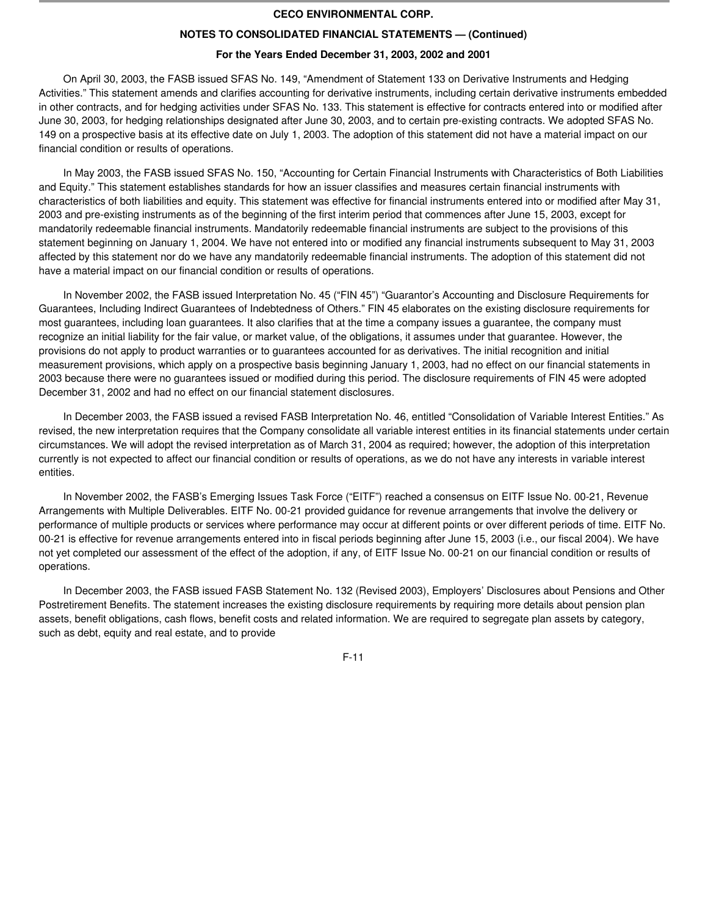On April 30, 2003, the FASB issued SFAS No. 149, "Amendment of Statement 133 on Derivative Instruments and Hedging Activities." This statement amends and clarifies accounting for derivative instruments, including certain derivative instruments embedded in other contracts, and for hedging activities under SFAS No. 133. This statement is effective for contracts entered into or modified after June 30, 2003, for hedging relationships designated after June 30, 2003, and to certain pre-existing contracts. We adopted SFAS No. 149 on a prospective basis at its effective date on July 1, 2003. The adoption of this statement did not have a material impact on our financial condition or results of operations.

In May 2003, the FASB issued SFAS No. 150, "Accounting for Certain Financial Instruments with Characteristics of Both Liabilities and Equity." This statement establishes standards for how an issuer classifies and measures certain financial instruments with characteristics of both liabilities and equity. This statement was effective for financial instruments entered into or modified after May 31, 2003 and pre-existing instruments as of the beginning of the first interim period that commences after June 15, 2003, except for mandatorily redeemable financial instruments. Mandatorily redeemable financial instruments are subject to the provisions of this statement beginning on January 1, 2004. We have not entered into or modified any financial instruments subsequent to May 31, 2003 affected by this statement nor do we have any mandatorily redeemable financial instruments. The adoption of this statement did not have a material impact on our financial condition or results of operations.

In November 2002, the FASB issued Interpretation No. 45 ("FIN 45") "Guarantor's Accounting and Disclosure Requirements for Guarantees, Including Indirect Guarantees of Indebtedness of Others." FIN 45 elaborates on the existing disclosure requirements for most guarantees, including loan guarantees. It also clarifies that at the time a company issues a guarantee, the company must recognize an initial liability for the fair value, or market value, of the obligations, it assumes under that guarantee. However, the provisions do not apply to product warranties or to guarantees accounted for as derivatives. The initial recognition and initial measurement provisions, which apply on a prospective basis beginning January 1, 2003, had no effect on our financial statements in 2003 because there were no guarantees issued or modified during this period. The disclosure requirements of FIN 45 were adopted December 31, 2002 and had no effect on our financial statement disclosures.

In December 2003, the FASB issued a revised FASB Interpretation No. 46, entitled "Consolidation of Variable Interest Entities." As revised, the new interpretation requires that the Company consolidate all variable interest entities in its financial statements under certain circumstances. We will adopt the revised interpretation as of March 31, 2004 as required; however, the adoption of this interpretation currently is not expected to affect our financial condition or results of operations, as we do not have any interests in variable interest entities.

In November 2002, the FASB's Emerging Issues Task Force ("EITF") reached a consensus on EITF Issue No. 00-21, Revenue Arrangements with Multiple Deliverables. EITF No. 00-21 provided guidance for revenue arrangements that involve the delivery or performance of multiple products or services where performance may occur at different points or over different periods of time. EITF No. 00-21 is effective for revenue arrangements entered into in fiscal periods beginning after June 15, 2003 (i.e., our fiscal 2004). We have not yet completed our assessment of the effect of the adoption, if any, of EITF Issue No. 00-21 on our financial condition or results of operations.

In December 2003, the FASB issued FASB Statement No. 132 (Revised 2003), Employers' Disclosures about Pensions and Other Postretirement Benefits. The statement increases the existing disclosure requirements by requiring more details about pension plan assets, benefit obligations, cash flows, benefit costs and related information. We are required to segregate plan assets by category, such as debt, equity and real estate, and to provide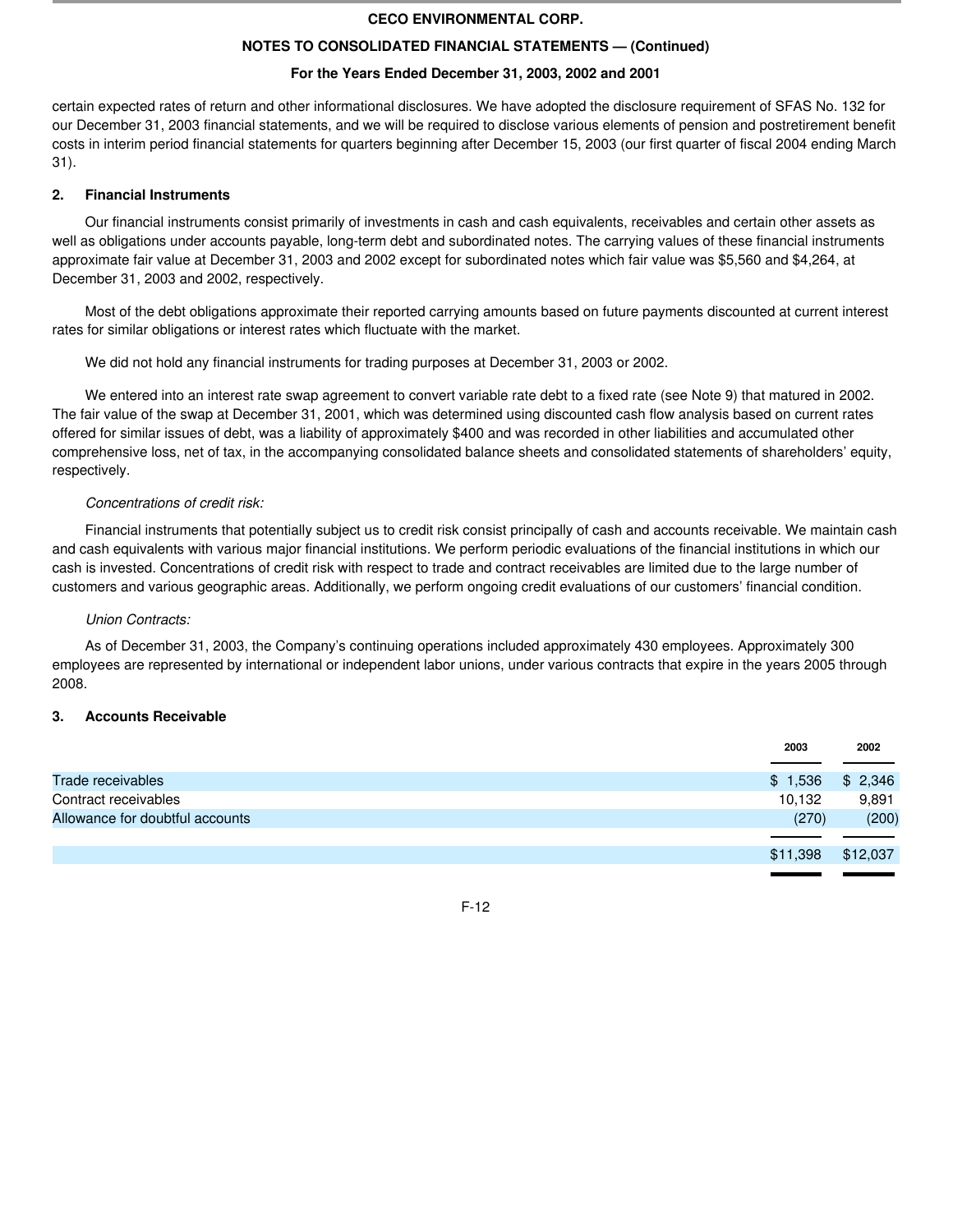certain expected rates of return and other informational disclosures. We have adopted the disclosure requirement of SFAS No. 132 for our December 31, 2003 financial statements, and we will be required to disclose various elements of pension and postretirement benefit costs in interim period financial statements for quarters beginning after December 15, 2003 (our first quarter of fiscal 2004 ending March 31).

## 2. Financial Instruments

Our financial instruments consist primarily of investments in cash and cash equivalents, receivables and certain other assets as well as obligations under accounts payable, long-term debt and subordinated notes. The carrying values of these financial instruments approximate fair value at December 31, 2003 and 2002 except for subordinated notes which fair value was $5,560 and $4,264, at December 31, 2003 and 2002, respectively.

Most of the debt obligations approximate their reported carrying amounts based on future payments discounted at current interest rates for similar obligations or interest rates which fluctuate with the market.

We did not hold any financial instruments for trading purposes at December 31, 2003 or 2002.

We entered into an interest rate swap agreement to convert variable rate debt to a fixed rate (see Note 9) that matured in 2002. The fair value of the swap at December 31, 2001, which was determined using discounted cash flow analysis based on current rates offered for similar issues of debt, was a liability of approximately $400 and was recorded in other liabilities and accumulated other comprehensive loss, net of tax, in the accompanying consolidated balance sheets and consolidated statements of shareholders' equity, respectively.

*Concentrations of credit risk:*

Financial instruments that potentially subject us to credit risk consist principally of cash and accounts receivable. We maintain cash and cash equivalents with various major financial institutions. We perform periodic evaluations of the financial institutions in which our cash is invested. Concentrations of credit risk with respect to trade and contract receivables are limited due to the large number of customers and various geographic areas. Additionally, we perform ongoing credit evaluations of our customers' financial condition.

*Union Contracts:*

As of December 31, 2003, the Company's continuing operations included approximately 430 employees. Approximately 300 employees are represented by international or independent labor unions, under various contracts that expire in the years 2005 through 2008.

## 3. Accounts Receivable

| | 2003 | 2002 |
|---|---|---|
| Trade receivables | $ 1,536 | $ 2,346 |
| Contract receivables | 10,132 | 9,891 |
| Allowance for doubtful accounts | (270) | (200) |
| | $11,398 | $12,037 |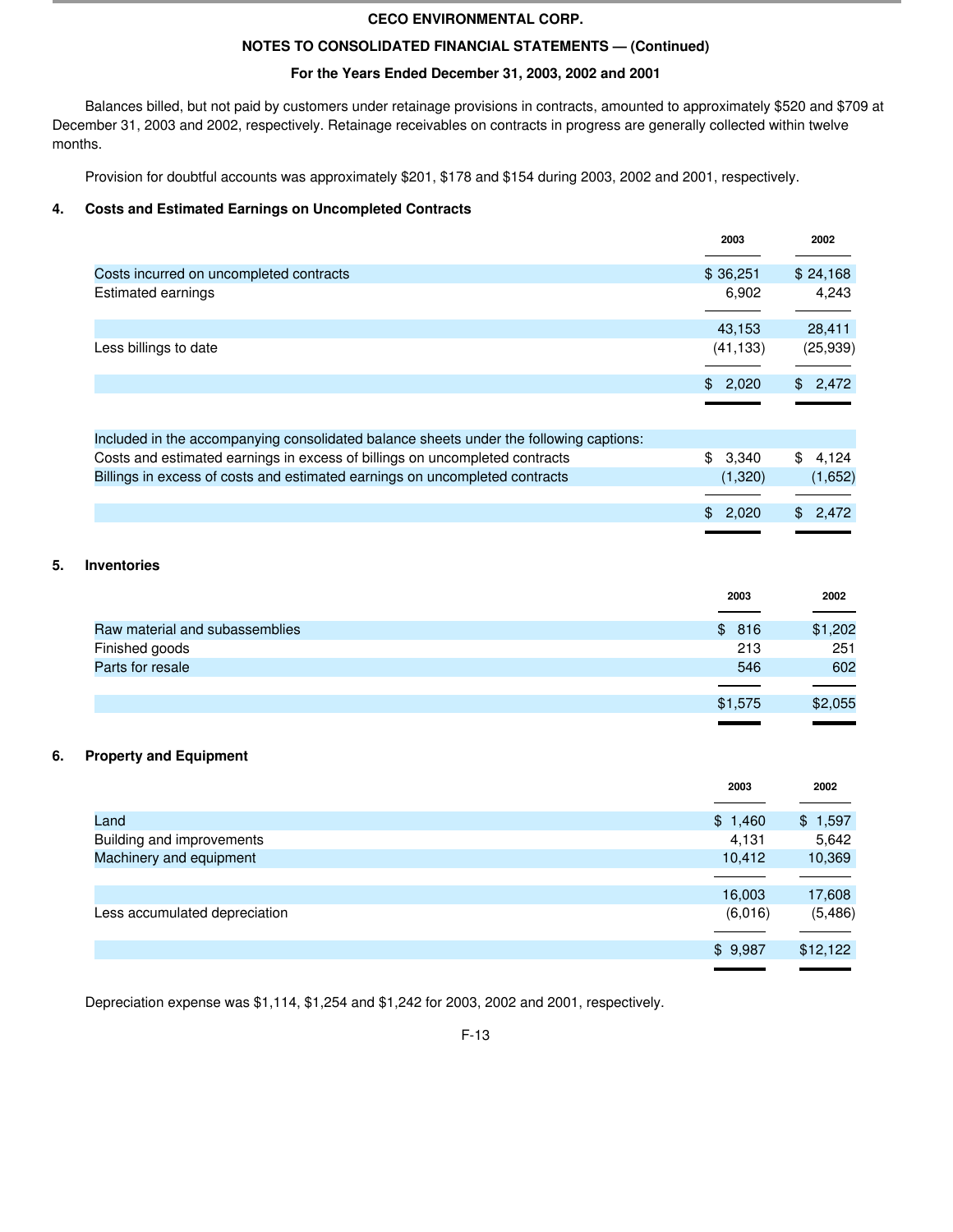**CECO ENVIRONMENTAL CORP.**

**NOTES TO CONSOLIDATED FINANCIAL STATEMENTS — (Continued)**

**For the Years Ended December 31, 2003, 2002 and 2001**

Balances billed, but not paid by customers under retainage provisions in contracts, amounted to approximately $520 and $709 at December 31, 2003 and 2002, respectively. Retainage receivables on contracts in progress are generally collected within twelve months.

Provision for doubtful accounts was approximately $201, $178 and $154 during 2003, 2002 and 2001, respectively.

## 4. Costs and Estimated Earnings on Uncompleted Contracts

| | 2003 | 2002 |
|---|---|---|
| Costs incurred on uncompleted contracts | $ 36,251 | $ 24,168 |
| Estimated earnings | 6,902 | 4,243 |
| | 43,153 | 28,411 |
| Less billings to date | (41,133) | (25,939) |
| | $ 2,020 | $ 2,472 |
| Included in the accompanying consolidated balance sheets under the following captions: | | |
| Costs and estimated earnings in excess of billings on uncompleted contracts | $ 3,340 | $ 4,124 |
| Billings in excess of costs and estimated earnings on uncompleted contracts | (1,320) | (1,652) |
| | $ 2,020 | $ 2,472 |

## 5. Inventories

| | 2003 | 2002 |
|---|---|---|
| Raw material and subassemblies | $ 816 | $1,202 |
| Finished goods | 213 | 251 |
| Parts for resale | 546 | 602 |
| | $1,575 | $2,055 |

## 6. Property and Equipment

| | 2003 | 2002 |
|---|---|---|
| Land | $ 1,460 | $ 1,597 |
| Building and improvements | 4,131 | 5,642 |
| Machinery and equipment | 10,412 | 10,369 |
| | 16,003 | 17,608 |
| Less accumulated depreciation | (6,016) | (5,486) |
| | $ 9,987 | $12,122 |

Depreciation expense was $1,114, $1,254 and $1,242 for 2003, 2002 and 2001, respectively.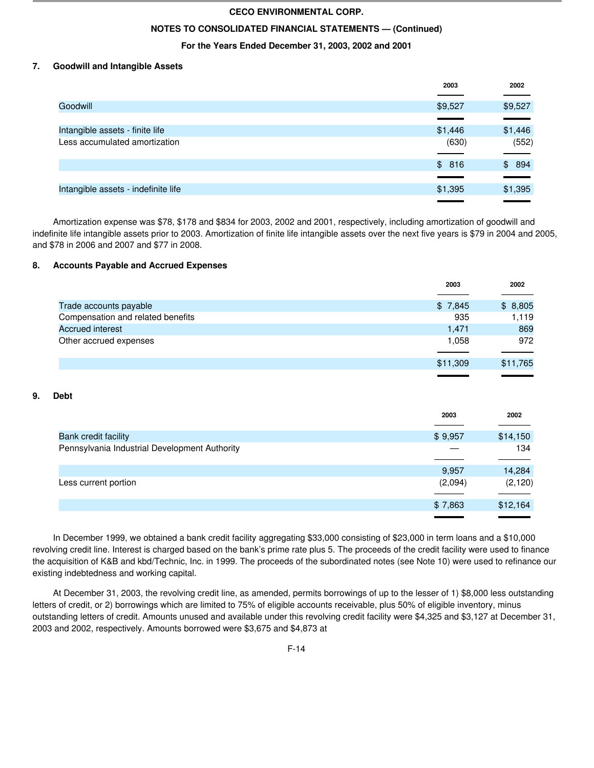**CECO ENVIRONMENTAL CORP.**

**NOTES TO CONSOLIDATED FINANCIAL STATEMENTS — (Continued)**

**For the Years Ended December 31, 2003, 2002 and 2001**

## 7. Goodwill and Intangible Assets

| | 2003 | 2002 |
|---|---|---|
| Goodwill | $9,527 | $9,527 |
| Intangible assets - finite life | $1,446 | $1,446 |
| Less accumulated amortization | (630) | (552) |
| | $ 816 | $ 894 |
| Intangible assets - indefinite life | $1,395 | $1,395 |

Amortization expense was $78, $178 and $834 for 2003, 2002 and 2001, respectively, including amortization of goodwill and indefinite life intangible assets prior to 2003. Amortization of finite life intangible assets over the next five years is $79 in 2004 and 2005, and $78 in 2006 and 2007 and $77 in 2008.

## 8. Accounts Payable and Accrued Expenses

| | 2003 | 2002 |
|---|---|---|
| Trade accounts payable | $ 7,845 | $ 8,805 |
| Compensation and related benefits | 935 | 1,119 |
| Accrued interest | 1,471 | 869 |
| Other accrued expenses | 1,058 | 972 |
| | $11,309 | $11,765 |

## 9. Debt

| | 2003 | 2002 |
|---|---|---|
| Bank credit facility | $ 9,957 | $14,150 |
| Pennsylvania Industrial Development Authority | — | 134 |
| | 9,957 | 14,284 |
| Less current portion | (2,094) | (2,120) |
| | $ 7,863 | $12,164 |

In December 1999, we obtained a bank credit facility aggregating $33,000 consisting of $23,000 in term loans and a $10,000 revolving credit line. Interest is charged based on the bank's prime rate plus 5. The proceeds of the credit facility were used to finance the acquisition of K&B and kbd/Technic, Inc. in 1999. The proceeds of the subordinated notes (see Note 10) were used to refinance our existing indebtedness and working capital.

At December 31, 2003, the revolving credit line, as amended, permits borrowings of up to the lesser of 1) $8,000 less outstanding letters of credit, or 2) borrowings which are limited to 75% of eligible accounts receivable, plus 50% of eligible inventory, minus outstanding letters of credit. Amounts unused and available under this revolving credit facility were $4,325 and $3,127 at December 31, 2003 and 2002, respectively. Amounts borrowed were $3,675 and $4,873 at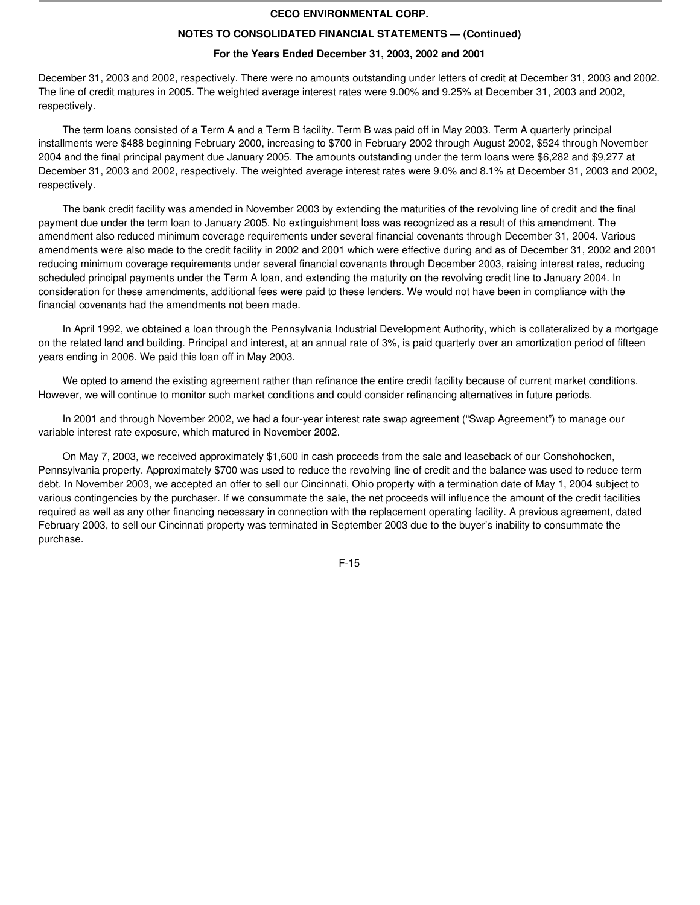December 31, 2003 and 2002, respectively. There were no amounts outstanding under letters of credit at December 31, 2003 and 2002. The line of credit matures in 2005. The weighted average interest rates were 9.00% and 9.25% at December 31, 2003 and 2002, respectively.

The term loans consisted of a Term A and a Term B facility. Term B was paid off in May 2003. Term A quarterly principal installments were $488 beginning February 2000, increasing to $700 in February 2002 through August 2002, $524 through November 2004 and the final principal payment due January 2005. The amounts outstanding under the term loans were $6,282 and $9,277 at December 31, 2003 and 2002, respectively. The weighted average interest rates were 9.0% and 8.1% at December 31, 2003 and 2002, respectively.

The bank credit facility was amended in November 2003 by extending the maturities of the revolving line of credit and the final payment due under the term loan to January 2005. No extinguishment loss was recognized as a result of this amendment. The amendment also reduced minimum coverage requirements under several financial covenants through December 31, 2004. Various amendments were also made to the credit facility in 2002 and 2001 which were effective during and as of December 31, 2002 and 2001 reducing minimum coverage requirements under several financial covenants through December 2003, raising interest rates, reducing scheduled principal payments under the Term A loan, and extending the maturity on the revolving credit line to January 2004. In consideration for these amendments, additional fees were paid to these lenders. We would not have been in compliance with the financial covenants had the amendments not been made.

In April 1992, we obtained a loan through the Pennsylvania Industrial Development Authority, which is collateralized by a mortgage on the related land and building. Principal and interest, at an annual rate of 3%, is paid quarterly over an amortization period of fifteen years ending in 2006. We paid this loan off in May 2003.

We opted to amend the existing agreement rather than refinance the entire credit facility because of current market conditions. However, we will continue to monitor such market conditions and could consider refinancing alternatives in future periods.

In 2001 and through November 2002, we had a four-year interest rate swap agreement ("Swap Agreement") to manage our variable interest rate exposure, which matured in November 2002.

On May 7, 2003, we received approximately $1,600 in cash proceeds from the sale and leaseback of our Conshohocken, Pennsylvania property. Approximately $700 was used to reduce the revolving line of credit and the balance was used to reduce term debt. In November 2003, we accepted an offer to sell our Cincinnati, Ohio property with a termination date of May 1, 2004 subject to various contingencies by the purchaser. If we consummate the sale, the net proceeds will influence the amount of the credit facilities required as well as any other financing necessary in connection with the replacement operating facility. A previous agreement, dated February 2003, to sell our Cincinnati property was terminated in September 2003 due to the buyer's inability to consummate the purchase.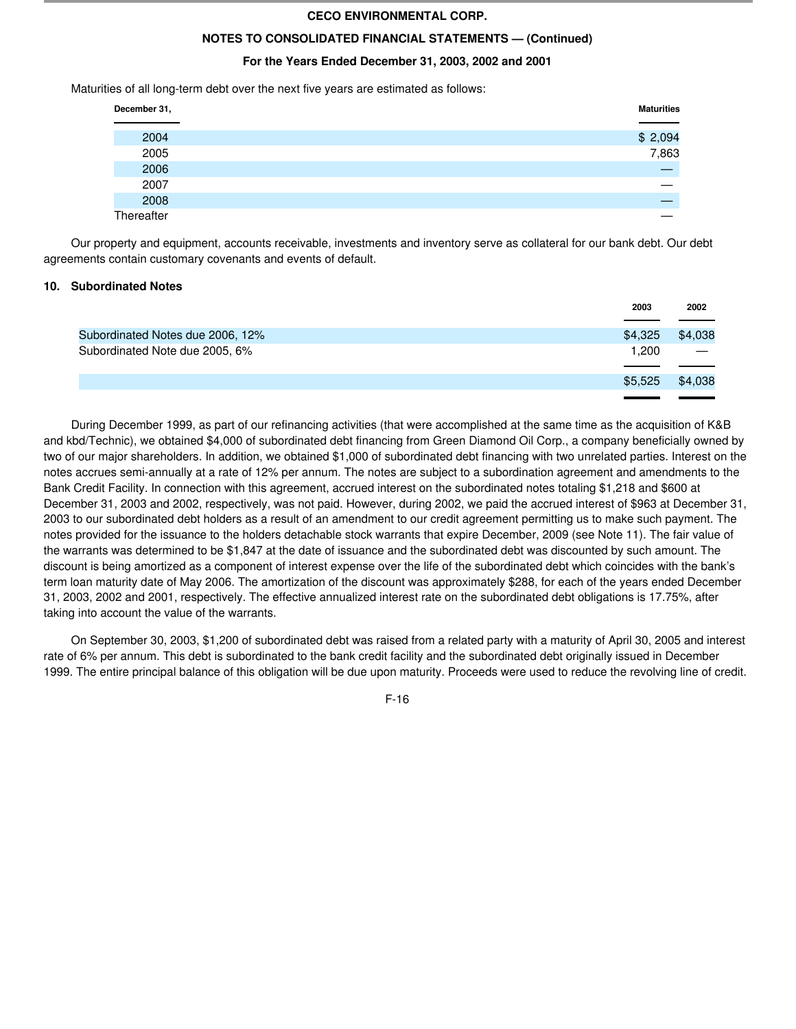Maturities of all long-term debt over the next five years are estimated as follows:

| December 31, | Maturities |
| --- | --- |
| 2004 | $ 2,094 |
| 2005 | 7,863 |
| 2006 | — |
| 2007 | — |
| 2008 | — |
| Thereafter | — |

Our property and equipment, accounts receivable, investments and inventory serve as collateral for our bank debt. Our debt agreements contain customary covenants and events of default.

## 10. Subordinated Notes

| | 2003 | 2002 |
| --- | --- | --- |
| Subordinated Notes due 2006, 12% | $4,325 | $4,038 |
| Subordinated Note due 2005, 6% | 1,200 | — |
| | $5,525 | $4,038 |

During December 1999, as part of our refinancing activities (that were accomplished at the same time as the acquisition of K&B and kbd/Technic), we obtained $4,000 of subordinated debt financing from Green Diamond Oil Corp., a company beneficially owned by two of our major shareholders. In addition, we obtained $1,000 of subordinated debt financing with two unrelated parties. Interest on the notes accrues semi-annually at a rate of 12% per annum. The notes are subject to a subordination agreement and amendments to the Bank Credit Facility. In connection with this agreement, accrued interest on the subordinated notes totaling $1,218 and $600 at December 31, 2003 and 2002, respectively, was not paid. However, during 2002, we paid the accrued interest of $963 at December 31, 2003 to our subordinated debt holders as a result of an amendment to our credit agreement permitting us to make such payment. The notes provided for the issuance to the holders detachable stock warrants that expire December, 2009 (see Note 11). The fair value of the warrants was determined to be $1,847 at the date of issuance and the subordinated debt was discounted by such amount. The discount is being amortized as a component of interest expense over the life of the subordinated debt which coincides with the bank's term loan maturity date of May 2006. The amortization of the discount was approximately $288, for each of the years ended December 31, 2003, 2002 and 2001, respectively. The effective annualized interest rate on the subordinated debt obligations is 17.75%, after taking into account the value of the warrants.

On September 30, 2003, $1,200 of subordinated debt was raised from a related party with a maturity of April 30, 2005 and interest rate of 6% per annum. This debt is subordinated to the bank credit facility and the subordinated debt originally issued in December 1999. The entire principal balance of this obligation will be due upon maturity. Proceeds were used to reduce the revolving line of credit.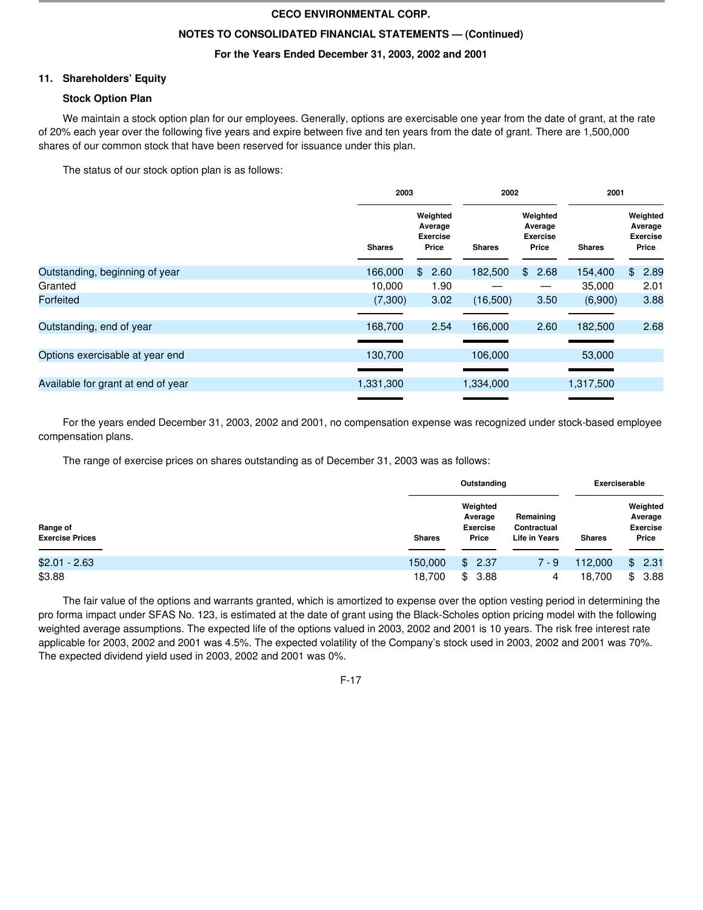## 11. Shareholders' Equity

### Stock Option Plan

We maintain a stock option plan for our employees. Generally, options are exercisable one year from the date of grant, at the rate of 20% each year over the following five years and expire between five and ten years from the date of grant. There are 1,500,000 shares of our common stock that have been reserved for issuance under this plan.

The status of our stock option plan is as follows:

| | 2003 | | 2002 | | 2001 | |
|---|---|---|---|---|---|---|
| | Shares | Weighted Average Exercise Price | Shares | Weighted Average Exercise Price | Shares | Weighted Average Exercise Price |
| Outstanding, beginning of year | 166,000 | $ 2.60 | 182,500 | $ 2.68 | 154,400 | $ 2.89 |
| Granted | 10,000 | 1.90 | — | — | 35,000 | 2.01 |
| Forfeited | (7,300) | 3.02 | (16,500) | 3.50 | (6,900) | 3.88 |
| Outstanding, end of year | 168,700 | 2.54 | 166,000 | 2.60 | 182,500 | 2.68 |
| Options exercisable at year end | 130,700 | | 106,000 | | 53,000 | |
| Available for grant at end of year | 1,331,300 | | 1,334,000 | | 1,317,500 | |

For the years ended December 31, 2003, 2002 and 2001, no compensation expense was recognized under stock-based employee compensation plans.

The range of exercise prices on shares outstanding as of December 31, 2003 was as follows:

| | Outstanding | | | Exerciserable | |
|---|---|---|---|---|---|
| Range of Exercise Prices | Shares | Weighted Average Exercise Price | Remaining Contractual Life in Years | Shares | Weighted Average Exercise Price |
| $2.01 - 2.63 | 150,000 | $ 2.37 | 7 - 9 | 112,000 | $ 2.31 |
| $3.88 | 18,700 | $ 3.88 | 4 | 18,700 | $ 3.88 |

The fair value of the options and warrants granted, which is amortized to expense over the option vesting period in determining the pro forma impact under SFAS No. 123, is estimated at the date of grant using the Black-Scholes option pricing model with the following weighted average assumptions. The expected life of the options valued in 2003, 2002 and 2001 is 10 years. The risk free interest rate applicable for 2003, 2002 and 2001 was 4.5%. The expected volatility of the Company's stock used in 2003, 2002 and 2001 was 70%. The expected dividend yield used in 2003, 2002 and 2001 was 0%.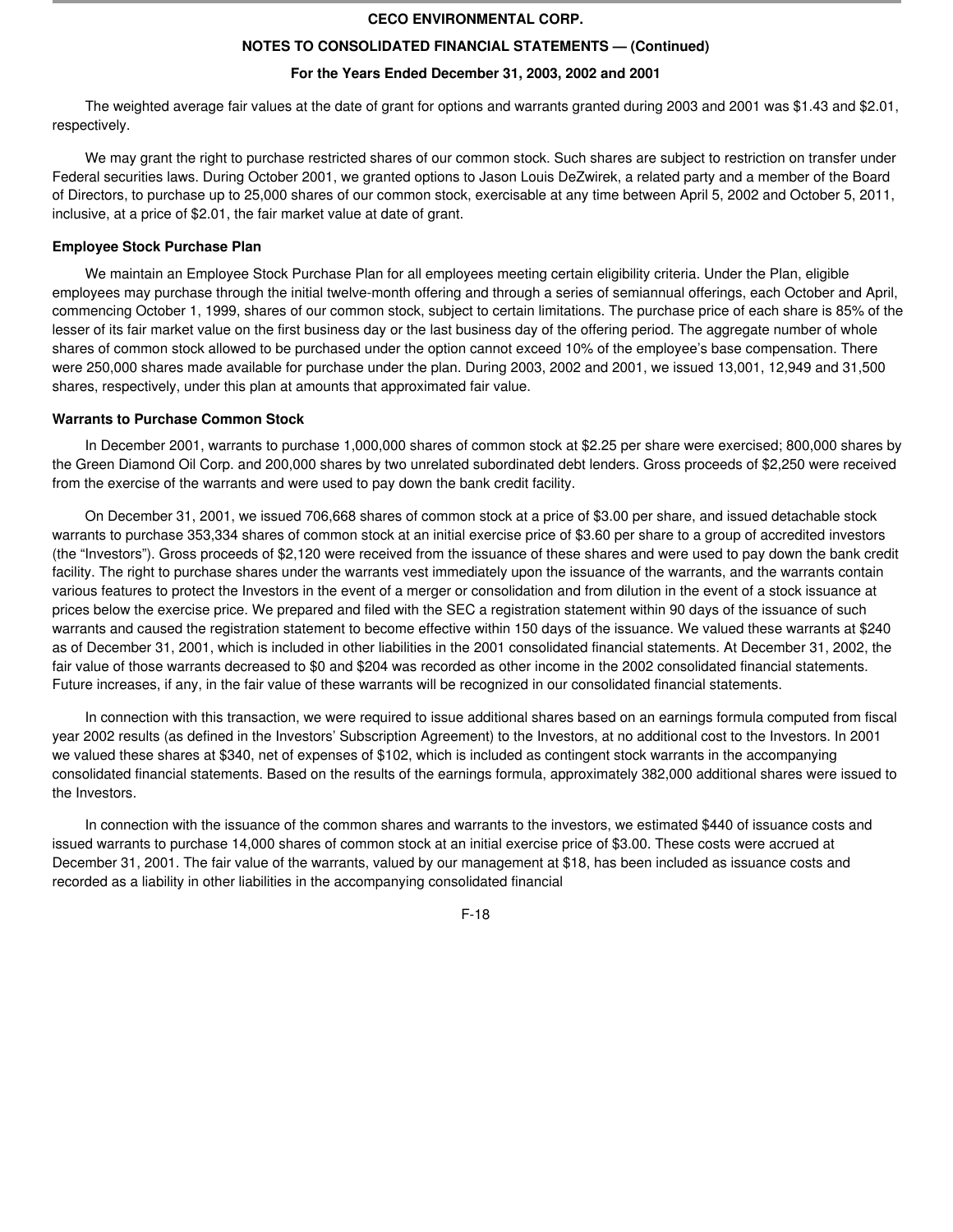The weighted average fair values at the date of grant for options and warrants granted during 2003 and 2001 was $1.43 and $2.01, respectively.

We may grant the right to purchase restricted shares of our common stock. Such shares are subject to restriction on transfer under Federal securities laws. During October 2001, we granted options to Jason Louis DeZwirek, a related party and a member of the Board of Directors, to purchase up to 25,000 shares of our common stock, exercisable at any time between April 5, 2002 and October 5, 2011, inclusive, at a price of $2.01, the fair market value at date of grant.

**Employee Stock Purchase Plan**

We maintain an Employee Stock Purchase Plan for all employees meeting certain eligibility criteria. Under the Plan, eligible employees may purchase through the initial twelve-month offering and through a series of semiannual offerings, each October and April, commencing October 1, 1999, shares of our common stock, subject to certain limitations. The purchase price of each share is 85% of the lesser of its fair market value on the first business day or the last business day of the offering period. The aggregate number of whole shares of common stock allowed to be purchased under the option cannot exceed 10% of the employee's base compensation. There were 250,000 shares made available for purchase under the plan. During 2003, 2002 and 2001, we issued 13,001, 12,949 and 31,500 shares, respectively, under this plan at amounts that approximated fair value.

**Warrants to Purchase Common Stock**

In December 2001, warrants to purchase 1,000,000 shares of common stock at $2.25 per share were exercised; 800,000 shares by the Green Diamond Oil Corp. and 200,000 shares by two unrelated subordinated debt lenders. Gross proceeds of $2,250 were received from the exercise of the warrants and were used to pay down the bank credit facility.

On December 31, 2001, we issued 706,668 shares of common stock at a price of $3.00 per share, and issued detachable stock warrants to purchase 353,334 shares of common stock at an initial exercise price of $3.60 per share to a group of accredited investors (the "Investors"). Gross proceeds of $2,120 were received from the issuance of these shares and were used to pay down the bank credit facility. The right to purchase shares under the warrants vest immediately upon the issuance of the warrants, and the warrants contain various features to protect the Investors in the event of a merger or consolidation and from dilution in the event of a stock issuance at prices below the exercise price. We prepared and filed with the SEC a registration statement within 90 days of the issuance of such warrants and caused the registration statement to become effective within 150 days of the issuance. We valued these warrants at $240 as of December 31, 2001, which is included in other liabilities in the 2001 consolidated financial statements. At December 31, 2002, the fair value of those warrants decreased to $0 and $204 was recorded as other income in the 2002 consolidated financial statements. Future increases, if any, in the fair value of these warrants will be recognized in our consolidated financial statements.

In connection with this transaction, we were required to issue additional shares based on an earnings formula computed from fiscal year 2002 results (as defined in the Investors' Subscription Agreement) to the Investors, at no additional cost to the Investors. In 2001 we valued these shares at $340, net of expenses of $102, which is included as contingent stock warrants in the accompanying consolidated financial statements. Based on the results of the earnings formula, approximately 382,000 additional shares were issued to the Investors.

In connection with the issuance of the common shares and warrants to the investors, we estimated $440 of issuance costs and issued warrants to purchase 14,000 shares of common stock at an initial exercise price of $3.00. These costs were accrued at December 31, 2001. The fair value of the warrants, valued by our management at $18, has been included as issuance costs and recorded as a liability in other liabilities in the accompanying consolidated financial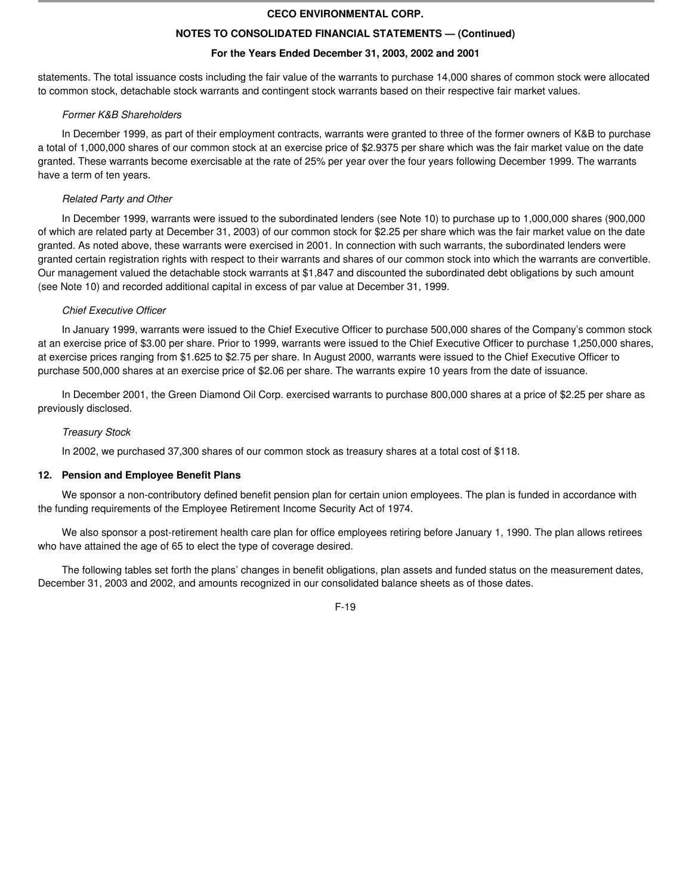statements. The total issuance costs including the fair value of the warrants to purchase 14,000 shares of common stock were allocated to common stock, detachable stock warrants and contingent stock warrants based on their respective fair market values.

*Former K&B Shareholders*

In December 1999, as part of their employment contracts, warrants were granted to three of the former owners of K&B to purchase a total of 1,000,000 shares of our common stock at an exercise price of $2.9375 per share which was the fair market value on the date granted. These warrants become exercisable at the rate of 25% per year over the four years following December 1999. The warrants have a term of ten years.

*Related Party and Other*

In December 1999, warrants were issued to the subordinated lenders (see Note 10) to purchase up to 1,000,000 shares (900,000 of which are related party at December 31, 2003) of our common stock for $2.25 per share which was the fair market value on the date granted. As noted above, these warrants were exercised in 2001. In connection with such warrants, the subordinated lenders were granted certain registration rights with respect to their warrants and shares of our common stock into which the warrants are convertible. Our management valued the detachable stock warrants at $1,847 and discounted the subordinated debt obligations by such amount (see Note 10) and recorded additional capital in excess of par value at December 31, 1999.

*Chief Executive Officer*

In January 1999, warrants were issued to the Chief Executive Officer to purchase 500,000 shares of the Company's common stock at an exercise price of $3.00 per share. Prior to 1999, warrants were issued to the Chief Executive Officer to purchase 1,250,000 shares, at exercise prices ranging from $1.625 to $2.75 per share. In August 2000, warrants were issued to the Chief Executive Officer to purchase 500,000 shares at an exercise price of $2.06 per share. The warrants expire 10 years from the date of issuance.

In December 2001, the Green Diamond Oil Corp. exercised warrants to purchase 800,000 shares at a price of $2.25 per share as previously disclosed.

*Treasury Stock*

In 2002, we purchased 37,300 shares of our common stock as treasury shares at a total cost of $118.

## 12. Pension and Employee Benefit Plans

We sponsor a non-contributory defined benefit pension plan for certain union employees. The plan is funded in accordance with the funding requirements of the Employee Retirement Income Security Act of 1974.

We also sponsor a post-retirement health care plan for office employees retiring before January 1, 1990. The plan allows retirees who have attained the age of 65 to elect the type of coverage desired.

The following tables set forth the plans' changes in benefit obligations, plan assets and funded status on the measurement dates, December 31, 2003 and 2002, and amounts recognized in our consolidated balance sheets as of those dates.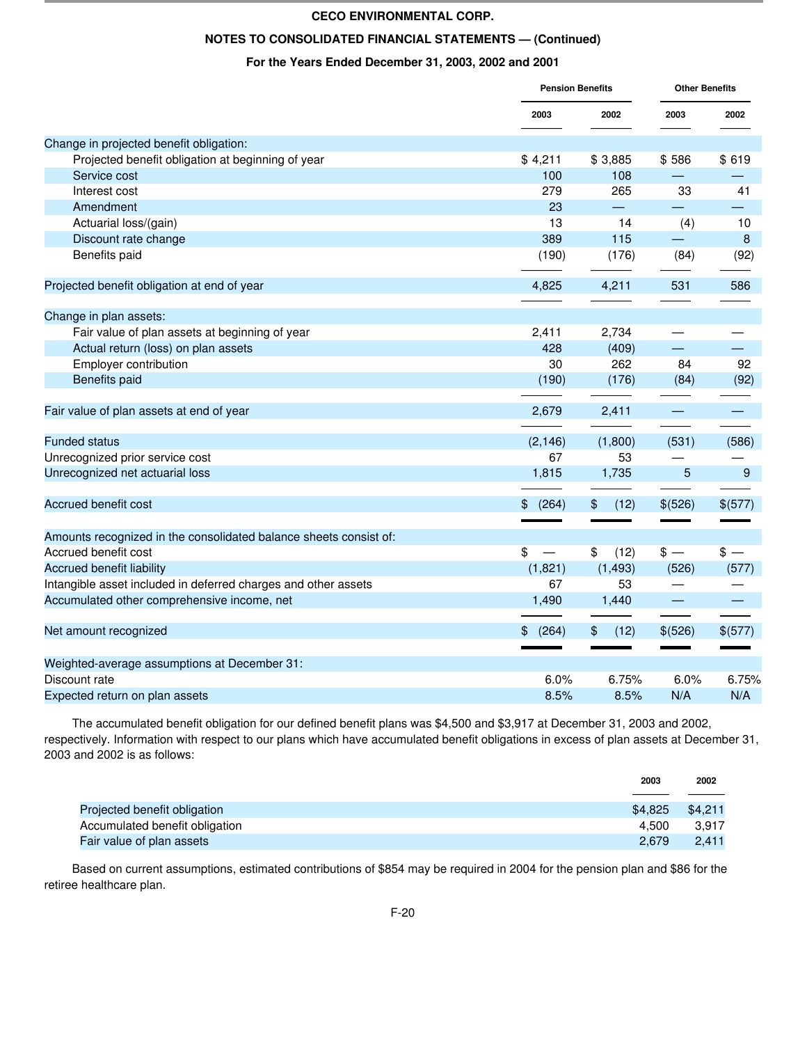**CECO ENVIRONMENTAL CORP.**

**NOTES TO CONSOLIDATED FINANCIAL STATEMENTS — (Continued)**

**For the Years Ended December 31, 2003, 2002 and 2001**

| | Pension Benefits | | Other Benefits | |
|---|---|---|---|---|
| | 2003 | 2002 | 2003 | 2002 |
| Change in projected benefit obligation: | | | | |
| Projected benefit obligation at beginning of year | $ 4,211 | $ 3,885 | $ 586 | $ 619 |
| Service cost | 100 | 108 | — | — |
| Interest cost | 279 | 265 | 33 | 41 |
| Amendment | 23 | — | — | — |
| Actuarial loss/(gain) | 13 | 14 | (4) | 10 |
| Discount rate change | 389 | 115 | — | 8 |
| Benefits paid | (190) | (176) | (84) | (92) |
| Projected benefit obligation at end of year | 4,825 | 4,211 | 531 | 586 |
| Change in plan assets: | | | | |
| Fair value of plan assets at beginning of year | 2,411 | 2,734 | — | — |
| Actual return (loss) on plan assets | 428 | (409) | — | — |
| Employer contribution | 30 | 262 | 84 | 92 |
| Benefits paid | (190) | (176) | (84) | (92) |
| Fair value of plan assets at end of year | 2,679 | 2,411 | — | — |
| Funded status | (2,146) | (1,800) | (531) | (586) |
| Unrecognized prior service cost | 67 | 53 | — | — |
| Unrecognized net actuarial loss | 1,815 | 1,735 | 5 | 9 |
| Accrued benefit cost | $ (264) | $ (12) | $(526) | $(577) |
| Amounts recognized in the consolidated balance sheets consist of: | | | | |
| Accrued benefit cost | $ — | $ (12) | $ — | $ — |
| Accrued benefit liability | (1,821) | (1,493) | (526) | (577) |
| Intangible asset included in deferred charges and other assets | 67 | 53 | — | — |
| Accumulated other comprehensive income, net | 1,490 | 1,440 | — | — |
| Net amount recognized | $ (264) | $ (12) | $(526) | $(577) |
| Weighted-average assumptions at December 31: | | | | |
| Discount rate | 6.0% | 6.75% | 6.0% | 6.75% |
| Expected return on plan assets | 8.5% | 8.5% | N/A | N/A |

The accumulated benefit obligation for our defined benefit plans was $4,500 and $3,917 at December 31, 2003 and 2002, respectively. Information with respect to our plans which have accumulated benefit obligations in excess of plan assets at December 31, 2003 and 2002 is as follows:

| | 2003 | 2002 |
|---|---|---|
| Projected benefit obligation | $4,825 | $4,211 |
| Accumulated benefit obligation | 4,500 | 3,917 |
| Fair value of plan assets | 2,679 | 2,411 |

Based on current assumptions, estimated contributions of $854 may be required in 2004 for the pension plan and $86 for the retiree healthcare plan.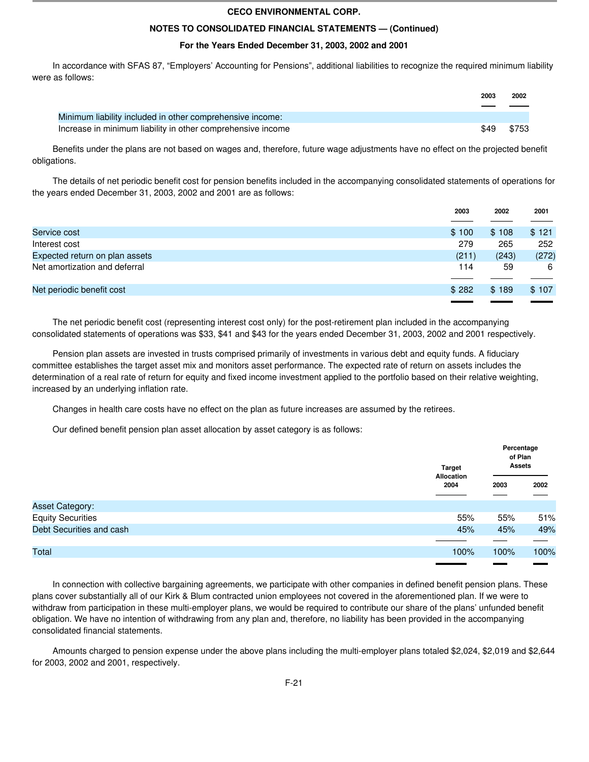In accordance with SFAS 87, "Employers' Accounting for Pensions", additional liabilities to recognize the required minimum liability were as follows:

| | 2003 | 2002 |
|---|---|---|
| Minimum liability included in other comprehensive income: | | |
| Increase in minimum liability in other comprehensive income | $49 | $753 |

Benefits under the plans are not based on wages and, therefore, future wage adjustments have no effect on the projected benefit obligations.

The details of net periodic benefit cost for pension benefits included in the accompanying consolidated statements of operations for the years ended December 31, 2003, 2002 and 2001 are as follows:

| | 2003 | 2002 | 2001 |
|---|---|---|---|
| Service cost | $ 100 | $ 108 | $ 121 |
| Interest cost | 279 | 265 | 252 |
| Expected return on plan assets | (211) | (243) | (272) |
| Net amortization and deferral | 114 | 59 | 6 |
| Net periodic benefit cost | $ 282 | $ 189 | $ 107 |

The net periodic benefit cost (representing interest cost only) for the post-retirement plan included in the accompanying consolidated statements of operations was $33, $41 and $43 for the years ended December 31, 2003, 2002 and 2001 respectively.

Pension plan assets are invested in trusts comprised primarily of investments in various debt and equity funds. A fiduciary committee establishes the target asset mix and monitors asset performance. The expected rate of return on assets includes the determination of a real rate of return for equity and fixed income investment applied to the portfolio based on their relative weighting, increased by an underlying inflation rate.

Changes in health care costs have no effect on the plan as future increases are assumed by the retirees.

Our defined benefit pension plan asset allocation by asset category is as follows:

| | Target Allocation 2004 | Percentage of Plan Assets | |
|---|---|---|---|
| | | 2003 | 2002 |
| Asset Category: | | | |
| Equity Securities | 55% | 55% | 51% |
| Debt Securities and cash | 45% | 45% | 49% |
| Total | 100% | 100% | 100% |

In connection with collective bargaining agreements, we participate with other companies in defined benefit pension plans. These plans cover substantially all of our Kirk & Blum contracted union employees not covered in the aforementioned plan. If we were to withdraw from participation in these multi-employer plans, we would be required to contribute our share of the plans' unfunded benefit obligation. We have no intention of withdrawing from any plan and, therefore, no liability has been provided in the accompanying consolidated financial statements.

Amounts charged to pension expense under the above plans including the multi-employer plans totaled $2,024, $2,019 and $2,644 for 2003, 2002 and 2001, respectively.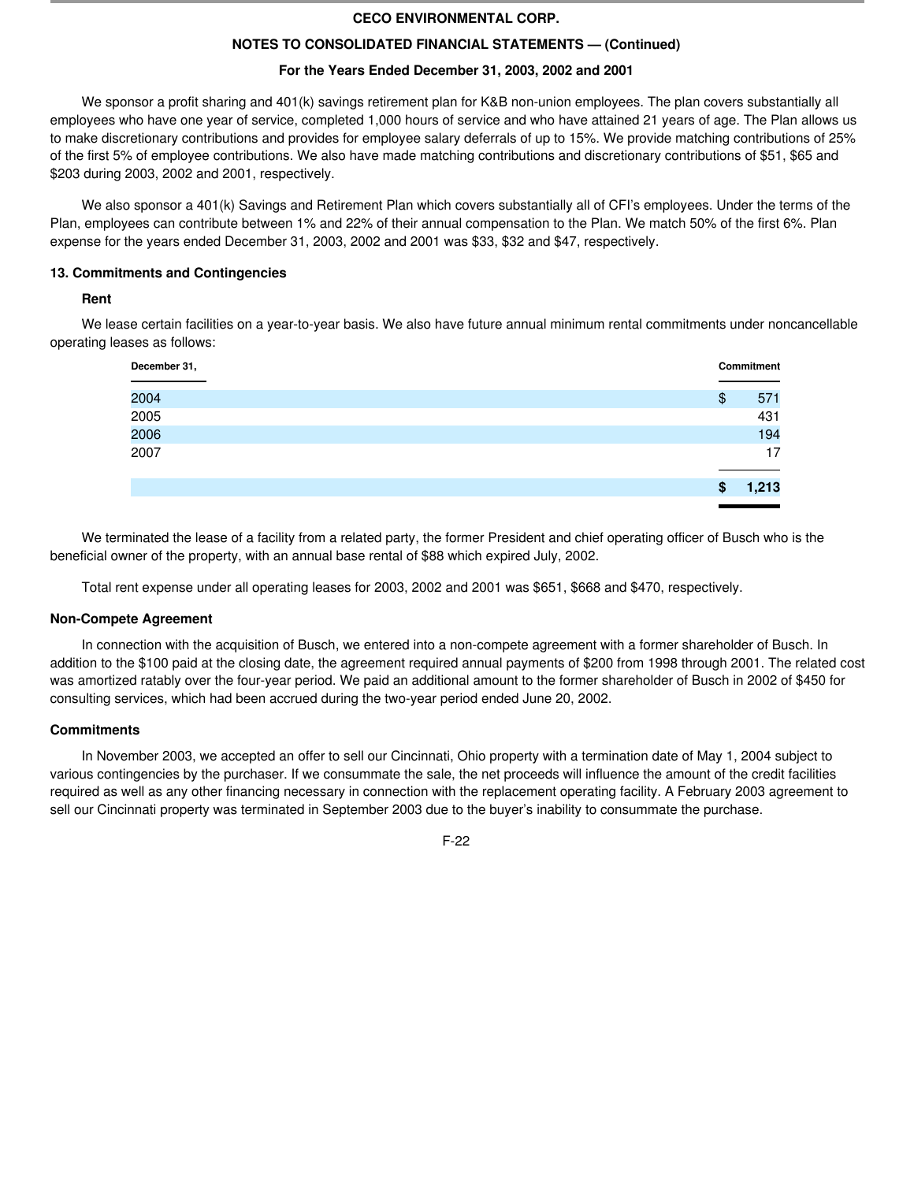We sponsor a profit sharing and 401(k) savings retirement plan for K&B non-union employees. The plan covers substantially all employees who have one year of service, completed 1,000 hours of service and who have attained 21 years of age. The Plan allows us to make discretionary contributions and provides for employee salary deferrals of up to 15%. We provide matching contributions of 25% of the first 5% of employee contributions. We also have made matching contributions and discretionary contributions of $51, $65 and $203 during 2003, 2002 and 2001, respectively.

We also sponsor a 401(k) Savings and Retirement Plan which covers substantially all of CFI's employees. Under the terms of the Plan, employees can contribute between 1% and 22% of their annual compensation to the Plan. We match 50% of the first 6%. Plan expense for the years ended December 31, 2003, 2002 and 2001 was $33, $32 and $47, respectively.

### 13. Commitments and Contingencies

#### Rent

We lease certain facilities on a year-to-year basis. We also have future annual minimum rental commitments under noncancellable operating leases as follows:

| December 31, | Commitment |
|---|---|
| 2004 | $ 571 |
| 2005 | 431 |
| 2006 | 194 |
| 2007 | 17 |
| | **$ 1,213** |

We terminated the lease of a facility from a related party, the former President and chief operating officer of Busch who is the beneficial owner of the property, with an annual base rental of $88 which expired July, 2002.

Total rent expense under all operating leases for 2003, 2002 and 2001 was $651, $668 and $470, respectively.

#### Non-Compete Agreement

In connection with the acquisition of Busch, we entered into a non-compete agreement with a former shareholder of Busch. In addition to the $100 paid at the closing date, the agreement required annual payments of $200 from 1998 through 2001. The related cost was amortized ratably over the four-year period. We paid an additional amount to the former shareholder of Busch in 2002 of $450 for consulting services, which had been accrued during the two-year period ended June 20, 2002.

#### Commitments

In November 2003, we accepted an offer to sell our Cincinnati, Ohio property with a termination date of May 1, 2004 subject to various contingencies by the purchaser. If we consummate the sale, the net proceeds will influence the amount of the credit facilities required as well as any other financing necessary in connection with the replacement operating facility. A February 2003 agreement to sell our Cincinnati property was terminated in September 2003 due to the buyer's inability to consummate the purchase.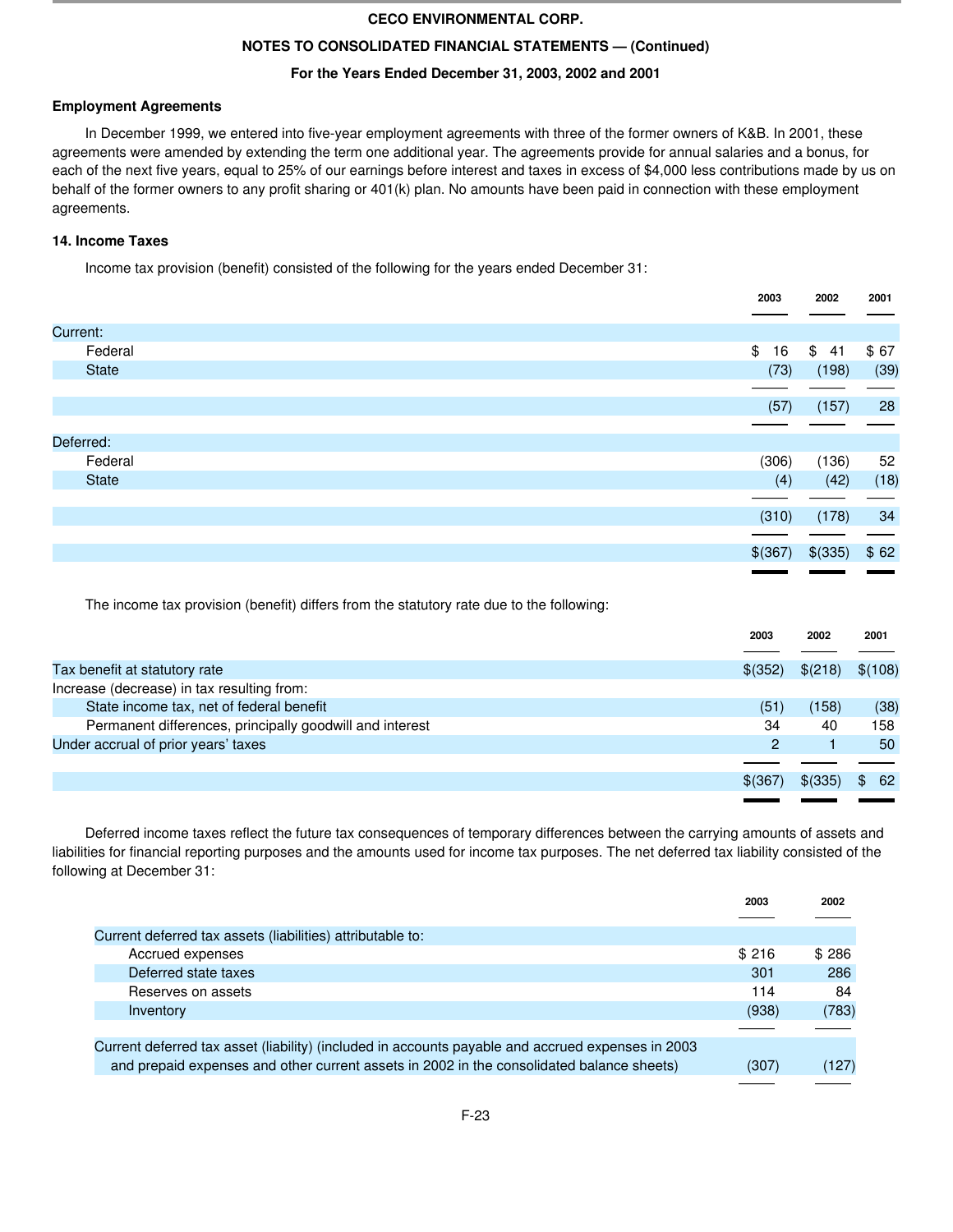**CECO ENVIRONMENTAL CORP.**

**NOTES TO CONSOLIDATED FINANCIAL STATEMENTS — (Continued)**

**For the Years Ended December 31, 2003, 2002 and 2001**

**Employment Agreements**

In December 1999, we entered into five-year employment agreements with three of the former owners of K&B. In 2001, these agreements were amended by extending the term one additional year. The agreements provide for annual salaries and a bonus, for each of the next five years, equal to 25% of our earnings before interest and taxes in excess of $4,000 less contributions made by us on behalf of the former owners to any profit sharing or 401(k) plan. No amounts have been paid in connection with these employment agreements.

**14. Income Taxes**

Income tax provision (benefit) consisted of the following for the years ended December 31:

| | 2003 | 2002 | 2001 |
|---|---|---|---|
| Current: | | | |
| Federal | $ 16 | $ 41 | $ 67 |
| State | (73) | (198) | (39) |
| | (57) | (157) | 28 |
| Deferred: | | | |
| Federal | (306) | (136) | 52 |
| State | (4) | (42) | (18) |
| | (310) | (178) | 34 |
| | $(367) | $(335) | $ 62 |

The income tax provision (benefit) differs from the statutory rate due to the following:

| | 2003 | 2002 | 2001 |
|---|---|---|---|
| Tax benefit at statutory rate | $(352) | $(218) | $(108) |
| Increase (decrease) in tax resulting from: | | | |
| State income tax, net of federal benefit | (51) | (158) | (38) |
| Permanent differences, principally goodwill and interest | 34 | 40 | 158 |
| Under accrual of prior years' taxes | 2 | 1 | 50 |
| | $(367) | $(335) | $ 62 |

Deferred income taxes reflect the future tax consequences of temporary differences between the carrying amounts of assets and liabilities for financial reporting purposes and the amounts used for income tax purposes. The net deferred tax liability consisted of the following at December 31:

| | 2003 | 2002 |
|---|---|---|
| Current deferred tax assets (liabilities) attributable to: | | |
| Accrued expenses | $ 216 | $ 286 |
| Deferred state taxes | 301 | 286 |
| Reserves on assets | 114 | 84 |
| Inventory | (938) | (783) |
| Current deferred tax asset (liability) (included in accounts payable and accrued expenses in 2003 and prepaid expenses and other current assets in 2002 in the consolidated balance sheets) | (307) | (127) |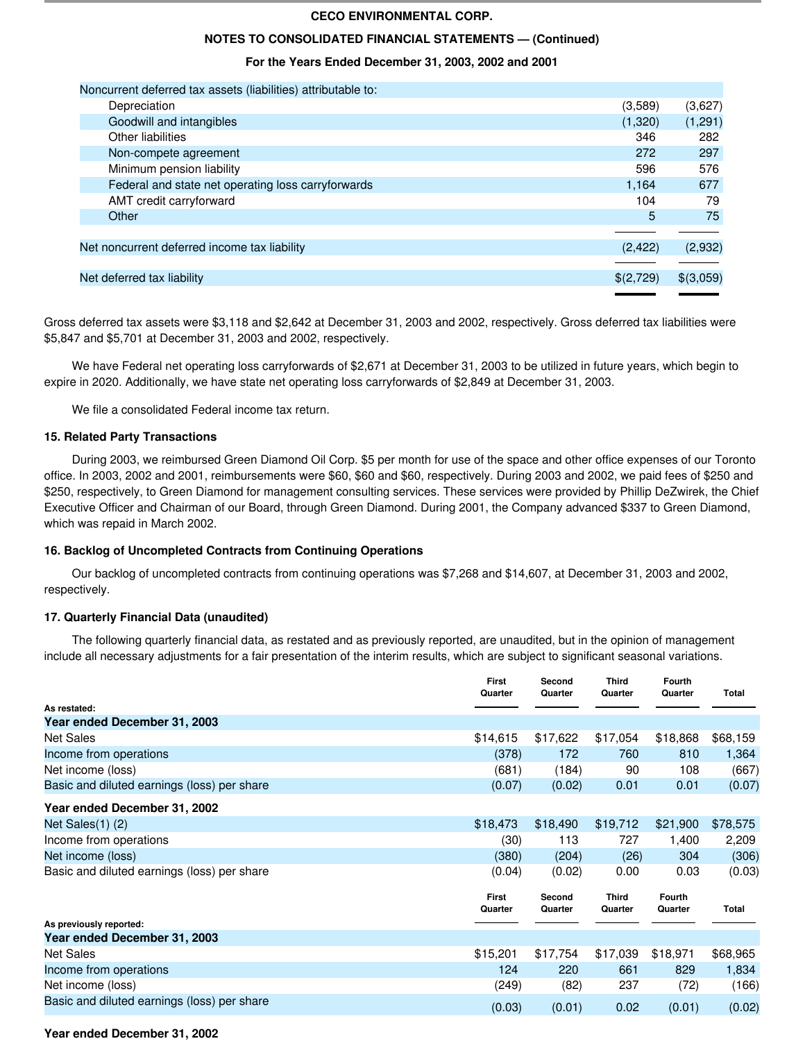**CECO ENVIRONMENTAL CORP.**

**NOTES TO CONSOLIDATED FINANCIAL STATEMENTS — (Continued)**

**For the Years Ended December 31, 2003, 2002 and 2001**

| | | |
|---|---|---|
| Noncurrent deferred tax assets (liabilities) attributable to: | | |
| Depreciation | (3,589) | (3,627) |
| Goodwill and intangibles | (1,320) | (1,291) |
| Other liabilities | 346 | 282 |
| Non-compete agreement | 272 | 297 |
| Minimum pension liability | 596 | 576 |
| Federal and state net operating loss carryforwards | 1,164 | 677 |
| AMT credit carryforward | 104 | 79 |
| Other | 5 | 75 |
| Net noncurrent deferred income tax liability | (2,422) | (2,932) |
| Net deferred tax liability | $(2,729) | $(3,059) |

Gross deferred tax assets were $3,118 and $2,642 at December 31, 2003 and 2002, respectively. Gross deferred tax liabilities were $5,847 and $5,701 at December 31, 2003 and 2002, respectively.

We have Federal net operating loss carryforwards of $2,671 at December 31, 2003 to be utilized in future years, which begin to expire in 2020. Additionally, we have state net operating loss carryforwards of $2,849 at December 31, 2003.

We file a consolidated Federal income tax return.

### 15. Related Party Transactions

During 2003, we reimbursed Green Diamond Oil Corp. $5 per month for use of the space and other office expenses of our Toronto office. In 2003, 2002 and 2001, reimbursements were $60, $60 and $60, respectively. During 2003 and 2002, we paid fees of $250 and $250, respectively, to Green Diamond for management consulting services. These services were provided by Phillip DeZwirek, the Chief Executive Officer and Chairman of our Board, through Green Diamond. During 2001, the Company advanced $337 to Green Diamond, which was repaid in March 2002.

### 16. Backlog of Uncompleted Contracts from Continuing Operations

Our backlog of uncompleted contracts from continuing operations was $7,268 and $14,607, at December 31, 2003 and 2002, respectively.

### 17. Quarterly Financial Data (unaudited)

The following quarterly financial data, as restated and as previously reported, are unaudited, but in the opinion of management include all necessary adjustments for a fair presentation of the interim results, which are subject to significant seasonal variations.

| | First Quarter | Second Quarter | Third Quarter | Fourth Quarter | Total |
|---|---|---|---|---|---|
| **As restated:** | | | | | |
| **Year ended December 31, 2003** | | | | | |
| Net Sales | $14,615 | $17,622 | $17,054 | $18,868 | $68,159 |
| Income from operations | (378) | 172 | 760 | 810 | 1,364 |
| Net income (loss) | (681) | (184) | 90 | 108 | (667) |
| Basic and diluted earnings (loss) per share | (0.07) | (0.02) | 0.01 | 0.01 | (0.07) |
| **Year ended December 31, 2002** | | | | | |
| Net Sales(1) (2) | $18,473 | $18,490 | $19,712 | $21,900 | $78,575 |
| Income from operations | (30) | 113 | 727 | 1,400 | 2,209 |
| Net income (loss) | (380) | (204) | (26) | 304 | (306) |
| Basic and diluted earnings (loss) per share | (0.04) | (0.02) | 0.00 | 0.03 | (0.03) |

| | First Quarter | Second Quarter | Third Quarter | Fourth Quarter | Total |
|---|---|---|---|---|---|
| **As previously reported:** | | | | | |
| **Year ended December 31, 2003** | | | | | |
| Net Sales | $15,201 | $17,754 | $17,039 | $18,971 | $68,965 |
| Income from operations | 124 | 220 | 661 | 829 | 1,834 |
| Net income (loss) | (249) | (82) | 237 | (72) | (166) |
| Basic and diluted earnings (loss) per share | (0.03) | (0.01) | 0.02 | (0.01) | (0.02) |

**Year ended December 31, 2002**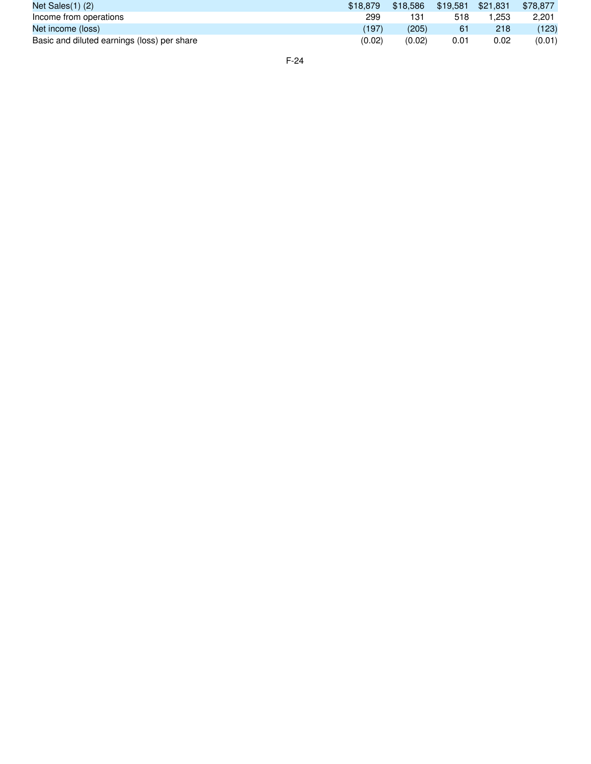| | | | | | |
|---|---|---|---|---|---|
| Net Sales(1) (2) | $18,879 | $18,586 | $19,581 | $21,831 | $78,877 |
| Income from operations | 299 | 131 | 518 | 1,253 | 2,201 |
| Net income (loss) | (197) | (205) | 61 | 218 | (123) |
| Basic and diluted earnings (loss) per share | (0.02) | (0.02) | 0.01 | 0.02 | (0.01) |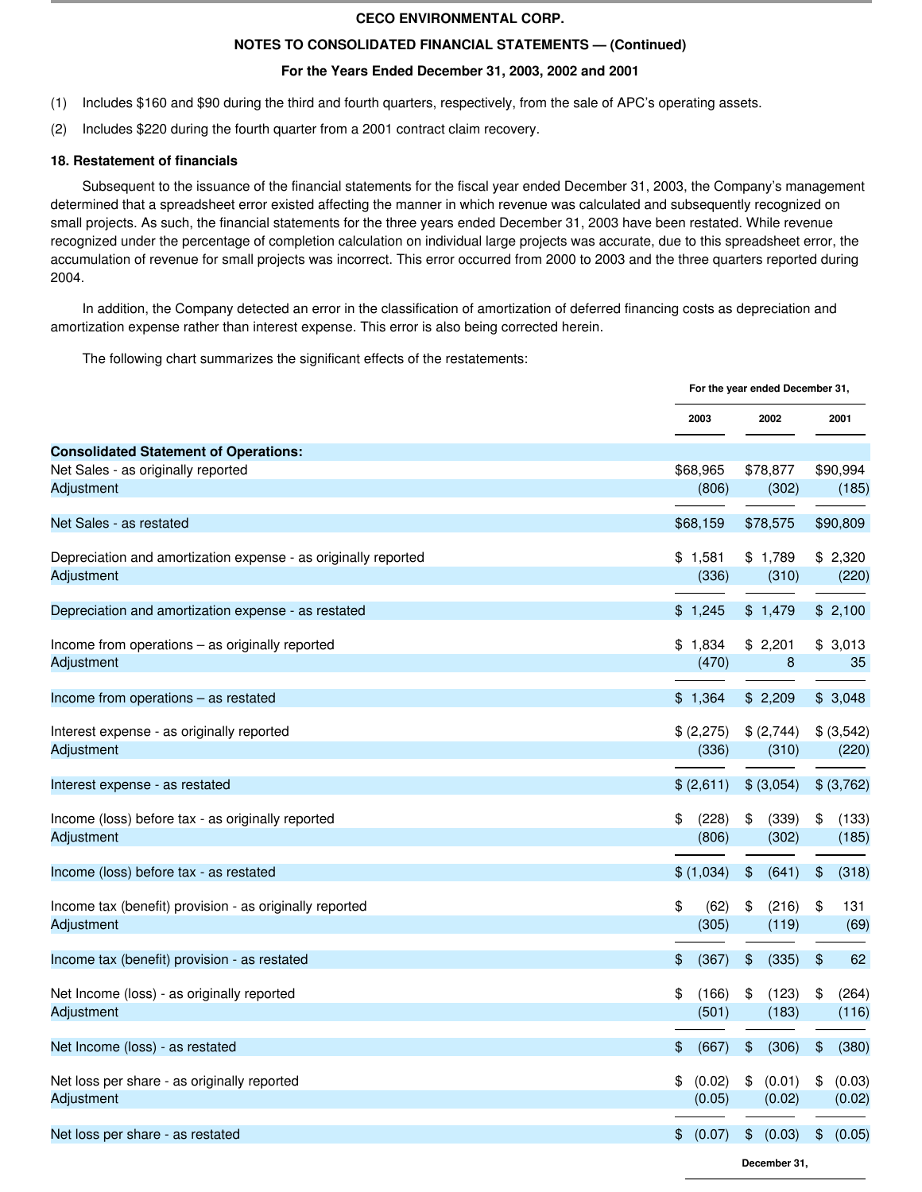**CECO ENVIRONMENTAL CORP.**

**NOTES TO CONSOLIDATED FINANCIAL STATEMENTS — (Continued)**

**For the Years Ended December 31, 2003, 2002 and 2001**

(1) Includes $160 and $90 during the third and fourth quarters, respectively, from the sale of APC's operating assets.

(2) Includes $220 during the fourth quarter from a 2001 contract claim recovery.

### 18. Restatement of financials

Subsequent to the issuance of the financial statements for the fiscal year ended December 31, 2003, the Company's management determined that a spreadsheet error existed affecting the manner in which revenue was calculated and subsequently recognized on small projects. As such, the financial statements for the three years ended December 31, 2003 have been restated. While revenue recognized under the percentage of completion calculation on individual large projects was accurate, due to this spreadsheet error, the accumulation of revenue for small projects was incorrect. This error occurred from 2000 to 2003 and the three quarters reported during 2004.

In addition, the Company detected an error in the classification of amortization of deferred financing costs as depreciation and amortization expense rather than interest expense. This error is also being corrected herein.

The following chart summarizes the significant effects of the restatements:

| | For the year ended December 31, | | |
|---|---|---|---|
| | 2003 | 2002 | 2001 |
| **Consolidated Statement of Operations:** | | | |
| Net Sales - as originally reported | $68,965 | $78,877 | $90,994 |
| Adjustment | (806) | (302) | (185) |
| Net Sales - as restated | $68,159 | $78,575 | $90,809 |
| Depreciation and amortization expense - as originally reported | $ 1,581 | $ 1,789 | $ 2,320 |
| Adjustment | (336) | (310) | (220) |
| Depreciation and amortization expense - as restated | $ 1,245 | $ 1,479 | $ 2,100 |
| Income from operations – as originally reported | $ 1,834 | $ 2,201 | $ 3,013 |
| Adjustment | (470) | 8 | 35 |
| Income from operations – as restated | $ 1,364 | $ 2,209 | $ 3,048 |
| Interest expense - as originally reported | $ (2,275) | $ (2,744) | $ (3,542) |
| Adjustment | (336) | (310) | (220) |
| Interest expense - as restated | $ (2,611) | $ (3,054) | $ (3,762) |
| Income (loss) before tax - as originally reported | $ (228) | $ (339) | $ (133) |
| Adjustment | (806) | (302) | (185) |
| Income (loss) before tax - as restated | $ (1,034) | $ (641) | $ (318) |
| Income tax (benefit) provision - as originally reported | $ (62) | $ (216) | $ 131 |
| Adjustment | (305) | (119) | (69) |
| Income tax (benefit) provision - as restated | $ (367) | $ (335) | $ 62 |
| Net Income (loss) - as originally reported | $ (166) | $ (123) | $ (264) |
| Adjustment | (501) | (183) | (116) |
| Net Income (loss) - as restated | $ (667) | $ (306) | $ (380) |
| Net loss per share - as originally reported | $ (0.02) | $ (0.01) | $ (0.03) |
| Adjustment | (0.05) | (0.02) | (0.02) |
| Net loss per share - as restated | $ (0.07) | $ (0.03) | $ (0.05) |

December 31,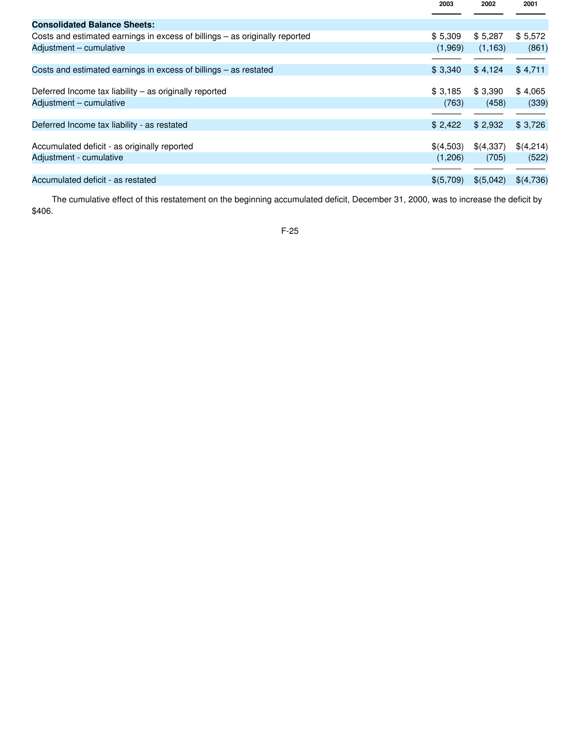| | 2003 | 2002 | 2001 |
|---|---|---|---|
| **Consolidated Balance Sheets:** | | | |
| Costs and estimated earnings in excess of billings – as originally reported | $ 5,309 | $ 5,287 | $ 5,572 |
| Adjustment – cumulative | (1,969) | (1,163) | (861) |
| Costs and estimated earnings in excess of billings – as restated | $ 3,340 | $ 4,124 | $ 4,711 |
| Deferred Income tax liability – as originally reported | $ 3,185 | $ 3,390 | $ 4,065 |
| Adjustment – cumulative | (763) | (458) | (339) |
| Deferred Income tax liability - as restated | $ 2,422 | $ 2,932 | $ 3,726 |
| Accumulated deficit - as originally reported | $(4,503) | $(4,337) | $(4,214) |
| Adjustment - cumulative | (1,206) | (705) | (522) |
| Accumulated deficit - as restated | $(5,709) | $(5,042) | $(4,736) |

The cumulative effect of this restatement on the beginning accumulated deficit, December 31, 2000, was to increase the deficit by $406.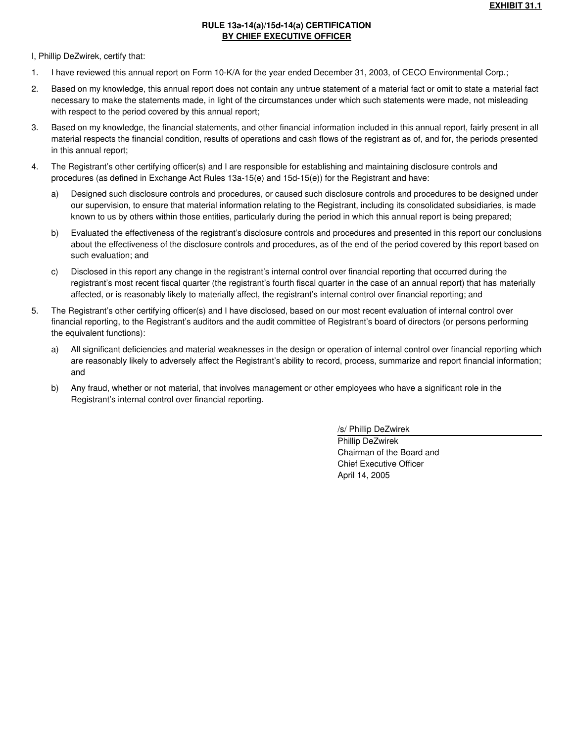**EXHIBIT 31.1**

**RULE 13a-14(a)/15d-14(a) CERTIFICATION**
**BY CHIEF EXECUTIVE OFFICER**

I, Phillip DeZwirek, certify that:

1. I have reviewed this annual report on Form 10-K/A for the year ended December 31, 2003, of CECO Environmental Corp.;

2. Based on my knowledge, this annual report does not contain any untrue statement of a material fact or omit to state a material fact necessary to make the statements made, in light of the circumstances under which such statements were made, not misleading with respect to the period covered by this annual report;

3. Based on my knowledge, the financial statements, and other financial information included in this annual report, fairly present in all material respects the financial condition, results of operations and cash flows of the registrant as of, and for, the periods presented in this annual report;

4. The Registrant's other certifying officer(s) and I are responsible for establishing and maintaining disclosure controls and procedures (as defined in Exchange Act Rules 13a-15(e) and 15d-15(e)) for the Registrant and have:

   a) Designed such disclosure controls and procedures, or caused such disclosure controls and procedures to be designed under our supervision, to ensure that material information relating to the Registrant, including its consolidated subsidiaries, is made known to us by others within those entities, particularly during the period in which this annual report is being prepared;

   b) Evaluated the effectiveness of the registrant's disclosure controls and procedures and presented in this report our conclusions about the effectiveness of the disclosure controls and procedures, as of the end of the period covered by this report based on such evaluation; and

   c) Disclosed in this report any change in the registrant's internal control over financial reporting that occurred during the registrant's most recent fiscal quarter (the registrant's fourth fiscal quarter in the case of an annual report) that has materially affected, or is reasonably likely to materially affect, the registrant's internal control over financial reporting; and

5. The Registrant's other certifying officer(s) and I have disclosed, based on our most recent evaluation of internal control over financial reporting, to the Registrant's auditors and the audit committee of Registrant's board of directors (or persons performing the equivalent functions):

   a) All significant deficiencies and material weaknesses in the design or operation of internal control over financial reporting which are reasonably likely to adversely affect the Registrant's ability to record, process, summarize and report financial information; and

   b) Any fraud, whether or not material, that involves management or other employees who have a significant role in the Registrant's internal control over financial reporting.

/s/ Phillip DeZwirek

Phillip DeZwirek
Chairman of the Board and
Chief Executive Officer
April 14, 2005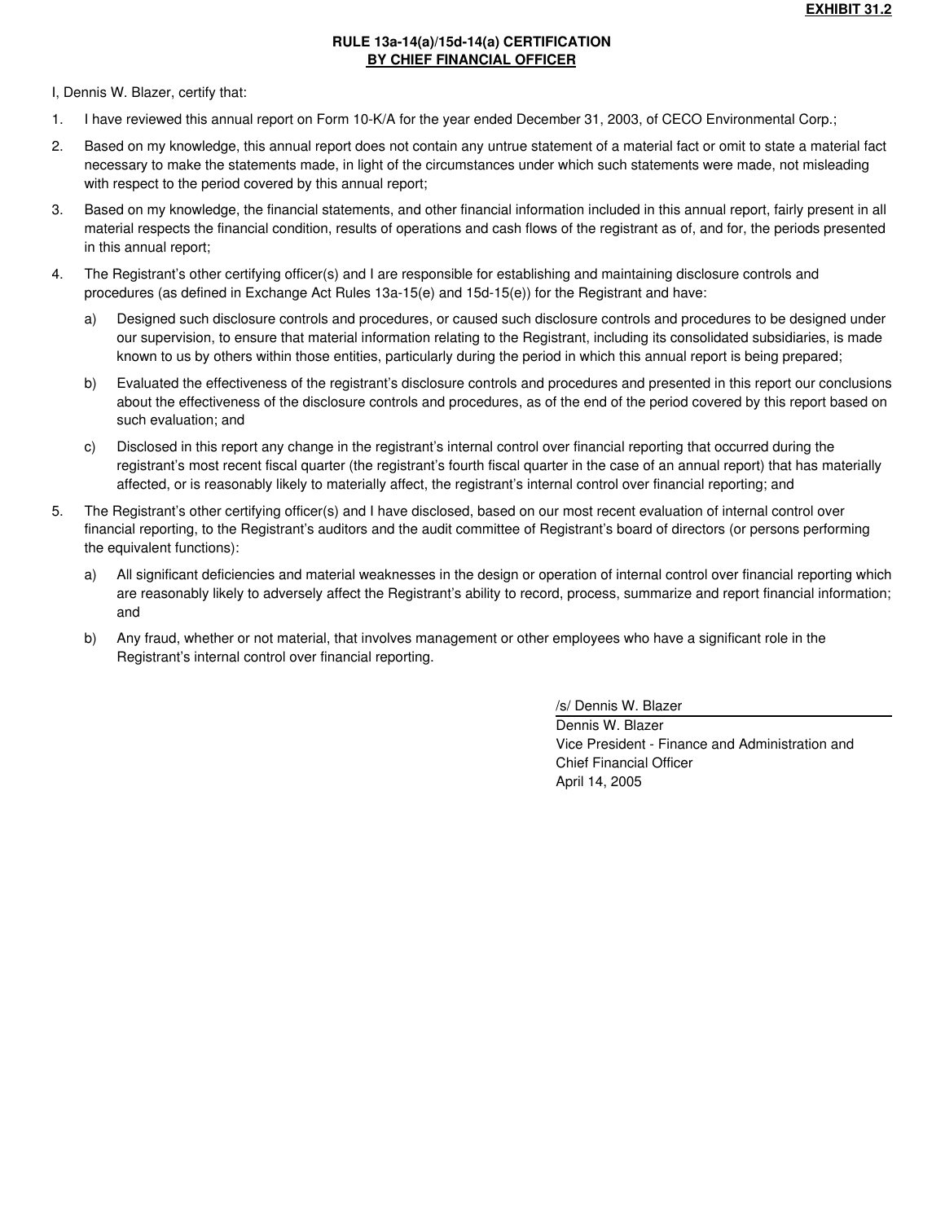**EXHIBIT 31.2**

**RULE 13a-14(a)/15d-14(a) CERTIFICATION**
**BY CHIEF FINANCIAL OFFICER**

I, Dennis W. Blazer, certify that:

1. I have reviewed this annual report on Form 10-K/A for the year ended December 31, 2003, of CECO Environmental Corp.;

2. Based on my knowledge, this annual report does not contain any untrue statement of a material fact or omit to state a material fact necessary to make the statements made, in light of the circumstances under which such statements were made, not misleading with respect to the period covered by this annual report;

3. Based on my knowledge, the financial statements, and other financial information included in this annual report, fairly present in all material respects the financial condition, results of operations and cash flows of the registrant as of, and for, the periods presented in this annual report;

4. The Registrant's other certifying officer(s) and I are responsible for establishing and maintaining disclosure controls and procedures (as defined in Exchange Act Rules 13a-15(e) and 15d-15(e)) for the Registrant and have:

   a) Designed such disclosure controls and procedures, or caused such disclosure controls and procedures to be designed under our supervision, to ensure that material information relating to the Registrant, including its consolidated subsidiaries, is made known to us by others within those entities, particularly during the period in which this annual report is being prepared;

   b) Evaluated the effectiveness of the registrant's disclosure controls and procedures and presented in this report our conclusions about the effectiveness of the disclosure controls and procedures, as of the end of the period covered by this report based on such evaluation; and

   c) Disclosed in this report any change in the registrant's internal control over financial reporting that occurred during the registrant's most recent fiscal quarter (the registrant's fourth fiscal quarter in the case of an annual report) that has materially affected, or is reasonably likely to materially affect, the registrant's internal control over financial reporting; and

5. The Registrant's other certifying officer(s) and I have disclosed, based on our most recent evaluation of internal control over financial reporting, to the Registrant's auditors and the audit committee of Registrant's board of directors (or persons performing the equivalent functions):

   a) All significant deficiencies and material weaknesses in the design or operation of internal control over financial reporting which are reasonably likely to adversely affect the Registrant's ability to record, process, summarize and report financial information; and

   b) Any fraud, whether or not material, that involves management or other employees who have a significant role in the Registrant's internal control over financial reporting.

/s/ Dennis W. Blazer
Dennis W. Blazer
Vice President - Finance and Administration and
Chief Financial Officer
April 14, 2005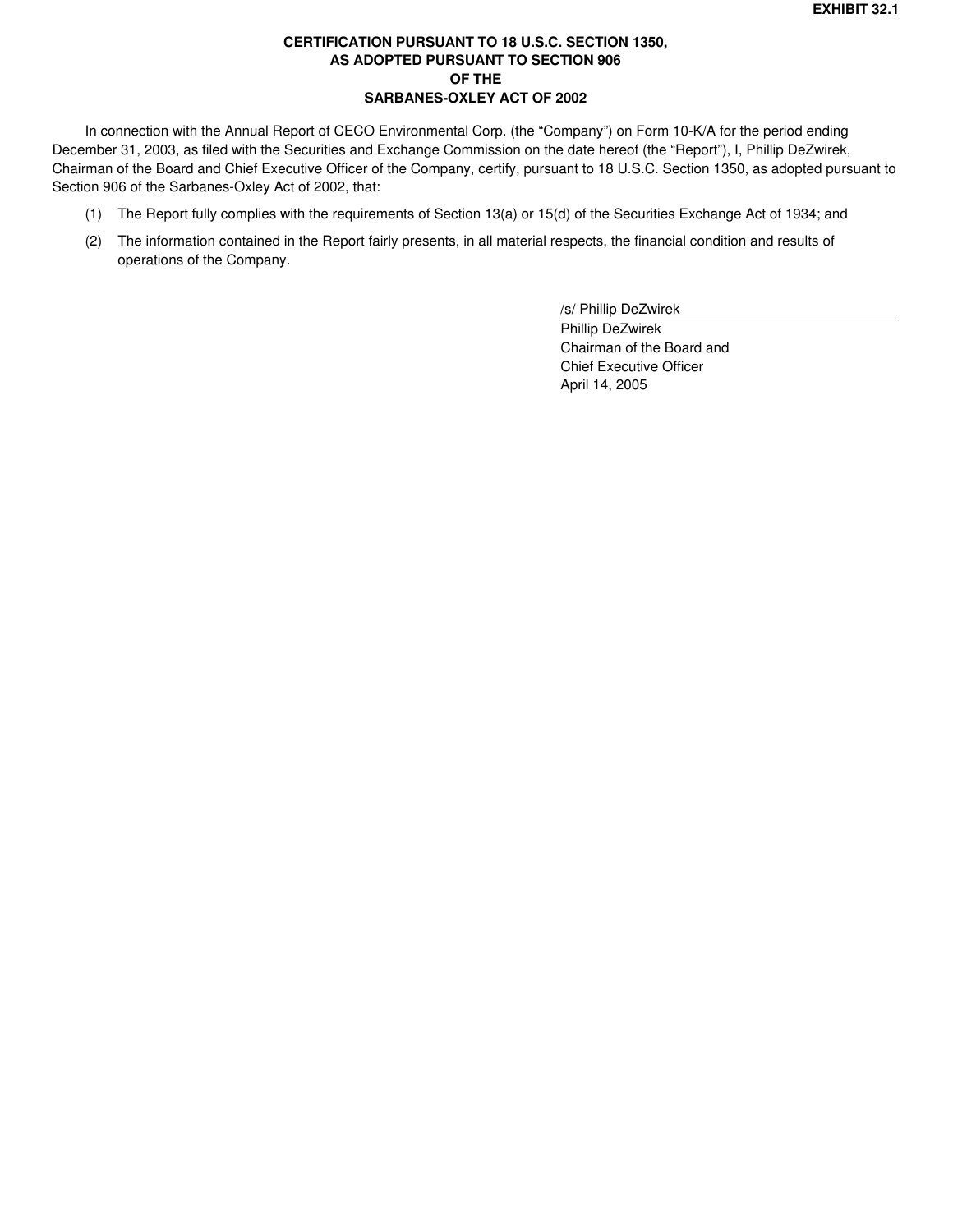**EXHIBIT 32.1**

**CERTIFICATION PURSUANT TO 18 U.S.C. SECTION 1350,
AS ADOPTED PURSUANT TO SECTION 906
OF THE
SARBANES-OXLEY ACT OF 2002**

In connection with the Annual Report of CECO Environmental Corp. (the "Company") on Form 10-K/A for the period ending December 31, 2003, as filed with the Securities and Exchange Commission on the date hereof (the "Report"), I, Phillip DeZwirek, Chairman of the Board and Chief Executive Officer of the Company, certify, pursuant to 18 U.S.C. Section 1350, as adopted pursuant to Section 906 of the Sarbanes-Oxley Act of 2002, that:

(1) The Report fully complies with the requirements of Section 13(a) or 15(d) of the Securities Exchange Act of 1934; and

(2) The information contained in the Report fairly presents, in all material respects, the financial condition and results of operations of the Company.

/s/ Phillip DeZwirek

Phillip DeZwirek
Chairman of the Board and
Chief Executive Officer
April 14, 2005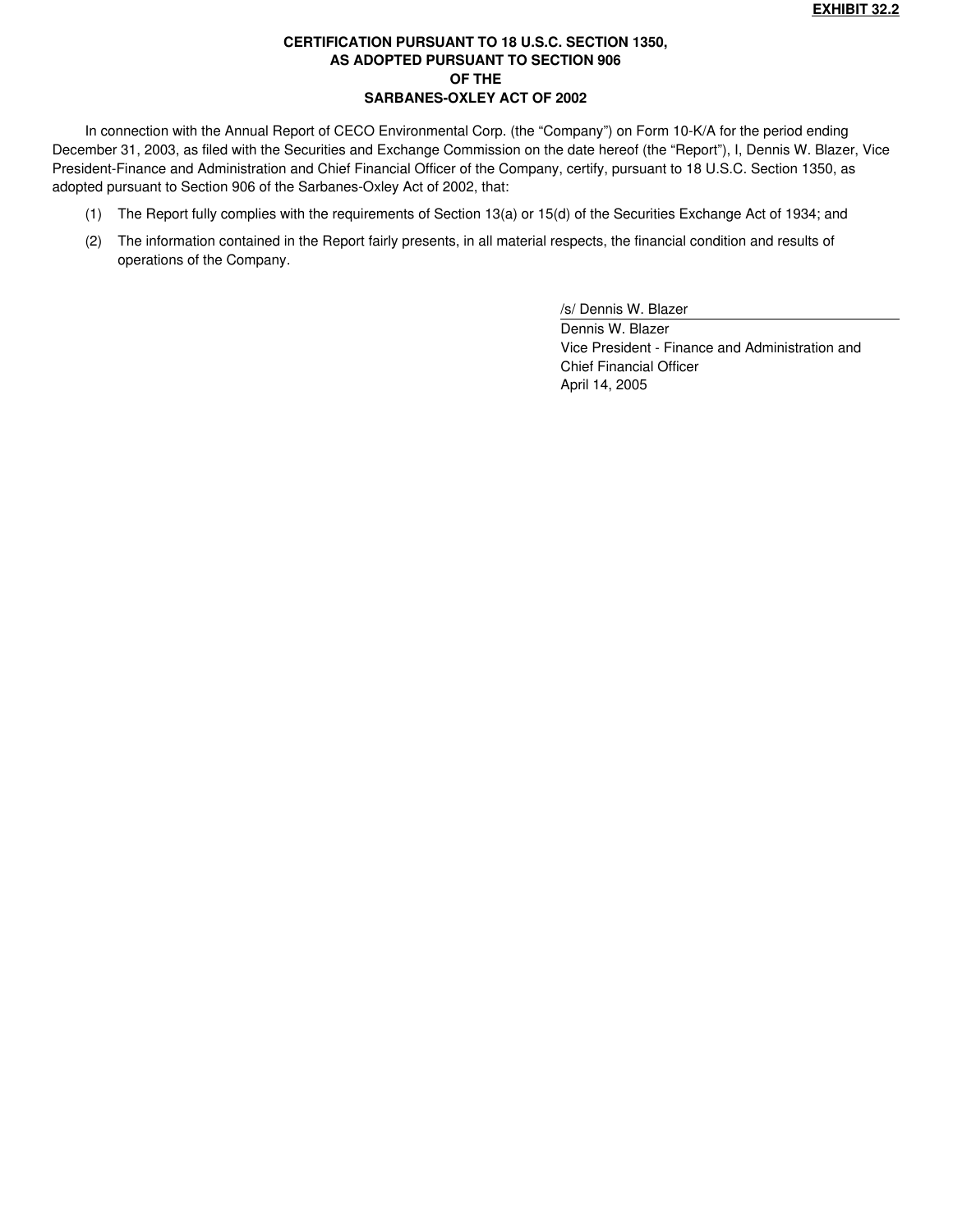**EXHIBIT 32.2**

**CERTIFICATION PURSUANT TO 18 U.S.C. SECTION 1350, AS ADOPTED PURSUANT TO SECTION 906 OF THE SARBANES-OXLEY ACT OF 2002**

In connection with the Annual Report of CECO Environmental Corp. (the "Company") on Form 10-K/A for the period ending December 31, 2003, as filed with the Securities and Exchange Commission on the date hereof (the "Report"), I, Dennis W. Blazer, Vice President-Finance and Administration and Chief Financial Officer of the Company, certify, pursuant to 18 U.S.C. Section 1350, as adopted pursuant to Section 906 of the Sarbanes-Oxley Act of 2002, that:

(1) The Report fully complies with the requirements of Section 13(a) or 15(d) of the Securities Exchange Act of 1934; and

(2) The information contained in the Report fairly presents, in all material respects, the financial condition and results of operations of the Company.

/s/ Dennis W. Blazer

Dennis W. Blazer
Vice President - Finance and Administration and
Chief Financial Officer
April 14, 2005